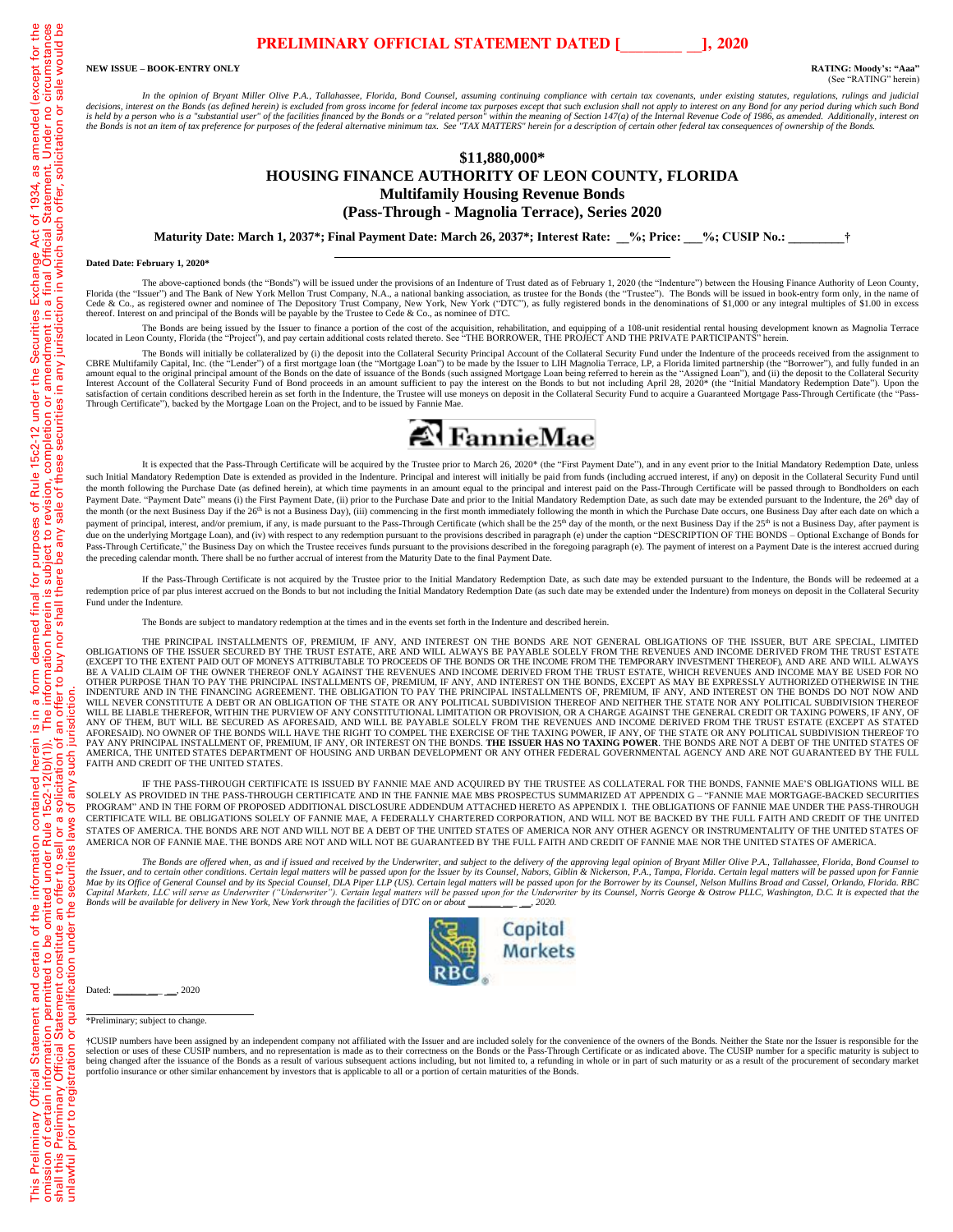# PRELIMINARY OFFICIAL STATEMENT DATED [________ __], 2020

This Preliminary Official Statement and certain of the information contained herein is in a form deemed final for purposes of Rule 15c2-12 under the Securities Exchange Act of 1934, as amended (except for the omission of certain information permitted to be omitted under Rule 15c2-12(b)(1)). The information herein is subject to revision, completion or amendment in a final Official Statement. Under no circumstances shall this Preliminary Official Statement constitute an offer to sell or a solicitation of an offer to buy nor shall there be any sale of these securities in any jurisdiction in which such offer, solicitation or sale would be unlawful prior to registration or qualification under the securities laws of any such jurisdiction.

**NEW ISSUE – BOOK-ENTRY ONLY**

**RATING: Moody's: "Aaa"**
(See "RATING" herein)

*In the opinion of Bryant Miller Olive P.A., Tallahassee, Florida, Bond Counsel, assuming continuing compliance with certain tax covenants, under existing statutes, regulations, rulings and judicial decisions, interest on the Bonds (as defined herein) is excluded from gross income for federal income tax purposes except that such exclusion shall not apply to interest on any Bond for any period during which such Bond is held by a person who is a "substantial user" of the facilities financed by the Bonds or a "related person" within the meaning of Section 147(a) of the Internal Revenue Code of 1986, as amended. Additionally, interest on the Bonds is not an item of tax preference for purposes of the federal alternative minimum tax. See "TAX MATTERS" herein for a description of certain other federal tax consequences of ownership of the Bonds.*

## $11,880,000*
## HOUSING FINANCE AUTHORITY OF LEON COUNTY, FLORIDA
### Multifamily Housing Revenue Bonds
### (Pass-Through - Magnolia Terrace), Series 2020

**Maturity Date: March 1, 2037*; Final Payment Date: March 26, 2037*; Interest Rate: __%; Price: ___%; CUSIP No.: ________†**

**Dated Date: February 1, 2020***

The above-captioned bonds (the "Bonds") will be issued under the provisions of an Indenture of Trust dated as of February 1, 2020 (the "Indenture") between the Housing Finance Authority of Leon County, Florida (the "Issuer") and The Bank of New York Mellon Trust Company, N.A., a national banking association, as trustee for the Bonds (the "Trustee"). The Bonds will be issued in book-entry form only, in the name of Cede & Co., as registered owner and nominee of The Depository Trust Company, New York, New York ("DTC"), as fully registered bonds in the denominations of $1,000 or any integral multiples of $1.00 in excess thereof. Interest on and principal of the Bonds will be payable by the Trustee to Cede & Co., as nominee of DTC.

The Bonds are being issued by the Issuer to finance a portion of the cost of the acquisition, rehabilitation, and equipping of a 108-unit residential rental housing development known as Magnolia Terrace located in Leon County, Florida (the "Project"), and pay certain additional costs related thereto. See "THE BORROWER, THE PROJECT AND THE PRIVATE PARTICIPANTS" herein.

The Bonds will initially be collateralized by (i) the deposit into the Collateral Security Principal Account of the Collateral Security Fund under the Indenture of the proceeds received from the assignment to CBRE Multifamily Capital, Inc. (the "Lender") of a first mortgage loan (the "Mortgage Loan") to be made by the Issuer to LIH Magnolia Terrace, LP, a Florida limited partnership (the "Borrower"), and fully funded in an amount equal to the original principal amount of the Bonds on the date of issuance of the Bonds (such assigned Mortgage Loan being referred to herein as the "Assigned Loan"), and (ii) the deposit to the Collateral Security Interest Account of the Collateral Security Fund of Bond proceeds in an amount sufficient to pay the interest on the Bonds to but not including April 28, 2020* (the "Initial Mandatory Redemption Date"). Upon the satisfaction of certain conditions described herein as set forth in the Indenture, the Trustee will use moneys on deposit in the Collateral Security Fund to acquire a Guaranteed Mortgage Pass-Through Certificate (the "Pass-Through Certificate"), backed by the Mortgage Loan on the Project, and to be issued by Fannie Mae.

FannieMae

It is expected that the Pass-Through Certificate will be acquired by the Trustee prior to March 26, 2020* (the "First Payment Date"), and in any event prior to the Initial Mandatory Redemption Date, unless such Initial Mandatory Redemption Date is extended as provided in the Indenture. Principal and interest will initially be paid from funds (including accrued interest, if any) on deposit in the Collateral Security Fund until the month following the Purchase Date (as defined herein), at which time payments in an amount equal to the principal and interest paid on the Pass-Through Certificate will be passed through to Bondholders on each Payment Date. "Payment Date" means (i) the First Payment Date, (ii) prior to the Purchase Date and prior to the Initial Mandatory Redemption Date, as such date may be extended pursuant to the Indenture, the 26th day of the month (or the next Business Day if the 26th is not a Business Day), (iii) commencing in the first month immediately following the month in which the Purchase Date occurs, one Business Day after each date on which a payment of principal, interest, and/or premium, if any, is made pursuant to the Pass-Through Certificate (which shall be the 25th day of the month, or the next Business Day if the 25th is not a Business Day, after payment is due on the underlying Mortgage Loan), and (iv) with respect to any redemption pursuant to the provisions described in paragraph (e) under the caption "DESCRIPTION OF THE BONDS – Optional Exchange of Bonds for Pass-Through Certificate," the Business Day on which the Trustee receives funds pursuant to the provisions described in the foregoing paragraph (e). The payment of interest on a Payment Date is the interest accrued during the preceding calendar month. There shall be no further accrual of interest from the Maturity Date to the final Payment Date.

If the Pass-Through Certificate is not acquired by the Trustee prior to the Initial Mandatory Redemption Date, as such date may be extended pursuant to the Indenture, the Bonds will be redeemed at a redemption price of par plus interest accrued on the Bonds to but not including the Initial Mandatory Redemption Date (as such date may be extended under the Indenture) from moneys on deposit in the Collateral Security Fund under the Indenture.

The Bonds are subject to mandatory redemption at the times and in the events set forth in the Indenture and described herein.

THE PRINCIPAL INSTALLMENTS OF, PREMIUM, IF ANY, AND INTEREST ON THE BONDS ARE NOT GENERAL OBLIGATIONS OF THE ISSUER, BUT ARE SPECIAL, LIMITED OBLIGATIONS OF THE ISSUER SECURED BY THE TRUST ESTATE, ARE AND WILL ALWAYS BE PAYABLE SOLELY FROM THE REVENUES AND INCOME DERIVED FROM THE TRUST ESTATE (EXCEPT TO THE EXTENT PAID OUT OF MONEYS ATTRIBUTABLE TO PROCEEDS OF THE BONDS OR THE INCOME FROM THE TEMPORARY INVESTMENT THEREOF), AND ARE AND WILL ALWAYS BE A VALID CLAIM OF THE OWNER THEREOF ONLY AGAINST THE REVENUES AND INCOME DERIVED FROM THE TRUST ESTATE, WHICH REVENUES AND INCOME MAY BE USED FOR NO OTHER PURPOSE THAN TO PAY THE PRINCIPAL INSTALLMENTS OF, PREMIUM, IF ANY, AND INTEREST ON THE BONDS, EXCEPT AS MAY BE EXPRESSLY AUTHORIZED OTHERWISE IN THE INDENTURE AND IN THE FINANCING AGREEMENT. THE OBLIGATION TO PAY THE PRINCIPAL INSTALLMENTS OF, PREMIUM, IF ANY, AND INTEREST ON THE BONDS DO NOT NOW AND WILL NEVER CONSTITUTE A DEBT OR AN OBLIGATION OF THE STATE OR ANY POLITICAL SUBDIVISION THEREOF AND NEITHER THE STATE NOR ANY POLITICAL SUBDIVISION THEREOF WILL BE LIABLE THEREFOR, WITHIN THE PURVIEW OF ANY CONSTITUTIONAL LIMITATION OR PROVISION, OR A CHARGE AGAINST THE GENERAL CREDIT OR TAXING POWERS, IF ANY, OF ANY OF THEM, BUT WILL BE SECURED AS AFORESAID, AND WILL BE PAYABLE SOLELY FROM THE REVENUES AND INCOME DERIVED FROM THE TRUST ESTATE (EXCEPT AS STATED AFORESAID). NO OWNER OF THE BONDS WILL HAVE THE RIGHT TO COMPEL THE EXERCISE OF THE TAXING POWER, IF ANY, OF THE STATE OR ANY POLITICAL SUBDIVISION THEREOF TO PAY ANY PRINCIPAL INSTALLMENT OF, PREMIUM, IF ANY, OR INTEREST ON THE BONDS. **THE ISSUER HAS NO TAXING POWER**. THE BONDS ARE NOT A DEBT OF THE UNITED STATES OF AMERICA, THE UNITED STATES DEPARTMENT OF HOUSING AND URBAN DEVELOPMENT OR ANY OTHER FEDERAL GOVERNMENTAL AGENCY AND ARE NOT GUARANTEED BY THE FULL FAITH AND CREDIT OF THE UNITED STATES.

IF THE PASS-THROUGH CERTIFICATE IS ISSUED BY FANNIE MAE AND ACQUIRED BY THE TRUSTEE AS COLLATERAL FOR THE BONDS, FANNIE MAE'S OBLIGATIONS WILL BE SOLELY AS PROVIDED IN THE PASS-THROUGH CERTIFICATE AND IN THE FANNIE MAE MBS PROSPECTUS SUMMARIZED AT APPENDIX G – "FANNIE MAE MORTGAGE-BACKED SECURITIES PROGRAM" AND IN THE FORM OF PROPOSED ADDITIONAL DISCLOSURE ADDENDUM ATTACHED HERETO AS APPENDIX I. THE OBLIGATIONS OF FANNIE MAE UNDER THE PASS-THROUGH CERTIFICATE WILL BE OBLIGATIONS SOLELY OF FANNIE MAE, A FEDERALLY CHARTERED CORPORATION, AND WILL NOT BE BACKED BY THE FULL FAITH AND CREDIT OF THE UNITED STATES OF AMERICA. THE BONDS ARE NOT AND WILL NOT BE A DEBT OF THE UNITED STATES OF AMERICA NOR ANY OTHER AGENCY OR INSTRUMENTALITY OF THE UNITED STATES OF AMERICA NOR OF FANNIE MAE. THE BONDS ARE NOT AND WILL NOT BE GUARANTEED BY THE FULL FAITH AND CREDIT OF FANNIE MAE NOR THE UNITED STATES OF AMERICA.

*The Bonds are offered when, as and if issued and received by the Underwriter, and subject to the delivery of the approving legal opinion of Bryant Miller Olive P.A., Tallahassee, Florida, Bond Counsel to the Issuer, and to certain other conditions. Certain legal matters will be passed upon for the Issuer by its Counsel, Nabors, Giblin & Nickerson, P.A., Tampa, Florida. Certain legal matters will be passed upon for Fannie Mae by its Office of General Counsel and by its Special Counsel, DLA Piper LLP (US). Certain legal matters will be passed upon for the Borrower by its Counsel, Nelson Mullins Broad and Cassel, Orlando, Florida. RBC Capital Markets, LLC will serve as Underwriter ("Underwriter"). Certain legal matters will be passed upon for the Underwriter by its Counsel, Norris George & Ostrow PLLC, Washington, D.C. It is expected that the Bonds will be available for delivery in New York, New York through the facilities of DTC on or about ________ __, 2020.*

RBC Capital Markets

Dated: ________ __, 2020

*Preliminary; subject to change.

†CUSIP numbers have been assigned by an independent company not affiliated with the Issuer and are included solely for the convenience of the owners of the Bonds. Neither the State nor the Issuer is responsible for the selection or uses of these CUSIP numbers, and no representation is made as to their correctness on the Bonds or the Pass-Through Certificate or as indicated above. The CUSIP number for a specific maturity is subject to being changed after the issuance of the Bonds as a result of various subsequent actions including, but not limited to, a refunding in whole or in part of such maturity or as a result of the procurement of secondary market portfolio insurance or other similar enhancement by investors that is applicable to all or a portion of certain maturities of the Bonds.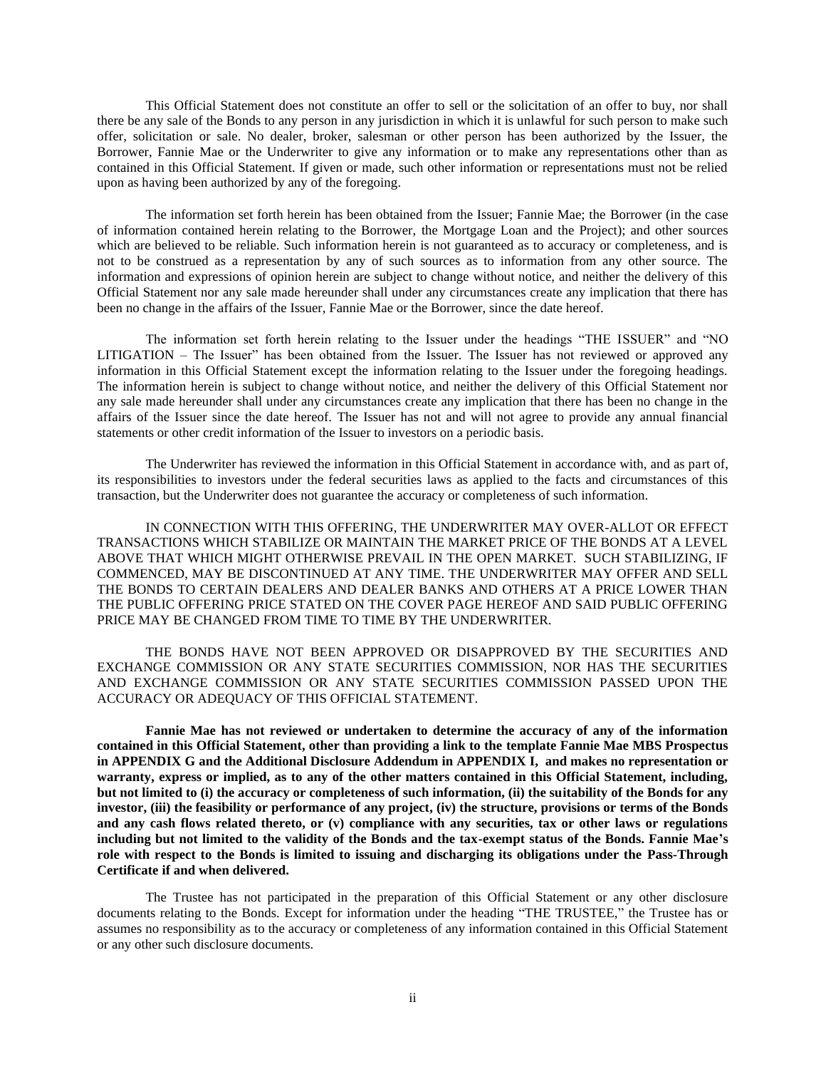This Official Statement does not constitute an offer to sell or the solicitation of an offer to buy, nor shall there be any sale of the Bonds to any person in any jurisdiction in which it is unlawful for such person to make such offer, solicitation or sale. No dealer, broker, salesman or other person has been authorized by the Issuer, the Borrower, Fannie Mae or the Underwriter to give any information or to make any representations other than as contained in this Official Statement. If given or made, such other information or representations must not be relied upon as having been authorized by any of the foregoing.

The information set forth herein has been obtained from the Issuer; Fannie Mae; the Borrower (in the case of information contained herein relating to the Borrower, the Mortgage Loan and the Project); and other sources which are believed to be reliable. Such information herein is not guaranteed as to accuracy or completeness, and is not to be construed as a representation by any of such sources as to information from any other source. The information and expressions of opinion herein are subject to change without notice, and neither the delivery of this Official Statement nor any sale made hereunder shall under any circumstances create any implication that there has been no change in the affairs of the Issuer, Fannie Mae or the Borrower, since the date hereof.

The information set forth herein relating to the Issuer under the headings "THE ISSUER" and "NO LITIGATION – The Issuer" has been obtained from the Issuer. The Issuer has not reviewed or approved any information in this Official Statement except the information relating to the Issuer under the foregoing headings. The information herein is subject to change without notice, and neither the delivery of this Official Statement nor any sale made hereunder shall under any circumstances create any implication that there has been no change in the affairs of the Issuer since the date hereof. The Issuer has not and will not agree to provide any annual financial statements or other credit information of the Issuer to investors on a periodic basis.

The Underwriter has reviewed the information in this Official Statement in accordance with, and as part of, its responsibilities to investors under the federal securities laws as applied to the facts and circumstances of this transaction, but the Underwriter does not guarantee the accuracy or completeness of such information.

IN CONNECTION WITH THIS OFFERING, THE UNDERWRITER MAY OVER-ALLOT OR EFFECT TRANSACTIONS WHICH STABILIZE OR MAINTAIN THE MARKET PRICE OF THE BONDS AT A LEVEL ABOVE THAT WHICH MIGHT OTHERWISE PREVAIL IN THE OPEN MARKET. SUCH STABILIZING, IF COMMENCED, MAY BE DISCONTINUED AT ANY TIME. THE UNDERWRITER MAY OFFER AND SELL THE BONDS TO CERTAIN DEALERS AND DEALER BANKS AND OTHERS AT A PRICE LOWER THAN THE PUBLIC OFFERING PRICE STATED ON THE COVER PAGE HEREOF AND SAID PUBLIC OFFERING PRICE MAY BE CHANGED FROM TIME TO TIME BY THE UNDERWRITER.

THE BONDS HAVE NOT BEEN APPROVED OR DISAPPROVED BY THE SECURITIES AND EXCHANGE COMMISSION OR ANY STATE SECURITIES COMMISSION, NOR HAS THE SECURITIES AND EXCHANGE COMMISSION OR ANY STATE SECURITIES COMMISSION PASSED UPON THE ACCURACY OR ADEQUACY OF THIS OFFICIAL STATEMENT.

**Fannie Mae has not reviewed or undertaken to determine the accuracy of any of the information contained in this Official Statement, other than providing a link to the template Fannie Mae MBS Prospectus in APPENDIX G and the Additional Disclosure Addendum in APPENDIX I, and makes no representation or warranty, express or implied, as to any of the other matters contained in this Official Statement, including, but not limited to (i) the accuracy or completeness of such information, (ii) the suitability of the Bonds for any investor, (iii) the feasibility or performance of any project, (iv) the structure, provisions or terms of the Bonds and any cash flows related thereto, or (v) compliance with any securities, tax or other laws or regulations including but not limited to the validity of the Bonds and the tax-exempt status of the Bonds. Fannie Mae's role with respect to the Bonds is limited to issuing and discharging its obligations under the Pass-Through Certificate if and when delivered.**

The Trustee has not participated in the preparation of this Official Statement or any other disclosure documents relating to the Bonds. Except for information under the heading "THE TRUSTEE," the Trustee has or assumes no responsibility as to the accuracy or completeness of any information contained in this Official Statement or any other such disclosure documents.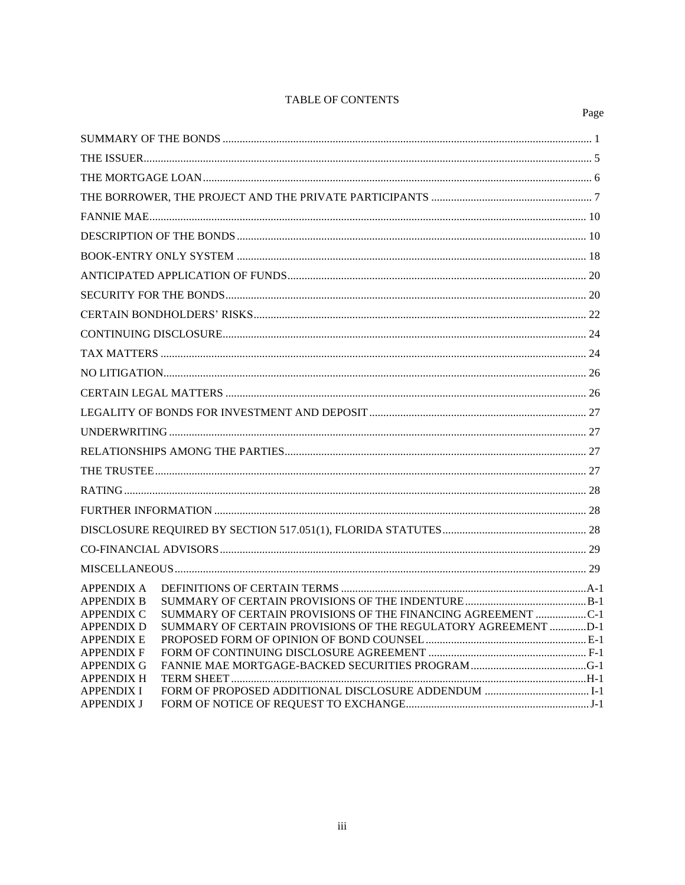# TABLE OF CONTENTS

| | Page |
|---|---|
| SUMMARY OF THE BONDS | 1 |
| THE ISSUER | 5 |
| THE MORTGAGE LOAN | 6 |
| THE BORROWER, THE PROJECT AND THE PRIVATE PARTICIPANTS | 7 |
| FANNIE MAE | 10 |
| DESCRIPTION OF THE BONDS | 10 |
| BOOK-ENTRY ONLY SYSTEM | 18 |
| ANTICIPATED APPLICATION OF FUNDS | 20 |
| SECURITY FOR THE BONDS | 20 |
| CERTAIN BONDHOLDERS' RISKS | 22 |
| CONTINUING DISCLOSURE | 24 |
| TAX MATTERS | 24 |
| NO LITIGATION | 26 |
| CERTAIN LEGAL MATTERS | 26 |
| LEGALITY OF BONDS FOR INVESTMENT AND DEPOSIT | 27 |
| UNDERWRITING | 27 |
| RELATIONSHIPS AMONG THE PARTIES | 27 |
| THE TRUSTEE | 27 |
| RATING | 28 |
| FURTHER INFORMATION | 28 |
| DISCLOSURE REQUIRED BY SECTION 517.051(1), FLORIDA STATUTES | 28 |
| CO-FINANCIAL ADVISORS | 29 |
| MISCELLANEOUS | 29 |

| | | |
|---|---|---|
| APPENDIX A | DEFINITIONS OF CERTAIN TERMS | A-1 |
| APPENDIX B | SUMMARY OF CERTAIN PROVISIONS OF THE INDENTURE | B-1 |
| APPENDIX C | SUMMARY OF CERTAIN PROVISIONS OF THE FINANCING AGREEMENT | C-1 |
| APPENDIX D | SUMMARY OF CERTAIN PROVISIONS OF THE REGULATORY AGREEMENT | D-1 |
| APPENDIX E | PROPOSED FORM OF OPINION OF BOND COUNSEL | E-1 |
| APPENDIX F | FORM OF CONTINUING DISCLOSURE AGREEMENT | F-1 |
| APPENDIX G | FANNIE MAE MORTGAGE-BACKED SECURITIES PROGRAM | G-1 |
| APPENDIX H | TERM SHEET | H-1 |
| APPENDIX I | FORM OF PROPOSED ADDITIONAL DISCLOSURE ADDENDUM | I-1 |
| APPENDIX J | FORM OF NOTICE OF REQUEST TO EXCHANGE | J-1 |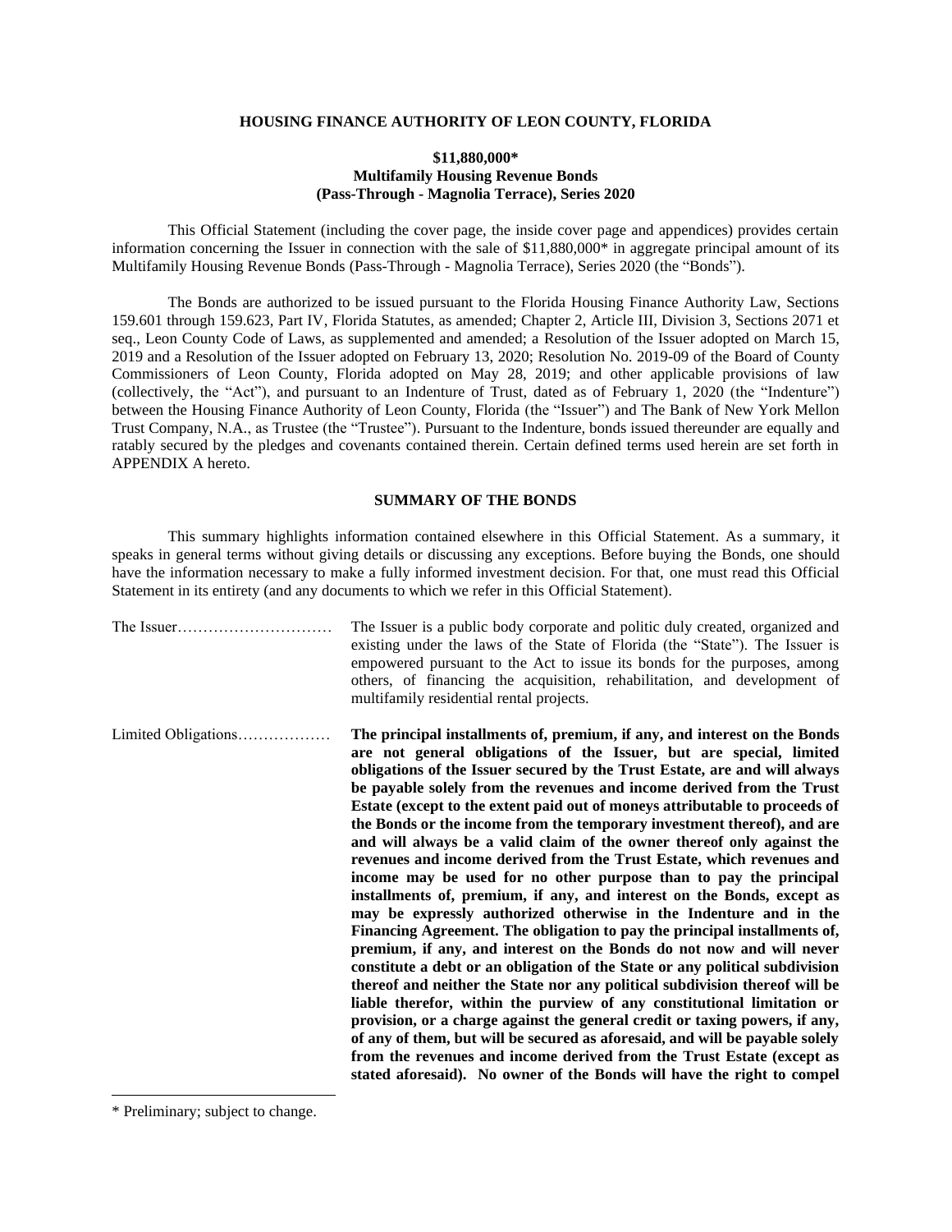**HOUSING FINANCE AUTHORITY OF LEON COUNTY, FLORIDA**

**$11,880,000***
**Multifamily Housing Revenue Bonds**
**(Pass-Through - Magnolia Terrace), Series 2020**

This Official Statement (including the cover page, the inside cover page and appendices) provides certain information concerning the Issuer in connection with the sale of $11,880,000* in aggregate principal amount of its Multifamily Housing Revenue Bonds (Pass-Through - Magnolia Terrace), Series 2020 (the "Bonds").

The Bonds are authorized to be issued pursuant to the Florida Housing Finance Authority Law, Sections 159.601 through 159.623, Part IV, Florida Statutes, as amended; Chapter 2, Article III, Division 3, Sections 2071 et seq., Leon County Code of Laws, as supplemented and amended; a Resolution of the Issuer adopted on March 15, 2019 and a Resolution of the Issuer adopted on February 13, 2020; Resolution No. 2019-09 of the Board of County Commissioners of Leon County, Florida adopted on May 28, 2019; and other applicable provisions of law (collectively, the "Act"), and pursuant to an Indenture of Trust, dated as of February 1, 2020 (the "Indenture") between the Housing Finance Authority of Leon County, Florida (the "Issuer") and The Bank of New York Mellon Trust Company, N.A., as Trustee (the "Trustee"). Pursuant to the Indenture, bonds issued thereunder are equally and ratably secured by the pledges and covenants contained therein. Certain defined terms used herein are set forth in APPENDIX A hereto.

## SUMMARY OF THE BONDS

This summary highlights information contained elsewhere in this Official Statement. As a summary, it speaks in general terms without giving details or discussing any exceptions. Before buying the Bonds, one should have the information necessary to make a fully informed investment decision. For that, one must read this Official Statement in its entirety (and any documents to which we refer in this Official Statement).

The Issuer………………………… The Issuer is a public body corporate and politic duly created, organized and existing under the laws of the State of Florida (the "State"). The Issuer is empowered pursuant to the Act to issue its bonds for the purposes, among others, of financing the acquisition, rehabilitation, and development of multifamily residential rental projects.

Limited Obligations……………… **The principal installments of, premium, if any, and interest on the Bonds are not general obligations of the Issuer, but are special, limited obligations of the Issuer secured by the Trust Estate, are and will always be payable solely from the revenues and income derived from the Trust Estate (except to the extent paid out of moneys attributable to proceeds of the Bonds or the income from the temporary investment thereof), and are and will always be a valid claim of the owner thereof only against the revenues and income derived from the Trust Estate, which revenues and income may be used for no other purpose than to pay the principal installments of, premium, if any, and interest on the Bonds, except as may be expressly authorized otherwise in the Indenture and in the Financing Agreement. The obligation to pay the principal installments of, premium, if any, and interest on the Bonds do not now and will never constitute a debt or an obligation of the State or any political subdivision thereof and neither the State nor any political subdivision thereof will be liable therefor, within the purview of any constitutional limitation or provision, or a charge against the general credit or taxing powers, if any, of any of them, but will be secured as aforesaid, and will be payable solely from the revenues and income derived from the Trust Estate (except as stated aforesaid). No owner of the Bonds will have the right to compel**

\* Preliminary; subject to change.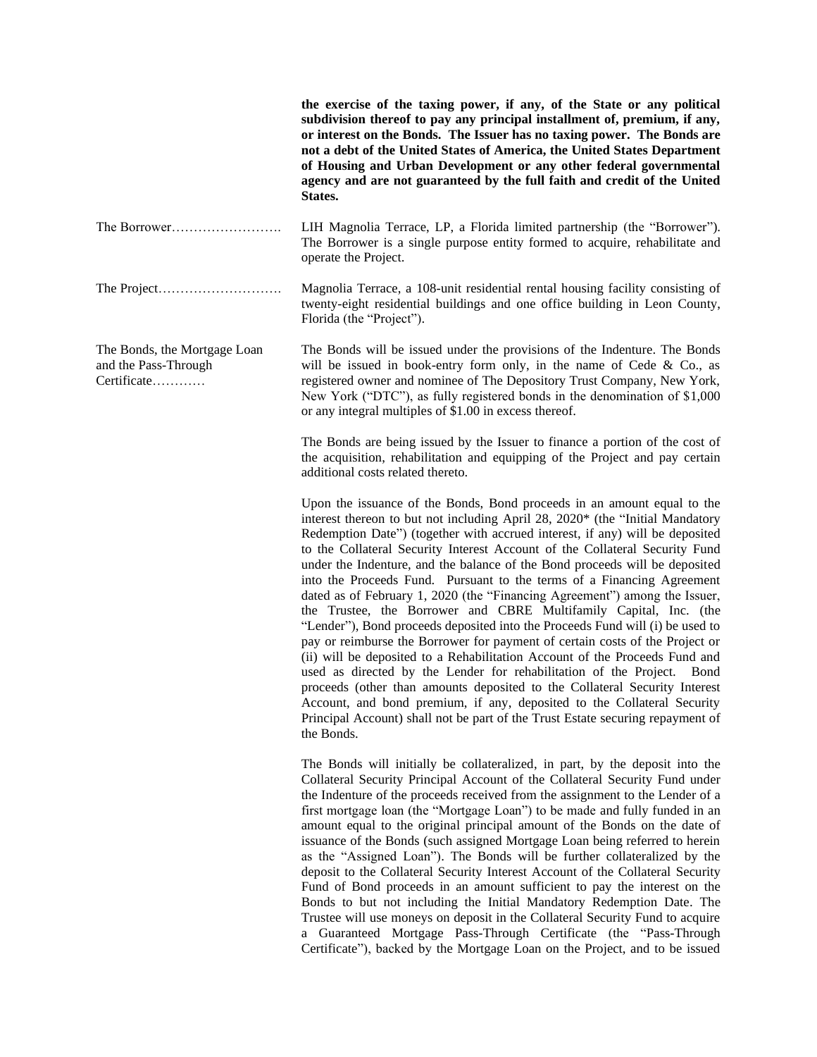**the exercise of the taxing power, if any, of the State or any political subdivision thereof to pay any principal installment of, premium, if any, or interest on the Bonds. The Issuer has no taxing power. The Bonds are not a debt of the United States of America, the United States Department of Housing and Urban Development or any other federal governmental agency and are not guaranteed by the full faith and credit of the United States.**

The Borrower……………………. LIH Magnolia Terrace, LP, a Florida limited partnership (the "Borrower"). The Borrower is a single purpose entity formed to acquire, rehabilitate and operate the Project.

The Project………………………. Magnolia Terrace, a 108-unit residential rental housing facility consisting of twenty-eight residential buildings and one office building in Leon County, Florida (the "Project").

The Bonds, the Mortgage Loan and the Pass-Through Certificate………… The Bonds will be issued under the provisions of the Indenture. The Bonds will be issued in book-entry form only, in the name of Cede & Co., as registered owner and nominee of The Depository Trust Company, New York, New York ("DTC"), as fully registered bonds in the denomination of $1,000 or any integral multiples of $1.00 in excess thereof.

The Bonds are being issued by the Issuer to finance a portion of the cost of the acquisition, rehabilitation and equipping of the Project and pay certain additional costs related thereto.

Upon the issuance of the Bonds, Bond proceeds in an amount equal to the interest thereon to but not including April 28, 2020* (the "Initial Mandatory Redemption Date") (together with accrued interest, if any) will be deposited to the Collateral Security Interest Account of the Collateral Security Fund under the Indenture, and the balance of the Bond proceeds will be deposited into the Proceeds Fund. Pursuant to the terms of a Financing Agreement dated as of February 1, 2020 (the "Financing Agreement") among the Issuer, the Trustee, the Borrower and CBRE Multifamily Capital, Inc. (the "Lender"), Bond proceeds deposited into the Proceeds Fund will (i) be used to pay or reimburse the Borrower for payment of certain costs of the Project or (ii) will be deposited to a Rehabilitation Account of the Proceeds Fund and used as directed by the Lender for rehabilitation of the Project. Bond proceeds (other than amounts deposited to the Collateral Security Interest Account, and bond premium, if any, deposited to the Collateral Security Principal Account) shall not be part of the Trust Estate securing repayment of the Bonds.

The Bonds will initially be collateralized, in part, by the deposit into the Collateral Security Principal Account of the Collateral Security Fund under the Indenture of the proceeds received from the assignment to the Lender of a first mortgage loan (the "Mortgage Loan") to be made and fully funded in an amount equal to the original principal amount of the Bonds on the date of issuance of the Bonds (such assigned Mortgage Loan being referred to herein as the "Assigned Loan"). The Bonds will be further collateralized by the deposit to the Collateral Security Interest Account of the Collateral Security Fund of Bond proceeds in an amount sufficient to pay the interest on the Bonds to but not including the Initial Mandatory Redemption Date. The Trustee will use moneys on deposit in the Collateral Security Fund to acquire a Guaranteed Mortgage Pass-Through Certificate (the "Pass-Through Certificate"), backed by the Mortgage Loan on the Project, and to be issued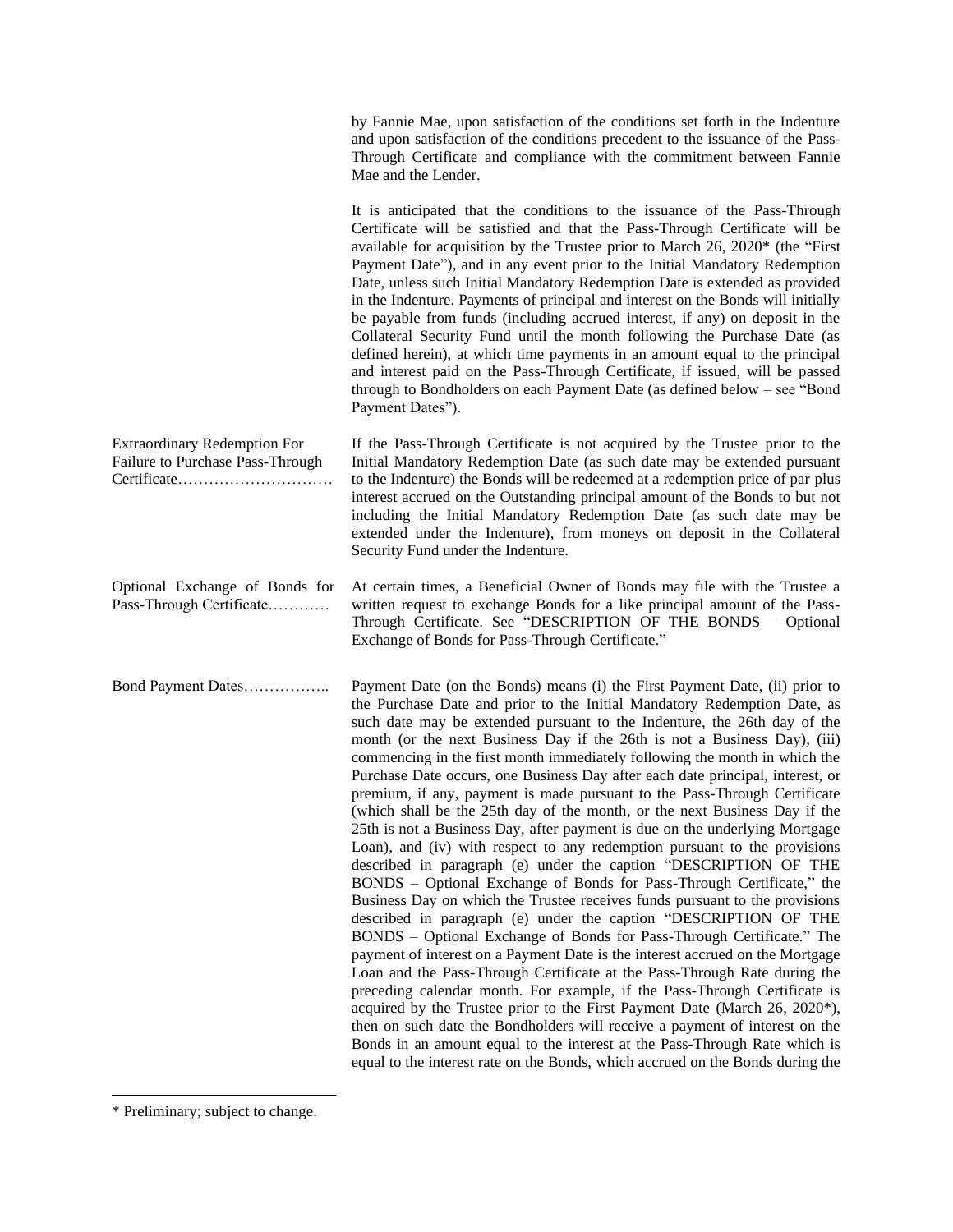by Fannie Mae, upon satisfaction of the conditions set forth in the Indenture and upon satisfaction of the conditions precedent to the issuance of the Pass-Through Certificate and compliance with the commitment between Fannie Mae and the Lender.

It is anticipated that the conditions to the issuance of the Pass-Through Certificate will be satisfied and that the Pass-Through Certificate will be available for acquisition by the Trustee prior to March 26, 2020* (the "First Payment Date"), and in any event prior to the Initial Mandatory Redemption Date, unless such Initial Mandatory Redemption Date is extended as provided in the Indenture. Payments of principal and interest on the Bonds will initially be payable from funds (including accrued interest, if any) on deposit in the Collateral Security Fund until the month following the Purchase Date (as defined herein), at which time payments in an amount equal to the principal and interest paid on the Pass-Through Certificate, if issued, will be passed through to Bondholders on each Payment Date (as defined below – see "Bond Payment Dates").

**Extraordinary Redemption For Failure to Purchase Pass-Through Certificate…………………………** If the Pass-Through Certificate is not acquired by the Trustee prior to the Initial Mandatory Redemption Date (as such date may be extended pursuant to the Indenture) the Bonds will be redeemed at a redemption price of par plus interest accrued on the Outstanding principal amount of the Bonds to but not including the Initial Mandatory Redemption Date (as such date may be extended under the Indenture), from moneys on deposit in the Collateral Security Fund under the Indenture.

**Optional Exchange of Bonds for Pass-Through Certificate…………** At certain times, a Beneficial Owner of Bonds may file with the Trustee a written request to exchange Bonds for a like principal amount of the Pass-Through Certificate. See "DESCRIPTION OF THE BONDS – Optional Exchange of Bonds for Pass-Through Certificate."

**Bond Payment Dates……………..** Payment Date (on the Bonds) means (i) the First Payment Date, (ii) prior to the Purchase Date and prior to the Initial Mandatory Redemption Date, as such date may be extended pursuant to the Indenture, the 26th day of the month (or the next Business Day if the 26th is not a Business Day), (iii) commencing in the first month immediately following the month in which the Purchase Date occurs, one Business Day after each date principal, interest, or premium, if any, payment is made pursuant to the Pass-Through Certificate (which shall be the 25th day of the month, or the next Business Day if the 25th is not a Business Day, after payment is due on the underlying Mortgage Loan), and (iv) with respect to any redemption pursuant to the provisions described in paragraph (e) under the caption "DESCRIPTION OF THE BONDS – Optional Exchange of Bonds for Pass-Through Certificate," the Business Day on which the Trustee receives funds pursuant to the provisions described in paragraph (e) under the caption "DESCRIPTION OF THE BONDS – Optional Exchange of Bonds for Pass-Through Certificate." The payment of interest on a Payment Date is the interest accrued on the Mortgage Loan and the Pass-Through Certificate at the Pass-Through Rate during the preceding calendar month. For example, if the Pass-Through Certificate is acquired by the Trustee prior to the First Payment Date (March 26, 2020*), then on such date the Bondholders will receive a payment of interest on the Bonds in an amount equal to the interest at the Pass-Through Rate which is equal to the interest rate on the Bonds, which accrued on the Bonds during the

---

\* Preliminary; subject to change.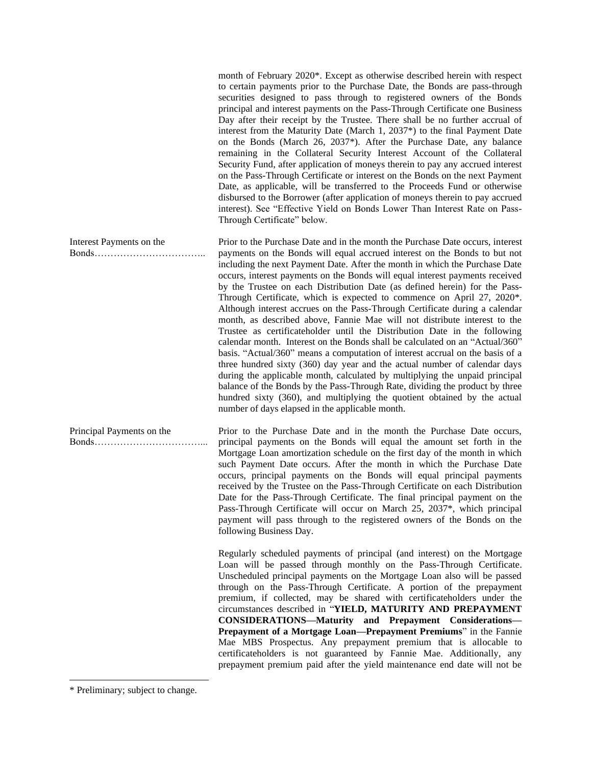month of February 2020*. Except as otherwise described herein with respect to certain payments prior to the Purchase Date, the Bonds are pass-through securities designed to pass through to registered owners of the Bonds principal and interest payments on the Pass-Through Certificate one Business Day after their receipt by the Trustee. There shall be no further accrual of interest from the Maturity Date (March 1, 2037*) to the final Payment Date on the Bonds (March 26, 2037*). After the Purchase Date, any balance remaining in the Collateral Security Interest Account of the Collateral Security Fund, after application of moneys therein to pay any accrued interest on the Pass-Through Certificate or interest on the Bonds on the next Payment Date, as applicable, will be transferred to the Proceeds Fund or otherwise disbursed to the Borrower (after application of moneys therein to pay accrued interest). See "Effective Yield on Bonds Lower Than Interest Rate on Pass-Through Certificate" below.

Interest Payments on the Bonds……………………………..

Prior to the Purchase Date and in the month the Purchase Date occurs, interest payments on the Bonds will equal accrued interest on the Bonds to but not including the next Payment Date. After the month in which the Purchase Date occurs, interest payments on the Bonds will equal interest payments received by the Trustee on each Distribution Date (as defined herein) for the Pass-Through Certificate, which is expected to commence on April 27, 2020*. Although interest accrues on the Pass-Through Certificate during a calendar month, as described above, Fannie Mae will not distribute interest to the Trustee as certificateholder until the Distribution Date in the following calendar month. Interest on the Bonds shall be calculated on an "Actual/360" basis. "Actual/360" means a computation of interest accrual on the basis of a three hundred sixty (360) day year and the actual number of calendar days during the applicable month, calculated by multiplying the unpaid principal balance of the Bonds by the Pass-Through Rate, dividing the product by three hundred sixty (360), and multiplying the quotient obtained by the actual number of days elapsed in the applicable month.

Principal Payments on the Bonds……………………………...

Prior to the Purchase Date and in the month the Purchase Date occurs, principal payments on the Bonds will equal the amount set forth in the Mortgage Loan amortization schedule on the first day of the month in which such Payment Date occurs. After the month in which the Purchase Date occurs, principal payments on the Bonds will equal principal payments received by the Trustee on the Pass-Through Certificate on each Distribution Date for the Pass-Through Certificate. The final principal payment on the Pass-Through Certificate will occur on March 25, 2037*, which principal payment will pass through to the registered owners of the Bonds on the following Business Day.

Regularly scheduled payments of principal (and interest) on the Mortgage Loan will be passed through monthly on the Pass-Through Certificate. Unscheduled principal payments on the Mortgage Loan also will be passed through on the Pass-Through Certificate. A portion of the prepayment premium, if collected, may be shared with certificateholders under the circumstances described in "**YIELD, MATURITY AND PREPAYMENT CONSIDERATIONS—Maturity and Prepayment Considerations—Prepayment of a Mortgage Loan—Prepayment Premiums**" in the Fannie Mae MBS Prospectus. Any prepayment premium that is allocable to certificateholders is not guaranteed by Fannie Mae. Additionally, any prepayment premium paid after the yield maintenance end date will not be

* Preliminary; subject to change.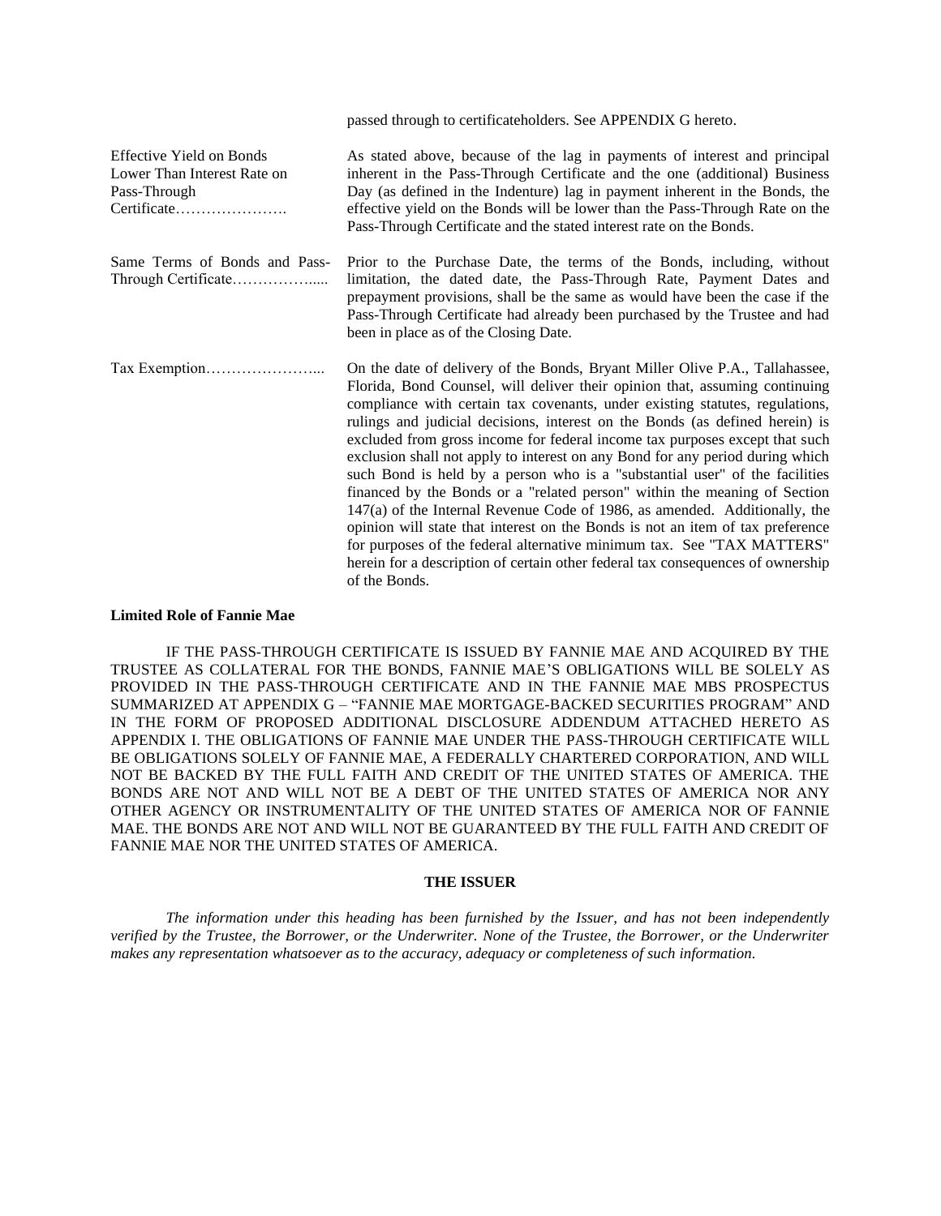passed through to certificateholders. See APPENDIX G hereto.

| | |
|---|---|
| Effective Yield on Bonds Lower Than Interest Rate on Pass-Through Certificate…………………. | As stated above, because of the lag in payments of interest and principal inherent in the Pass-Through Certificate and the one (additional) Business Day (as defined in the Indenture) lag in payment inherent in the Bonds, the effective yield on the Bonds will be lower than the Pass-Through Rate on the Pass-Through Certificate and the stated interest rate on the Bonds. |
| Same Terms of Bonds and Pass-Through Certificate…………….... | Prior to the Purchase Date, the terms of the Bonds, including, without limitation, the dated date, the Pass-Through Rate, Payment Dates and prepayment provisions, shall be the same as would have been the case if the Pass-Through Certificate had already been purchased by the Trustee and had been in place as of the Closing Date. |
| Tax Exemption…………………... | On the date of delivery of the Bonds, Bryant Miller Olive P.A., Tallahassee, Florida, Bond Counsel, will deliver their opinion that, assuming continuing compliance with certain tax covenants, under existing statutes, regulations, rulings and judicial decisions, interest on the Bonds (as defined herein) is excluded from gross income for federal income tax purposes except that such exclusion shall not apply to interest on any Bond for any period during which such Bond is held by a person who is a "substantial user" of the facilities financed by the Bonds or a "related person" within the meaning of Section 147(a) of the Internal Revenue Code of 1986, as amended. Additionally, the opinion will state that interest on the Bonds is not an item of tax preference for purposes of the federal alternative minimum tax. See "TAX MATTERS" herein for a description of certain other federal tax consequences of ownership of the Bonds. |

**Limited Role of Fannie Mae**

IF THE PASS-THROUGH CERTIFICATE IS ISSUED BY FANNIE MAE AND ACQUIRED BY THE TRUSTEE AS COLLATERAL FOR THE BONDS, FANNIE MAE'S OBLIGATIONS WILL BE SOLELY AS PROVIDED IN THE PASS-THROUGH CERTIFICATE AND IN THE FANNIE MAE MBS PROSPECTUS SUMMARIZED AT APPENDIX G – "FANNIE MAE MORTGAGE-BACKED SECURITIES PROGRAM" AND IN THE FORM OF PROPOSED ADDITIONAL DISCLOSURE ADDENDUM ATTACHED HERETO AS APPENDIX I. THE OBLIGATIONS OF FANNIE MAE UNDER THE PASS-THROUGH CERTIFICATE WILL BE OBLIGATIONS SOLELY OF FANNIE MAE, A FEDERALLY CHARTERED CORPORATION, AND WILL NOT BE BACKED BY THE FULL FAITH AND CREDIT OF THE UNITED STATES OF AMERICA. THE BONDS ARE NOT AND WILL NOT BE A DEBT OF THE UNITED STATES OF AMERICA NOR ANY OTHER AGENCY OR INSTRUMENTALITY OF THE UNITED STATES OF AMERICA NOR OF FANNIE MAE. THE BONDS ARE NOT AND WILL NOT BE GUARANTEED BY THE FULL FAITH AND CREDIT OF FANNIE MAE NOR THE UNITED STATES OF AMERICA.

## THE ISSUER

*The information under this heading has been furnished by the Issuer, and has not been independently verified by the Trustee, the Borrower, or the Underwriter. None of the Trustee, the Borrower, or the Underwriter makes any representation whatsoever as to the accuracy, adequacy or completeness of such information.*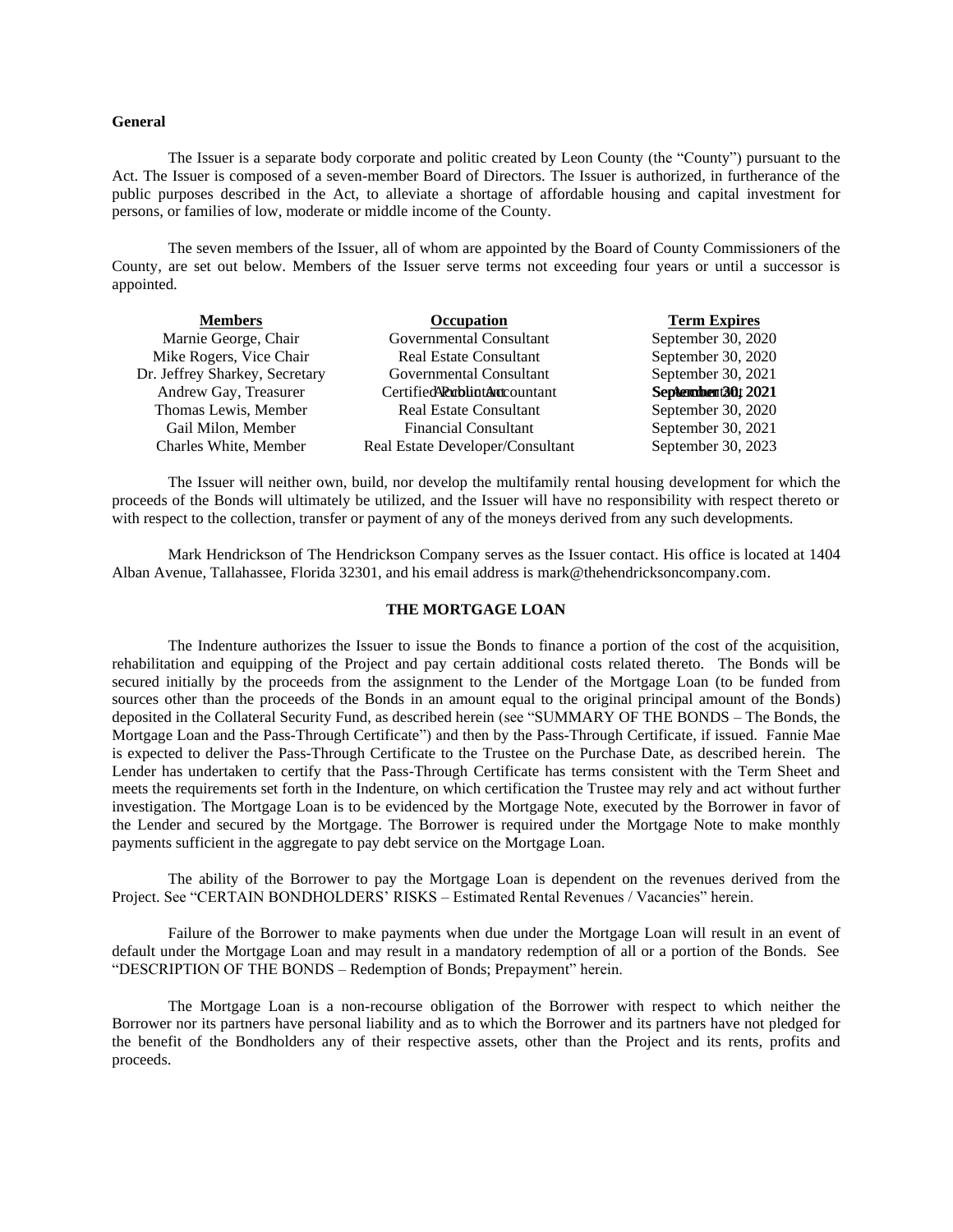**General**

The Issuer is a separate body corporate and politic created by Leon County (the "County") pursuant to the Act. The Issuer is composed of a seven-member Board of Directors. The Issuer is authorized, in furtherance of the public purposes described in the Act, to alleviate a shortage of affordable housing and capital investment for persons, or families of low, moderate or middle income of the County.

The seven members of the Issuer, all of whom are appointed by the Board of County Commissioners of the County, are set out below. Members of the Issuer serve terms not exceeding four years or until a successor is appointed.

| Members | Occupation | Term Expires |
|---|---|---|
| Marnie George, Chair | Governmental Consultant | September 30, 2020 |
| Mike Rogers, Vice Chair | Real Estate Consultant | September 30, 2020 |
| Dr. Jeffrey Sharkey, Secretary | Governmental Consultant | September 30, 2021 |
| Andrew Gay, Treasurer | Certified Public Accountant | September 30, 2021 |
| Thomas Lewis, Member | Real Estate Consultant | September 30, 2020 |
| Gail Milon, Member | Financial Consultant | September 30, 2021 |
| Charles White, Member | Real Estate Developer/Consultant | September 30, 2023 |

The Issuer will neither own, build, nor develop the multifamily rental housing development for which the proceeds of the Bonds will ultimately be utilized, and the Issuer will have no responsibility with respect thereto or with respect to the collection, transfer or payment of any of the moneys derived from any such developments.

Mark Hendrickson of The Hendrickson Company serves as the Issuer contact. His office is located at 1404 Alban Avenue, Tallahassee, Florida 32301, and his email address is mark@thehendricksoncompany.com.

## THE MORTGAGE LOAN

The Indenture authorizes the Issuer to issue the Bonds to finance a portion of the cost of the acquisition, rehabilitation and equipping of the Project and pay certain additional costs related thereto. The Bonds will be secured initially by the proceeds from the assignment to the Lender of the Mortgage Loan (to be funded from sources other than the proceeds of the Bonds in an amount equal to the original principal amount of the Bonds) deposited in the Collateral Security Fund, as described herein (see "SUMMARY OF THE BONDS – The Bonds, the Mortgage Loan and the Pass-Through Certificate") and then by the Pass-Through Certificate, if issued. Fannie Mae is expected to deliver the Pass-Through Certificate to the Trustee on the Purchase Date, as described herein. The Lender has undertaken to certify that the Pass-Through Certificate has terms consistent with the Term Sheet and meets the requirements set forth in the Indenture, on which certification the Trustee may rely and act without further investigation. The Mortgage Loan is to be evidenced by the Mortgage Note, executed by the Borrower in favor of the Lender and secured by the Mortgage. The Borrower is required under the Mortgage Note to make monthly payments sufficient in the aggregate to pay debt service on the Mortgage Loan.

The ability of the Borrower to pay the Mortgage Loan is dependent on the revenues derived from the Project. See "CERTAIN BONDHOLDERS' RISKS – Estimated Rental Revenues / Vacancies" herein.

Failure of the Borrower to make payments when due under the Mortgage Loan will result in an event of default under the Mortgage Loan and may result in a mandatory redemption of all or a portion of the Bonds. See "DESCRIPTION OF THE BONDS – Redemption of Bonds; Prepayment" herein.

The Mortgage Loan is a non-recourse obligation of the Borrower with respect to which neither the Borrower nor its partners have personal liability and as to which the Borrower and its partners have not pledged for the benefit of the Bondholders any of their respective assets, other than the Project and its rents, profits and proceeds.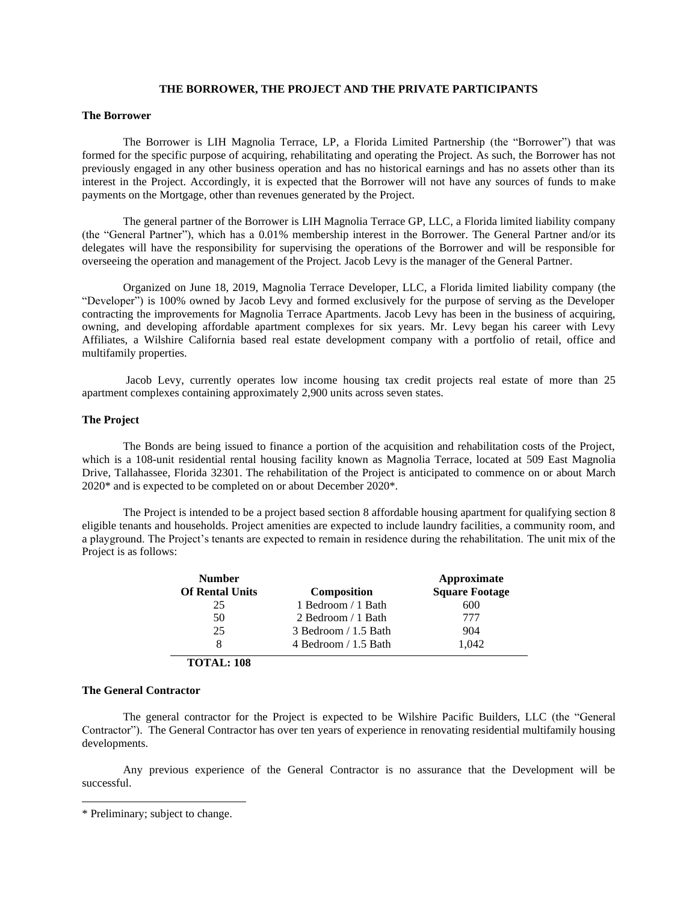## THE BORROWER, THE PROJECT AND THE PRIVATE PARTICIPANTS

### The Borrower

The Borrower is LIH Magnolia Terrace, LP, a Florida Limited Partnership (the "Borrower") that was formed for the specific purpose of acquiring, rehabilitating and operating the Project. As such, the Borrower has not previously engaged in any other business operation and has no historical earnings and has no assets other than its interest in the Project. Accordingly, it is expected that the Borrower will not have any sources of funds to make payments on the Mortgage, other than revenues generated by the Project.

The general partner of the Borrower is LIH Magnolia Terrace GP, LLC, a Florida limited liability company (the "General Partner"), which has a 0.01% membership interest in the Borrower. The General Partner and/or its delegates will have the responsibility for supervising the operations of the Borrower and will be responsible for overseeing the operation and management of the Project. Jacob Levy is the manager of the General Partner.

Organized on June 18, 2019, Magnolia Terrace Developer, LLC, a Florida limited liability company (the "Developer") is 100% owned by Jacob Levy and formed exclusively for the purpose of serving as the Developer contracting the improvements for Magnolia Terrace Apartments. Jacob Levy has been in the business of acquiring, owning, and developing affordable apartment complexes for six years. Mr. Levy began his career with Levy Affiliates, a Wilshire California based real estate development company with a portfolio of retail, office and multifamily properties.

Jacob Levy, currently operates low income housing tax credit projects real estate of more than 25 apartment complexes containing approximately 2,900 units across seven states.

### The Project

The Bonds are being issued to finance a portion of the acquisition and rehabilitation costs of the Project, which is a 108-unit residential rental housing facility known as Magnolia Terrace, located at 509 East Magnolia Drive, Tallahassee, Florida 32301. The rehabilitation of the Project is anticipated to commence on or about March 2020* and is expected to be completed on or about December 2020*.

The Project is intended to be a project based section 8 affordable housing apartment for qualifying section 8 eligible tenants and households. Project amenities are expected to include laundry facilities, a community room, and a playground. The Project's tenants are expected to remain in residence during the rehabilitation. The unit mix of the Project is as follows:

| Number Of Rental Units | Composition | Approximate Square Footage |
|---|---|---|
| 25 | 1 Bedroom / 1 Bath | 600 |
| 50 | 2 Bedroom / 1 Bath | 777 |
| 25 | 3 Bedroom / 1.5 Bath | 904 |
| 8 | 4 Bedroom / 1.5 Bath | 1,042 |
| **TOTAL: 108** | | |

### The General Contractor

The general contractor for the Project is expected to be Wilshire Pacific Builders, LLC (the "General Contractor"). The General Contractor has over ten years of experience in renovating residential multifamily housing developments.

Any previous experience of the General Contractor is no assurance that the Development will be successful.

---

* Preliminary; subject to change.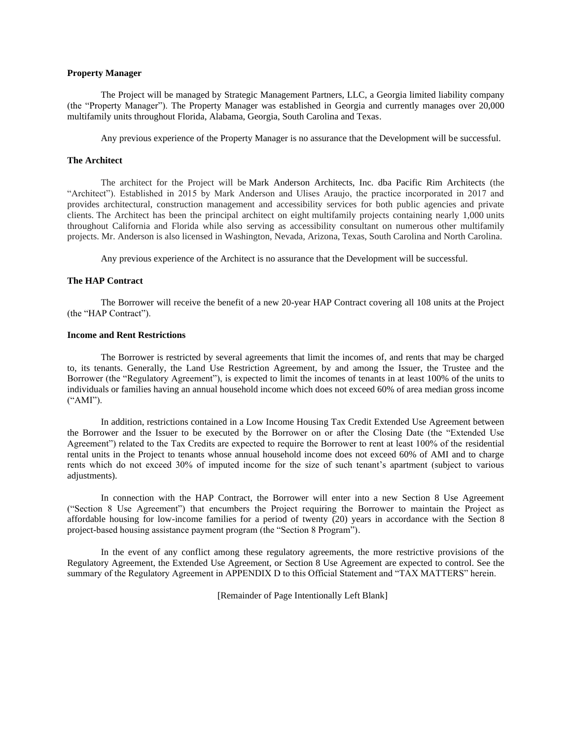**Property Manager**

The Project will be managed by Strategic Management Partners, LLC, a Georgia limited liability company (the "Property Manager"). The Property Manager was established in Georgia and currently manages over 20,000 multifamily units throughout Florida, Alabama, Georgia, South Carolina and Texas.

Any previous experience of the Property Manager is no assurance that the Development will be successful.

**The Architect**

The architect for the Project will be Mark Anderson Architects, Inc. dba Pacific Rim Architects (the "Architect"). Established in 2015 by Mark Anderson and Ulises Araujo, the practice incorporated in 2017 and provides architectural, construction management and accessibility services for both public agencies and private clients. The Architect has been the principal architect on eight multifamily projects containing nearly 1,000 units throughout California and Florida while also serving as accessibility consultant on numerous other multifamily projects. Mr. Anderson is also licensed in Washington, Nevada, Arizona, Texas, South Carolina and North Carolina.

Any previous experience of the Architect is no assurance that the Development will be successful.

**The HAP Contract**

The Borrower will receive the benefit of a new 20-year HAP Contract covering all 108 units at the Project (the "HAP Contract").

**Income and Rent Restrictions**

The Borrower is restricted by several agreements that limit the incomes of, and rents that may be charged to, its tenants. Generally, the Land Use Restriction Agreement, by and among the Issuer, the Trustee and the Borrower (the "Regulatory Agreement"), is expected to limit the incomes of tenants in at least 100% of the units to individuals or families having an annual household income which does not exceed 60% of area median gross income ("AMI").

In addition, restrictions contained in a Low Income Housing Tax Credit Extended Use Agreement between the Borrower and the Issuer to be executed by the Borrower on or after the Closing Date (the "Extended Use Agreement") related to the Tax Credits are expected to require the Borrower to rent at least 100% of the residential rental units in the Project to tenants whose annual household income does not exceed 60% of AMI and to charge rents which do not exceed 30% of imputed income for the size of such tenant's apartment (subject to various adjustments).

In connection with the HAP Contract, the Borrower will enter into a new Section 8 Use Agreement ("Section 8 Use Agreement") that encumbers the Project requiring the Borrower to maintain the Project as affordable housing for low-income families for a period of twenty (20) years in accordance with the Section 8 project-based housing assistance payment program (the "Section 8 Program").

In the event of any conflict among these regulatory agreements, the more restrictive provisions of the Regulatory Agreement, the Extended Use Agreement, or Section 8 Use Agreement are expected to control. See the summary of the Regulatory Agreement in APPENDIX D to this Official Statement and "TAX MATTERS" herein.

[Remainder of Page Intentionally Left Blank]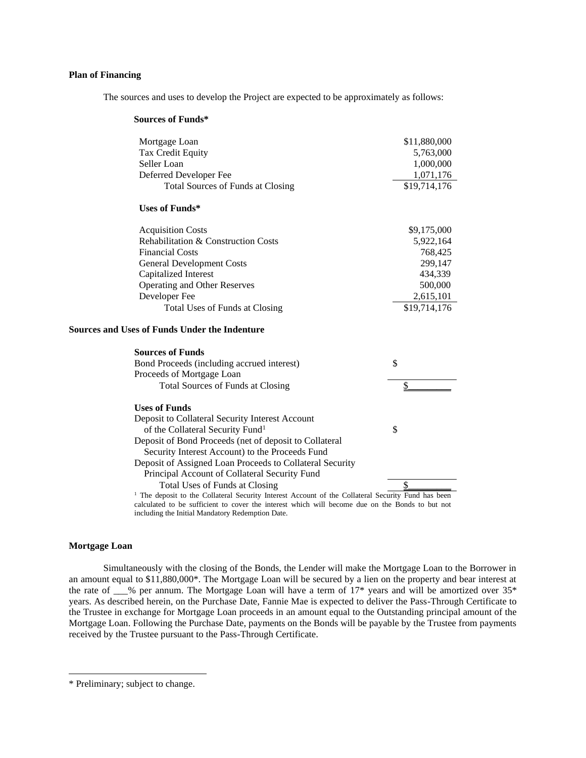**Plan of Financing**

The sources and uses to develop the Project are expected to be approximately as follows:

**Sources of Funds***

| | |
|---|---|
| Mortgage Loan | $11,880,000 |
| Tax Credit Equity | 5,763,000 |
| Seller Loan | 1,000,000 |
| Deferred Developer Fee | 1,071,176 |
| Total Sources of Funds at Closing | $19,714,176 |

**Uses of Funds***

| | |
|---|---|
| Acquisition Costs | $9,175,000 |
| Rehabilitation & Construction Costs | 5,922,164 |
| Financial Costs | 768,425 |
| General Development Costs | 299,147 |
| Capitalized Interest | 434,339 |
| Operating and Other Reserves | 500,000 |
| Developer Fee | 2,615,101 |
| Total Uses of Funds at Closing | $19,714,176 |

**Sources and Uses of Funds Under the Indenture**

| **Sources of Funds** | |
|---|---|
| Bond Proceeds (including accrued interest) | $ |
| Proceeds of Mortgage Loan | |
| Total Sources of Funds at Closing | $_________ |

| **Uses of Funds** | |
|---|---|
| Deposit to Collateral Security Interest Account of the Collateral Security Fund[1] | $ |
| Deposit of Bond Proceeds (net of deposit to Collateral Security Interest Account) to the Proceeds Fund | |
| Deposit of Assigned Loan Proceeds to Collateral Security Principal Account of Collateral Security Fund | |
| Total Uses of Funds at Closing | $_________ |

[1] The deposit to the Collateral Security Interest Account of the Collateral Security Fund has been calculated to be sufficient to cover the interest which will become due on the Bonds to but not including the Initial Mandatory Redemption Date.

**Mortgage Loan**

Simultaneously with the closing of the Bonds, the Lender will make the Mortgage Loan to the Borrower in an amount equal to $11,880,000*. The Mortgage Loan will be secured by a lien on the property and bear interest at the rate of ___% per annum. The Mortgage Loan will have a term of 17* years and will be amortized over 35* years. As described herein, on the Purchase Date, Fannie Mae is expected to deliver the Pass-Through Certificate to the Trustee in exchange for Mortgage Loan proceeds in an amount equal to the Outstanding principal amount of the Mortgage Loan. Following the Purchase Date, payments on the Bonds will be payable by the Trustee from payments received by the Trustee pursuant to the Pass-Through Certificate.

---

* Preliminary; subject to change.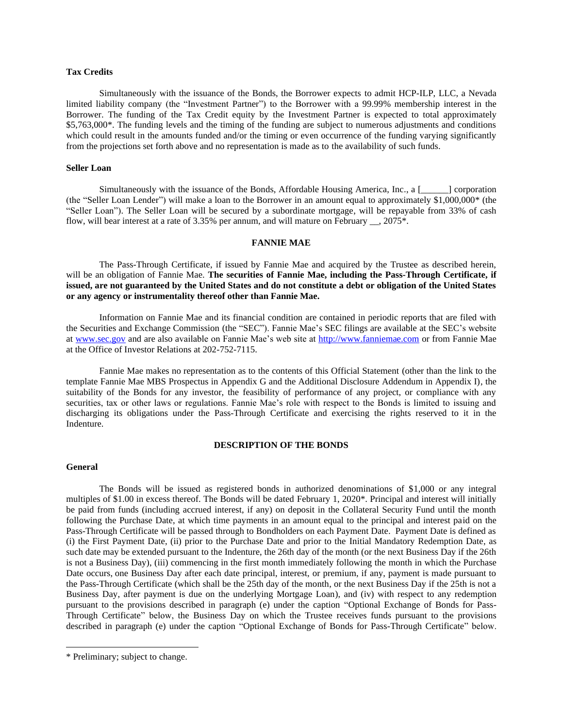**Tax Credits**

Simultaneously with the issuance of the Bonds, the Borrower expects to admit HCP-ILP, LLC, a Nevada limited liability company (the "Investment Partner") to the Borrower with a 99.99% membership interest in the Borrower. The funding of the Tax Credit equity by the Investment Partner is expected to total approximately $5,763,000*. The funding levels and the timing of the funding are subject to numerous adjustments and conditions which could result in the amounts funded and/or the timing or even occurrence of the funding varying significantly from the projections set forth above and no representation is made as to the availability of such funds.

**Seller Loan**

Simultaneously with the issuance of the Bonds, Affordable Housing America, Inc., a [______] corporation (the "Seller Loan Lender") will make a loan to the Borrower in an amount equal to approximately $1,000,000* (the "Seller Loan"). The Seller Loan will be secured by a subordinate mortgage, will be repayable from 33% of cash flow, will bear interest at a rate of 3.35% per annum, and will mature on February __, 2075*.

## FANNIE MAE

The Pass-Through Certificate, if issued by Fannie Mae and acquired by the Trustee as described herein, will be an obligation of Fannie Mae. **The securities of Fannie Mae, including the Pass-Through Certificate, if issued, are not guaranteed by the United States and do not constitute a debt or obligation of the United States or any agency or instrumentality thereof other than Fannie Mae.**

Information on Fannie Mae and its financial condition are contained in periodic reports that are filed with the Securities and Exchange Commission (the "SEC"). Fannie Mae's SEC filings are available at the SEC's website at www.sec.gov and are also available on Fannie Mae's web site at http://www.fanniemae.com or from Fannie Mae at the Office of Investor Relations at 202-752-7115.

Fannie Mae makes no representation as to the contents of this Official Statement (other than the link to the template Fannie Mae MBS Prospectus in Appendix G and the Additional Disclosure Addendum in Appendix I), the suitability of the Bonds for any investor, the feasibility of performance of any project, or compliance with any securities, tax or other laws or regulations. Fannie Mae's role with respect to the Bonds is limited to issuing and discharging its obligations under the Pass-Through Certificate and exercising the rights reserved to it in the Indenture.

## DESCRIPTION OF THE BONDS

**General**

The Bonds will be issued as registered bonds in authorized denominations of $1,000 or any integral multiples of $1.00 in excess thereof. The Bonds will be dated February 1, 2020*. Principal and interest will initially be paid from funds (including accrued interest, if any) on deposit in the Collateral Security Fund until the month following the Purchase Date, at which time payments in an amount equal to the principal and interest paid on the Pass-Through Certificate will be passed through to Bondholders on each Payment Date. Payment Date is defined as (i) the First Payment Date, (ii) prior to the Purchase Date and prior to the Initial Mandatory Redemption Date, as such date may be extended pursuant to the Indenture, the 26th day of the month (or the next Business Day if the 26th is not a Business Day), (iii) commencing in the first month immediately following the month in which the Purchase Date occurs, one Business Day after each date principal, interest, or premium, if any, payment is made pursuant to the Pass-Through Certificate (which shall be the 25th day of the month, or the next Business Day if the 25th is not a Business Day, after payment is due on the underlying Mortgage Loan), and (iv) with respect to any redemption pursuant to the provisions described in paragraph (e) under the caption "Optional Exchange of Bonds for Pass-Through Certificate" below, the Business Day on which the Trustee receives funds pursuant to the provisions described in paragraph (e) under the caption "Optional Exchange of Bonds for Pass-Through Certificate" below.

---

\* Preliminary; subject to change.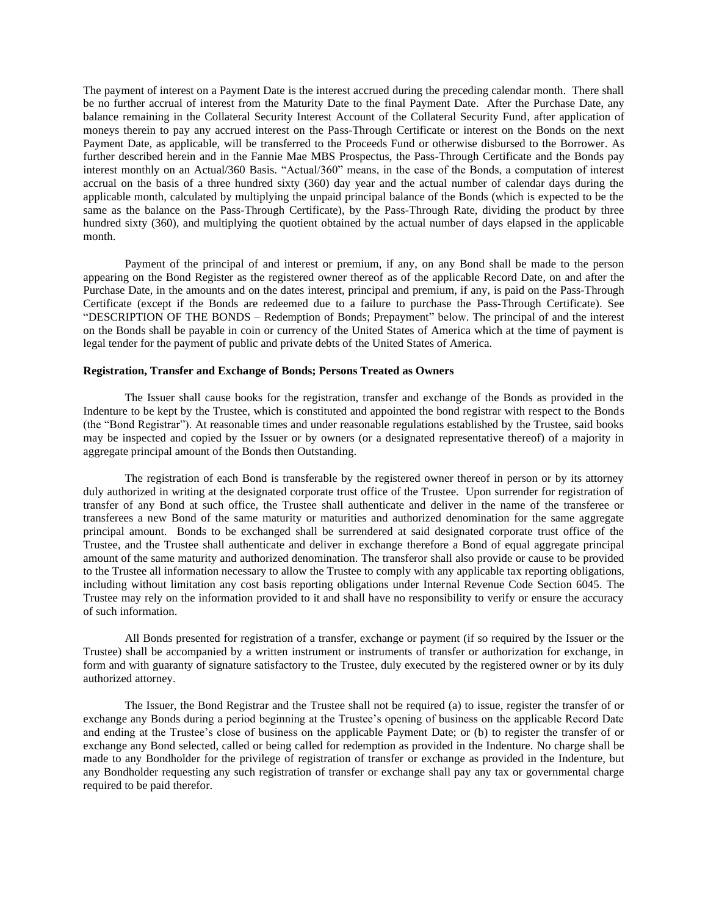The payment of interest on a Payment Date is the interest accrued during the preceding calendar month. There shall be no further accrual of interest from the Maturity Date to the final Payment Date. After the Purchase Date, any balance remaining in the Collateral Security Interest Account of the Collateral Security Fund, after application of moneys therein to pay any accrued interest on the Pass-Through Certificate or interest on the Bonds on the next Payment Date, as applicable, will be transferred to the Proceeds Fund or otherwise disbursed to the Borrower. As further described herein and in the Fannie Mae MBS Prospectus, the Pass-Through Certificate and the Bonds pay interest monthly on an Actual/360 Basis. "Actual/360" means, in the case of the Bonds, a computation of interest accrual on the basis of a three hundred sixty (360) day year and the actual number of calendar days during the applicable month, calculated by multiplying the unpaid principal balance of the Bonds (which is expected to be the same as the balance on the Pass-Through Certificate), by the Pass-Through Rate, dividing the product by three hundred sixty (360), and multiplying the quotient obtained by the actual number of days elapsed in the applicable month.

Payment of the principal of and interest or premium, if any, on any Bond shall be made to the person appearing on the Bond Register as the registered owner thereof as of the applicable Record Date, on and after the Purchase Date, in the amounts and on the dates interest, principal and premium, if any, is paid on the Pass-Through Certificate (except if the Bonds are redeemed due to a failure to purchase the Pass-Through Certificate). See "DESCRIPTION OF THE BONDS – Redemption of Bonds; Prepayment" below. The principal of and the interest on the Bonds shall be payable in coin or currency of the United States of America which at the time of payment is legal tender for the payment of public and private debts of the United States of America.

**Registration, Transfer and Exchange of Bonds; Persons Treated as Owners**

The Issuer shall cause books for the registration, transfer and exchange of the Bonds as provided in the Indenture to be kept by the Trustee, which is constituted and appointed the bond registrar with respect to the Bonds (the "Bond Registrar"). At reasonable times and under reasonable regulations established by the Trustee, said books may be inspected and copied by the Issuer or by owners (or a designated representative thereof) of a majority in aggregate principal amount of the Bonds then Outstanding.

The registration of each Bond is transferable by the registered owner thereof in person or by its attorney duly authorized in writing at the designated corporate trust office of the Trustee. Upon surrender for registration of transfer of any Bond at such office, the Trustee shall authenticate and deliver in the name of the transferee or transferees a new Bond of the same maturity or maturities and authorized denomination for the same aggregate principal amount. Bonds to be exchanged shall be surrendered at said designated corporate trust office of the Trustee, and the Trustee shall authenticate and deliver in exchange therefore a Bond of equal aggregate principal amount of the same maturity and authorized denomination. The transferor shall also provide or cause to be provided to the Trustee all information necessary to allow the Trustee to comply with any applicable tax reporting obligations, including without limitation any cost basis reporting obligations under Internal Revenue Code Section 6045. The Trustee may rely on the information provided to it and shall have no responsibility to verify or ensure the accuracy of such information.

All Bonds presented for registration of a transfer, exchange or payment (if so required by the Issuer or the Trustee) shall be accompanied by a written instrument or instruments of transfer or authorization for exchange, in form and with guaranty of signature satisfactory to the Trustee, duly executed by the registered owner or by its duly authorized attorney.

The Issuer, the Bond Registrar and the Trustee shall not be required (a) to issue, register the transfer of or exchange any Bonds during a period beginning at the Trustee's opening of business on the applicable Record Date and ending at the Trustee's close of business on the applicable Payment Date; or (b) to register the transfer of or exchange any Bond selected, called or being called for redemption as provided in the Indenture. No charge shall be made to any Bondholder for the privilege of registration of transfer or exchange as provided in the Indenture, but any Bondholder requesting any such registration of transfer or exchange shall pay any tax or governmental charge required to be paid therefor.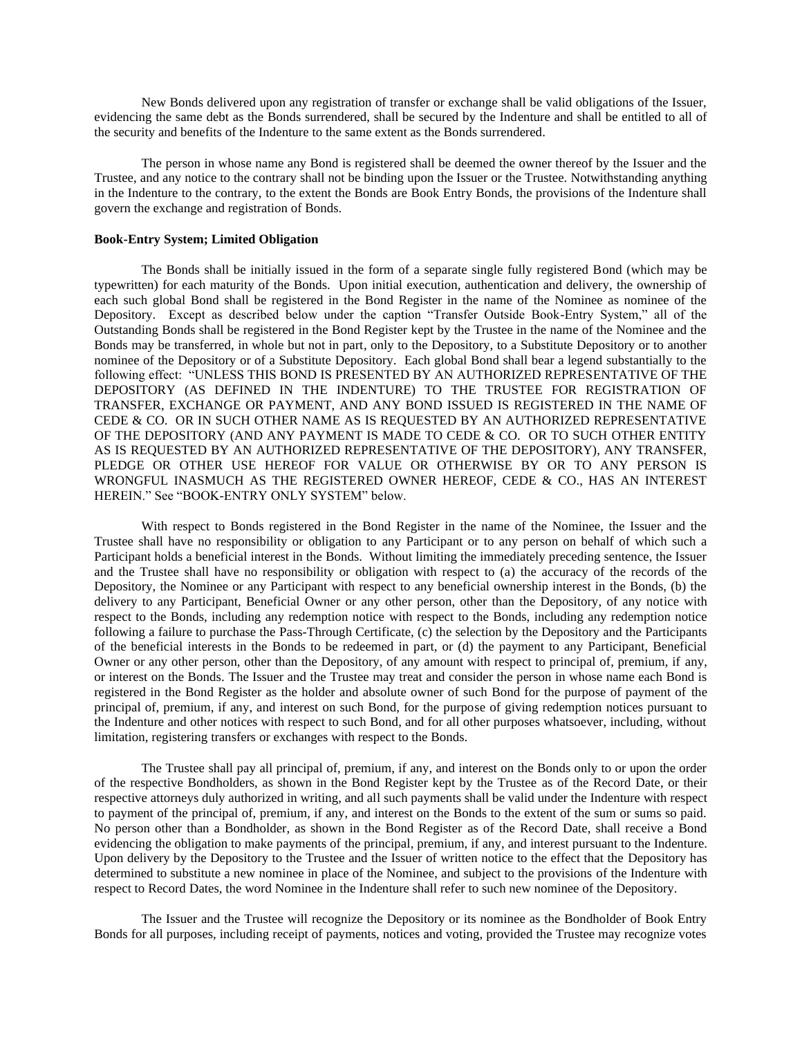New Bonds delivered upon any registration of transfer or exchange shall be valid obligations of the Issuer, evidencing the same debt as the Bonds surrendered, shall be secured by the Indenture and shall be entitled to all of the security and benefits of the Indenture to the same extent as the Bonds surrendered.

The person in whose name any Bond is registered shall be deemed the owner thereof by the Issuer and the Trustee, and any notice to the contrary shall not be binding upon the Issuer or the Trustee. Notwithstanding anything in the Indenture to the contrary, to the extent the Bonds are Book Entry Bonds, the provisions of the Indenture shall govern the exchange and registration of Bonds.

**Book-Entry System; Limited Obligation**

The Bonds shall be initially issued in the form of a separate single fully registered Bond (which may be typewritten) for each maturity of the Bonds. Upon initial execution, authentication and delivery, the ownership of each such global Bond shall be registered in the Bond Register in the name of the Nominee as nominee of the Depository. Except as described below under the caption "Transfer Outside Book-Entry System," all of the Outstanding Bonds shall be registered in the Bond Register kept by the Trustee in the name of the Nominee and the Bonds may be transferred, in whole but not in part, only to the Depository, to a Substitute Depository or to another nominee of the Depository or of a Substitute Depository. Each global Bond shall bear a legend substantially to the following effect: "UNLESS THIS BOND IS PRESENTED BY AN AUTHORIZED REPRESENTATIVE OF THE DEPOSITORY (AS DEFINED IN THE INDENTURE) TO THE TRUSTEE FOR REGISTRATION OF TRANSFER, EXCHANGE OR PAYMENT, AND ANY BOND ISSUED IS REGISTERED IN THE NAME OF CEDE & CO. OR IN SUCH OTHER NAME AS IS REQUESTED BY AN AUTHORIZED REPRESENTATIVE OF THE DEPOSITORY (AND ANY PAYMENT IS MADE TO CEDE & CO. OR TO SUCH OTHER ENTITY AS IS REQUESTED BY AN AUTHORIZED REPRESENTATIVE OF THE DEPOSITORY), ANY TRANSFER, PLEDGE OR OTHER USE HEREOF FOR VALUE OR OTHERWISE BY OR TO ANY PERSON IS WRONGFUL INASMUCH AS THE REGISTERED OWNER HEREOF, CEDE & CO., HAS AN INTEREST HEREIN." See "BOOK-ENTRY ONLY SYSTEM" below.

With respect to Bonds registered in the Bond Register in the name of the Nominee, the Issuer and the Trustee shall have no responsibility or obligation to any Participant or to any person on behalf of which such a Participant holds a beneficial interest in the Bonds. Without limiting the immediately preceding sentence, the Issuer and the Trustee shall have no responsibility or obligation with respect to (a) the accuracy of the records of the Depository, the Nominee or any Participant with respect to any beneficial ownership interest in the Bonds, (b) the delivery to any Participant, Beneficial Owner or any other person, other than the Depository, of any notice with respect to the Bonds, including any redemption notice with respect to the Bonds, including any redemption notice following a failure to purchase the Pass-Through Certificate, (c) the selection by the Depository and the Participants of the beneficial interests in the Bonds to be redeemed in part, or (d) the payment to any Participant, Beneficial Owner or any other person, other than the Depository, of any amount with respect to principal of, premium, if any, or interest on the Bonds. The Issuer and the Trustee may treat and consider the person in whose name each Bond is registered in the Bond Register as the holder and absolute owner of such Bond for the purpose of payment of the principal of, premium, if any, and interest on such Bond, for the purpose of giving redemption notices pursuant to the Indenture and other notices with respect to such Bond, and for all other purposes whatsoever, including, without limitation, registering transfers or exchanges with respect to the Bonds.

The Trustee shall pay all principal of, premium, if any, and interest on the Bonds only to or upon the order of the respective Bondholders, as shown in the Bond Register kept by the Trustee as of the Record Date, or their respective attorneys duly authorized in writing, and all such payments shall be valid under the Indenture with respect to payment of the principal of, premium, if any, and interest on the Bonds to the extent of the sum or sums so paid. No person other than a Bondholder, as shown in the Bond Register as of the Record Date, shall receive a Bond evidencing the obligation to make payments of the principal, premium, if any, and interest pursuant to the Indenture. Upon delivery by the Depository to the Trustee and the Issuer of written notice to the effect that the Depository has determined to substitute a new nominee in place of the Nominee, and subject to the provisions of the Indenture with respect to Record Dates, the word Nominee in the Indenture shall refer to such new nominee of the Depository.

The Issuer and the Trustee will recognize the Depository or its nominee as the Bondholder of Book Entry Bonds for all purposes, including receipt of payments, notices and voting, provided the Trustee may recognize votes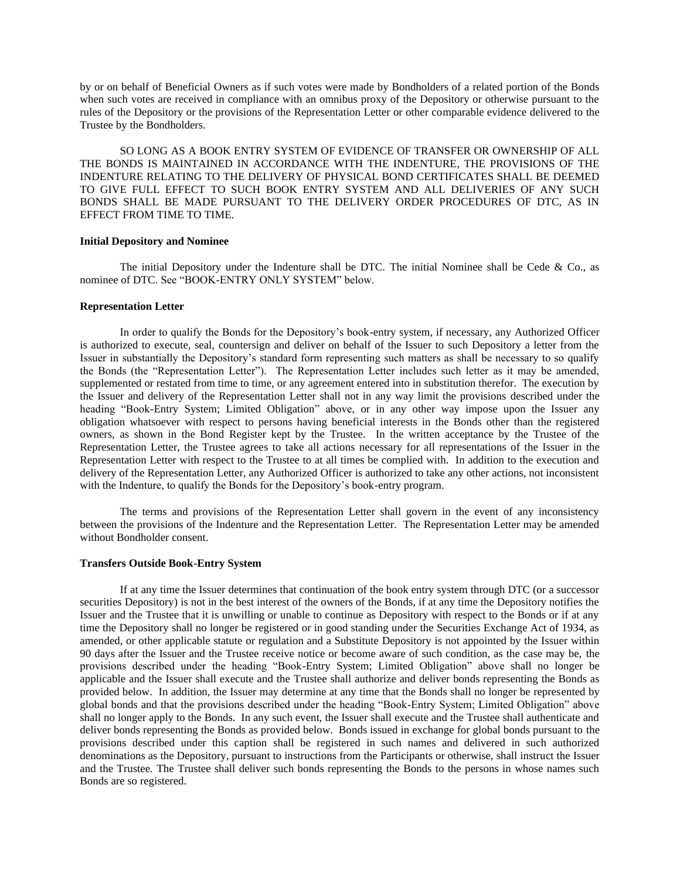by or on behalf of Beneficial Owners as if such votes were made by Bondholders of a related portion of the Bonds when such votes are received in compliance with an omnibus proxy of the Depository or otherwise pursuant to the rules of the Depository or the provisions of the Representation Letter or other comparable evidence delivered to the Trustee by the Bondholders.

SO LONG AS A BOOK ENTRY SYSTEM OF EVIDENCE OF TRANSFER OR OWNERSHIP OF ALL THE BONDS IS MAINTAINED IN ACCORDANCE WITH THE INDENTURE, THE PROVISIONS OF THE INDENTURE RELATING TO THE DELIVERY OF PHYSICAL BOND CERTIFICATES SHALL BE DEEMED TO GIVE FULL EFFECT TO SUCH BOOK ENTRY SYSTEM AND ALL DELIVERIES OF ANY SUCH BONDS SHALL BE MADE PURSUANT TO THE DELIVERY ORDER PROCEDURES OF DTC, AS IN EFFECT FROM TIME TO TIME.

**Initial Depository and Nominee**

The initial Depository under the Indenture shall be DTC. The initial Nominee shall be Cede & Co., as nominee of DTC. See "BOOK-ENTRY ONLY SYSTEM" below.

**Representation Letter**

In order to qualify the Bonds for the Depository's book-entry system, if necessary, any Authorized Officer is authorized to execute, seal, countersign and deliver on behalf of the Issuer to such Depository a letter from the Issuer in substantially the Depository's standard form representing such matters as shall be necessary to so qualify the Bonds (the "Representation Letter"). The Representation Letter includes such letter as it may be amended, supplemented or restated from time to time, or any agreement entered into in substitution therefor. The execution by the Issuer and delivery of the Representation Letter shall not in any way limit the provisions described under the heading "Book-Entry System; Limited Obligation" above, or in any other way impose upon the Issuer any obligation whatsoever with respect to persons having beneficial interests in the Bonds other than the registered owners, as shown in the Bond Register kept by the Trustee. In the written acceptance by the Trustee of the Representation Letter, the Trustee agrees to take all actions necessary for all representations of the Issuer in the Representation Letter with respect to the Trustee to at all times be complied with. In addition to the execution and delivery of the Representation Letter, any Authorized Officer is authorized to take any other actions, not inconsistent with the Indenture, to qualify the Bonds for the Depository's book-entry program.

The terms and provisions of the Representation Letter shall govern in the event of any inconsistency between the provisions of the Indenture and the Representation Letter. The Representation Letter may be amended without Bondholder consent.

**Transfers Outside Book-Entry System**

If at any time the Issuer determines that continuation of the book entry system through DTC (or a successor securities Depository) is not in the best interest of the owners of the Bonds, if at any time the Depository notifies the Issuer and the Trustee that it is unwilling or unable to continue as Depository with respect to the Bonds or if at any time the Depository shall no longer be registered or in good standing under the Securities Exchange Act of 1934, as amended, or other applicable statute or regulation and a Substitute Depository is not appointed by the Issuer within 90 days after the Issuer and the Trustee receive notice or become aware of such condition, as the case may be, the provisions described under the heading "Book-Entry System; Limited Obligation" above shall no longer be applicable and the Issuer shall execute and the Trustee shall authorize and deliver bonds representing the Bonds as provided below. In addition, the Issuer may determine at any time that the Bonds shall no longer be represented by global bonds and that the provisions described under the heading "Book-Entry System; Limited Obligation" above shall no longer apply to the Bonds. In any such event, the Issuer shall execute and the Trustee shall authenticate and deliver bonds representing the Bonds as provided below. Bonds issued in exchange for global bonds pursuant to the provisions described under this caption shall be registered in such names and delivered in such authorized denominations as the Depository, pursuant to instructions from the Participants or otherwise, shall instruct the Issuer and the Trustee. The Trustee shall deliver such bonds representing the Bonds to the persons in whose names such Bonds are so registered.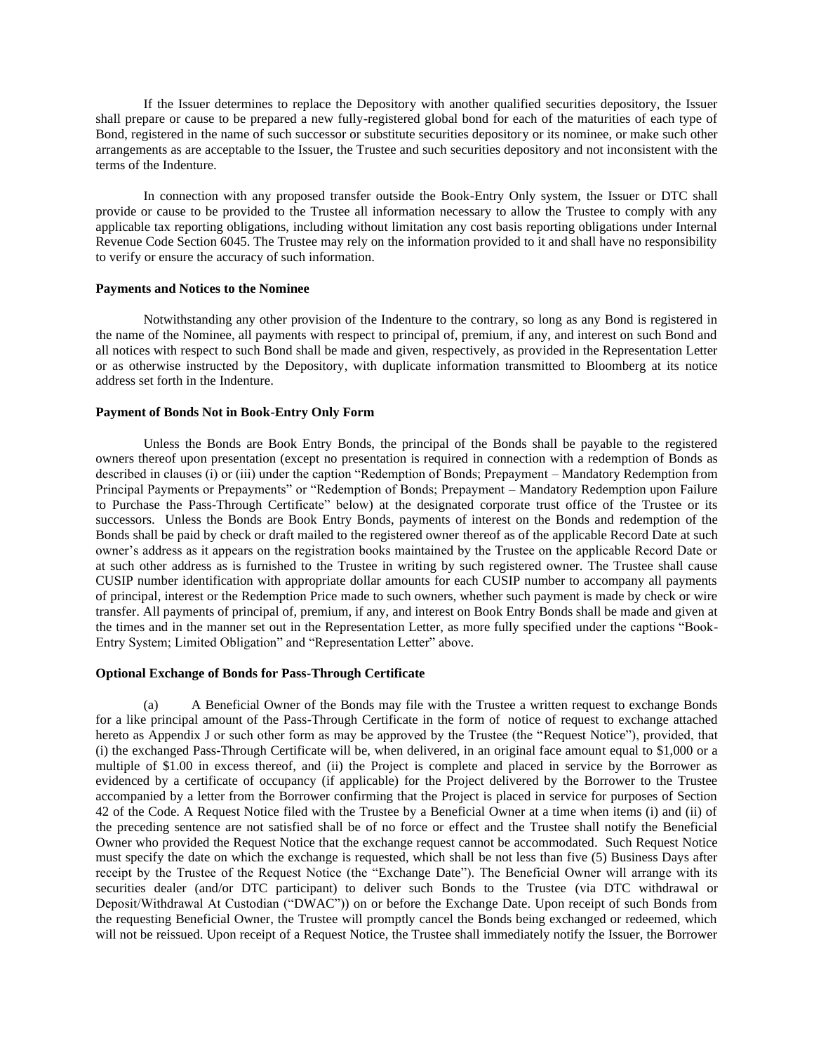If the Issuer determines to replace the Depository with another qualified securities depository, the Issuer shall prepare or cause to be prepared a new fully-registered global bond for each of the maturities of each type of Bond, registered in the name of such successor or substitute securities depository or its nominee, or make such other arrangements as are acceptable to the Issuer, the Trustee and such securities depository and not inconsistent with the terms of the Indenture.

In connection with any proposed transfer outside the Book-Entry Only system, the Issuer or DTC shall provide or cause to be provided to the Trustee all information necessary to allow the Trustee to comply with any applicable tax reporting obligations, including without limitation any cost basis reporting obligations under Internal Revenue Code Section 6045. The Trustee may rely on the information provided to it and shall have no responsibility to verify or ensure the accuracy of such information.

**Payments and Notices to the Nominee**

Notwithstanding any other provision of the Indenture to the contrary, so long as any Bond is registered in the name of the Nominee, all payments with respect to principal of, premium, if any, and interest on such Bond and all notices with respect to such Bond shall be made and given, respectively, as provided in the Representation Letter or as otherwise instructed by the Depository, with duplicate information transmitted to Bloomberg at its notice address set forth in the Indenture.

**Payment of Bonds Not in Book-Entry Only Form**

Unless the Bonds are Book Entry Bonds, the principal of the Bonds shall be payable to the registered owners thereof upon presentation (except no presentation is required in connection with a redemption of Bonds as described in clauses (i) or (iii) under the caption "Redemption of Bonds; Prepayment – Mandatory Redemption from Principal Payments or Prepayments" or "Redemption of Bonds; Prepayment – Mandatory Redemption upon Failure to Purchase the Pass-Through Certificate" below) at the designated corporate trust office of the Trustee or its successors. Unless the Bonds are Book Entry Bonds, payments of interest on the Bonds and redemption of the Bonds shall be paid by check or draft mailed to the registered owner thereof as of the applicable Record Date at such owner's address as it appears on the registration books maintained by the Trustee on the applicable Record Date or at such other address as is furnished to the Trustee in writing by such registered owner. The Trustee shall cause CUSIP number identification with appropriate dollar amounts for each CUSIP number to accompany all payments of principal, interest or the Redemption Price made to such owners, whether such payment is made by check or wire transfer. All payments of principal of, premium, if any, and interest on Book Entry Bonds shall be made and given at the times and in the manner set out in the Representation Letter, as more fully specified under the captions "Book-Entry System; Limited Obligation" and "Representation Letter" above.

**Optional Exchange of Bonds for Pass-Through Certificate**

(a) A Beneficial Owner of the Bonds may file with the Trustee a written request to exchange Bonds for a like principal amount of the Pass-Through Certificate in the form of notice of request to exchange attached hereto as Appendix J or such other form as may be approved by the Trustee (the "Request Notice"), provided, that (i) the exchanged Pass-Through Certificate will be, when delivered, in an original face amount equal to $1,000 or a multiple of $1.00 in excess thereof, and (ii) the Project is complete and placed in service by the Borrower as evidenced by a certificate of occupancy (if applicable) for the Project delivered by the Borrower to the Trustee accompanied by a letter from the Borrower confirming that the Project is placed in service for purposes of Section 42 of the Code. A Request Notice filed with the Trustee by a Beneficial Owner at a time when items (i) and (ii) of the preceding sentence are not satisfied shall be of no force or effect and the Trustee shall notify the Beneficial Owner who provided the Request Notice that the exchange request cannot be accommodated. Such Request Notice must specify the date on which the exchange is requested, which shall be not less than five (5) Business Days after receipt by the Trustee of the Request Notice (the "Exchange Date"). The Beneficial Owner will arrange with its securities dealer (and/or DTC participant) to deliver such Bonds to the Trustee (via DTC withdrawal or Deposit/Withdrawal At Custodian ("DWAC")) on or before the Exchange Date. Upon receipt of such Bonds from the requesting Beneficial Owner, the Trustee will promptly cancel the Bonds being exchanged or redeemed, which will not be reissued. Upon receipt of a Request Notice, the Trustee shall immediately notify the Issuer, the Borrower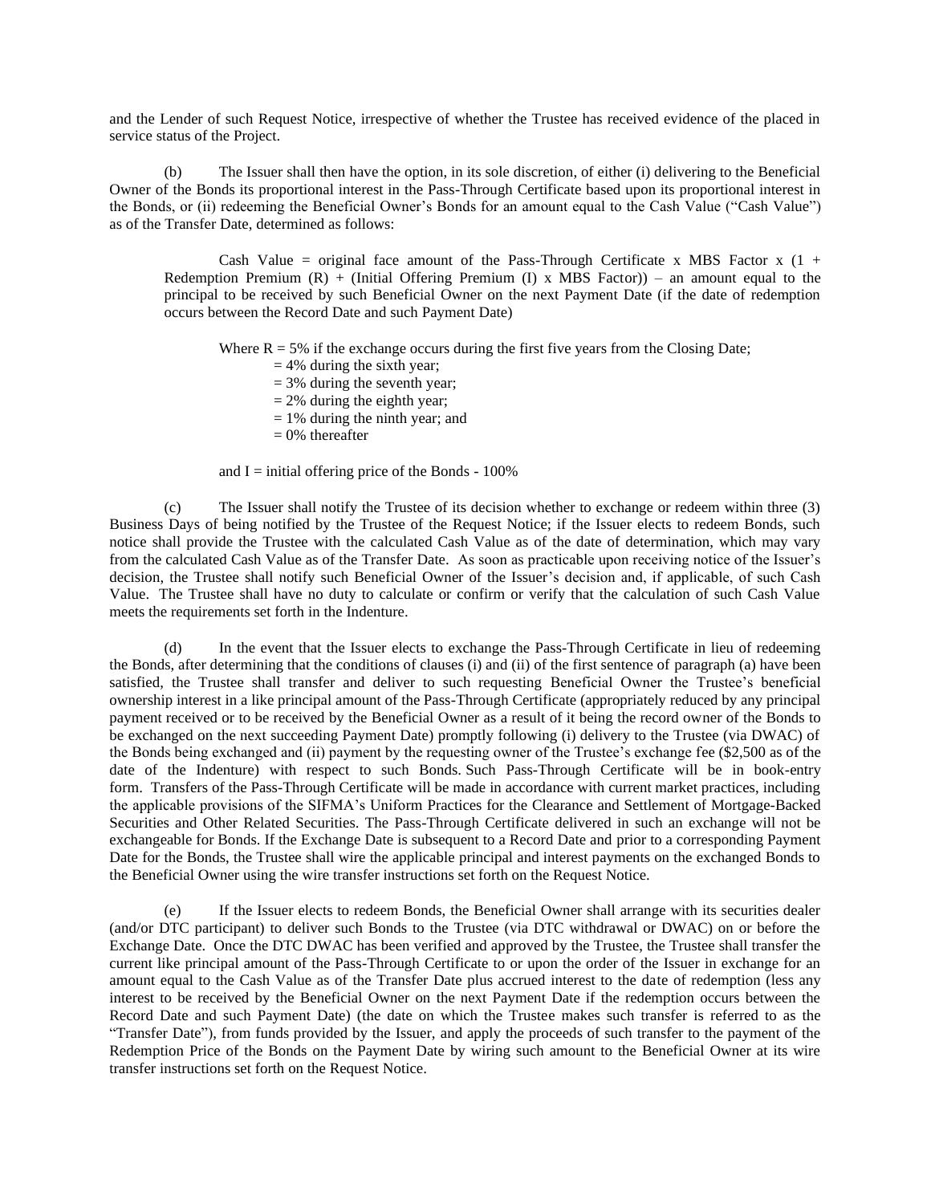and the Lender of such Request Notice, irrespective of whether the Trustee has received evidence of the placed in service status of the Project.

(b) The Issuer shall then have the option, in its sole discretion, of either (i) delivering to the Beneficial Owner of the Bonds its proportional interest in the Pass-Through Certificate based upon its proportional interest in the Bonds, or (ii) redeeming the Beneficial Owner's Bonds for an amount equal to the Cash Value ("Cash Value") as of the Transfer Date, determined as follows:

> Cash Value = original face amount of the Pass-Through Certificate x MBS Factor x (1 + Redemption Premium (R) + (Initial Offering Premium (I) x MBS Factor)) – an amount equal to the principal to be received by such Beneficial Owner on the next Payment Date (if the date of redemption occurs between the Record Date and such Payment Date)
>
> Where R = 5% if the exchange occurs during the first five years from the Closing Date;
> = 4% during the sixth year;
> = 3% during the seventh year;
> = 2% during the eighth year;
> = 1% during the ninth year; and
> = 0% thereafter
>
> and I = initial offering price of the Bonds - 100%

(c) The Issuer shall notify the Trustee of its decision whether to exchange or redeem within three (3) Business Days of being notified by the Trustee of the Request Notice; if the Issuer elects to redeem Bonds, such notice shall provide the Trustee with the calculated Cash Value as of the date of determination, which may vary from the calculated Cash Value as of the Transfer Date. As soon as practicable upon receiving notice of the Issuer's decision, the Trustee shall notify such Beneficial Owner of the Issuer's decision and, if applicable, of such Cash Value. The Trustee shall have no duty to calculate or confirm or verify that the calculation of such Cash Value meets the requirements set forth in the Indenture.

(d) In the event that the Issuer elects to exchange the Pass-Through Certificate in lieu of redeeming the Bonds, after determining that the conditions of clauses (i) and (ii) of the first sentence of paragraph (a) have been satisfied, the Trustee shall transfer and deliver to such requesting Beneficial Owner the Trustee's beneficial ownership interest in a like principal amount of the Pass-Through Certificate (appropriately reduced by any principal payment received or to be received by the Beneficial Owner as a result of it being the record owner of the Bonds to be exchanged on the next succeeding Payment Date) promptly following (i) delivery to the Trustee (via DWAC) of the Bonds being exchanged and (ii) payment by the requesting owner of the Trustee's exchange fee ($2,500 as of the date of the Indenture) with respect to such Bonds. Such Pass-Through Certificate will be in book-entry form. Transfers of the Pass-Through Certificate will be made in accordance with current market practices, including the applicable provisions of the SIFMA's Uniform Practices for the Clearance and Settlement of Mortgage-Backed Securities and Other Related Securities. The Pass-Through Certificate delivered in such an exchange will not be exchangeable for Bonds. If the Exchange Date is subsequent to a Record Date and prior to a corresponding Payment Date for the Bonds, the Trustee shall wire the applicable principal and interest payments on the exchanged Bonds to the Beneficial Owner using the wire transfer instructions set forth on the Request Notice.

(e) If the Issuer elects to redeem Bonds, the Beneficial Owner shall arrange with its securities dealer (and/or DTC participant) to deliver such Bonds to the Trustee (via DTC withdrawal or DWAC) on or before the Exchange Date. Once the DTC DWAC has been verified and approved by the Trustee, the Trustee shall transfer the current like principal amount of the Pass-Through Certificate to or upon the order of the Issuer in exchange for an amount equal to the Cash Value as of the Transfer Date plus accrued interest to the date of redemption (less any interest to be received by the Beneficial Owner on the next Payment Date if the redemption occurs between the Record Date and such Payment Date) (the date on which the Trustee makes such transfer is referred to as the "Transfer Date"), from funds provided by the Issuer, and apply the proceeds of such transfer to the payment of the Redemption Price of the Bonds on the Payment Date by wiring such amount to the Beneficial Owner at its wire transfer instructions set forth on the Request Notice.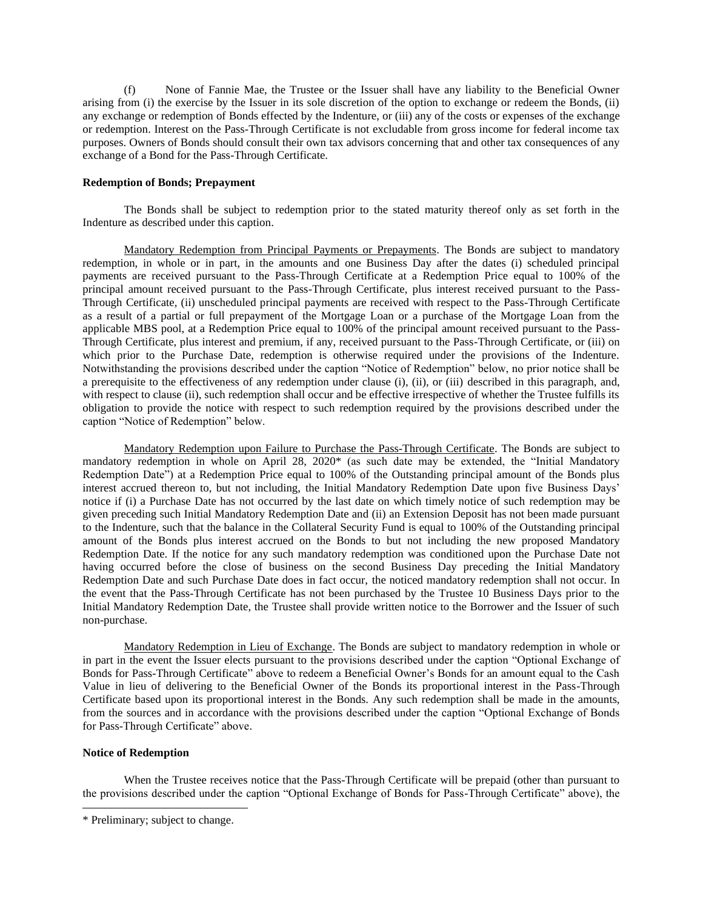(f) None of Fannie Mae, the Trustee or the Issuer shall have any liability to the Beneficial Owner arising from (i) the exercise by the Issuer in its sole discretion of the option to exchange or redeem the Bonds, (ii) any exchange or redemption of Bonds effected by the Indenture, or (iii) any of the costs or expenses of the exchange or redemption. Interest on the Pass-Through Certificate is not excludable from gross income for federal income tax purposes. Owners of Bonds should consult their own tax advisors concerning that and other tax consequences of any exchange of a Bond for the Pass-Through Certificate.

**Redemption of Bonds; Prepayment**

The Bonds shall be subject to redemption prior to the stated maturity thereof only as set forth in the Indenture as described under this caption.

Mandatory Redemption from Principal Payments or Prepayments. The Bonds are subject to mandatory redemption, in whole or in part, in the amounts and one Business Day after the dates (i) scheduled principal payments are received pursuant to the Pass-Through Certificate at a Redemption Price equal to 100% of the principal amount received pursuant to the Pass-Through Certificate, plus interest received pursuant to the Pass-Through Certificate, (ii) unscheduled principal payments are received with respect to the Pass-Through Certificate as a result of a partial or full prepayment of the Mortgage Loan or a purchase of the Mortgage Loan from the applicable MBS pool, at a Redemption Price equal to 100% of the principal amount received pursuant to the Pass-Through Certificate, plus interest and premium, if any, received pursuant to the Pass-Through Certificate, or (iii) on which prior to the Purchase Date, redemption is otherwise required under the provisions of the Indenture. Notwithstanding the provisions described under the caption "Notice of Redemption" below, no prior notice shall be a prerequisite to the effectiveness of any redemption under clause (i), (ii), or (iii) described in this paragraph, and, with respect to clause (ii), such redemption shall occur and be effective irrespective of whether the Trustee fulfills its obligation to provide the notice with respect to such redemption required by the provisions described under the caption "Notice of Redemption" below.

Mandatory Redemption upon Failure to Purchase the Pass-Through Certificate. The Bonds are subject to mandatory redemption in whole on April 28, 2020* (as such date may be extended, the "Initial Mandatory Redemption Date") at a Redemption Price equal to 100% of the Outstanding principal amount of the Bonds plus interest accrued thereon to, but not including, the Initial Mandatory Redemption Date upon five Business Days' notice if (i) a Purchase Date has not occurred by the last date on which timely notice of such redemption may be given preceding such Initial Mandatory Redemption Date and (ii) an Extension Deposit has not been made pursuant to the Indenture, such that the balance in the Collateral Security Fund is equal to 100% of the Outstanding principal amount of the Bonds plus interest accrued on the Bonds to but not including the new proposed Mandatory Redemption Date. If the notice for any such mandatory redemption was conditioned upon the Purchase Date not having occurred before the close of business on the second Business Day preceding the Initial Mandatory Redemption Date and such Purchase Date does in fact occur, the noticed mandatory redemption shall not occur. In the event that the Pass-Through Certificate has not been purchased by the Trustee 10 Business Days prior to the Initial Mandatory Redemption Date, the Trustee shall provide written notice to the Borrower and the Issuer of such non-purchase.

Mandatory Redemption in Lieu of Exchange. The Bonds are subject to mandatory redemption in whole or in part in the event the Issuer elects pursuant to the provisions described under the caption "Optional Exchange of Bonds for Pass-Through Certificate" above to redeem a Beneficial Owner's Bonds for an amount equal to the Cash Value in lieu of delivering to the Beneficial Owner of the Bonds its proportional interest in the Pass-Through Certificate based upon its proportional interest in the Bonds. Any such redemption shall be made in the amounts, from the sources and in accordance with the provisions described under the caption "Optional Exchange of Bonds for Pass-Through Certificate" above.

**Notice of Redemption**

When the Trustee receives notice that the Pass-Through Certificate will be prepaid (other than pursuant to the provisions described under the caption "Optional Exchange of Bonds for Pass-Through Certificate" above), the

* Preliminary; subject to change.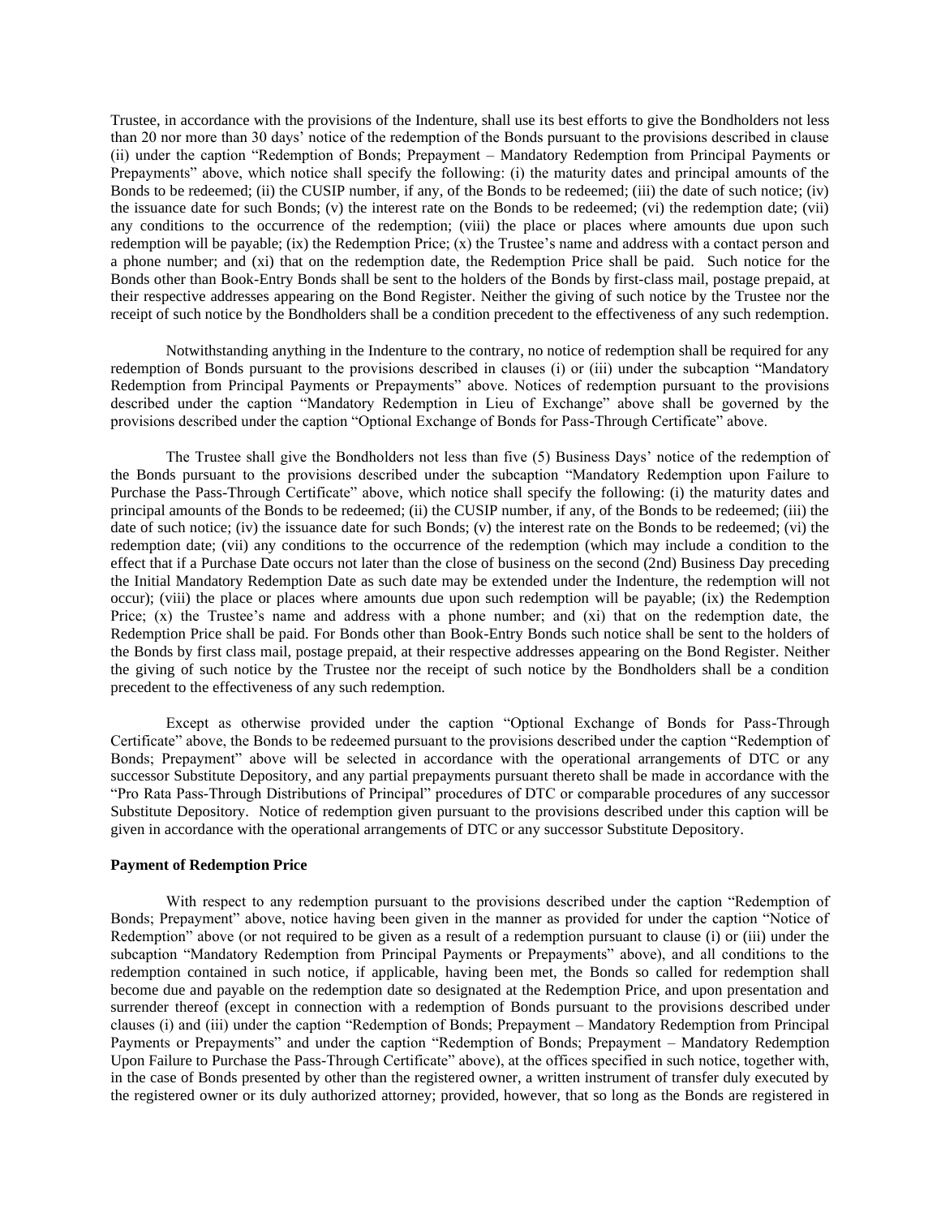Trustee, in accordance with the provisions of the Indenture, shall use its best efforts to give the Bondholders not less than 20 nor more than 30 days' notice of the redemption of the Bonds pursuant to the provisions described in clause (ii) under the caption "Redemption of Bonds; Prepayment – Mandatory Redemption from Principal Payments or Prepayments" above, which notice shall specify the following: (i) the maturity dates and principal amounts of the Bonds to be redeemed; (ii) the CUSIP number, if any, of the Bonds to be redeemed; (iii) the date of such notice; (iv) the issuance date for such Bonds; (v) the interest rate on the Bonds to be redeemed; (vi) the redemption date; (vii) any conditions to the occurrence of the redemption; (viii) the place or places where amounts due upon such redemption will be payable; (ix) the Redemption Price; (x) the Trustee's name and address with a contact person and a phone number; and (xi) that on the redemption date, the Redemption Price shall be paid. Such notice for the Bonds other than Book-Entry Bonds shall be sent to the holders of the Bonds by first-class mail, postage prepaid, at their respective addresses appearing on the Bond Register. Neither the giving of such notice by the Trustee nor the receipt of such notice by the Bondholders shall be a condition precedent to the effectiveness of any such redemption.

Notwithstanding anything in the Indenture to the contrary, no notice of redemption shall be required for any redemption of Bonds pursuant to the provisions described in clauses (i) or (iii) under the subcaption "Mandatory Redemption from Principal Payments or Prepayments" above. Notices of redemption pursuant to the provisions described under the caption "Mandatory Redemption in Lieu of Exchange" above shall be governed by the provisions described under the caption "Optional Exchange of Bonds for Pass-Through Certificate" above.

The Trustee shall give the Bondholders not less than five (5) Business Days' notice of the redemption of the Bonds pursuant to the provisions described under the subcaption "Mandatory Redemption upon Failure to Purchase the Pass-Through Certificate" above, which notice shall specify the following: (i) the maturity dates and principal amounts of the Bonds to be redeemed; (ii) the CUSIP number, if any, of the Bonds to be redeemed; (iii) the date of such notice; (iv) the issuance date for such Bonds; (v) the interest rate on the Bonds to be redeemed; (vi) the redemption date; (vii) any conditions to the occurrence of the redemption (which may include a condition to the effect that if a Purchase Date occurs not later than the close of business on the second (2nd) Business Day preceding the Initial Mandatory Redemption Date as such date may be extended under the Indenture, the redemption will not occur); (viii) the place or places where amounts due upon such redemption will be payable; (ix) the Redemption Price; (x) the Trustee's name and address with a phone number; and (xi) that on the redemption date, the Redemption Price shall be paid. For Bonds other than Book-Entry Bonds such notice shall be sent to the holders of the Bonds by first class mail, postage prepaid, at their respective addresses appearing on the Bond Register. Neither the giving of such notice by the Trustee nor the receipt of such notice by the Bondholders shall be a condition precedent to the effectiveness of any such redemption.

Except as otherwise provided under the caption "Optional Exchange of Bonds for Pass-Through Certificate" above, the Bonds to be redeemed pursuant to the provisions described under the caption "Redemption of Bonds; Prepayment" above will be selected in accordance with the operational arrangements of DTC or any successor Substitute Depository, and any partial prepayments pursuant thereto shall be made in accordance with the "Pro Rata Pass-Through Distributions of Principal" procedures of DTC or comparable procedures of any successor Substitute Depository. Notice of redemption given pursuant to the provisions described under this caption will be given in accordance with the operational arrangements of DTC or any successor Substitute Depository.

**Payment of Redemption Price**

With respect to any redemption pursuant to the provisions described under the caption "Redemption of Bonds; Prepayment" above, notice having been given in the manner as provided for under the caption "Notice of Redemption" above (or not required to be given as a result of a redemption pursuant to clause (i) or (iii) under the subcaption "Mandatory Redemption from Principal Payments or Prepayments" above), and all conditions to the redemption contained in such notice, if applicable, having been met, the Bonds so called for redemption shall become due and payable on the redemption date so designated at the Redemption Price, and upon presentation and surrender thereof (except in connection with a redemption of Bonds pursuant to the provisions described under clauses (i) and (iii) under the caption "Redemption of Bonds; Prepayment – Mandatory Redemption from Principal Payments or Prepayments" and under the caption "Redemption of Bonds; Prepayment – Mandatory Redemption Upon Failure to Purchase the Pass-Through Certificate" above), at the offices specified in such notice, together with, in the case of Bonds presented by other than the registered owner, a written instrument of transfer duly executed by the registered owner or its duly authorized attorney; provided, however, that so long as the Bonds are registered in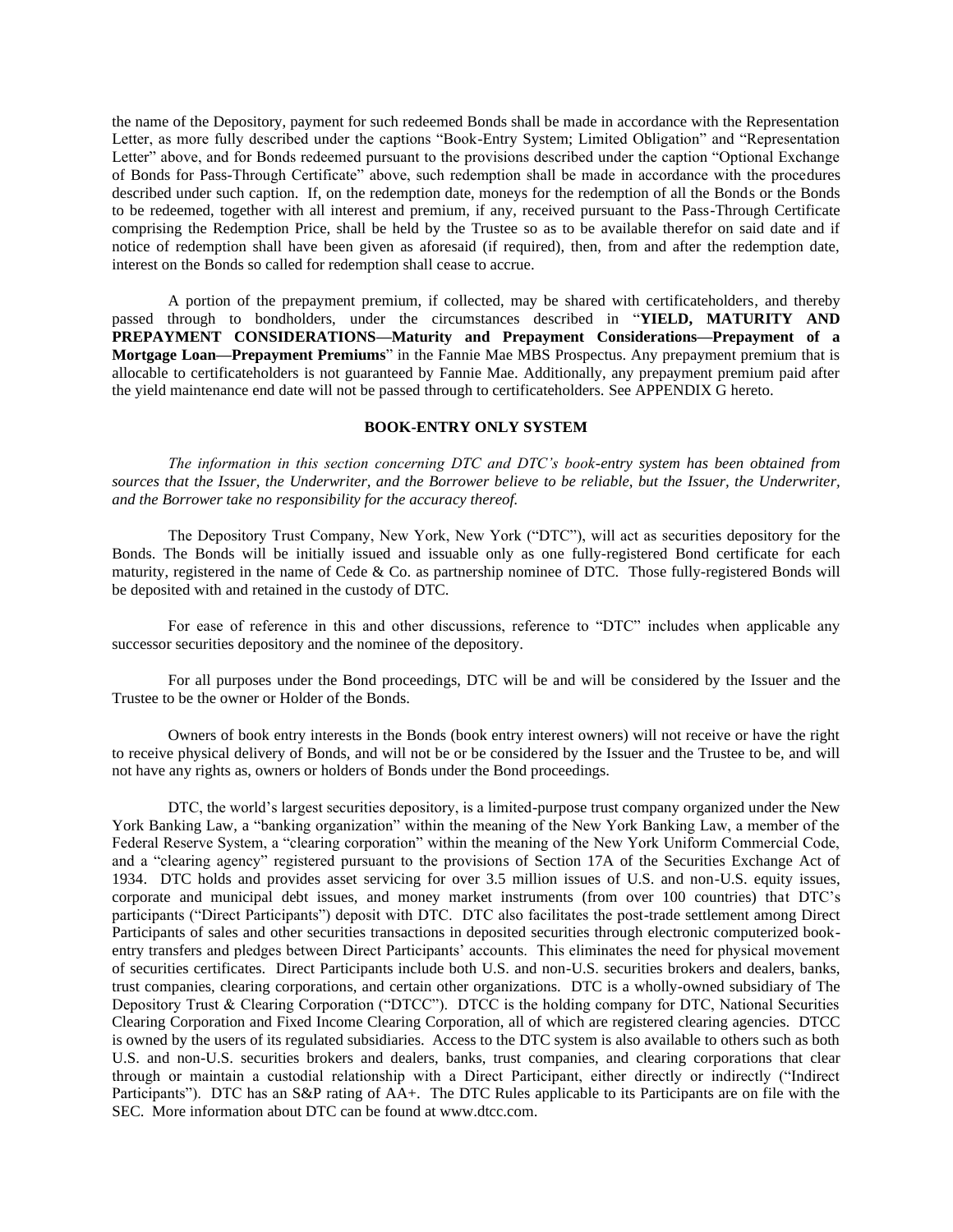the name of the Depository, payment for such redeemed Bonds shall be made in accordance with the Representation Letter, as more fully described under the captions "Book-Entry System; Limited Obligation" and "Representation Letter" above, and for Bonds redeemed pursuant to the provisions described under the caption "Optional Exchange of Bonds for Pass-Through Certificate" above, such redemption shall be made in accordance with the procedures described under such caption. If, on the redemption date, moneys for the redemption of all the Bonds or the Bonds to be redeemed, together with all interest and premium, if any, received pursuant to the Pass-Through Certificate comprising the Redemption Price, shall be held by the Trustee so as to be available therefor on said date and if notice of redemption shall have been given as aforesaid (if required), then, from and after the redemption date, interest on the Bonds so called for redemption shall cease to accrue.

A portion of the prepayment premium, if collected, may be shared with certificateholders, and thereby passed through to bondholders, under the circumstances described in "**YIELD, MATURITY AND PREPAYMENT CONSIDERATIONS—Maturity and Prepayment Considerations—Prepayment of a Mortgage Loan—Prepayment Premiums**" in the Fannie Mae MBS Prospectus. Any prepayment premium that is allocable to certificateholders is not guaranteed by Fannie Mae. Additionally, any prepayment premium paid after the yield maintenance end date will not be passed through to certificateholders. See APPENDIX G hereto.

## BOOK-ENTRY ONLY SYSTEM

*The information in this section concerning DTC and DTC's book-entry system has been obtained from sources that the Issuer, the Underwriter, and the Borrower believe to be reliable, but the Issuer, the Underwriter, and the Borrower take no responsibility for the accuracy thereof.*

The Depository Trust Company, New York, New York ("DTC"), will act as securities depository for the Bonds. The Bonds will be initially issued and issuable only as one fully-registered Bond certificate for each maturity, registered in the name of Cede & Co. as partnership nominee of DTC. Those fully-registered Bonds will be deposited with and retained in the custody of DTC.

For ease of reference in this and other discussions, reference to "DTC" includes when applicable any successor securities depository and the nominee of the depository.

For all purposes under the Bond proceedings, DTC will be and will be considered by the Issuer and the Trustee to be the owner or Holder of the Bonds.

Owners of book entry interests in the Bonds (book entry interest owners) will not receive or have the right to receive physical delivery of Bonds, and will not be or be considered by the Issuer and the Trustee to be, and will not have any rights as, owners or holders of Bonds under the Bond proceedings.

DTC, the world's largest securities depository, is a limited-purpose trust company organized under the New York Banking Law, a "banking organization" within the meaning of the New York Banking Law, a member of the Federal Reserve System, a "clearing corporation" within the meaning of the New York Uniform Commercial Code, and a "clearing agency" registered pursuant to the provisions of Section 17A of the Securities Exchange Act of 1934. DTC holds and provides asset servicing for over 3.5 million issues of U.S. and non-U.S. equity issues, corporate and municipal debt issues, and money market instruments (from over 100 countries) that DTC's participants ("Direct Participants") deposit with DTC. DTC also facilitates the post-trade settlement among Direct Participants of sales and other securities transactions in deposited securities through electronic computerized book-entry transfers and pledges between Direct Participants' accounts. This eliminates the need for physical movement of securities certificates. Direct Participants include both U.S. and non-U.S. securities brokers and dealers, banks, trust companies, clearing corporations, and certain other organizations. DTC is a wholly-owned subsidiary of The Depository Trust & Clearing Corporation ("DTCC"). DTCC is the holding company for DTC, National Securities Clearing Corporation and Fixed Income Clearing Corporation, all of which are registered clearing agencies. DTCC is owned by the users of its regulated subsidiaries. Access to the DTC system is also available to others such as both U.S. and non-U.S. securities brokers and dealers, banks, trust companies, and clearing corporations that clear through or maintain a custodial relationship with a Direct Participant, either directly or indirectly ("Indirect Participants"). DTC has an S&P rating of AA+. The DTC Rules applicable to its Participants are on file with the SEC. More information about DTC can be found at www.dtcc.com.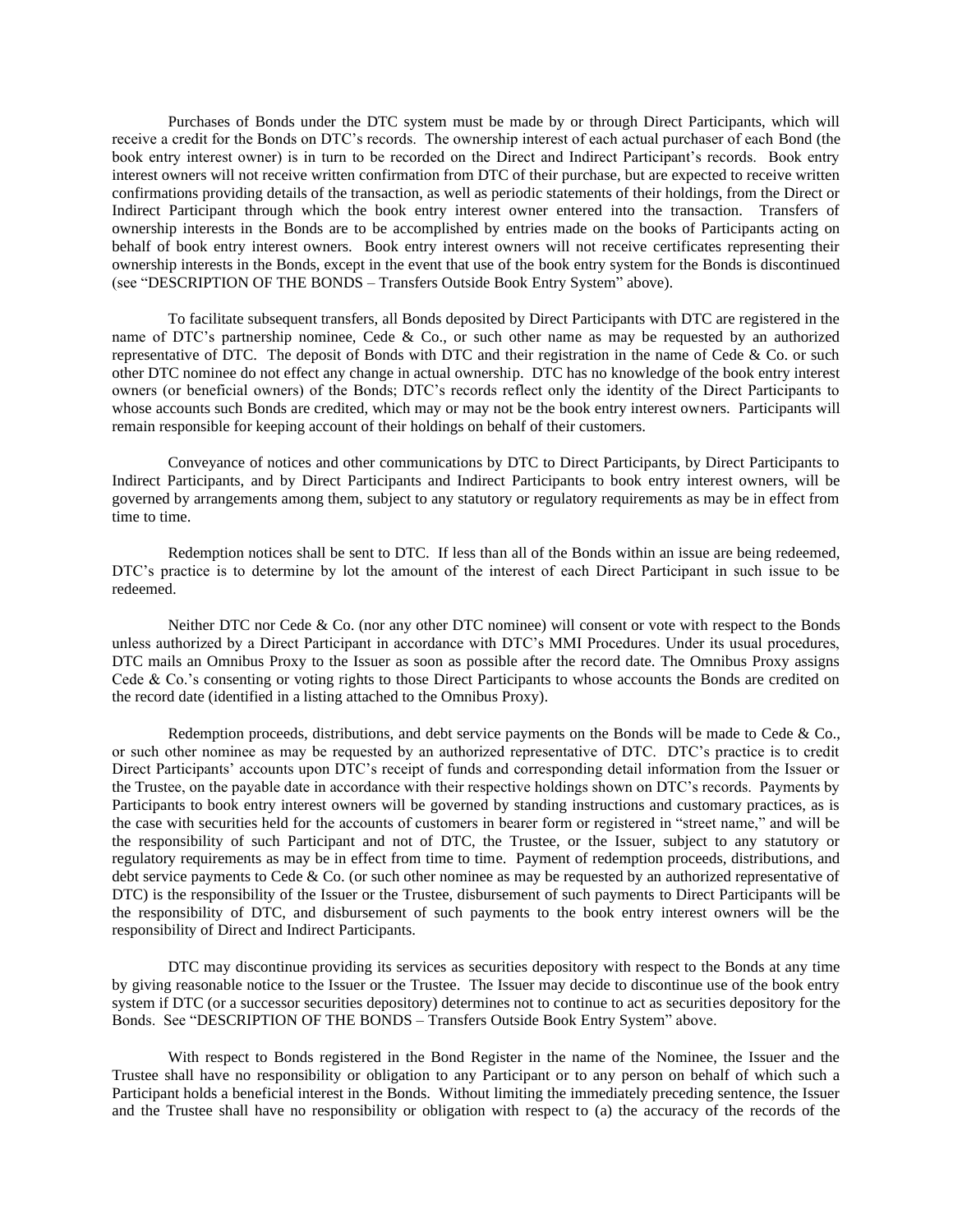Purchases of Bonds under the DTC system must be made by or through Direct Participants, which will receive a credit for the Bonds on DTC's records. The ownership interest of each actual purchaser of each Bond (the book entry interest owner) is in turn to be recorded on the Direct and Indirect Participant's records. Book entry interest owners will not receive written confirmation from DTC of their purchase, but are expected to receive written confirmations providing details of the transaction, as well as periodic statements of their holdings, from the Direct or Indirect Participant through which the book entry interest owner entered into the transaction. Transfers of ownership interests in the Bonds are to be accomplished by entries made on the books of Participants acting on behalf of book entry interest owners. Book entry interest owners will not receive certificates representing their ownership interests in the Bonds, except in the event that use of the book entry system for the Bonds is discontinued (see "DESCRIPTION OF THE BONDS – Transfers Outside Book Entry System" above).

To facilitate subsequent transfers, all Bonds deposited by Direct Participants with DTC are registered in the name of DTC's partnership nominee, Cede & Co., or such other name as may be requested by an authorized representative of DTC. The deposit of Bonds with DTC and their registration in the name of Cede & Co. or such other DTC nominee do not effect any change in actual ownership. DTC has no knowledge of the book entry interest owners (or beneficial owners) of the Bonds; DTC's records reflect only the identity of the Direct Participants to whose accounts such Bonds are credited, which may or may not be the book entry interest owners. Participants will remain responsible for keeping account of their holdings on behalf of their customers.

Conveyance of notices and other communications by DTC to Direct Participants, by Direct Participants to Indirect Participants, and by Direct Participants and Indirect Participants to book entry interest owners, will be governed by arrangements among them, subject to any statutory or regulatory requirements as may be in effect from time to time.

Redemption notices shall be sent to DTC. If less than all of the Bonds within an issue are being redeemed, DTC's practice is to determine by lot the amount of the interest of each Direct Participant in such issue to be redeemed.

Neither DTC nor Cede & Co. (nor any other DTC nominee) will consent or vote with respect to the Bonds unless authorized by a Direct Participant in accordance with DTC's MMI Procedures. Under its usual procedures, DTC mails an Omnibus Proxy to the Issuer as soon as possible after the record date. The Omnibus Proxy assigns Cede & Co.'s consenting or voting rights to those Direct Participants to whose accounts the Bonds are credited on the record date (identified in a listing attached to the Omnibus Proxy).

Redemption proceeds, distributions, and debt service payments on the Bonds will be made to Cede & Co., or such other nominee as may be requested by an authorized representative of DTC. DTC's practice is to credit Direct Participants' accounts upon DTC's receipt of funds and corresponding detail information from the Issuer or the Trustee, on the payable date in accordance with their respective holdings shown on DTC's records. Payments by Participants to book entry interest owners will be governed by standing instructions and customary practices, as is the case with securities held for the accounts of customers in bearer form or registered in "street name," and will be the responsibility of such Participant and not of DTC, the Trustee, or the Issuer, subject to any statutory or regulatory requirements as may be in effect from time to time. Payment of redemption proceeds, distributions, and debt service payments to Cede & Co. (or such other nominee as may be requested by an authorized representative of DTC) is the responsibility of the Issuer or the Trustee, disbursement of such payments to Direct Participants will be the responsibility of DTC, and disbursement of such payments to the book entry interest owners will be the responsibility of Direct and Indirect Participants.

DTC may discontinue providing its services as securities depository with respect to the Bonds at any time by giving reasonable notice to the Issuer or the Trustee. The Issuer may decide to discontinue use of the book entry system if DTC (or a successor securities depository) determines not to continue to act as securities depository for the Bonds. See "DESCRIPTION OF THE BONDS – Transfers Outside Book Entry System" above.

With respect to Bonds registered in the Bond Register in the name of the Nominee, the Issuer and the Trustee shall have no responsibility or obligation to any Participant or to any person on behalf of which such a Participant holds a beneficial interest in the Bonds. Without limiting the immediately preceding sentence, the Issuer and the Trustee shall have no responsibility or obligation with respect to (a) the accuracy of the records of the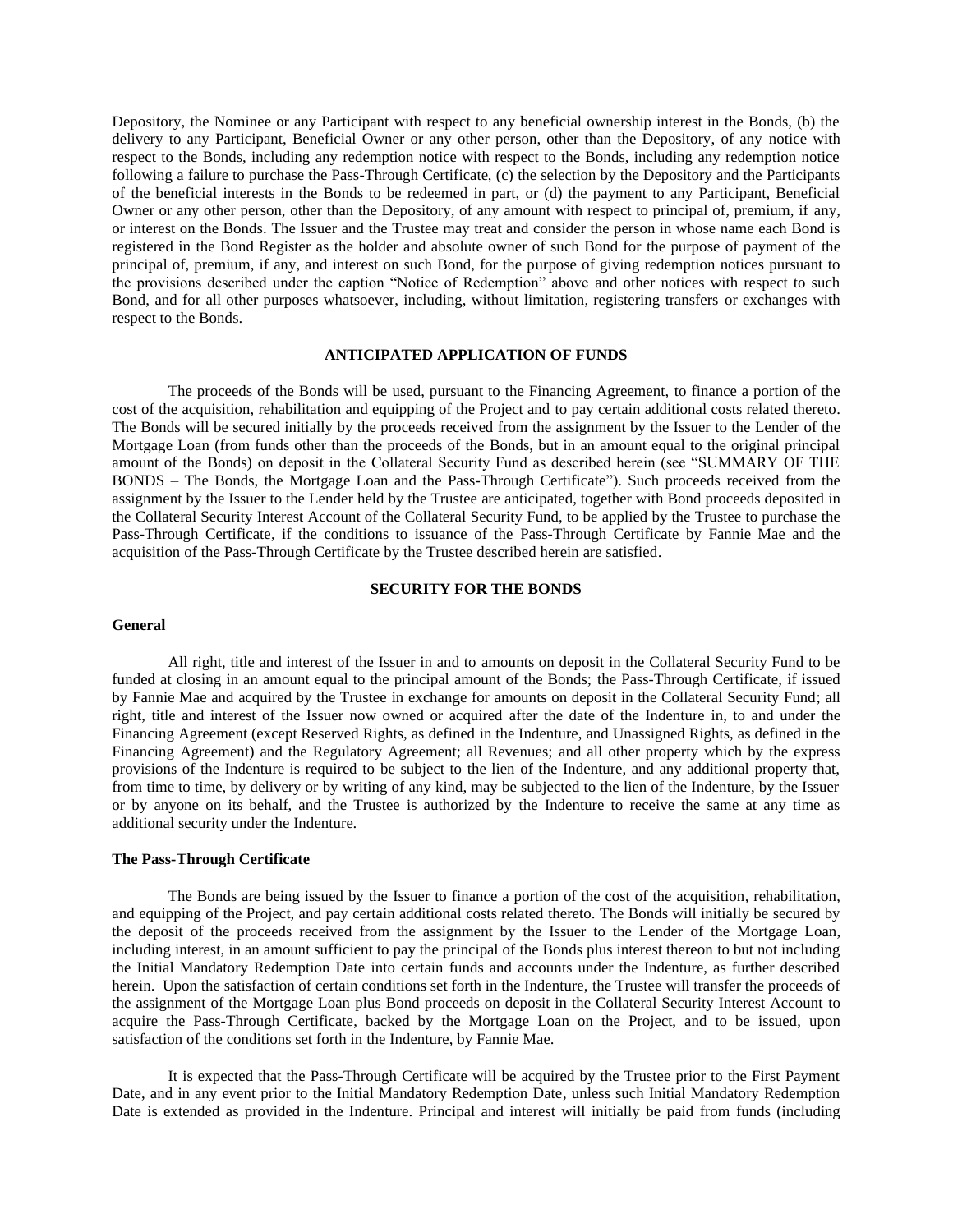Depository, the Nominee or any Participant with respect to any beneficial ownership interest in the Bonds, (b) the delivery to any Participant, Beneficial Owner or any other person, other than the Depository, of any notice with respect to the Bonds, including any redemption notice with respect to the Bonds, including any redemption notice following a failure to purchase the Pass-Through Certificate, (c) the selection by the Depository and the Participants of the beneficial interests in the Bonds to be redeemed in part, or (d) the payment to any Participant, Beneficial Owner or any other person, other than the Depository, of any amount with respect to principal of, premium, if any, or interest on the Bonds. The Issuer and the Trustee may treat and consider the person in whose name each Bond is registered in the Bond Register as the holder and absolute owner of such Bond for the purpose of payment of the principal of, premium, if any, and interest on such Bond, for the purpose of giving redemption notices pursuant to the provisions described under the caption "Notice of Redemption" above and other notices with respect to such Bond, and for all other purposes whatsoever, including, without limitation, registering transfers or exchanges with respect to the Bonds.

## ANTICIPATED APPLICATION OF FUNDS

The proceeds of the Bonds will be used, pursuant to the Financing Agreement, to finance a portion of the cost of the acquisition, rehabilitation and equipping of the Project and to pay certain additional costs related thereto. The Bonds will be secured initially by the proceeds received from the assignment by the Issuer to the Lender of the Mortgage Loan (from funds other than the proceeds of the Bonds, but in an amount equal to the original principal amount of the Bonds) on deposit in the Collateral Security Fund as described herein (see "SUMMARY OF THE BONDS – The Bonds, the Mortgage Loan and the Pass-Through Certificate"). Such proceeds received from the assignment by the Issuer to the Lender held by the Trustee are anticipated, together with Bond proceeds deposited in the Collateral Security Interest Account of the Collateral Security Fund, to be applied by the Trustee to purchase the Pass-Through Certificate, if the conditions to issuance of the Pass-Through Certificate by Fannie Mae and the acquisition of the Pass-Through Certificate by the Trustee described herein are satisfied.

## SECURITY FOR THE BONDS

### General

All right, title and interest of the Issuer in and to amounts on deposit in the Collateral Security Fund to be funded at closing in an amount equal to the principal amount of the Bonds; the Pass-Through Certificate, if issued by Fannie Mae and acquired by the Trustee in exchange for amounts on deposit in the Collateral Security Fund; all right, title and interest of the Issuer now owned or acquired after the date of the Indenture in, to and under the Financing Agreement (except Reserved Rights, as defined in the Indenture, and Unassigned Rights, as defined in the Financing Agreement) and the Regulatory Agreement; all Revenues; and all other property which by the express provisions of the Indenture is required to be subject to the lien of the Indenture, and any additional property that, from time to time, by delivery or by writing of any kind, may be subjected to the lien of the Indenture, by the Issuer or by anyone on its behalf, and the Trustee is authorized by the Indenture to receive the same at any time as additional security under the Indenture.

### The Pass-Through Certificate

The Bonds are being issued by the Issuer to finance a portion of the cost of the acquisition, rehabilitation, and equipping of the Project, and pay certain additional costs related thereto. The Bonds will initially be secured by the deposit of the proceeds received from the assignment by the Issuer to the Lender of the Mortgage Loan, including interest, in an amount sufficient to pay the principal of the Bonds plus interest thereon to but not including the Initial Mandatory Redemption Date into certain funds and accounts under the Indenture, as further described herein. Upon the satisfaction of certain conditions set forth in the Indenture, the Trustee will transfer the proceeds of the assignment of the Mortgage Loan plus Bond proceeds on deposit in the Collateral Security Interest Account to acquire the Pass-Through Certificate, backed by the Mortgage Loan on the Project, and to be issued, upon satisfaction of the conditions set forth in the Indenture, by Fannie Mae.

It is expected that the Pass-Through Certificate will be acquired by the Trustee prior to the First Payment Date, and in any event prior to the Initial Mandatory Redemption Date, unless such Initial Mandatory Redemption Date is extended as provided in the Indenture. Principal and interest will initially be paid from funds (including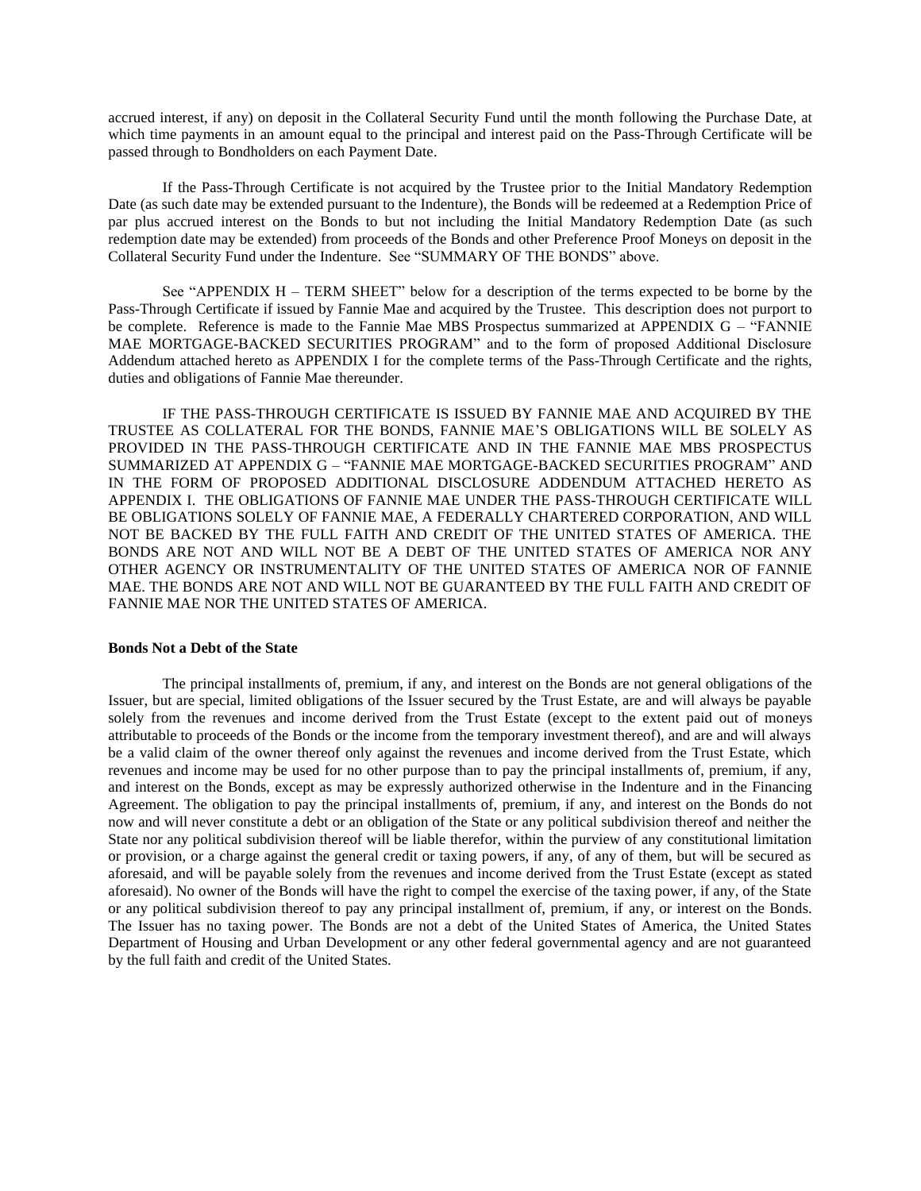accrued interest, if any) on deposit in the Collateral Security Fund until the month following the Purchase Date, at which time payments in an amount equal to the principal and interest paid on the Pass-Through Certificate will be passed through to Bondholders on each Payment Date.

If the Pass-Through Certificate is not acquired by the Trustee prior to the Initial Mandatory Redemption Date (as such date may be extended pursuant to the Indenture), the Bonds will be redeemed at a Redemption Price of par plus accrued interest on the Bonds to but not including the Initial Mandatory Redemption Date (as such redemption date may be extended) from proceeds of the Bonds and other Preference Proof Moneys on deposit in the Collateral Security Fund under the Indenture. See "SUMMARY OF THE BONDS" above.

See "APPENDIX H – TERM SHEET" below for a description of the terms expected to be borne by the Pass-Through Certificate if issued by Fannie Mae and acquired by the Trustee. This description does not purport to be complete. Reference is made to the Fannie Mae MBS Prospectus summarized at APPENDIX G – "FANNIE MAE MORTGAGE-BACKED SECURITIES PROGRAM" and to the form of proposed Additional Disclosure Addendum attached hereto as APPENDIX I for the complete terms of the Pass-Through Certificate and the rights, duties and obligations of Fannie Mae thereunder.

IF THE PASS-THROUGH CERTIFICATE IS ISSUED BY FANNIE MAE AND ACQUIRED BY THE TRUSTEE AS COLLATERAL FOR THE BONDS, FANNIE MAE'S OBLIGATIONS WILL BE SOLELY AS PROVIDED IN THE PASS-THROUGH CERTIFICATE AND IN THE FANNIE MAE MBS PROSPECTUS SUMMARIZED AT APPENDIX G – "FANNIE MAE MORTGAGE-BACKED SECURITIES PROGRAM" AND IN THE FORM OF PROPOSED ADDITIONAL DISCLOSURE ADDENDUM ATTACHED HERETO AS APPENDIX I. THE OBLIGATIONS OF FANNIE MAE UNDER THE PASS-THROUGH CERTIFICATE WILL BE OBLIGATIONS SOLELY OF FANNIE MAE, A FEDERALLY CHARTERED CORPORATION, AND WILL NOT BE BACKED BY THE FULL FAITH AND CREDIT OF THE UNITED STATES OF AMERICA. THE BONDS ARE NOT AND WILL NOT BE A DEBT OF THE UNITED STATES OF AMERICA NOR ANY OTHER AGENCY OR INSTRUMENTALITY OF THE UNITED STATES OF AMERICA NOR OF FANNIE MAE. THE BONDS ARE NOT AND WILL NOT BE GUARANTEED BY THE FULL FAITH AND CREDIT OF FANNIE MAE NOR THE UNITED STATES OF AMERICA.

**Bonds Not a Debt of the State**

The principal installments of, premium, if any, and interest on the Bonds are not general obligations of the Issuer, but are special, limited obligations of the Issuer secured by the Trust Estate, are and will always be payable solely from the revenues and income derived from the Trust Estate (except to the extent paid out of moneys attributable to proceeds of the Bonds or the income from the temporary investment thereof), and are and will always be a valid claim of the owner thereof only against the revenues and income derived from the Trust Estate, which revenues and income may be used for no other purpose than to pay the principal installments of, premium, if any, and interest on the Bonds, except as may be expressly authorized otherwise in the Indenture and in the Financing Agreement. The obligation to pay the principal installments of, premium, if any, and interest on the Bonds do not now and will never constitute a debt or an obligation of the State or any political subdivision thereof and neither the State nor any political subdivision thereof will be liable therefor, within the purview of any constitutional limitation or provision, or a charge against the general credit or taxing powers, if any, of any of them, but will be secured as aforesaid, and will be payable solely from the revenues and income derived from the Trust Estate (except as stated aforesaid). No owner of the Bonds will have the right to compel the exercise of the taxing power, if any, of the State or any political subdivision thereof to pay any principal installment of, premium, if any, or interest on the Bonds. The Issuer has no taxing power. The Bonds are not a debt of the United States of America, the United States Department of Housing and Urban Development or any other federal governmental agency and are not guaranteed by the full faith and credit of the United States.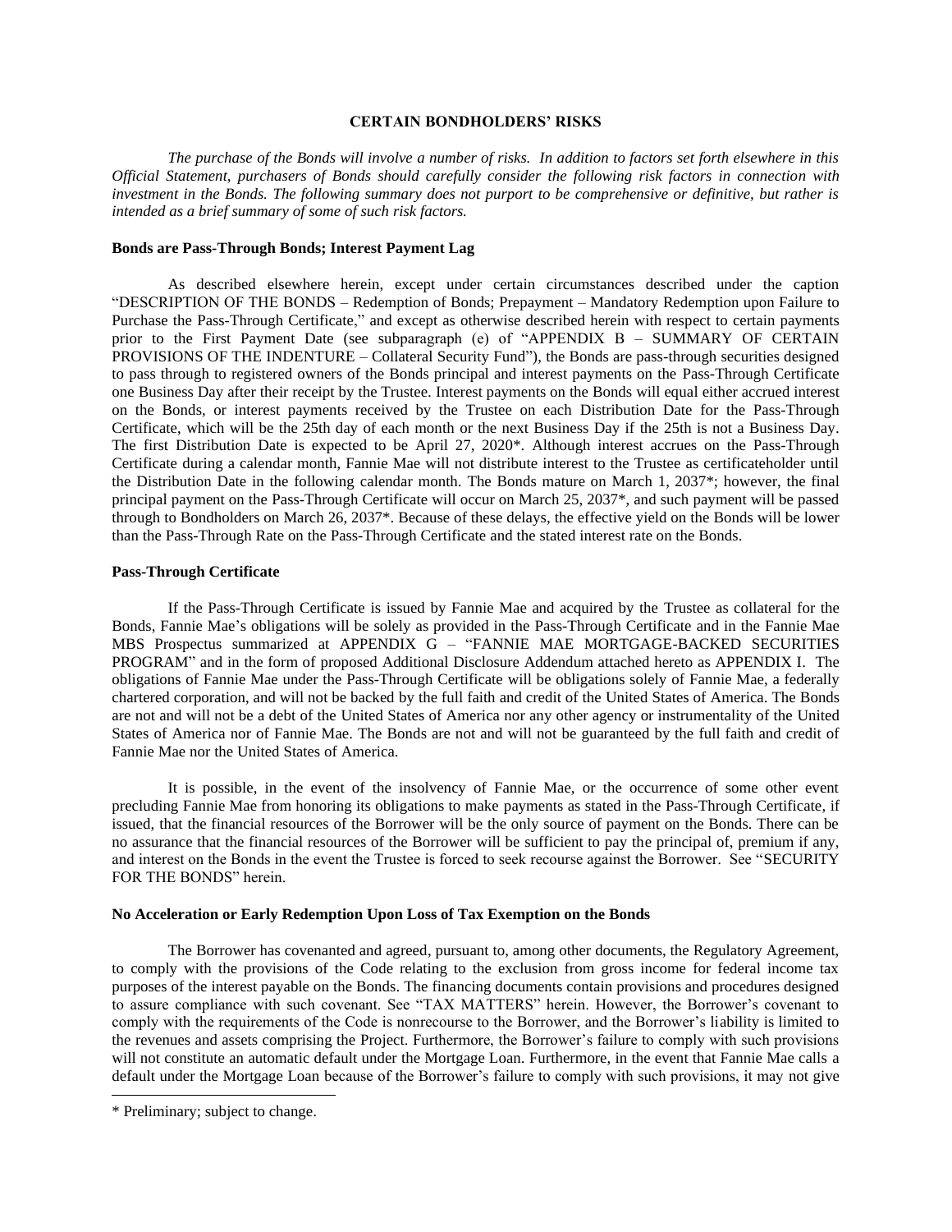## CERTAIN BONDHOLDERS' RISKS

*The purchase of the Bonds will involve a number of risks. In addition to factors set forth elsewhere in this Official Statement, purchasers of Bonds should carefully consider the following risk factors in connection with investment in the Bonds. The following summary does not purport to be comprehensive or definitive, but rather is intended as a brief summary of some of such risk factors.*

### Bonds are Pass-Through Bonds; Interest Payment Lag

As described elsewhere herein, except under certain circumstances described under the caption "DESCRIPTION OF THE BONDS – Redemption of Bonds; Prepayment – Mandatory Redemption upon Failure to Purchase the Pass-Through Certificate," and except as otherwise described herein with respect to certain payments prior to the First Payment Date (see subparagraph (e) of "APPENDIX B – SUMMARY OF CERTAIN PROVISIONS OF THE INDENTURE – Collateral Security Fund"), the Bonds are pass-through securities designed to pass through to registered owners of the Bonds principal and interest payments on the Pass-Through Certificate one Business Day after their receipt by the Trustee. Interest payments on the Bonds will equal either accrued interest on the Bonds, or interest payments received by the Trustee on each Distribution Date for the Pass-Through Certificate, which will be the 25th day of each month or the next Business Day if the 25th is not a Business Day. The first Distribution Date is expected to be April 27, 2020*. Although interest accrues on the Pass-Through Certificate during a calendar month, Fannie Mae will not distribute interest to the Trustee as certificateholder until the Distribution Date in the following calendar month. The Bonds mature on March 1, 2037*; however, the final principal payment on the Pass-Through Certificate will occur on March 25, 2037*, and such payment will be passed through to Bondholders on March 26, 2037*. Because of these delays, the effective yield on the Bonds will be lower than the Pass-Through Rate on the Pass-Through Certificate and the stated interest rate on the Bonds.

### Pass-Through Certificate

If the Pass-Through Certificate is issued by Fannie Mae and acquired by the Trustee as collateral for the Bonds, Fannie Mae's obligations will be solely as provided in the Pass-Through Certificate and in the Fannie Mae MBS Prospectus summarized at APPENDIX G – "FANNIE MAE MORTGAGE-BACKED SECURITIES PROGRAM" and in the form of proposed Additional Disclosure Addendum attached hereto as APPENDIX I. The obligations of Fannie Mae under the Pass-Through Certificate will be obligations solely of Fannie Mae, a federally chartered corporation, and will not be backed by the full faith and credit of the United States of America. The Bonds are not and will not be a debt of the United States of America nor any other agency or instrumentality of the United States of America nor of Fannie Mae. The Bonds are not and will not be guaranteed by the full faith and credit of Fannie Mae nor the United States of America.

It is possible, in the event of the insolvency of Fannie Mae, or the occurrence of some other event precluding Fannie Mae from honoring its obligations to make payments as stated in the Pass-Through Certificate, if issued, that the financial resources of the Borrower will be the only source of payment on the Bonds. There can be no assurance that the financial resources of the Borrower will be sufficient to pay the principal of, premium if any, and interest on the Bonds in the event the Trustee is forced to seek recourse against the Borrower. See "SECURITY FOR THE BONDS" herein.

### No Acceleration or Early Redemption Upon Loss of Tax Exemption on the Bonds

The Borrower has covenanted and agreed, pursuant to, among other documents, the Regulatory Agreement, to comply with the provisions of the Code relating to the exclusion from gross income for federal income tax purposes of the interest payable on the Bonds. The financing documents contain provisions and procedures designed to assure compliance with such covenant. See "TAX MATTERS" herein. However, the Borrower's covenant to comply with the requirements of the Code is nonrecourse to the Borrower, and the Borrower's liability is limited to the revenues and assets comprising the Project. Furthermore, the Borrower's failure to comply with such provisions will not constitute an automatic default under the Mortgage Loan. Furthermore, in the event that Fannie Mae calls a default under the Mortgage Loan because of the Borrower's failure to comply with such provisions, it may not give

---

\* Preliminary; subject to change.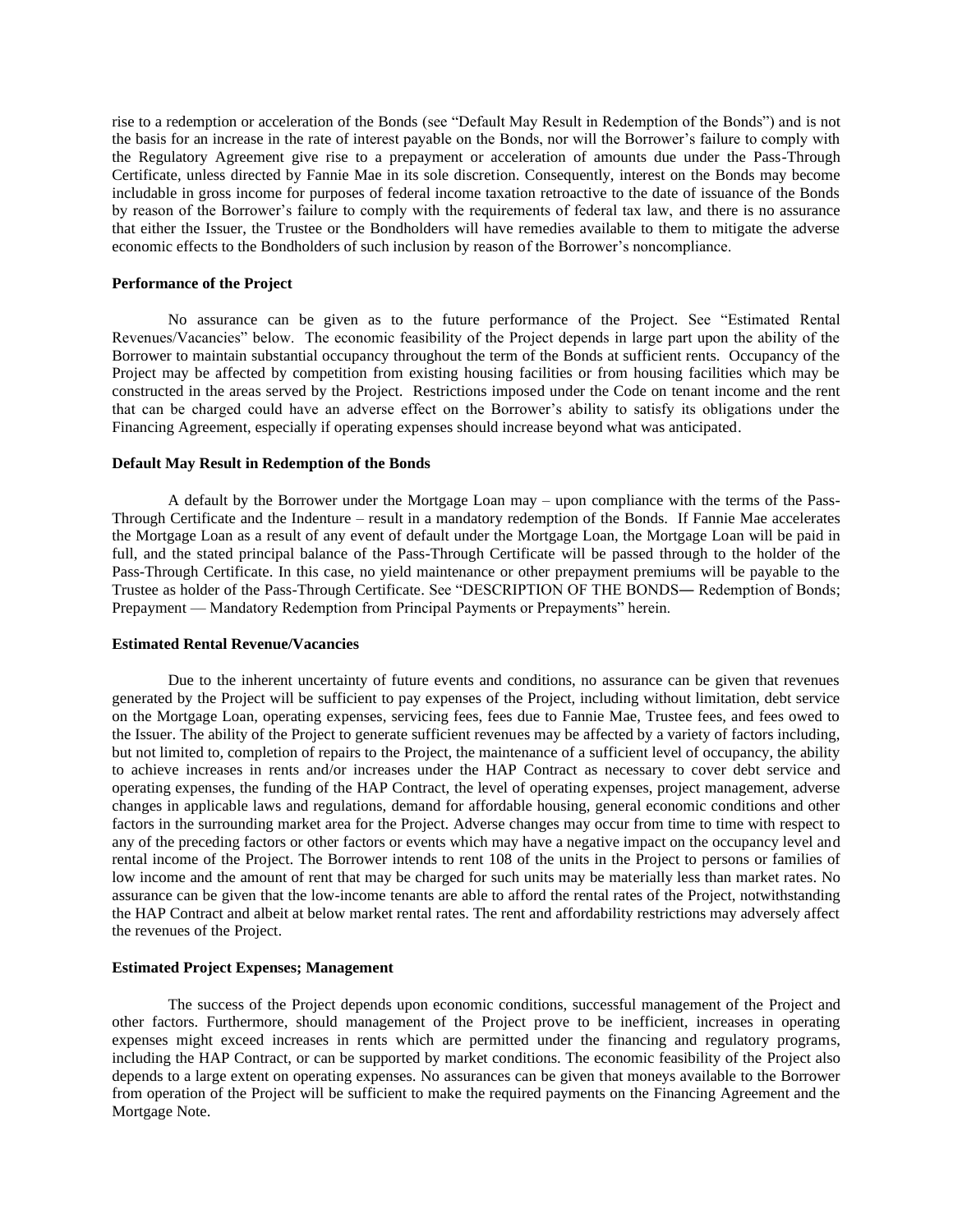rise to a redemption or acceleration of the Bonds (see "Default May Result in Redemption of the Bonds") and is not the basis for an increase in the rate of interest payable on the Bonds, nor will the Borrower's failure to comply with the Regulatory Agreement give rise to a prepayment or acceleration of amounts due under the Pass-Through Certificate, unless directed by Fannie Mae in its sole discretion. Consequently, interest on the Bonds may become includable in gross income for purposes of federal income taxation retroactive to the date of issuance of the Bonds by reason of the Borrower's failure to comply with the requirements of federal tax law, and there is no assurance that either the Issuer, the Trustee or the Bondholders will have remedies available to them to mitigate the adverse economic effects to the Bondholders of such inclusion by reason of the Borrower's noncompliance.

**Performance of the Project**

No assurance can be given as to the future performance of the Project. See "Estimated Rental Revenues/Vacancies" below. The economic feasibility of the Project depends in large part upon the ability of the Borrower to maintain substantial occupancy throughout the term of the Bonds at sufficient rents. Occupancy of the Project may be affected by competition from existing housing facilities or from housing facilities which may be constructed in the areas served by the Project. Restrictions imposed under the Code on tenant income and the rent that can be charged could have an adverse effect on the Borrower's ability to satisfy its obligations under the Financing Agreement, especially if operating expenses should increase beyond what was anticipated.

**Default May Result in Redemption of the Bonds**

A default by the Borrower under the Mortgage Loan may – upon compliance with the terms of the Pass-Through Certificate and the Indenture – result in a mandatory redemption of the Bonds. If Fannie Mae accelerates the Mortgage Loan as a result of any event of default under the Mortgage Loan, the Mortgage Loan will be paid in full, and the stated principal balance of the Pass-Through Certificate will be passed through to the holder of the Pass-Through Certificate. In this case, no yield maintenance or other prepayment premiums will be payable to the Trustee as holder of the Pass-Through Certificate. See "DESCRIPTION OF THE BONDS— Redemption of Bonds; Prepayment — Mandatory Redemption from Principal Payments or Prepayments" herein.

**Estimated Rental Revenue/Vacancies**

Due to the inherent uncertainty of future events and conditions, no assurance can be given that revenues generated by the Project will be sufficient to pay expenses of the Project, including without limitation, debt service on the Mortgage Loan, operating expenses, servicing fees, fees due to Fannie Mae, Trustee fees, and fees owed to the Issuer. The ability of the Project to generate sufficient revenues may be affected by a variety of factors including, but not limited to, completion of repairs to the Project, the maintenance of a sufficient level of occupancy, the ability to achieve increases in rents and/or increases under the HAP Contract as necessary to cover debt service and operating expenses, the funding of the HAP Contract, the level of operating expenses, project management, adverse changes in applicable laws and regulations, demand for affordable housing, general economic conditions and other factors in the surrounding market area for the Project. Adverse changes may occur from time to time with respect to any of the preceding factors or other factors or events which may have a negative impact on the occupancy level and rental income of the Project. The Borrower intends to rent 108 of the units in the Project to persons or families of low income and the amount of rent that may be charged for such units may be materially less than market rates. No assurance can be given that the low-income tenants are able to afford the rental rates of the Project, notwithstanding the HAP Contract and albeit at below market rental rates. The rent and affordability restrictions may adversely affect the revenues of the Project.

**Estimated Project Expenses; Management**

The success of the Project depends upon economic conditions, successful management of the Project and other factors. Furthermore, should management of the Project prove to be inefficient, increases in operating expenses might exceed increases in rents which are permitted under the financing and regulatory programs, including the HAP Contract, or can be supported by market conditions. The economic feasibility of the Project also depends to a large extent on operating expenses. No assurances can be given that moneys available to the Borrower from operation of the Project will be sufficient to make the required payments on the Financing Agreement and the Mortgage Note.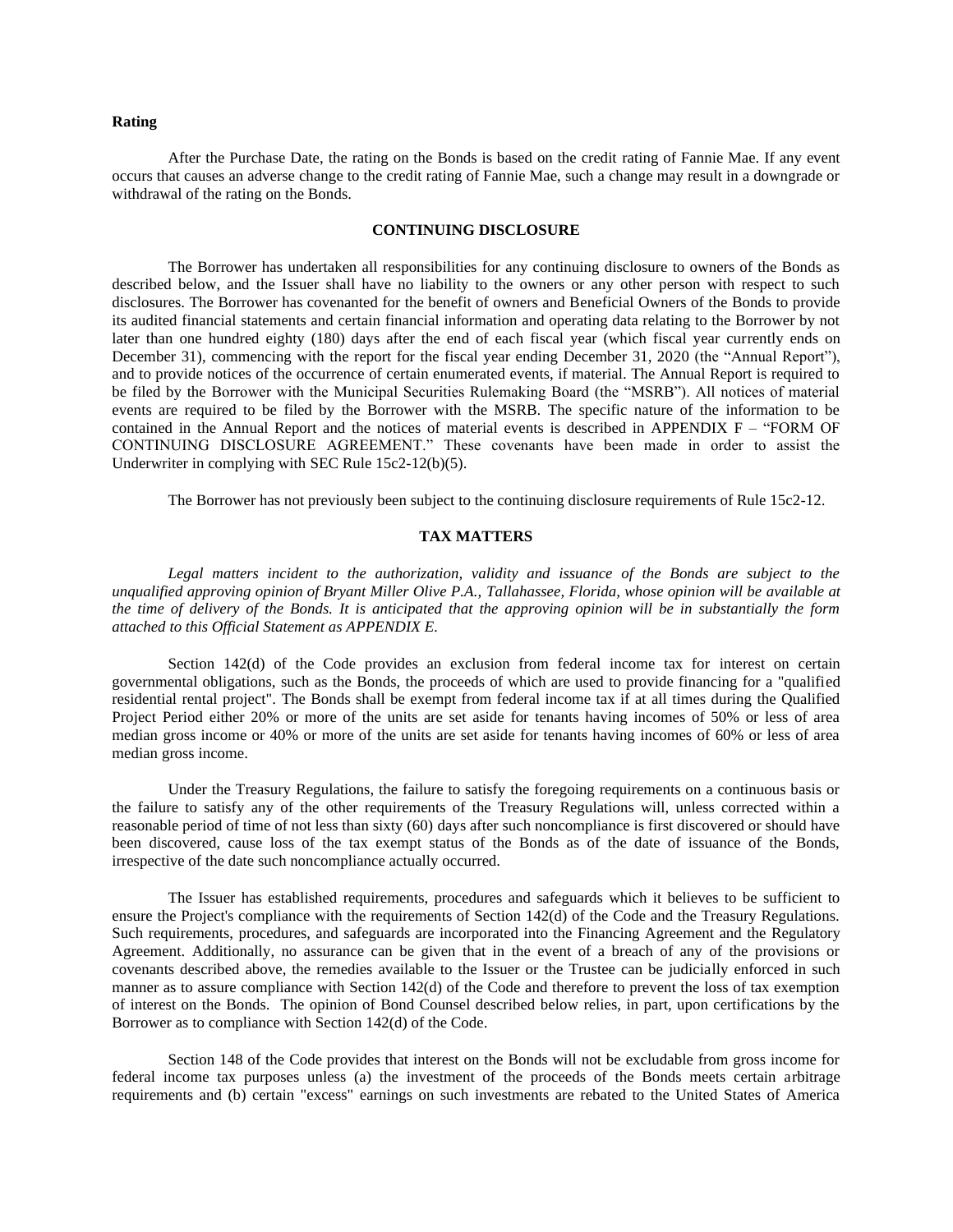### Rating

After the Purchase Date, the rating on the Bonds is based on the credit rating of Fannie Mae. If any event occurs that causes an adverse change to the credit rating of Fannie Mae, such a change may result in a downgrade or withdrawal of the rating on the Bonds.

## CONTINUING DISCLOSURE

The Borrower has undertaken all responsibilities for any continuing disclosure to owners of the Bonds as described below, and the Issuer shall have no liability to the owners or any other person with respect to such disclosures. The Borrower has covenanted for the benefit of owners and Beneficial Owners of the Bonds to provide its audited financial statements and certain financial information and operating data relating to the Borrower by not later than one hundred eighty (180) days after the end of each fiscal year (which fiscal year currently ends on December 31), commencing with the report for the fiscal year ending December 31, 2020 (the "Annual Report"), and to provide notices of the occurrence of certain enumerated events, if material. The Annual Report is required to be filed by the Borrower with the Municipal Securities Rulemaking Board (the "MSRB"). All notices of material events are required to be filed by the Borrower with the MSRB. The specific nature of the information to be contained in the Annual Report and the notices of material events is described in APPENDIX F – "FORM OF CONTINUING DISCLOSURE AGREEMENT." These covenants have been made in order to assist the Underwriter in complying with SEC Rule 15c2-12(b)(5).

The Borrower has not previously been subject to the continuing disclosure requirements of Rule 15c2-12.

## TAX MATTERS

*Legal matters incident to the authorization, validity and issuance of the Bonds are subject to the unqualified approving opinion of Bryant Miller Olive P.A., Tallahassee, Florida, whose opinion will be available at the time of delivery of the Bonds. It is anticipated that the approving opinion will be in substantially the form attached to this Official Statement as APPENDIX E.*

Section 142(d) of the Code provides an exclusion from federal income tax for interest on certain governmental obligations, such as the Bonds, the proceeds of which are used to provide financing for a "qualified residential rental project". The Bonds shall be exempt from federal income tax if at all times during the Qualified Project Period either 20% or more of the units are set aside for tenants having incomes of 50% or less of area median gross income or 40% or more of the units are set aside for tenants having incomes of 60% or less of area median gross income.

Under the Treasury Regulations, the failure to satisfy the foregoing requirements on a continuous basis or the failure to satisfy any of the other requirements of the Treasury Regulations will, unless corrected within a reasonable period of time of not less than sixty (60) days after such noncompliance is first discovered or should have been discovered, cause loss of the tax exempt status of the Bonds as of the date of issuance of the Bonds, irrespective of the date such noncompliance actually occurred.

The Issuer has established requirements, procedures and safeguards which it believes to be sufficient to ensure the Project's compliance with the requirements of Section 142(d) of the Code and the Treasury Regulations. Such requirements, procedures, and safeguards are incorporated into the Financing Agreement and the Regulatory Agreement. Additionally, no assurance can be given that in the event of a breach of any of the provisions or covenants described above, the remedies available to the Issuer or the Trustee can be judicially enforced in such manner as to assure compliance with Section 142(d) of the Code and therefore to prevent the loss of tax exemption of interest on the Bonds. The opinion of Bond Counsel described below relies, in part, upon certifications by the Borrower as to compliance with Section 142(d) of the Code.

Section 148 of the Code provides that interest on the Bonds will not be excludable from gross income for federal income tax purposes unless (a) the investment of the proceeds of the Bonds meets certain arbitrage requirements and (b) certain "excess" earnings on such investments are rebated to the United States of America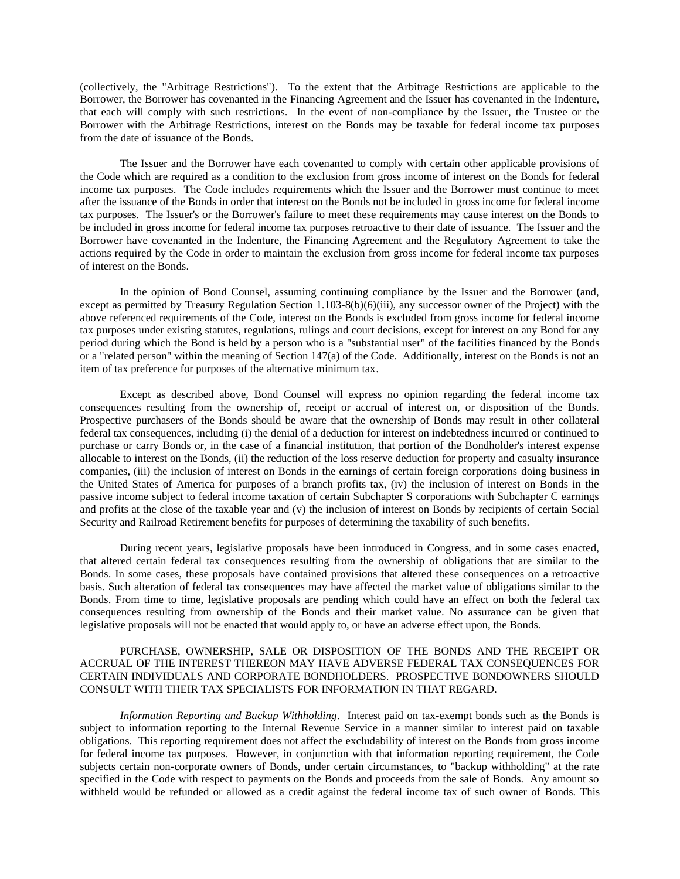(collectively, the "Arbitrage Restrictions"). To the extent that the Arbitrage Restrictions are applicable to the Borrower, the Borrower has covenanted in the Financing Agreement and the Issuer has covenanted in the Indenture, that each will comply with such restrictions. In the event of non-compliance by the Issuer, the Trustee or the Borrower with the Arbitrage Restrictions, interest on the Bonds may be taxable for federal income tax purposes from the date of issuance of the Bonds.

The Issuer and the Borrower have each covenanted to comply with certain other applicable provisions of the Code which are required as a condition to the exclusion from gross income of interest on the Bonds for federal income tax purposes. The Code includes requirements which the Issuer and the Borrower must continue to meet after the issuance of the Bonds in order that interest on the Bonds not be included in gross income for federal income tax purposes. The Issuer's or the Borrower's failure to meet these requirements may cause interest on the Bonds to be included in gross income for federal income tax purposes retroactive to their date of issuance. The Issuer and the Borrower have covenanted in the Indenture, the Financing Agreement and the Regulatory Agreement to take the actions required by the Code in order to maintain the exclusion from gross income for federal income tax purposes of interest on the Bonds.

In the opinion of Bond Counsel, assuming continuing compliance by the Issuer and the Borrower (and, except as permitted by Treasury Regulation Section 1.103-8(b)(6)(iii), any successor owner of the Project) with the above referenced requirements of the Code, interest on the Bonds is excluded from gross income for federal income tax purposes under existing statutes, regulations, rulings and court decisions, except for interest on any Bond for any period during which the Bond is held by a person who is a "substantial user" of the facilities financed by the Bonds or a "related person" within the meaning of Section 147(a) of the Code. Additionally, interest on the Bonds is not an item of tax preference for purposes of the alternative minimum tax.

Except as described above, Bond Counsel will express no opinion regarding the federal income tax consequences resulting from the ownership of, receipt or accrual of interest on, or disposition of the Bonds. Prospective purchasers of the Bonds should be aware that the ownership of Bonds may result in other collateral federal tax consequences, including (i) the denial of a deduction for interest on indebtedness incurred or continued to purchase or carry Bonds or, in the case of a financial institution, that portion of the Bondholder's interest expense allocable to interest on the Bonds, (ii) the reduction of the loss reserve deduction for property and casualty insurance companies, (iii) the inclusion of interest on Bonds in the earnings of certain foreign corporations doing business in the United States of America for purposes of a branch profits tax, (iv) the inclusion of interest on Bonds in the passive income subject to federal income taxation of certain Subchapter S corporations with Subchapter C earnings and profits at the close of the taxable year and (v) the inclusion of interest on Bonds by recipients of certain Social Security and Railroad Retirement benefits for purposes of determining the taxability of such benefits.

During recent years, legislative proposals have been introduced in Congress, and in some cases enacted, that altered certain federal tax consequences resulting from the ownership of obligations that are similar to the Bonds. In some cases, these proposals have contained provisions that altered these consequences on a retroactive basis. Such alteration of federal tax consequences may have affected the market value of obligations similar to the Bonds. From time to time, legislative proposals are pending which could have an effect on both the federal tax consequences resulting from ownership of the Bonds and their market value. No assurance can be given that legislative proposals will not be enacted that would apply to, or have an adverse effect upon, the Bonds.

PURCHASE, OWNERSHIP, SALE OR DISPOSITION OF THE BONDS AND THE RECEIPT OR ACCRUAL OF THE INTEREST THEREON MAY HAVE ADVERSE FEDERAL TAX CONSEQUENCES FOR CERTAIN INDIVIDUALS AND CORPORATE BONDHOLDERS. PROSPECTIVE BONDOWNERS SHOULD CONSULT WITH THEIR TAX SPECIALISTS FOR INFORMATION IN THAT REGARD.

*Information Reporting and Backup Withholding*. Interest paid on tax-exempt bonds such as the Bonds is subject to information reporting to the Internal Revenue Service in a manner similar to interest paid on taxable obligations. This reporting requirement does not affect the excludability of interest on the Bonds from gross income for federal income tax purposes. However, in conjunction with that information reporting requirement, the Code subjects certain non-corporate owners of Bonds, under certain circumstances, to "backup withholding" at the rate specified in the Code with respect to payments on the Bonds and proceeds from the sale of Bonds. Any amount so withheld would be refunded or allowed as a credit against the federal income tax of such owner of Bonds. This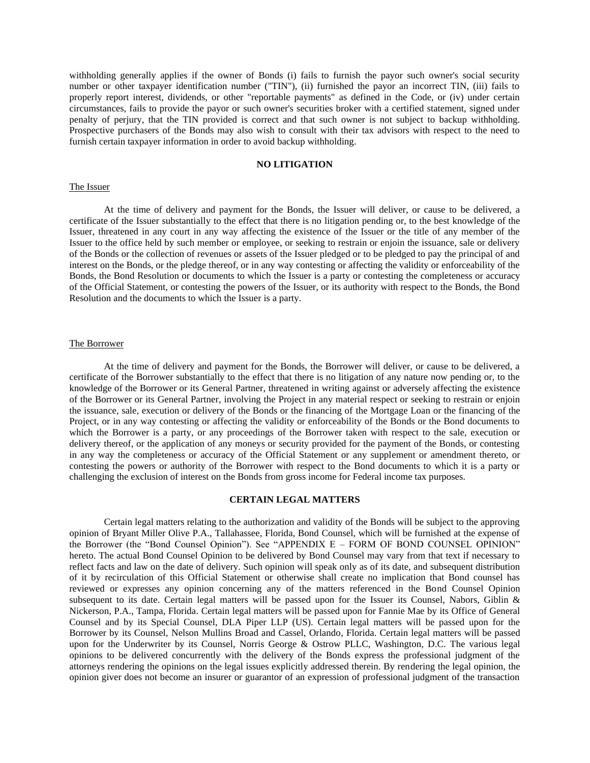withholding generally applies if the owner of Bonds (i) fails to furnish the payor such owner's social security number or other taxpayer identification number ("TIN"), (ii) furnished the payor an incorrect TIN, (iii) fails to properly report interest, dividends, or other "reportable payments" as defined in the Code, or (iv) under certain circumstances, fails to provide the payor or such owner's securities broker with a certified statement, signed under penalty of perjury, that the TIN provided is correct and that such owner is not subject to backup withholding. Prospective purchasers of the Bonds may also wish to consult with their tax advisors with respect to the need to furnish certain taxpayer information in order to avoid backup withholding.

## NO LITIGATION

The Issuer

At the time of delivery and payment for the Bonds, the Issuer will deliver, or cause to be delivered, a certificate of the Issuer substantially to the effect that there is no litigation pending or, to the best knowledge of the Issuer, threatened in any court in any way affecting the existence of the Issuer or the title of any member of the Issuer to the office held by such member or employee, or seeking to restrain or enjoin the issuance, sale or delivery of the Bonds or the collection of revenues or assets of the Issuer pledged or to be pledged to pay the principal of and interest on the Bonds, or the pledge thereof, or in any way contesting or affecting the validity or enforceability of the Bonds, the Bond Resolution or documents to which the Issuer is a party or contesting the completeness or accuracy of the Official Statement, or contesting the powers of the Issuer, or its authority with respect to the Bonds, the Bond Resolution and the documents to which the Issuer is a party.

The Borrower

At the time of delivery and payment for the Bonds, the Borrower will deliver, or cause to be delivered, a certificate of the Borrower substantially to the effect that there is no litigation of any nature now pending or, to the knowledge of the Borrower or its General Partner, threatened in writing against or adversely affecting the existence of the Borrower or its General Partner, involving the Project in any material respect or seeking to restrain or enjoin the issuance, sale, execution or delivery of the Bonds or the financing of the Mortgage Loan or the financing of the Project, or in any way contesting or affecting the validity or enforceability of the Bonds or the Bond documents to which the Borrower is a party, or any proceedings of the Borrower taken with respect to the sale, execution or delivery thereof, or the application of any moneys or security provided for the payment of the Bonds, or contesting in any way the completeness or accuracy of the Official Statement or any supplement or amendment thereto, or contesting the powers or authority of the Borrower with respect to the Bond documents to which it is a party or challenging the exclusion of interest on the Bonds from gross income for Federal income tax purposes.

## CERTAIN LEGAL MATTERS

Certain legal matters relating to the authorization and validity of the Bonds will be subject to the approving opinion of Bryant Miller Olive P.A., Tallahassee, Florida, Bond Counsel, which will be furnished at the expense of the Borrower (the "Bond Counsel Opinion"). See "APPENDIX E – FORM OF BOND COUNSEL OPINION" hereto. The actual Bond Counsel Opinion to be delivered by Bond Counsel may vary from that text if necessary to reflect facts and law on the date of delivery. Such opinion will speak only as of its date, and subsequent distribution of it by recirculation of this Official Statement or otherwise shall create no implication that Bond counsel has reviewed or expresses any opinion concerning any of the matters referenced in the Bond Counsel Opinion subsequent to its date. Certain legal matters will be passed upon for the Issuer its Counsel, Nabors, Giblin & Nickerson, P.A., Tampa, Florida. Certain legal matters will be passed upon for Fannie Mae by its Office of General Counsel and by its Special Counsel, DLA Piper LLP (US). Certain legal matters will be passed upon for the Borrower by its Counsel, Nelson Mullins Broad and Cassel, Orlando, Florida. Certain legal matters will be passed upon for the Underwriter by its Counsel, Norris George & Ostrow PLLC, Washington, D.C. The various legal opinions to be delivered concurrently with the delivery of the Bonds express the professional judgment of the attorneys rendering the opinions on the legal issues explicitly addressed therein. By rendering the legal opinion, the opinion giver does not become an insurer or guarantor of an expression of professional judgment of the transaction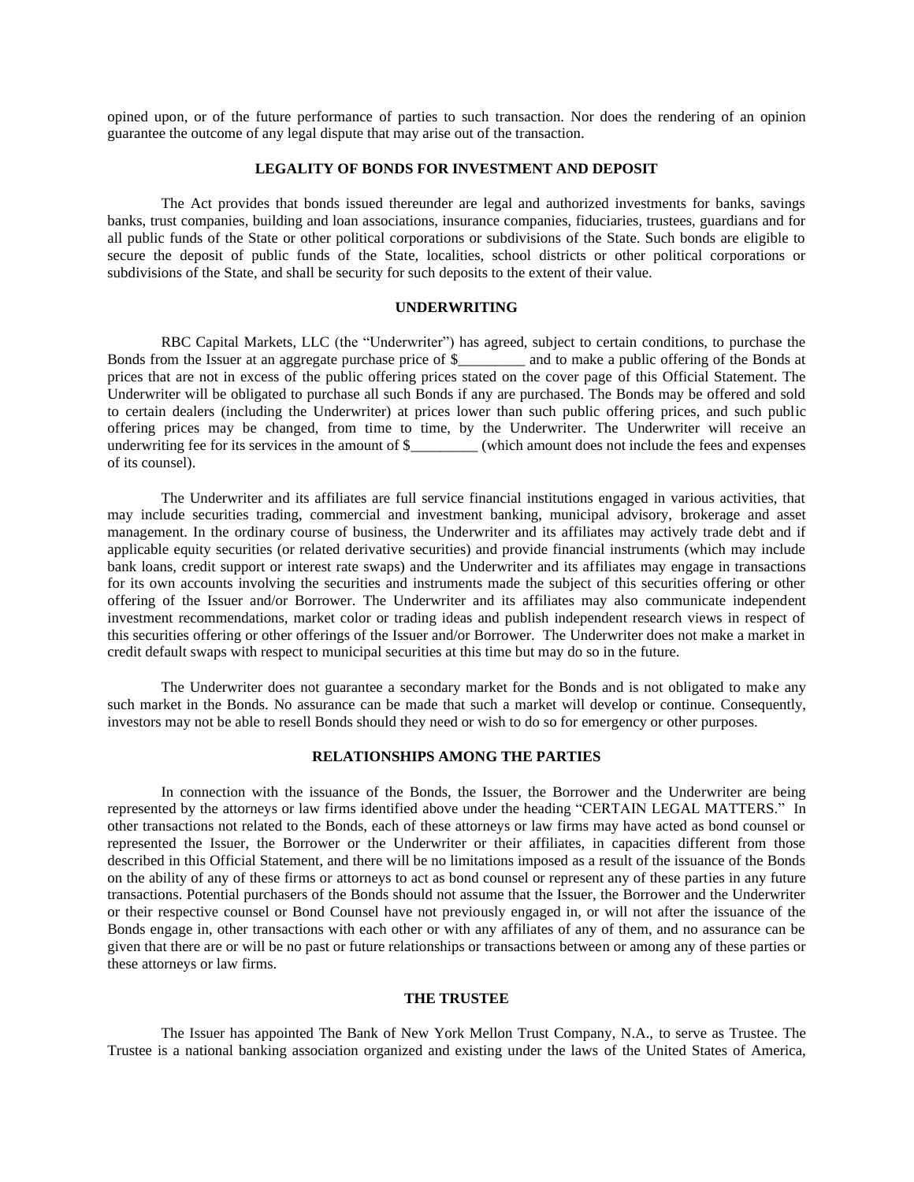opined upon, or of the future performance of parties to such transaction. Nor does the rendering of an opinion guarantee the outcome of any legal dispute that may arise out of the transaction.

## LEGALITY OF BONDS FOR INVESTMENT AND DEPOSIT

The Act provides that bonds issued thereunder are legal and authorized investments for banks, savings banks, trust companies, building and loan associations, insurance companies, fiduciaries, trustees, guardians and for all public funds of the State or other political corporations or subdivisions of the State. Such bonds are eligible to secure the deposit of public funds of the State, localities, school districts or other political corporations or subdivisions of the State, and shall be security for such deposits to the extent of their value.

## UNDERWRITING

RBC Capital Markets, LLC (the "Underwriter") has agreed, subject to certain conditions, to purchase the Bonds from the Issuer at an aggregate purchase price of $_________ and to make a public offering of the Bonds at prices that are not in excess of the public offering prices stated on the cover page of this Official Statement. The Underwriter will be obligated to purchase all such Bonds if any are purchased. The Bonds may be offered and sold to certain dealers (including the Underwriter) at prices lower than such public offering prices, and such public offering prices may be changed, from time to time, by the Underwriter. The Underwriter will receive an underwriting fee for its services in the amount of $_________ (which amount does not include the fees and expenses of its counsel).

The Underwriter and its affiliates are full service financial institutions engaged in various activities, that may include securities trading, commercial and investment banking, municipal advisory, brokerage and asset management. In the ordinary course of business, the Underwriter and its affiliates may actively trade debt and if applicable equity securities (or related derivative securities) and provide financial instruments (which may include bank loans, credit support or interest rate swaps) and the Underwriter and its affiliates may engage in transactions for its own accounts involving the securities and instruments made the subject of this securities offering or other offering of the Issuer and/or Borrower. The Underwriter and its affiliates may also communicate independent investment recommendations, market color or trading ideas and publish independent research views in respect of this securities offering or other offerings of the Issuer and/or Borrower. The Underwriter does not make a market in credit default swaps with respect to municipal securities at this time but may do so in the future.

The Underwriter does not guarantee a secondary market for the Bonds and is not obligated to make any such market in the Bonds. No assurance can be made that such a market will develop or continue. Consequently, investors may not be able to resell Bonds should they need or wish to do so for emergency or other purposes.

## RELATIONSHIPS AMONG THE PARTIES

In connection with the issuance of the Bonds, the Issuer, the Borrower and the Underwriter are being represented by the attorneys or law firms identified above under the heading "CERTAIN LEGAL MATTERS." In other transactions not related to the Bonds, each of these attorneys or law firms may have acted as bond counsel or represented the Issuer, the Borrower or the Underwriter or their affiliates, in capacities different from those described in this Official Statement, and there will be no limitations imposed as a result of the issuance of the Bonds on the ability of any of these firms or attorneys to act as bond counsel or represent any of these parties in any future transactions. Potential purchasers of the Bonds should not assume that the Issuer, the Borrower and the Underwriter or their respective counsel or Bond Counsel have not previously engaged in, or will not after the issuance of the Bonds engage in, other transactions with each other or with any affiliates of any of them, and no assurance can be given that there are or will be no past or future relationships or transactions between or among any of these parties or these attorneys or law firms.

## THE TRUSTEE

The Issuer has appointed The Bank of New York Mellon Trust Company, N.A., to serve as Trustee. The Trustee is a national banking association organized and existing under the laws of the United States of America,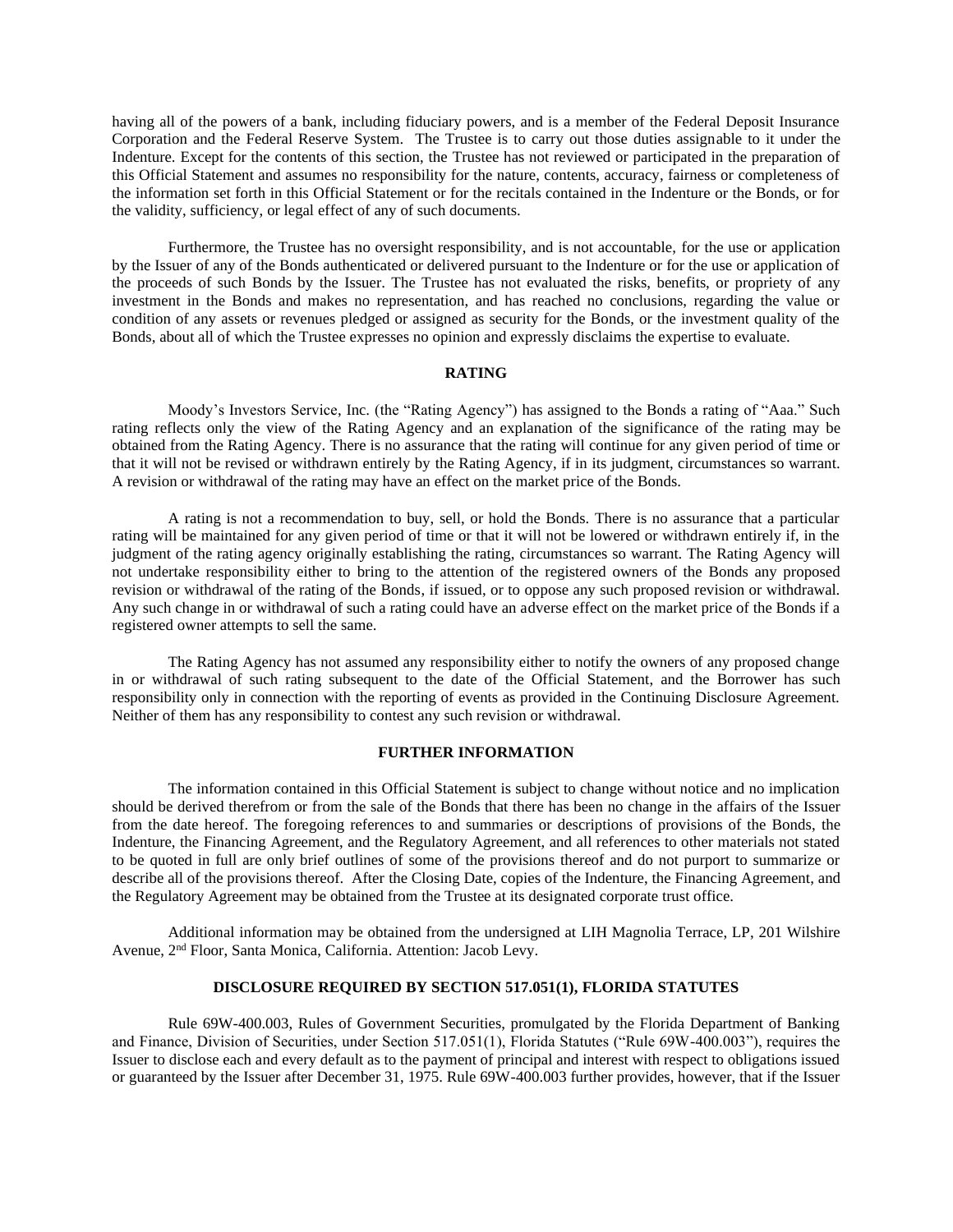having all of the powers of a bank, including fiduciary powers, and is a member of the Federal Deposit Insurance Corporation and the Federal Reserve System. The Trustee is to carry out those duties assignable to it under the Indenture. Except for the contents of this section, the Trustee has not reviewed or participated in the preparation of this Official Statement and assumes no responsibility for the nature, contents, accuracy, fairness or completeness of the information set forth in this Official Statement or for the recitals contained in the Indenture or the Bonds, or for the validity, sufficiency, or legal effect of any of such documents.

Furthermore, the Trustee has no oversight responsibility, and is not accountable, for the use or application by the Issuer of any of the Bonds authenticated or delivered pursuant to the Indenture or for the use or application of the proceeds of such Bonds by the Issuer. The Trustee has not evaluated the risks, benefits, or propriety of any investment in the Bonds and makes no representation, and has reached no conclusions, regarding the value or condition of any assets or revenues pledged or assigned as security for the Bonds, or the investment quality of the Bonds, about all of which the Trustee expresses no opinion and expressly disclaims the expertise to evaluate.

## RATING

Moody's Investors Service, Inc. (the "Rating Agency") has assigned to the Bonds a rating of "Aaa." Such rating reflects only the view of the Rating Agency and an explanation of the significance of the rating may be obtained from the Rating Agency. There is no assurance that the rating will continue for any given period of time or that it will not be revised or withdrawn entirely by the Rating Agency, if in its judgment, circumstances so warrant. A revision or withdrawal of the rating may have an effect on the market price of the Bonds.

A rating is not a recommendation to buy, sell, or hold the Bonds. There is no assurance that a particular rating will be maintained for any given period of time or that it will not be lowered or withdrawn entirely if, in the judgment of the rating agency originally establishing the rating, circumstances so warrant. The Rating Agency will not undertake responsibility either to bring to the attention of the registered owners of the Bonds any proposed revision or withdrawal of the rating of the Bonds, if issued, or to oppose any such proposed revision or withdrawal. Any such change in or withdrawal of such a rating could have an adverse effect on the market price of the Bonds if a registered owner attempts to sell the same.

The Rating Agency has not assumed any responsibility either to notify the owners of any proposed change in or withdrawal of such rating subsequent to the date of the Official Statement, and the Borrower has such responsibility only in connection with the reporting of events as provided in the Continuing Disclosure Agreement. Neither of them has any responsibility to contest any such revision or withdrawal.

## FURTHER INFORMATION

The information contained in this Official Statement is subject to change without notice and no implication should be derived therefrom or from the sale of the Bonds that there has been no change in the affairs of the Issuer from the date hereof. The foregoing references to and summaries or descriptions of provisions of the Bonds, the Indenture, the Financing Agreement, and the Regulatory Agreement, and all references to other materials not stated to be quoted in full are only brief outlines of some of the provisions thereof and do not purport to summarize or describe all of the provisions thereof. After the Closing Date, copies of the Indenture, the Financing Agreement, and the Regulatory Agreement may be obtained from the Trustee at its designated corporate trust office.

Additional information may be obtained from the undersigned at LIH Magnolia Terrace, LP, 201 Wilshire Avenue, 2nd Floor, Santa Monica, California. Attention: Jacob Levy.

## DISCLOSURE REQUIRED BY SECTION 517.051(1), FLORIDA STATUTES

Rule 69W-400.003, Rules of Government Securities, promulgated by the Florida Department of Banking and Finance, Division of Securities, under Section 517.051(1), Florida Statutes ("Rule 69W-400.003"), requires the Issuer to disclose each and every default as to the payment of principal and interest with respect to obligations issued or guaranteed by the Issuer after December 31, 1975. Rule 69W-400.003 further provides, however, that if the Issuer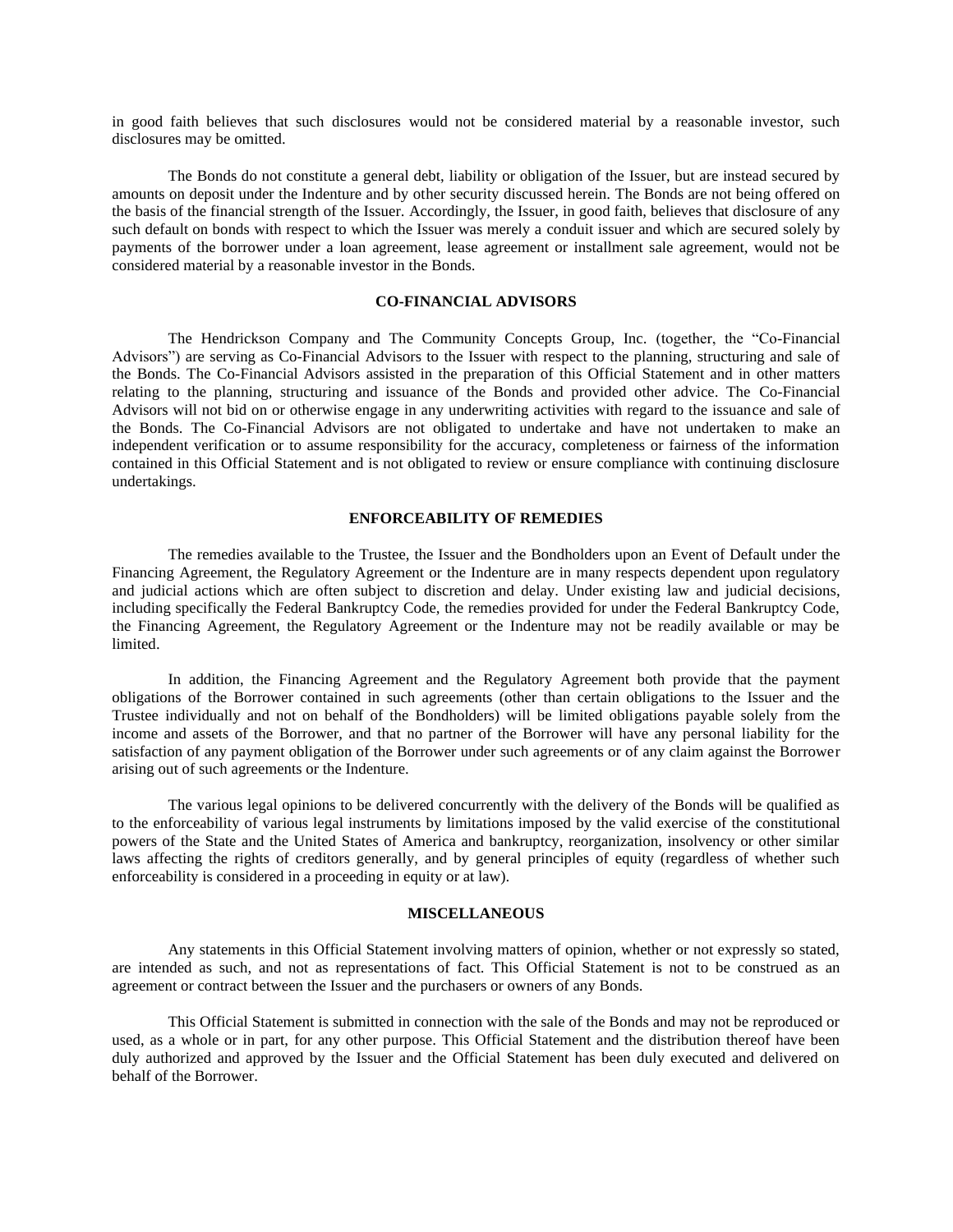in good faith believes that such disclosures would not be considered material by a reasonable investor, such disclosures may be omitted.

The Bonds do not constitute a general debt, liability or obligation of the Issuer, but are instead secured by amounts on deposit under the Indenture and by other security discussed herein. The Bonds are not being offered on the basis of the financial strength of the Issuer. Accordingly, the Issuer, in good faith, believes that disclosure of any such default on bonds with respect to which the Issuer was merely a conduit issuer and which are secured solely by payments of the borrower under a loan agreement, lease agreement or installment sale agreement, would not be considered material by a reasonable investor in the Bonds.

## CO-FINANCIAL ADVISORS

The Hendrickson Company and The Community Concepts Group, Inc. (together, the "Co-Financial Advisors") are serving as Co-Financial Advisors to the Issuer with respect to the planning, structuring and sale of the Bonds. The Co-Financial Advisors assisted in the preparation of this Official Statement and in other matters relating to the planning, structuring and issuance of the Bonds and provided other advice. The Co-Financial Advisors will not bid on or otherwise engage in any underwriting activities with regard to the issuance and sale of the Bonds. The Co-Financial Advisors are not obligated to undertake and have not undertaken to make an independent verification or to assume responsibility for the accuracy, completeness or fairness of the information contained in this Official Statement and is not obligated to review or ensure compliance with continuing disclosure undertakings.

## ENFORCEABILITY OF REMEDIES

The remedies available to the Trustee, the Issuer and the Bondholders upon an Event of Default under the Financing Agreement, the Regulatory Agreement or the Indenture are in many respects dependent upon regulatory and judicial actions which are often subject to discretion and delay. Under existing law and judicial decisions, including specifically the Federal Bankruptcy Code, the remedies provided for under the Federal Bankruptcy Code, the Financing Agreement, the Regulatory Agreement or the Indenture may not be readily available or may be limited.

In addition, the Financing Agreement and the Regulatory Agreement both provide that the payment obligations of the Borrower contained in such agreements (other than certain obligations to the Issuer and the Trustee individually and not on behalf of the Bondholders) will be limited obligations payable solely from the income and assets of the Borrower, and that no partner of the Borrower will have any personal liability for the satisfaction of any payment obligation of the Borrower under such agreements or of any claim against the Borrower arising out of such agreements or the Indenture.

The various legal opinions to be delivered concurrently with the delivery of the Bonds will be qualified as to the enforceability of various legal instruments by limitations imposed by the valid exercise of the constitutional powers of the State and the United States of America and bankruptcy, reorganization, insolvency or other similar laws affecting the rights of creditors generally, and by general principles of equity (regardless of whether such enforceability is considered in a proceeding in equity or at law).

## MISCELLANEOUS

Any statements in this Official Statement involving matters of opinion, whether or not expressly so stated, are intended as such, and not as representations of fact. This Official Statement is not to be construed as an agreement or contract between the Issuer and the purchasers or owners of any Bonds.

This Official Statement is submitted in connection with the sale of the Bonds and may not be reproduced or used, as a whole or in part, for any other purpose. This Official Statement and the distribution thereof have been duly authorized and approved by the Issuer and the Official Statement has been duly executed and delivered on behalf of the Borrower.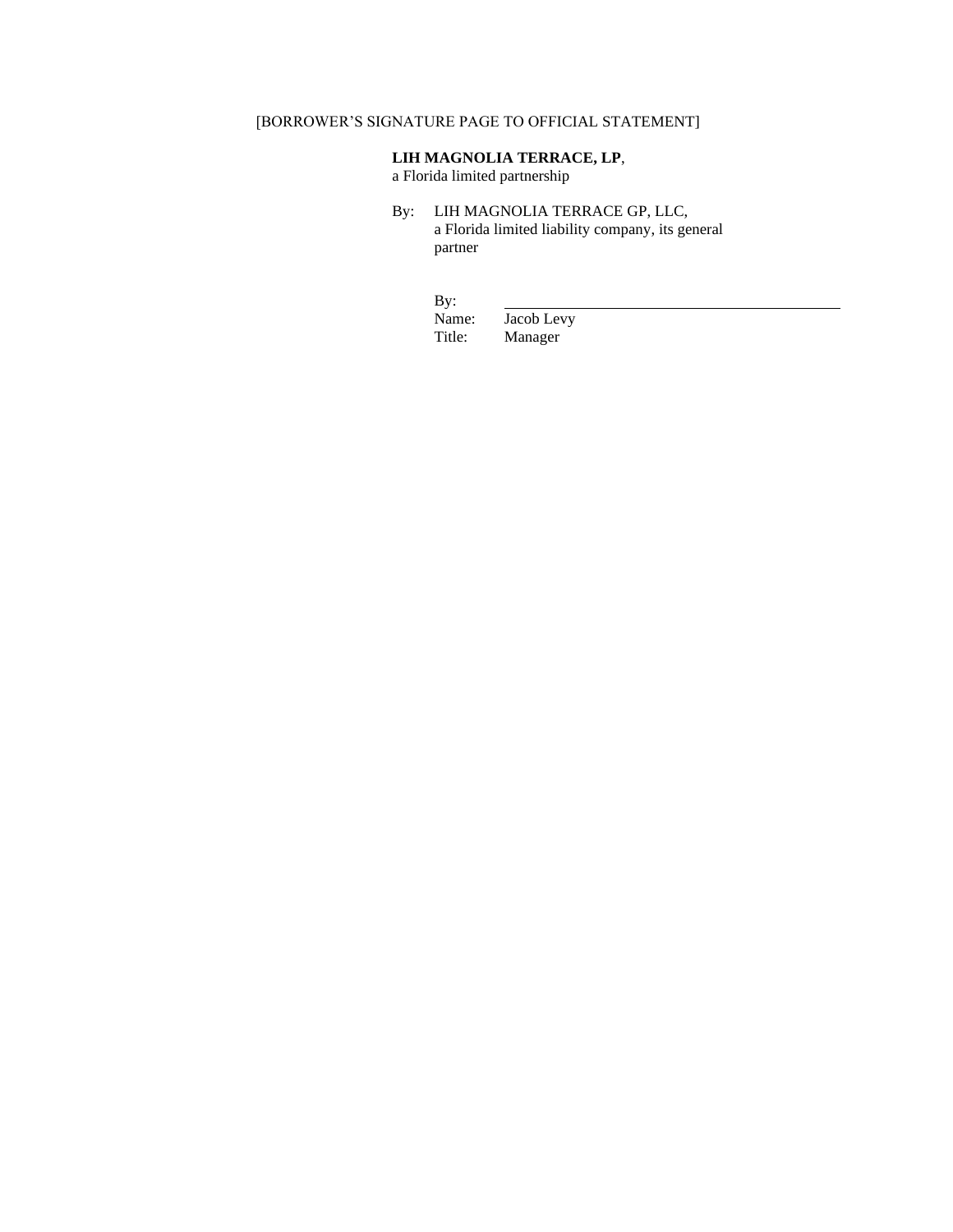[BORROWER'S SIGNATURE PAGE TO OFFICIAL STATEMENT]

**LIH MAGNOLIA TERRACE, LP**,
a Florida limited partnership

By: LIH MAGNOLIA TERRACE GP, LLC,
a Florida limited liability company, its general partner

By: \_\_\_\_\_\_\_\_\_\_\_\_\_\_\_\_\_\_\_\_\_\_\_\_\_\_\_\_\_\_\_\_
Name: Jacob Levy
Title: Manager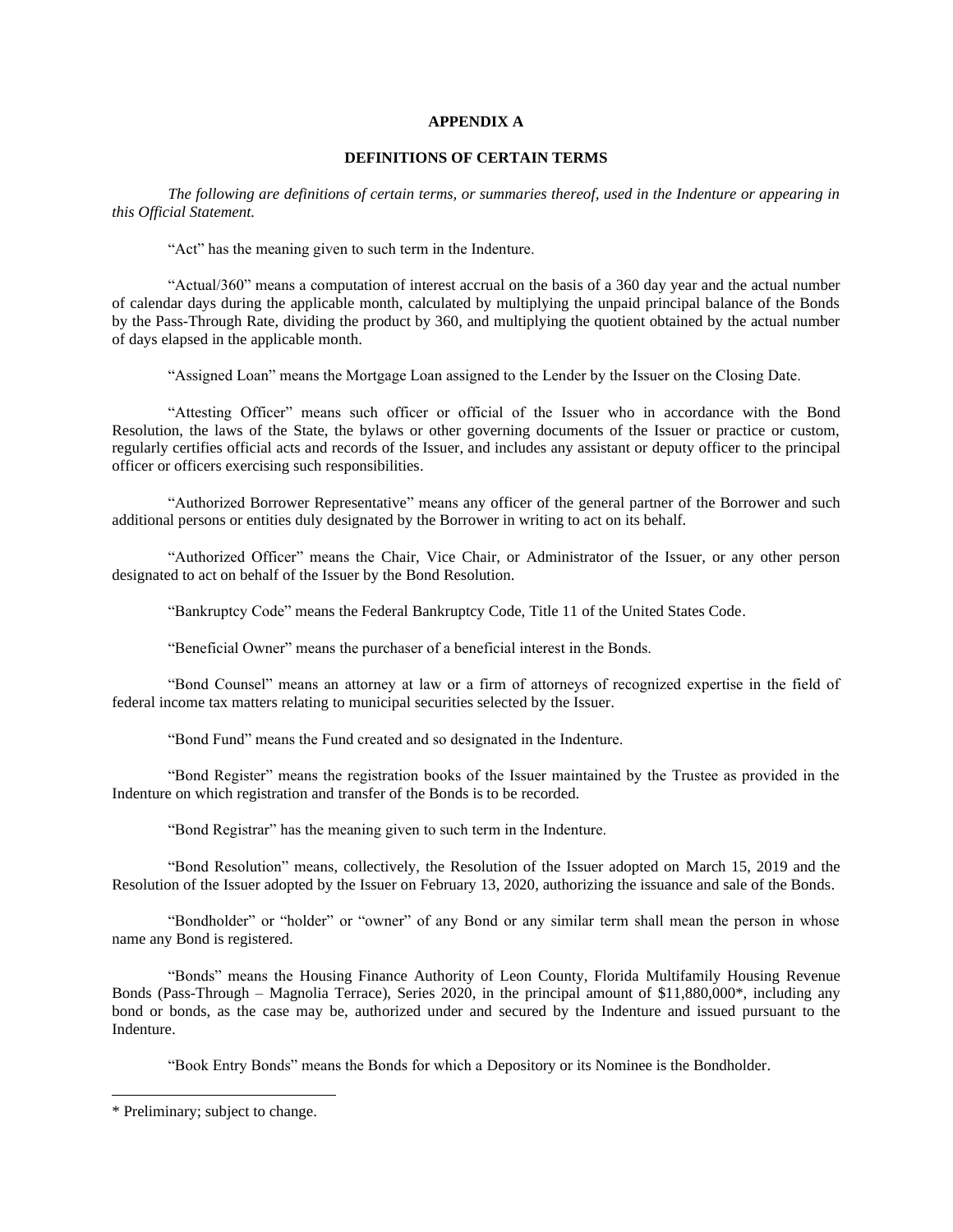## APPENDIX A

## DEFINITIONS OF CERTAIN TERMS

*The following are definitions of certain terms, or summaries thereof, used in the Indenture or appearing in this Official Statement.*

"Act" has the meaning given to such term in the Indenture.

"Actual/360" means a computation of interest accrual on the basis of a 360 day year and the actual number of calendar days during the applicable month, calculated by multiplying the unpaid principal balance of the Bonds by the Pass-Through Rate, dividing the product by 360, and multiplying the quotient obtained by the actual number of days elapsed in the applicable month.

"Assigned Loan" means the Mortgage Loan assigned to the Lender by the Issuer on the Closing Date.

"Attesting Officer" means such officer or official of the Issuer who in accordance with the Bond Resolution, the laws of the State, the bylaws or other governing documents of the Issuer or practice or custom, regularly certifies official acts and records of the Issuer, and includes any assistant or deputy officer to the principal officer or officers exercising such responsibilities.

"Authorized Borrower Representative" means any officer of the general partner of the Borrower and such additional persons or entities duly designated by the Borrower in writing to act on its behalf.

"Authorized Officer" means the Chair, Vice Chair, or Administrator of the Issuer, or any other person designated to act on behalf of the Issuer by the Bond Resolution.

"Bankruptcy Code" means the Federal Bankruptcy Code, Title 11 of the United States Code.

"Beneficial Owner" means the purchaser of a beneficial interest in the Bonds.

"Bond Counsel" means an attorney at law or a firm of attorneys of recognized expertise in the field of federal income tax matters relating to municipal securities selected by the Issuer.

"Bond Fund" means the Fund created and so designated in the Indenture.

"Bond Register" means the registration books of the Issuer maintained by the Trustee as provided in the Indenture on which registration and transfer of the Bonds is to be recorded.

"Bond Registrar" has the meaning given to such term in the Indenture.

"Bond Resolution" means, collectively, the Resolution of the Issuer adopted on March 15, 2019 and the Resolution of the Issuer adopted by the Issuer on February 13, 2020, authorizing the issuance and sale of the Bonds.

"Bondholder" or "holder" or "owner" of any Bond or any similar term shall mean the person in whose name any Bond is registered.

"Bonds" means the Housing Finance Authority of Leon County, Florida Multifamily Housing Revenue Bonds (Pass-Through – Magnolia Terrace), Series 2020, in the principal amount of $11,880,000*, including any bond or bonds, as the case may be, authorized under and secured by the Indenture and issued pursuant to the Indenture.

"Book Entry Bonds" means the Bonds for which a Depository or its Nominee is the Bondholder.

---

* Preliminary; subject to change.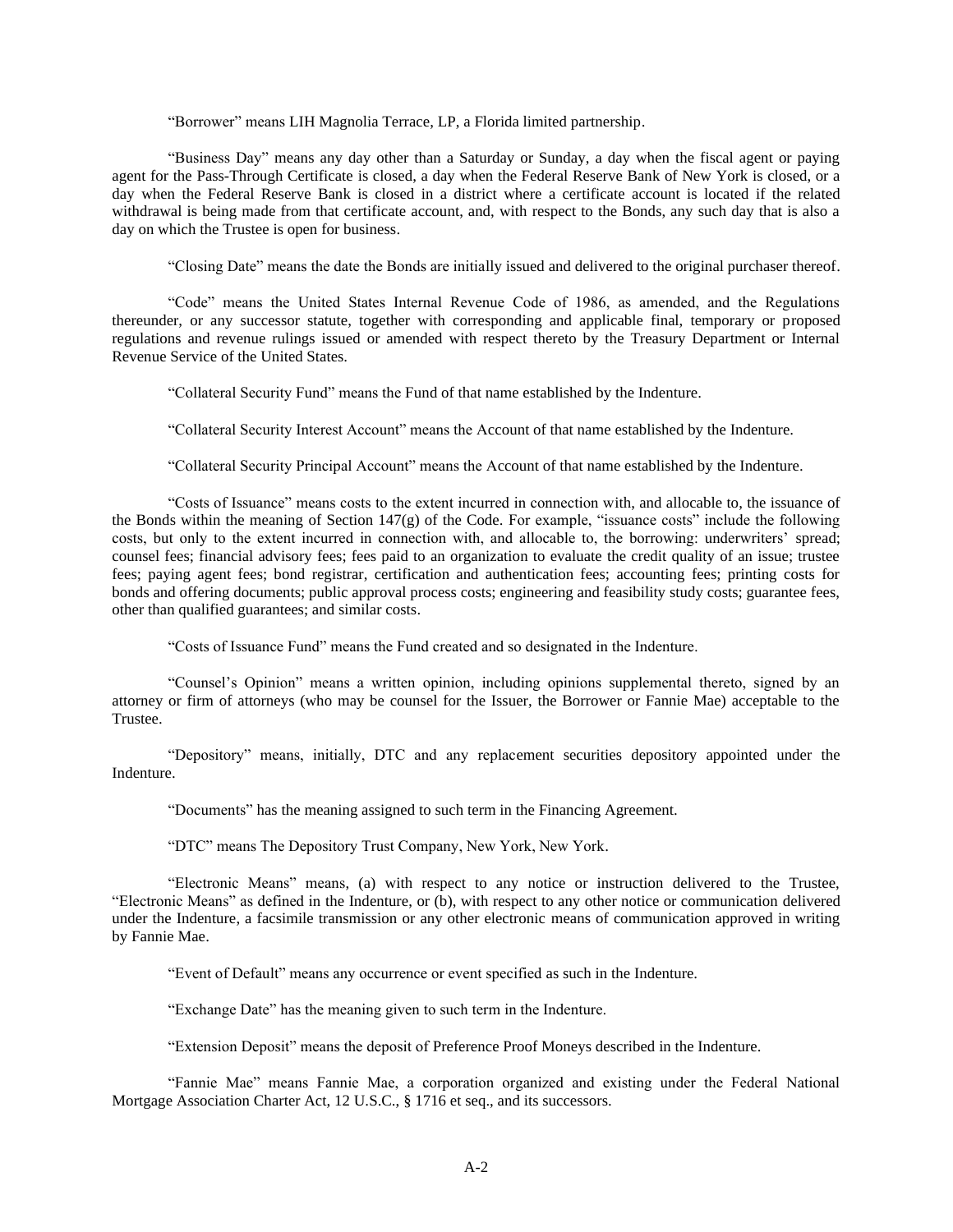"Borrower" means LIH Magnolia Terrace, LP, a Florida limited partnership.

"Business Day" means any day other than a Saturday or Sunday, a day when the fiscal agent or paying agent for the Pass-Through Certificate is closed, a day when the Federal Reserve Bank of New York is closed, or a day when the Federal Reserve Bank is closed in a district where a certificate account is located if the related withdrawal is being made from that certificate account, and, with respect to the Bonds, any such day that is also a day on which the Trustee is open for business.

"Closing Date" means the date the Bonds are initially issued and delivered to the original purchaser thereof.

"Code" means the United States Internal Revenue Code of 1986, as amended, and the Regulations thereunder, or any successor statute, together with corresponding and applicable final, temporary or proposed regulations and revenue rulings issued or amended with respect thereto by the Treasury Department or Internal Revenue Service of the United States.

"Collateral Security Fund" means the Fund of that name established by the Indenture.

"Collateral Security Interest Account" means the Account of that name established by the Indenture.

"Collateral Security Principal Account" means the Account of that name established by the Indenture.

"Costs of Issuance" means costs to the extent incurred in connection with, and allocable to, the issuance of the Bonds within the meaning of Section 147(g) of the Code. For example, "issuance costs" include the following costs, but only to the extent incurred in connection with, and allocable to, the borrowing: underwriters' spread; counsel fees; financial advisory fees; fees paid to an organization to evaluate the credit quality of an issue; trustee fees; paying agent fees; bond registrar, certification and authentication fees; accounting fees; printing costs for bonds and offering documents; public approval process costs; engineering and feasibility study costs; guarantee fees, other than qualified guarantees; and similar costs.

"Costs of Issuance Fund" means the Fund created and so designated in the Indenture.

"Counsel's Opinion" means a written opinion, including opinions supplemental thereto, signed by an attorney or firm of attorneys (who may be counsel for the Issuer, the Borrower or Fannie Mae) acceptable to the Trustee.

"Depository" means, initially, DTC and any replacement securities depository appointed under the Indenture.

"Documents" has the meaning assigned to such term in the Financing Agreement.

"DTC" means The Depository Trust Company, New York, New York.

"Electronic Means" means, (a) with respect to any notice or instruction delivered to the Trustee, "Electronic Means" as defined in the Indenture, or (b), with respect to any other notice or communication delivered under the Indenture, a facsimile transmission or any other electronic means of communication approved in writing by Fannie Mae.

"Event of Default" means any occurrence or event specified as such in the Indenture.

"Exchange Date" has the meaning given to such term in the Indenture.

"Extension Deposit" means the deposit of Preference Proof Moneys described in the Indenture.

"Fannie Mae" means Fannie Mae, a corporation organized and existing under the Federal National Mortgage Association Charter Act, 12 U.S.C., § 1716 et seq., and its successors.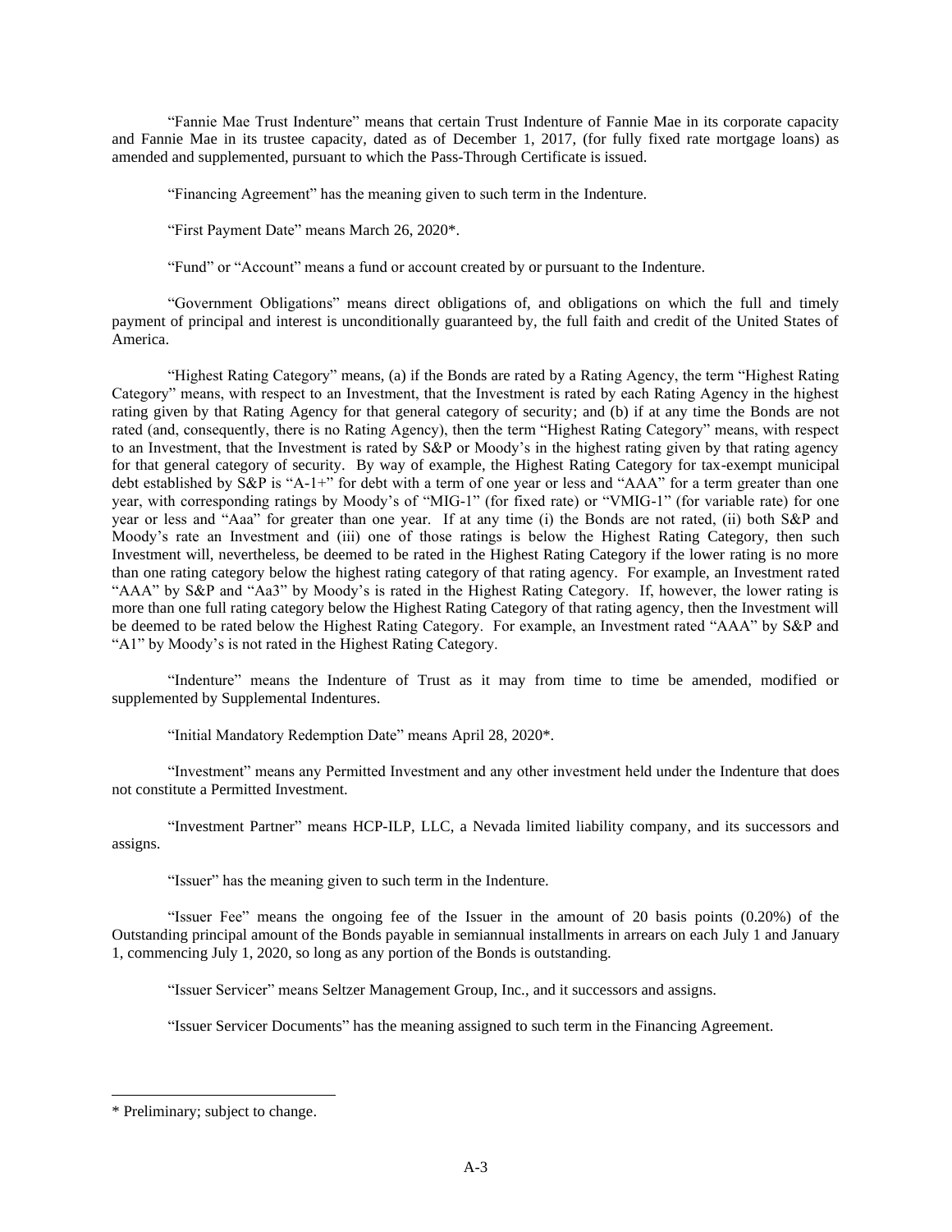"Fannie Mae Trust Indenture" means that certain Trust Indenture of Fannie Mae in its corporate capacity and Fannie Mae in its trustee capacity, dated as of December 1, 2017, (for fully fixed rate mortgage loans) as amended and supplemented, pursuant to which the Pass-Through Certificate is issued.

"Financing Agreement" has the meaning given to such term in the Indenture.

"First Payment Date" means March 26, 2020*.

"Fund" or "Account" means a fund or account created by or pursuant to the Indenture.

"Government Obligations" means direct obligations of, and obligations on which the full and timely payment of principal and interest is unconditionally guaranteed by, the full faith and credit of the United States of America.

"Highest Rating Category" means, (a) if the Bonds are rated by a Rating Agency, the term "Highest Rating Category" means, with respect to an Investment, that the Investment is rated by each Rating Agency in the highest rating given by that Rating Agency for that general category of security; and (b) if at any time the Bonds are not rated (and, consequently, there is no Rating Agency), then the term "Highest Rating Category" means, with respect to an Investment, that the Investment is rated by S&P or Moody's in the highest rating given by that rating agency for that general category of security. By way of example, the Highest Rating Category for tax-exempt municipal debt established by S&P is "A-1+" for debt with a term of one year or less and "AAA" for a term greater than one year, with corresponding ratings by Moody's of "MIG-1" (for fixed rate) or "VMIG-1" (for variable rate) for one year or less and "Aaa" for greater than one year. If at any time (i) the Bonds are not rated, (ii) both S&P and Moody's rate an Investment and (iii) one of those ratings is below the Highest Rating Category, then such Investment will, nevertheless, be deemed to be rated in the Highest Rating Category if the lower rating is no more than one rating category below the highest rating category of that rating agency. For example, an Investment rated "AAA" by S&P and "Aa3" by Moody's is rated in the Highest Rating Category. If, however, the lower rating is more than one full rating category below the Highest Rating Category of that rating agency, then the Investment will be deemed to be rated below the Highest Rating Category. For example, an Investment rated "AAA" by S&P and "A1" by Moody's is not rated in the Highest Rating Category.

"Indenture" means the Indenture of Trust as it may from time to time be amended, modified or supplemented by Supplemental Indentures.

"Initial Mandatory Redemption Date" means April 28, 2020*.

"Investment" means any Permitted Investment and any other investment held under the Indenture that does not constitute a Permitted Investment.

"Investment Partner" means HCP-ILP, LLC, a Nevada limited liability company, and its successors and assigns.

"Issuer" has the meaning given to such term in the Indenture.

"Issuer Fee" means the ongoing fee of the Issuer in the amount of 20 basis points (0.20%) of the Outstanding principal amount of the Bonds payable in semiannual installments in arrears on each July 1 and January 1, commencing July 1, 2020, so long as any portion of the Bonds is outstanding.

"Issuer Servicer" means Seltzer Management Group, Inc., and it successors and assigns.

"Issuer Servicer Documents" has the meaning assigned to such term in the Financing Agreement.

---

* Preliminary; subject to change.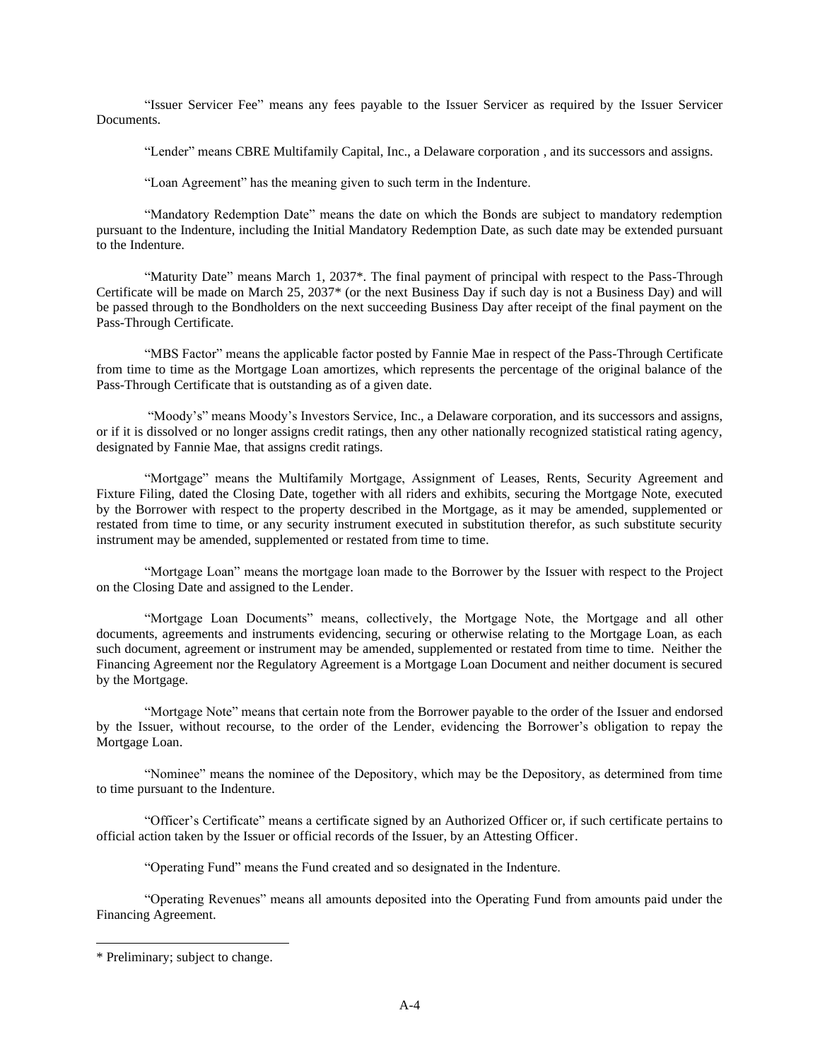"Issuer Servicer Fee" means any fees payable to the Issuer Servicer as required by the Issuer Servicer Documents.

"Lender" means CBRE Multifamily Capital, Inc., a Delaware corporation , and its successors and assigns.

"Loan Agreement" has the meaning given to such term in the Indenture.

"Mandatory Redemption Date" means the date on which the Bonds are subject to mandatory redemption pursuant to the Indenture, including the Initial Mandatory Redemption Date, as such date may be extended pursuant to the Indenture.

"Maturity Date" means March 1, 2037*. The final payment of principal with respect to the Pass-Through Certificate will be made on March 25, 2037* (or the next Business Day if such day is not a Business Day) and will be passed through to the Bondholders on the next succeeding Business Day after receipt of the final payment on the Pass-Through Certificate.

"MBS Factor" means the applicable factor posted by Fannie Mae in respect of the Pass-Through Certificate from time to time as the Mortgage Loan amortizes, which represents the percentage of the original balance of the Pass-Through Certificate that is outstanding as of a given date.

"Moody's" means Moody's Investors Service, Inc., a Delaware corporation, and its successors and assigns, or if it is dissolved or no longer assigns credit ratings, then any other nationally recognized statistical rating agency, designated by Fannie Mae, that assigns credit ratings.

"Mortgage" means the Multifamily Mortgage, Assignment of Leases, Rents, Security Agreement and Fixture Filing, dated the Closing Date, together with all riders and exhibits, securing the Mortgage Note, executed by the Borrower with respect to the property described in the Mortgage, as it may be amended, supplemented or restated from time to time, or any security instrument executed in substitution therefor, as such substitute security instrument may be amended, supplemented or restated from time to time.

"Mortgage Loan" means the mortgage loan made to the Borrower by the Issuer with respect to the Project on the Closing Date and assigned to the Lender.

"Mortgage Loan Documents" means, collectively, the Mortgage Note, the Mortgage and all other documents, agreements and instruments evidencing, securing or otherwise relating to the Mortgage Loan, as each such document, agreement or instrument may be amended, supplemented or restated from time to time. Neither the Financing Agreement nor the Regulatory Agreement is a Mortgage Loan Document and neither document is secured by the Mortgage.

"Mortgage Note" means that certain note from the Borrower payable to the order of the Issuer and endorsed by the Issuer, without recourse, to the order of the Lender, evidencing the Borrower's obligation to repay the Mortgage Loan.

"Nominee" means the nominee of the Depository, which may be the Depository, as determined from time to time pursuant to the Indenture.

"Officer's Certificate" means a certificate signed by an Authorized Officer or, if such certificate pertains to official action taken by the Issuer or official records of the Issuer, by an Attesting Officer.

"Operating Fund" means the Fund created and so designated in the Indenture.

"Operating Revenues" means all amounts deposited into the Operating Fund from amounts paid under the Financing Agreement.

* Preliminary; subject to change.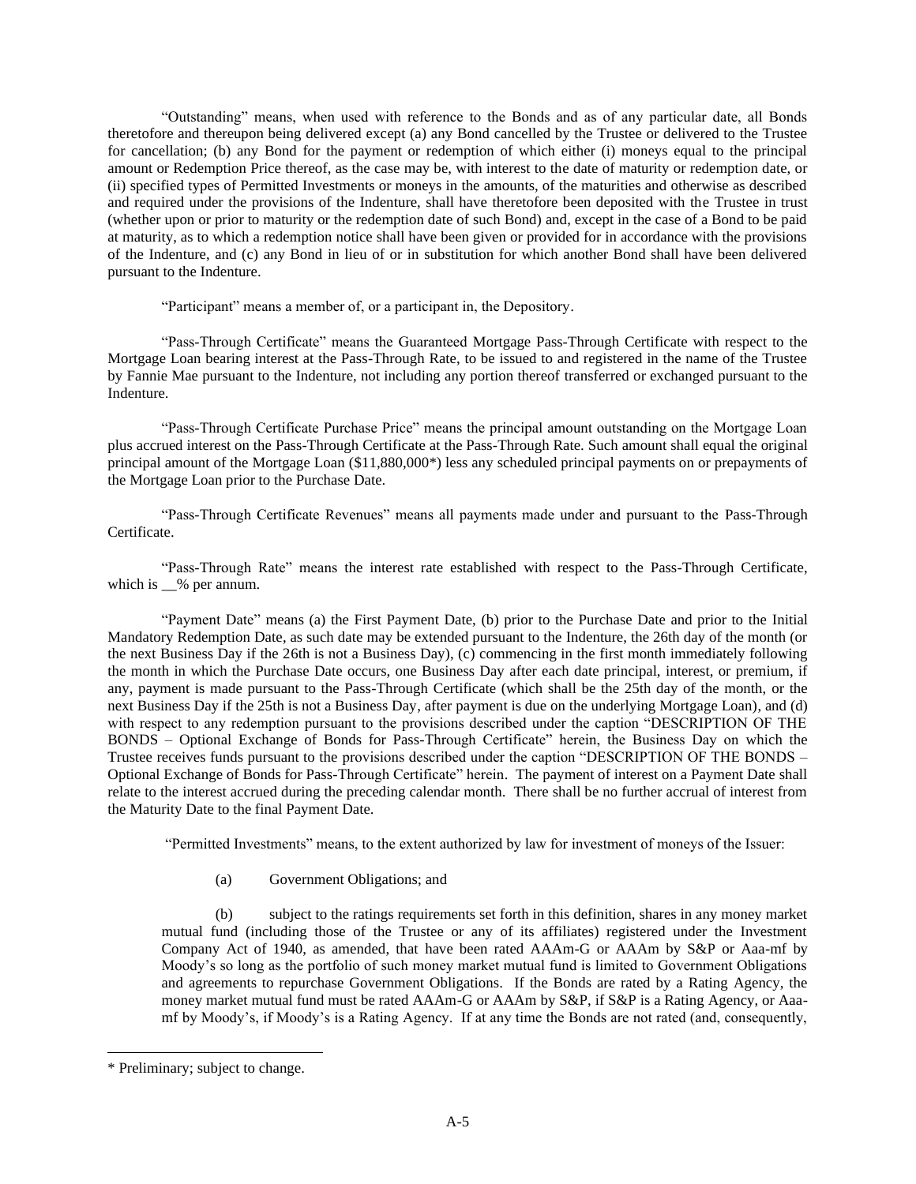"Outstanding" means, when used with reference to the Bonds and as of any particular date, all Bonds theretofore and thereupon being delivered except (a) any Bond cancelled by the Trustee or delivered to the Trustee for cancellation; (b) any Bond for the payment or redemption of which either (i) moneys equal to the principal amount or Redemption Price thereof, as the case may be, with interest to the date of maturity or redemption date, or (ii) specified types of Permitted Investments or moneys in the amounts, of the maturities and otherwise as described and required under the provisions of the Indenture, shall have theretofore been deposited with the Trustee in trust (whether upon or prior to maturity or the redemption date of such Bond) and, except in the case of a Bond to be paid at maturity, as to which a redemption notice shall have been given or provided for in accordance with the provisions of the Indenture, and (c) any Bond in lieu of or in substitution for which another Bond shall have been delivered pursuant to the Indenture.

"Participant" means a member of, or a participant in, the Depository.

"Pass-Through Certificate" means the Guaranteed Mortgage Pass-Through Certificate with respect to the Mortgage Loan bearing interest at the Pass-Through Rate, to be issued to and registered in the name of the Trustee by Fannie Mae pursuant to the Indenture, not including any portion thereof transferred or exchanged pursuant to the Indenture.

"Pass-Through Certificate Purchase Price" means the principal amount outstanding on the Mortgage Loan plus accrued interest on the Pass-Through Certificate at the Pass-Through Rate. Such amount shall equal the original principal amount of the Mortgage Loan ($11,880,000*) less any scheduled principal payments on or prepayments of the Mortgage Loan prior to the Purchase Date.

"Pass-Through Certificate Revenues" means all payments made under and pursuant to the Pass-Through Certificate.

"Pass-Through Rate" means the interest rate established with respect to the Pass-Through Certificate, which is __% per annum.

"Payment Date" means (a) the First Payment Date, (b) prior to the Purchase Date and prior to the Initial Mandatory Redemption Date, as such date may be extended pursuant to the Indenture, the 26th day of the month (or the next Business Day if the 26th is not a Business Day), (c) commencing in the first month immediately following the month in which the Purchase Date occurs, one Business Day after each date principal, interest, or premium, if any, payment is made pursuant to the Pass-Through Certificate (which shall be the 25th day of the month, or the next Business Day if the 25th is not a Business Day, after payment is due on the underlying Mortgage Loan), and (d) with respect to any redemption pursuant to the provisions described under the caption "DESCRIPTION OF THE BONDS – Optional Exchange of Bonds for Pass-Through Certificate" herein, the Business Day on which the Trustee receives funds pursuant to the provisions described under the caption "DESCRIPTION OF THE BONDS – Optional Exchange of Bonds for Pass-Through Certificate" herein. The payment of interest on a Payment Date shall relate to the interest accrued during the preceding calendar month. There shall be no further accrual of interest from the Maturity Date to the final Payment Date.

"Permitted Investments" means, to the extent authorized by law for investment of moneys of the Issuer:

(a) Government Obligations; and

(b) subject to the ratings requirements set forth in this definition, shares in any money market mutual fund (including those of the Trustee or any of its affiliates) registered under the Investment Company Act of 1940, as amended, that have been rated AAAm-G or AAAm by S&P or Aaa-mf by Moody's so long as the portfolio of such money market mutual fund is limited to Government Obligations and agreements to repurchase Government Obligations. If the Bonds are rated by a Rating Agency, the money market mutual fund must be rated AAAm-G or AAAm by S&P, if S&P is a Rating Agency, or Aaa-mf by Moody's, if Moody's is a Rating Agency. If at any time the Bonds are not rated (and, consequently,

---

\* Preliminary; subject to change.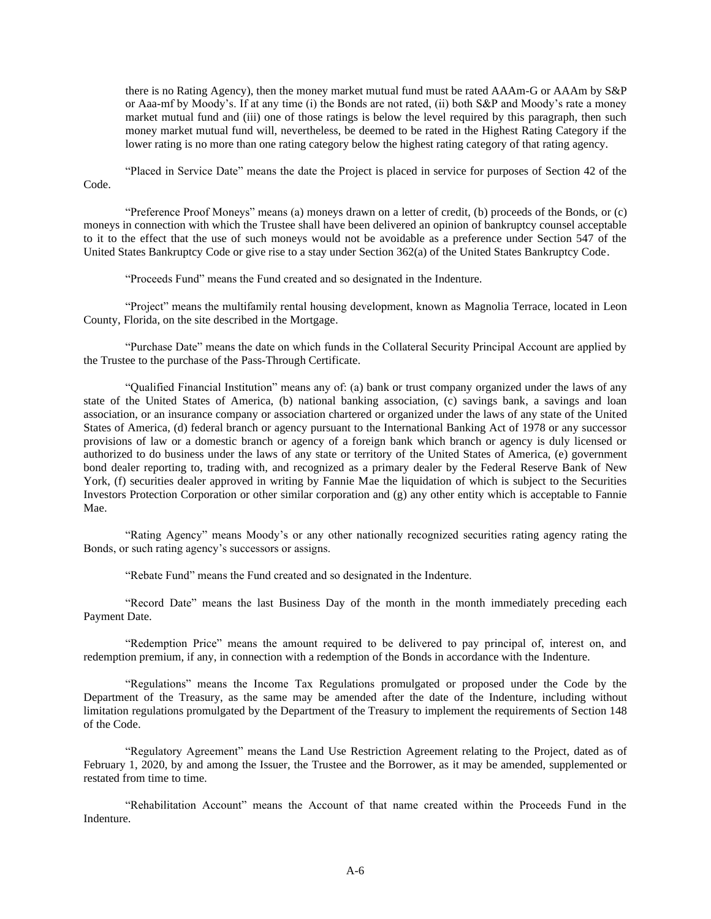there is no Rating Agency), then the money market mutual fund must be rated AAAm-G or AAAm by S&P or Aaa-mf by Moody's. If at any time (i) the Bonds are not rated, (ii) both S&P and Moody's rate a money market mutual fund and (iii) one of those ratings is below the level required by this paragraph, then such money market mutual fund will, nevertheless, be deemed to be rated in the Highest Rating Category if the lower rating is no more than one rating category below the highest rating category of that rating agency.

"Placed in Service Date" means the date the Project is placed in service for purposes of Section 42 of the Code.

"Preference Proof Moneys" means (a) moneys drawn on a letter of credit, (b) proceeds of the Bonds, or (c) moneys in connection with which the Trustee shall have been delivered an opinion of bankruptcy counsel acceptable to it to the effect that the use of such moneys would not be avoidable as a preference under Section 547 of the United States Bankruptcy Code or give rise to a stay under Section 362(a) of the United States Bankruptcy Code.

"Proceeds Fund" means the Fund created and so designated in the Indenture.

"Project" means the multifamily rental housing development, known as Magnolia Terrace, located in Leon County, Florida, on the site described in the Mortgage.

"Purchase Date" means the date on which funds in the Collateral Security Principal Account are applied by the Trustee to the purchase of the Pass-Through Certificate.

"Qualified Financial Institution" means any of: (a) bank or trust company organized under the laws of any state of the United States of America, (b) national banking association, (c) savings bank, a savings and loan association, or an insurance company or association chartered or organized under the laws of any state of the United States of America, (d) federal branch or agency pursuant to the International Banking Act of 1978 or any successor provisions of law or a domestic branch or agency of a foreign bank which branch or agency is duly licensed or authorized to do business under the laws of any state or territory of the United States of America, (e) government bond dealer reporting to, trading with, and recognized as a primary dealer by the Federal Reserve Bank of New York, (f) securities dealer approved in writing by Fannie Mae the liquidation of which is subject to the Securities Investors Protection Corporation or other similar corporation and (g) any other entity which is acceptable to Fannie Mae.

"Rating Agency" means Moody's or any other nationally recognized securities rating agency rating the Bonds, or such rating agency's successors or assigns.

"Rebate Fund" means the Fund created and so designated in the Indenture.

"Record Date" means the last Business Day of the month in the month immediately preceding each Payment Date.

"Redemption Price" means the amount required to be delivered to pay principal of, interest on, and redemption premium, if any, in connection with a redemption of the Bonds in accordance with the Indenture.

"Regulations" means the Income Tax Regulations promulgated or proposed under the Code by the Department of the Treasury, as the same may be amended after the date of the Indenture, including without limitation regulations promulgated by the Department of the Treasury to implement the requirements of Section 148 of the Code.

"Regulatory Agreement" means the Land Use Restriction Agreement relating to the Project, dated as of February 1, 2020, by and among the Issuer, the Trustee and the Borrower, as it may be amended, supplemented or restated from time to time.

"Rehabilitation Account" means the Account of that name created within the Proceeds Fund in the Indenture.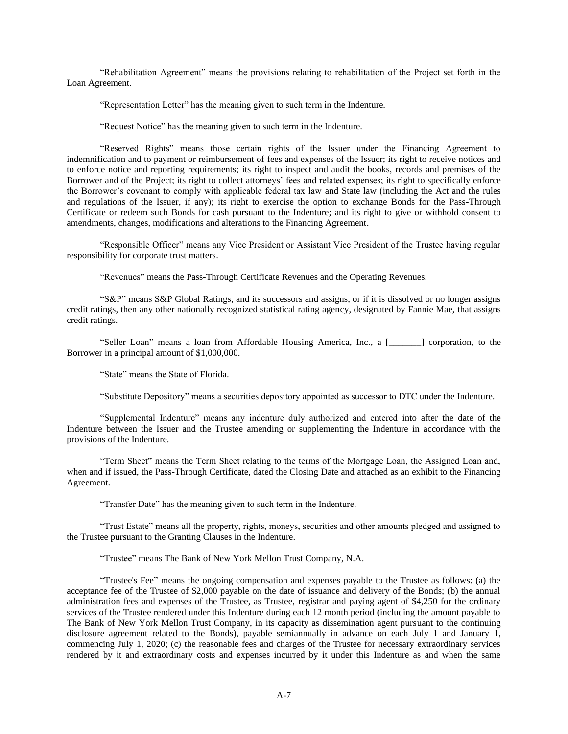"Rehabilitation Agreement" means the provisions relating to rehabilitation of the Project set forth in the Loan Agreement.

"Representation Letter" has the meaning given to such term in the Indenture.

"Request Notice" has the meaning given to such term in the Indenture.

"Reserved Rights" means those certain rights of the Issuer under the Financing Agreement to indemnification and to payment or reimbursement of fees and expenses of the Issuer; its right to receive notices and to enforce notice and reporting requirements; its right to inspect and audit the books, records and premises of the Borrower and of the Project; its right to collect attorneys' fees and related expenses; its right to specifically enforce the Borrower's covenant to comply with applicable federal tax law and State law (including the Act and the rules and regulations of the Issuer, if any); its right to exercise the option to exchange Bonds for the Pass-Through Certificate or redeem such Bonds for cash pursuant to the Indenture; and its right to give or withhold consent to amendments, changes, modifications and alterations to the Financing Agreement.

"Responsible Officer" means any Vice President or Assistant Vice President of the Trustee having regular responsibility for corporate trust matters.

"Revenues" means the Pass-Through Certificate Revenues and the Operating Revenues.

"S&P" means S&P Global Ratings, and its successors and assigns, or if it is dissolved or no longer assigns credit ratings, then any other nationally recognized statistical rating agency, designated by Fannie Mae, that assigns credit ratings.

"Seller Loan" means a loan from Affordable Housing America, Inc., a [_______] corporation, to the Borrower in a principal amount of $1,000,000.

"State" means the State of Florida.

"Substitute Depository" means a securities depository appointed as successor to DTC under the Indenture.

"Supplemental Indenture" means any indenture duly authorized and entered into after the date of the Indenture between the Issuer and the Trustee amending or supplementing the Indenture in accordance with the provisions of the Indenture.

"Term Sheet" means the Term Sheet relating to the terms of the Mortgage Loan, the Assigned Loan and, when and if issued, the Pass-Through Certificate, dated the Closing Date and attached as an exhibit to the Financing Agreement.

"Transfer Date" has the meaning given to such term in the Indenture.

"Trust Estate" means all the property, rights, moneys, securities and other amounts pledged and assigned to the Trustee pursuant to the Granting Clauses in the Indenture.

"Trustee" means The Bank of New York Mellon Trust Company, N.A.

"Trustee's Fee" means the ongoing compensation and expenses payable to the Trustee as follows: (a) the acceptance fee of the Trustee of $2,000 payable on the date of issuance and delivery of the Bonds; (b) the annual administration fees and expenses of the Trustee, as Trustee, registrar and paying agent of $4,250 for the ordinary services of the Trustee rendered under this Indenture during each 12 month period (including the amount payable to The Bank of New York Mellon Trust Company, in its capacity as dissemination agent pursuant to the continuing disclosure agreement related to the Bonds), payable semiannually in advance on each July 1 and January 1, commencing July 1, 2020; (c) the reasonable fees and charges of the Trustee for necessary extraordinary services rendered by it and extraordinary costs and expenses incurred by it under this Indenture as and when the same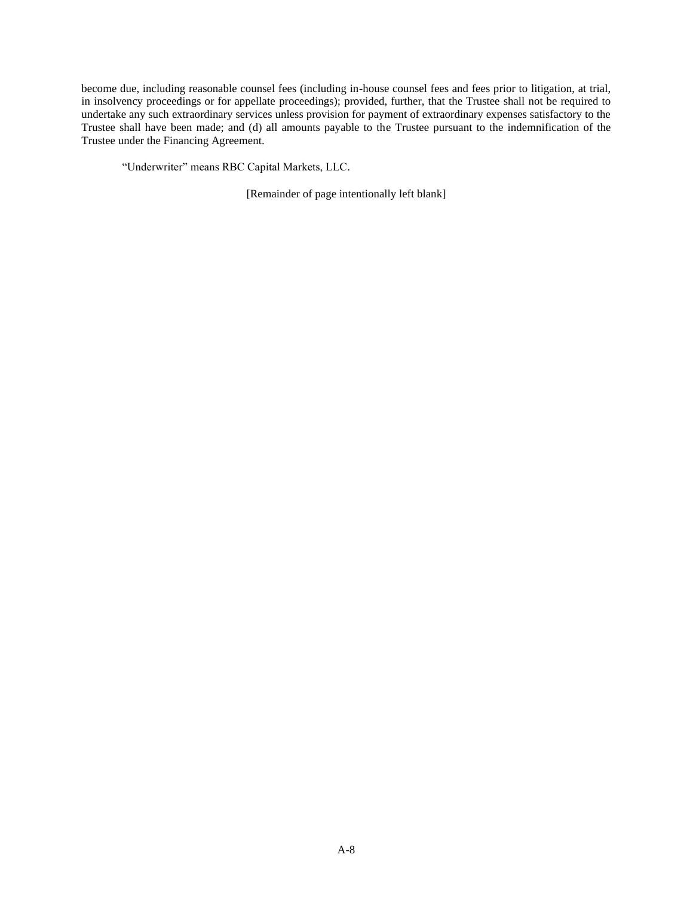become due, including reasonable counsel fees (including in-house counsel fees and fees prior to litigation, at trial, in insolvency proceedings or for appellate proceedings); provided, further, that the Trustee shall not be required to undertake any such extraordinary services unless provision for payment of extraordinary expenses satisfactory to the Trustee shall have been made; and (d) all amounts payable to the Trustee pursuant to the indemnification of the Trustee under the Financing Agreement.

"Underwriter" means RBC Capital Markets, LLC.

[Remainder of page intentionally left blank]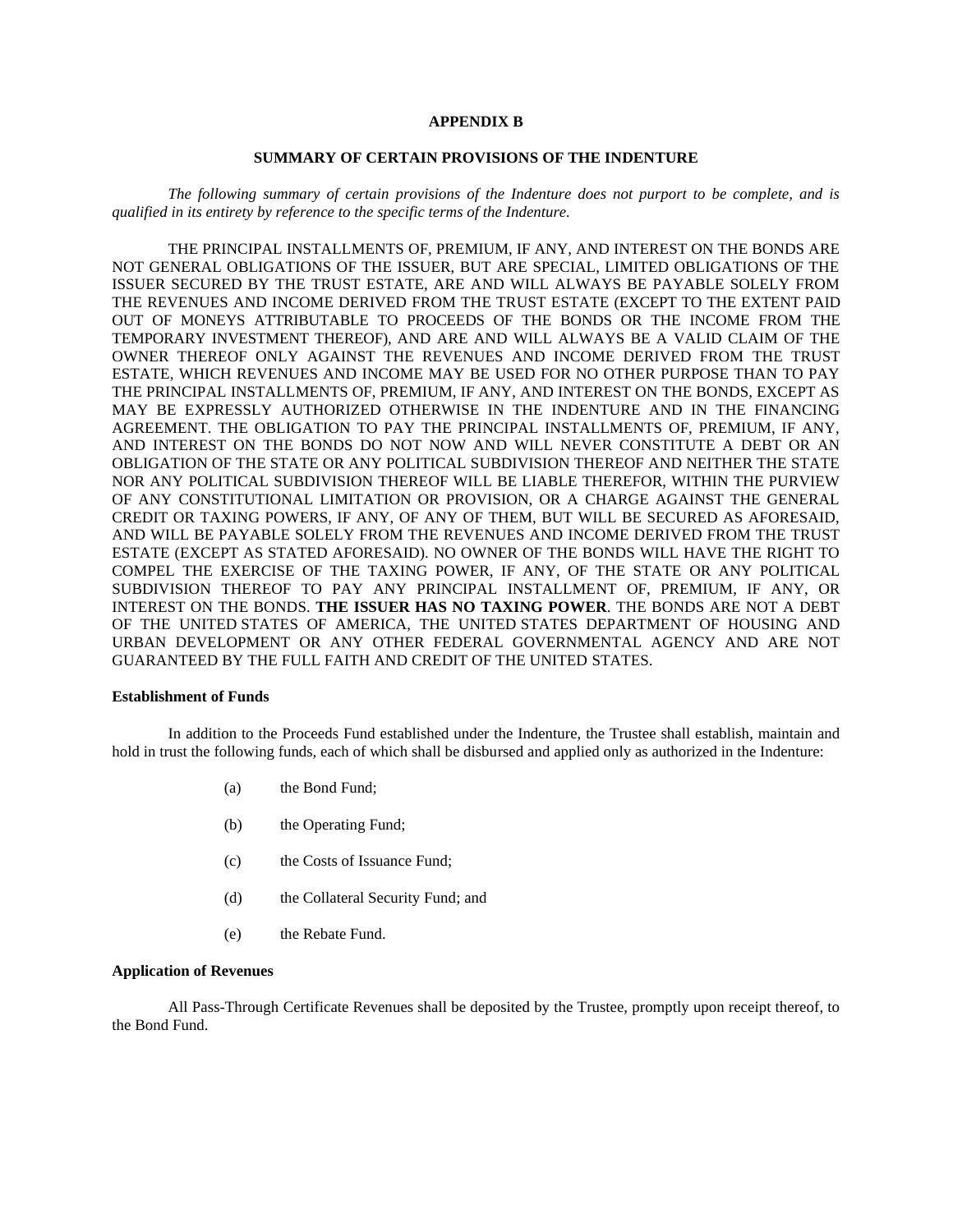# APPENDIX B

## SUMMARY OF CERTAIN PROVISIONS OF THE INDENTURE

*The following summary of certain provisions of the Indenture does not purport to be complete, and is qualified in its entirety by reference to the specific terms of the Indenture.*

THE PRINCIPAL INSTALLMENTS OF, PREMIUM, IF ANY, AND INTEREST ON THE BONDS ARE NOT GENERAL OBLIGATIONS OF THE ISSUER, BUT ARE SPECIAL, LIMITED OBLIGATIONS OF THE ISSUER SECURED BY THE TRUST ESTATE, ARE AND WILL ALWAYS BE PAYABLE SOLELY FROM THE REVENUES AND INCOME DERIVED FROM THE TRUST ESTATE (EXCEPT TO THE EXTENT PAID OUT OF MONEYS ATTRIBUTABLE TO PROCEEDS OF THE BONDS OR THE INCOME FROM THE TEMPORARY INVESTMENT THEREOF), AND ARE AND WILL ALWAYS BE A VALID CLAIM OF THE OWNER THEREOF ONLY AGAINST THE REVENUES AND INCOME DERIVED FROM THE TRUST ESTATE, WHICH REVENUES AND INCOME MAY BE USED FOR NO OTHER PURPOSE THAN TO PAY THE PRINCIPAL INSTALLMENTS OF, PREMIUM, IF ANY, AND INTEREST ON THE BONDS, EXCEPT AS MAY BE EXPRESSLY AUTHORIZED OTHERWISE IN THE INDENTURE AND IN THE FINANCING AGREEMENT. THE OBLIGATION TO PAY THE PRINCIPAL INSTALLMENTS OF, PREMIUM, IF ANY, AND INTEREST ON THE BONDS DO NOT NOW AND WILL NEVER CONSTITUTE A DEBT OR AN OBLIGATION OF THE STATE OR ANY POLITICAL SUBDIVISION THEREOF AND NEITHER THE STATE NOR ANY POLITICAL SUBDIVISION THEREOF WILL BE LIABLE THEREFOR, WITHIN THE PURVIEW OF ANY CONSTITUTIONAL LIMITATION OR PROVISION, OR A CHARGE AGAINST THE GENERAL CREDIT OR TAXING POWERS, IF ANY, OF ANY OF THEM, BUT WILL BE SECURED AS AFORESAID, AND WILL BE PAYABLE SOLELY FROM THE REVENUES AND INCOME DERIVED FROM THE TRUST ESTATE (EXCEPT AS STATED AFORESAID). NO OWNER OF THE BONDS WILL HAVE THE RIGHT TO COMPEL THE EXERCISE OF THE TAXING POWER, IF ANY, OF THE STATE OR ANY POLITICAL SUBDIVISION THEREOF TO PAY ANY PRINCIPAL INSTALLMENT OF, PREMIUM, IF ANY, OR INTEREST ON THE BONDS. **THE ISSUER HAS NO TAXING POWER**. THE BONDS ARE NOT A DEBT OF THE UNITED STATES OF AMERICA, THE UNITED STATES DEPARTMENT OF HOUSING AND URBAN DEVELOPMENT OR ANY OTHER FEDERAL GOVERNMENTAL AGENCY AND ARE NOT GUARANTEED BY THE FULL FAITH AND CREDIT OF THE UNITED STATES.

### Establishment of Funds

In addition to the Proceeds Fund established under the Indenture, the Trustee shall establish, maintain and hold in trust the following funds, each of which shall be disbursed and applied only as authorized in the Indenture:

(a) the Bond Fund;

(b) the Operating Fund;

(c) the Costs of Issuance Fund;

(d) the Collateral Security Fund; and

(e) the Rebate Fund.

### Application of Revenues

All Pass-Through Certificate Revenues shall be deposited by the Trustee, promptly upon receipt thereof, to the Bond Fund.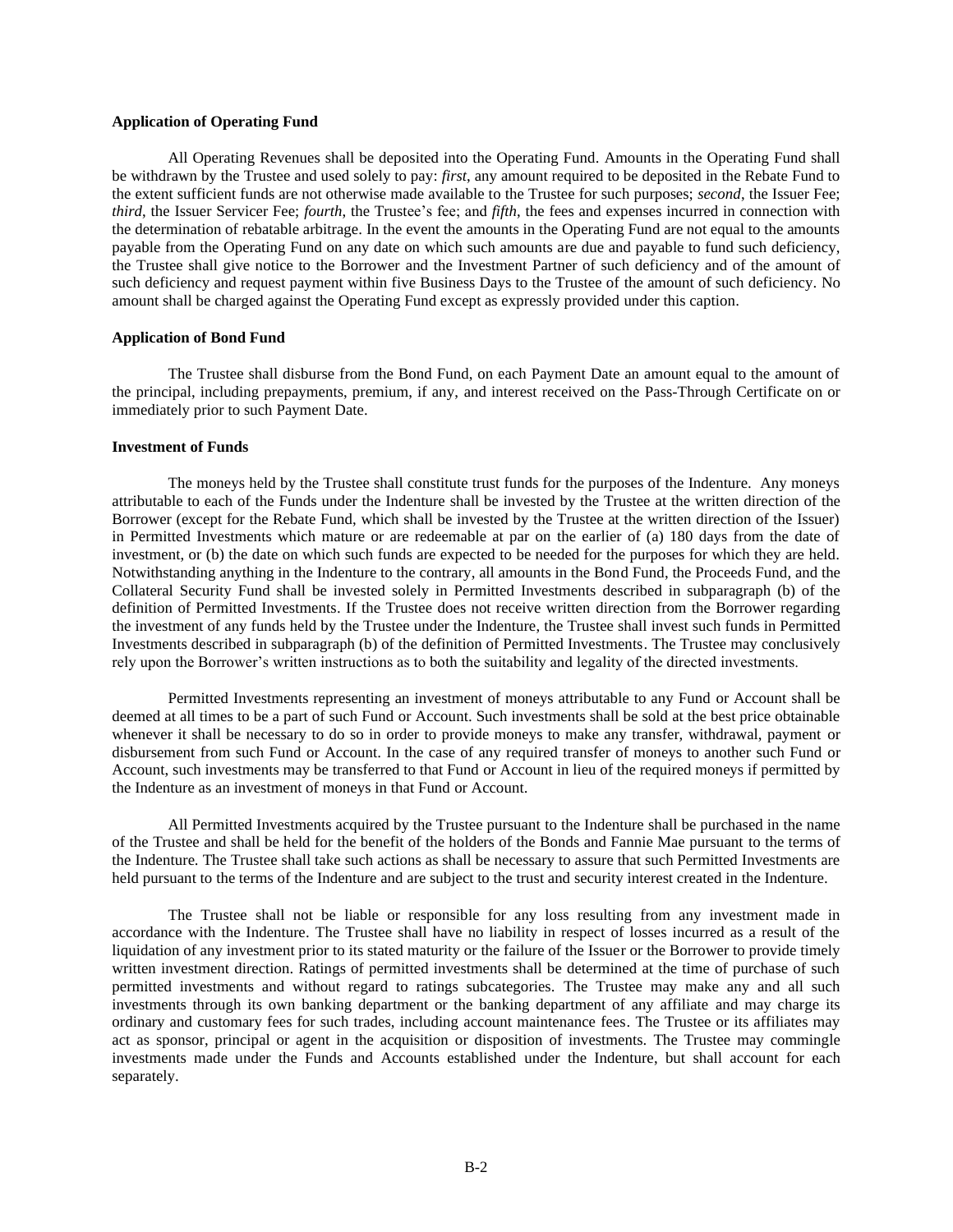**Application of Operating Fund**

All Operating Revenues shall be deposited into the Operating Fund. Amounts in the Operating Fund shall be withdrawn by the Trustee and used solely to pay: *first*, any amount required to be deposited in the Rebate Fund to the extent sufficient funds are not otherwise made available to the Trustee for such purposes; *second*, the Issuer Fee; *third*, the Issuer Servicer Fee; *fourth*, the Trustee's fee; and *fifth*, the fees and expenses incurred in connection with the determination of rebatable arbitrage. In the event the amounts in the Operating Fund are not equal to the amounts payable from the Operating Fund on any date on which such amounts are due and payable to fund such deficiency, the Trustee shall give notice to the Borrower and the Investment Partner of such deficiency and of the amount of such deficiency and request payment within five Business Days to the Trustee of the amount of such deficiency. No amount shall be charged against the Operating Fund except as expressly provided under this caption.

**Application of Bond Fund**

The Trustee shall disburse from the Bond Fund, on each Payment Date an amount equal to the amount of the principal, including prepayments, premium, if any, and interest received on the Pass-Through Certificate on or immediately prior to such Payment Date.

**Investment of Funds**

The moneys held by the Trustee shall constitute trust funds for the purposes of the Indenture. Any moneys attributable to each of the Funds under the Indenture shall be invested by the Trustee at the written direction of the Borrower (except for the Rebate Fund, which shall be invested by the Trustee at the written direction of the Issuer) in Permitted Investments which mature or are redeemable at par on the earlier of (a) 180 days from the date of investment, or (b) the date on which such funds are expected to be needed for the purposes for which they are held. Notwithstanding anything in the Indenture to the contrary, all amounts in the Bond Fund, the Proceeds Fund, and the Collateral Security Fund shall be invested solely in Permitted Investments described in subparagraph (b) of the definition of Permitted Investments. If the Trustee does not receive written direction from the Borrower regarding the investment of any funds held by the Trustee under the Indenture, the Trustee shall invest such funds in Permitted Investments described in subparagraph (b) of the definition of Permitted Investments. The Trustee may conclusively rely upon the Borrower's written instructions as to both the suitability and legality of the directed investments.

Permitted Investments representing an investment of moneys attributable to any Fund or Account shall be deemed at all times to be a part of such Fund or Account. Such investments shall be sold at the best price obtainable whenever it shall be necessary to do so in order to provide moneys to make any transfer, withdrawal, payment or disbursement from such Fund or Account. In the case of any required transfer of moneys to another such Fund or Account, such investments may be transferred to that Fund or Account in lieu of the required moneys if permitted by the Indenture as an investment of moneys in that Fund or Account.

All Permitted Investments acquired by the Trustee pursuant to the Indenture shall be purchased in the name of the Trustee and shall be held for the benefit of the holders of the Bonds and Fannie Mae pursuant to the terms of the Indenture. The Trustee shall take such actions as shall be necessary to assure that such Permitted Investments are held pursuant to the terms of the Indenture and are subject to the trust and security interest created in the Indenture.

The Trustee shall not be liable or responsible for any loss resulting from any investment made in accordance with the Indenture. The Trustee shall have no liability in respect of losses incurred as a result of the liquidation of any investment prior to its stated maturity or the failure of the Issuer or the Borrower to provide timely written investment direction. Ratings of permitted investments shall be determined at the time of purchase of such permitted investments and without regard to ratings subcategories. The Trustee may make any and all such investments through its own banking department or the banking department of any affiliate and may charge its ordinary and customary fees for such trades, including account maintenance fees. The Trustee or its affiliates may act as sponsor, principal or agent in the acquisition or disposition of investments. The Trustee may commingle investments made under the Funds and Accounts established under the Indenture, but shall account for each separately.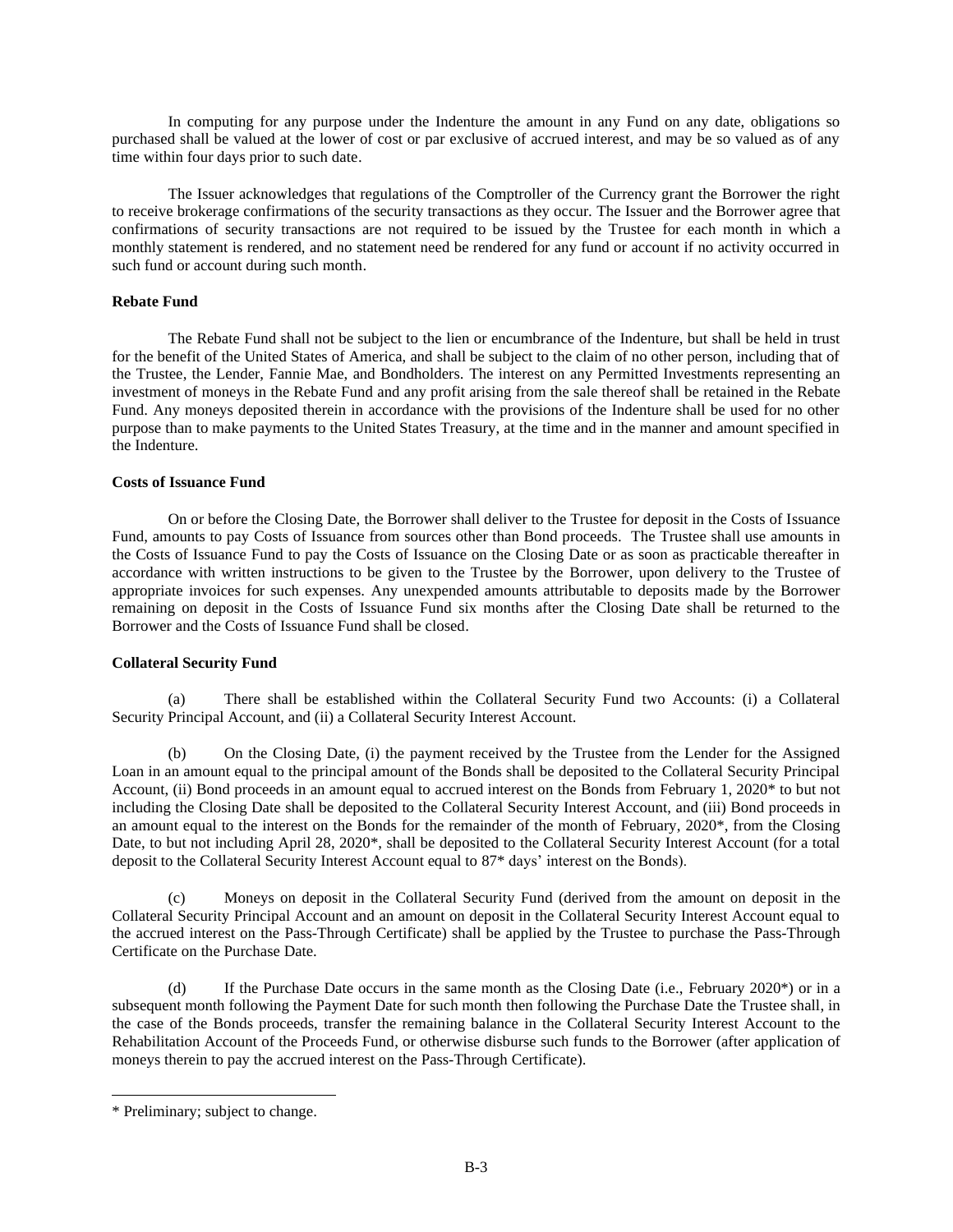In computing for any purpose under the Indenture the amount in any Fund on any date, obligations so purchased shall be valued at the lower of cost or par exclusive of accrued interest, and may be so valued as of any time within four days prior to such date.

The Issuer acknowledges that regulations of the Comptroller of the Currency grant the Borrower the right to receive brokerage confirmations of the security transactions as they occur. The Issuer and the Borrower agree that confirmations of security transactions are not required to be issued by the Trustee for each month in which a monthly statement is rendered, and no statement need be rendered for any fund or account if no activity occurred in such fund or account during such month.

**Rebate Fund**

The Rebate Fund shall not be subject to the lien or encumbrance of the Indenture, but shall be held in trust for the benefit of the United States of America, and shall be subject to the claim of no other person, including that of the Trustee, the Lender, Fannie Mae, and Bondholders. The interest on any Permitted Investments representing an investment of moneys in the Rebate Fund and any profit arising from the sale thereof shall be retained in the Rebate Fund. Any moneys deposited therein in accordance with the provisions of the Indenture shall be used for no other purpose than to make payments to the United States Treasury, at the time and in the manner and amount specified in the Indenture.

**Costs of Issuance Fund**

On or before the Closing Date, the Borrower shall deliver to the Trustee for deposit in the Costs of Issuance Fund, amounts to pay Costs of Issuance from sources other than Bond proceeds. The Trustee shall use amounts in the Costs of Issuance Fund to pay the Costs of Issuance on the Closing Date or as soon as practicable thereafter in accordance with written instructions to be given to the Trustee by the Borrower, upon delivery to the Trustee of appropriate invoices for such expenses. Any unexpended amounts attributable to deposits made by the Borrower remaining on deposit in the Costs of Issuance Fund six months after the Closing Date shall be returned to the Borrower and the Costs of Issuance Fund shall be closed.

**Collateral Security Fund**

(a) There shall be established within the Collateral Security Fund two Accounts: (i) a Collateral Security Principal Account, and (ii) a Collateral Security Interest Account.

(b) On the Closing Date, (i) the payment received by the Trustee from the Lender for the Assigned Loan in an amount equal to the principal amount of the Bonds shall be deposited to the Collateral Security Principal Account, (ii) Bond proceeds in an amount equal to accrued interest on the Bonds from February 1, 2020* to but not including the Closing Date shall be deposited to the Collateral Security Interest Account, and (iii) Bond proceeds in an amount equal to the interest on the Bonds for the remainder of the month of February, 2020*, from the Closing Date, to but not including April 28, 2020*, shall be deposited to the Collateral Security Interest Account (for a total deposit to the Collateral Security Interest Account equal to 87* days' interest on the Bonds).

(c) Moneys on deposit in the Collateral Security Fund (derived from the amount on deposit in the Collateral Security Principal Account and an amount on deposit in the Collateral Security Interest Account equal to the accrued interest on the Pass-Through Certificate) shall be applied by the Trustee to purchase the Pass-Through Certificate on the Purchase Date.

(d) If the Purchase Date occurs in the same month as the Closing Date (i.e., February 2020*) or in a subsequent month following the Payment Date for such month then following the Purchase Date the Trustee shall, in the case of the Bonds proceeds, transfer the remaining balance in the Collateral Security Interest Account to the Rehabilitation Account of the Proceeds Fund, or otherwise disburse such funds to the Borrower (after application of moneys therein to pay the accrued interest on the Pass-Through Certificate).

---

\* Preliminary; subject to change.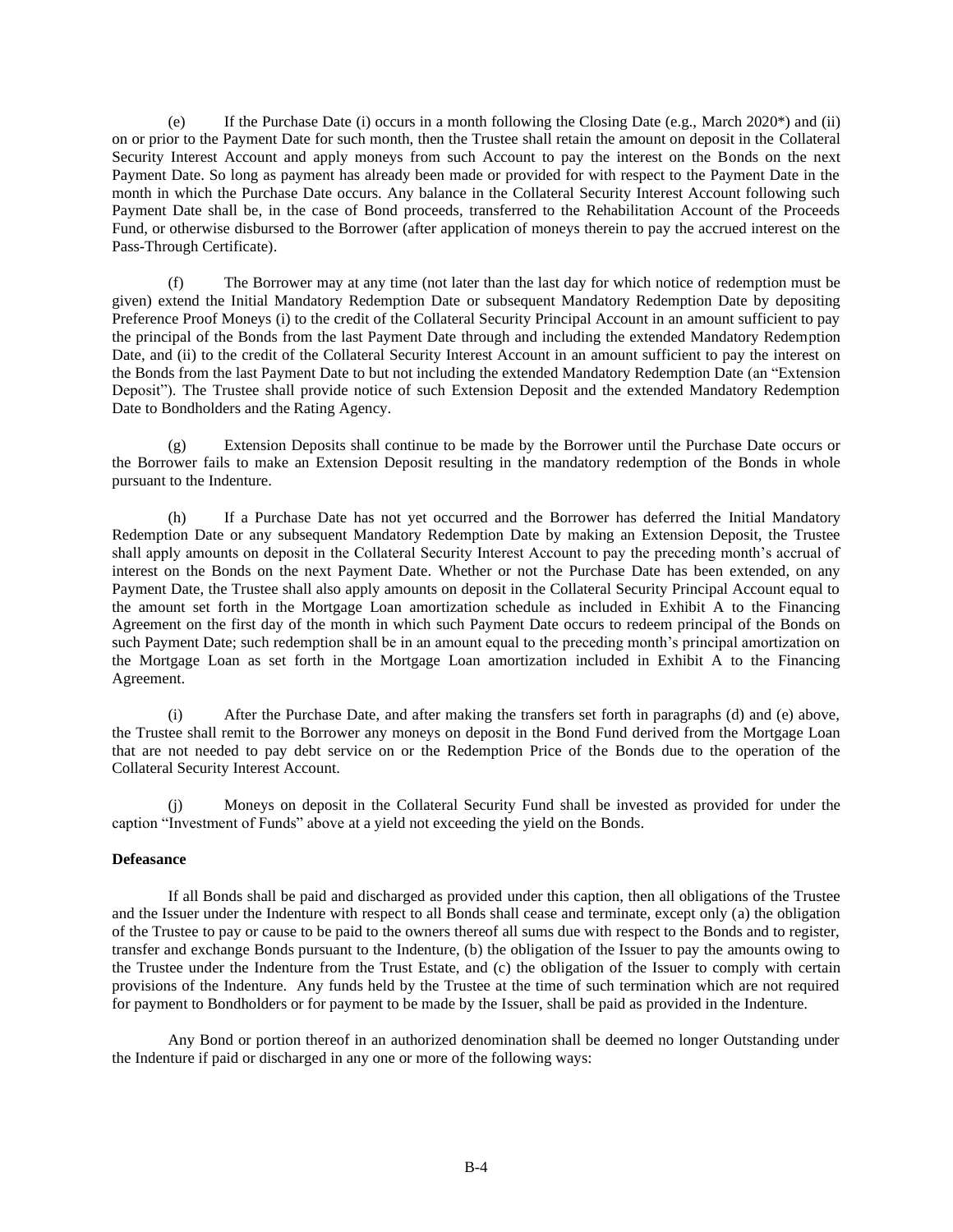(e) If the Purchase Date (i) occurs in a month following the Closing Date (e.g., March 2020*) and (ii) on or prior to the Payment Date for such month, then the Trustee shall retain the amount on deposit in the Collateral Security Interest Account and apply moneys from such Account to pay the interest on the Bonds on the next Payment Date. So long as payment has already been made or provided for with respect to the Payment Date in the month in which the Purchase Date occurs. Any balance in the Collateral Security Interest Account following such Payment Date shall be, in the case of Bond proceeds, transferred to the Rehabilitation Account of the Proceeds Fund, or otherwise disbursed to the Borrower (after application of moneys therein to pay the accrued interest on the Pass-Through Certificate).

(f) The Borrower may at any time (not later than the last day for which notice of redemption must be given) extend the Initial Mandatory Redemption Date or subsequent Mandatory Redemption Date by depositing Preference Proof Moneys (i) to the credit of the Collateral Security Principal Account in an amount sufficient to pay the principal of the Bonds from the last Payment Date through and including the extended Mandatory Redemption Date, and (ii) to the credit of the Collateral Security Interest Account in an amount sufficient to pay the interest on the Bonds from the last Payment Date to but not including the extended Mandatory Redemption Date (an "Extension Deposit"). The Trustee shall provide notice of such Extension Deposit and the extended Mandatory Redemption Date to Bondholders and the Rating Agency.

(g) Extension Deposits shall continue to be made by the Borrower until the Purchase Date occurs or the Borrower fails to make an Extension Deposit resulting in the mandatory redemption of the Bonds in whole pursuant to the Indenture.

(h) If a Purchase Date has not yet occurred and the Borrower has deferred the Initial Mandatory Redemption Date or any subsequent Mandatory Redemption Date by making an Extension Deposit, the Trustee shall apply amounts on deposit in the Collateral Security Interest Account to pay the preceding month's accrual of interest on the Bonds on the next Payment Date. Whether or not the Purchase Date has been extended, on any Payment Date, the Trustee shall also apply amounts on deposit in the Collateral Security Principal Account equal to the amount set forth in the Mortgage Loan amortization schedule as included in Exhibit A to the Financing Agreement on the first day of the month in which such Payment Date occurs to redeem principal of the Bonds on such Payment Date; such redemption shall be in an amount equal to the preceding month's principal amortization on the Mortgage Loan as set forth in the Mortgage Loan amortization included in Exhibit A to the Financing Agreement.

(i) After the Purchase Date, and after making the transfers set forth in paragraphs (d) and (e) above, the Trustee shall remit to the Borrower any moneys on deposit in the Bond Fund derived from the Mortgage Loan that are not needed to pay debt service on or the Redemption Price of the Bonds due to the operation of the Collateral Security Interest Account.

(j) Moneys on deposit in the Collateral Security Fund shall be invested as provided for under the caption "Investment of Funds" above at a yield not exceeding the yield on the Bonds.

**Defeasance**

If all Bonds shall be paid and discharged as provided under this caption, then all obligations of the Trustee and the Issuer under the Indenture with respect to all Bonds shall cease and terminate, except only (a) the obligation of the Trustee to pay or cause to be paid to the owners thereof all sums due with respect to the Bonds and to register, transfer and exchange Bonds pursuant to the Indenture, (b) the obligation of the Issuer to pay the amounts owing to the Trustee under the Indenture from the Trust Estate, and (c) the obligation of the Issuer to comply with certain provisions of the Indenture. Any funds held by the Trustee at the time of such termination which are not required for payment to Bondholders or for payment to be made by the Issuer, shall be paid as provided in the Indenture.

Any Bond or portion thereof in an authorized denomination shall be deemed no longer Outstanding under the Indenture if paid or discharged in any one or more of the following ways: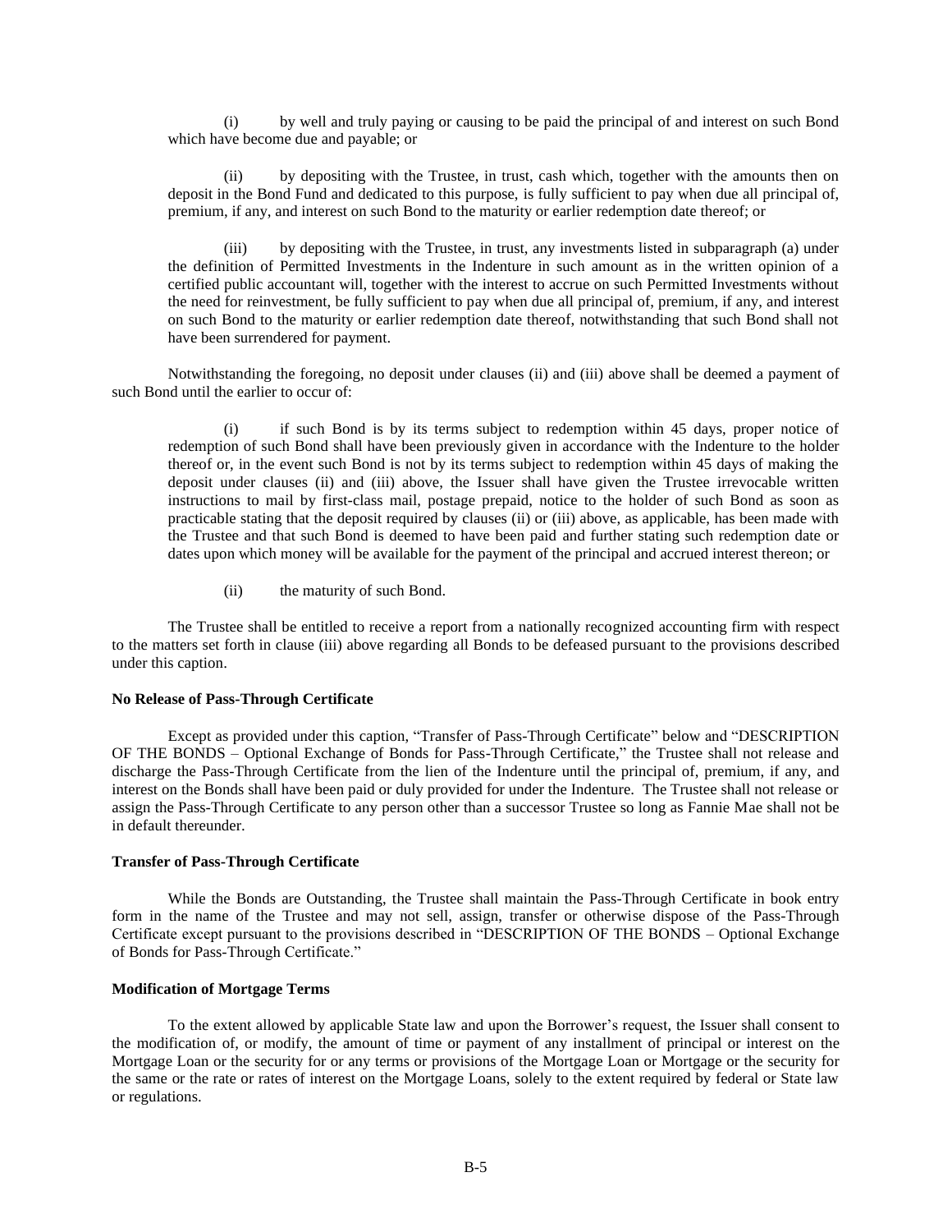(i) by well and truly paying or causing to be paid the principal of and interest on such Bond which have become due and payable; or

(ii) by depositing with the Trustee, in trust, cash which, together with the amounts then on deposit in the Bond Fund and dedicated to this purpose, is fully sufficient to pay when due all principal of, premium, if any, and interest on such Bond to the maturity or earlier redemption date thereof; or

(iii) by depositing with the Trustee, in trust, any investments listed in subparagraph (a) under the definition of Permitted Investments in the Indenture in such amount as in the written opinion of a certified public accountant will, together with the interest to accrue on such Permitted Investments without the need for reinvestment, be fully sufficient to pay when due all principal of, premium, if any, and interest on such Bond to the maturity or earlier redemption date thereof, notwithstanding that such Bond shall not have been surrendered for payment.

Notwithstanding the foregoing, no deposit under clauses (ii) and (iii) above shall be deemed a payment of such Bond until the earlier to occur of:

(i) if such Bond is by its terms subject to redemption within 45 days, proper notice of redemption of such Bond shall have been previously given in accordance with the Indenture to the holder thereof or, in the event such Bond is not by its terms subject to redemption within 45 days of making the deposit under clauses (ii) and (iii) above, the Issuer shall have given the Trustee irrevocable written instructions to mail by first-class mail, postage prepaid, notice to the holder of such Bond as soon as practicable stating that the deposit required by clauses (ii) or (iii) above, as applicable, has been made with the Trustee and that such Bond is deemed to have been paid and further stating such redemption date or dates upon which money will be available for the payment of the principal and accrued interest thereon; or

(ii) the maturity of such Bond.

The Trustee shall be entitled to receive a report from a nationally recognized accounting firm with respect to the matters set forth in clause (iii) above regarding all Bonds to be defeased pursuant to the provisions described under this caption.

**No Release of Pass-Through Certificate**

Except as provided under this caption, "Transfer of Pass-Through Certificate" below and "DESCRIPTION OF THE BONDS – Optional Exchange of Bonds for Pass-Through Certificate," the Trustee shall not release and discharge the Pass-Through Certificate from the lien of the Indenture until the principal of, premium, if any, and interest on the Bonds shall have been paid or duly provided for under the Indenture. The Trustee shall not release or assign the Pass-Through Certificate to any person other than a successor Trustee so long as Fannie Mae shall not be in default thereunder.

**Transfer of Pass-Through Certificate**

While the Bonds are Outstanding, the Trustee shall maintain the Pass-Through Certificate in book entry form in the name of the Trustee and may not sell, assign, transfer or otherwise dispose of the Pass-Through Certificate except pursuant to the provisions described in "DESCRIPTION OF THE BONDS – Optional Exchange of Bonds for Pass-Through Certificate."

**Modification of Mortgage Terms**

To the extent allowed by applicable State law and upon the Borrower's request, the Issuer shall consent to the modification of, or modify, the amount of time or payment of any installment of principal or interest on the Mortgage Loan or the security for or any terms or provisions of the Mortgage Loan or Mortgage or the security for the same or the rate or rates of interest on the Mortgage Loans, solely to the extent required by federal or State law or regulations.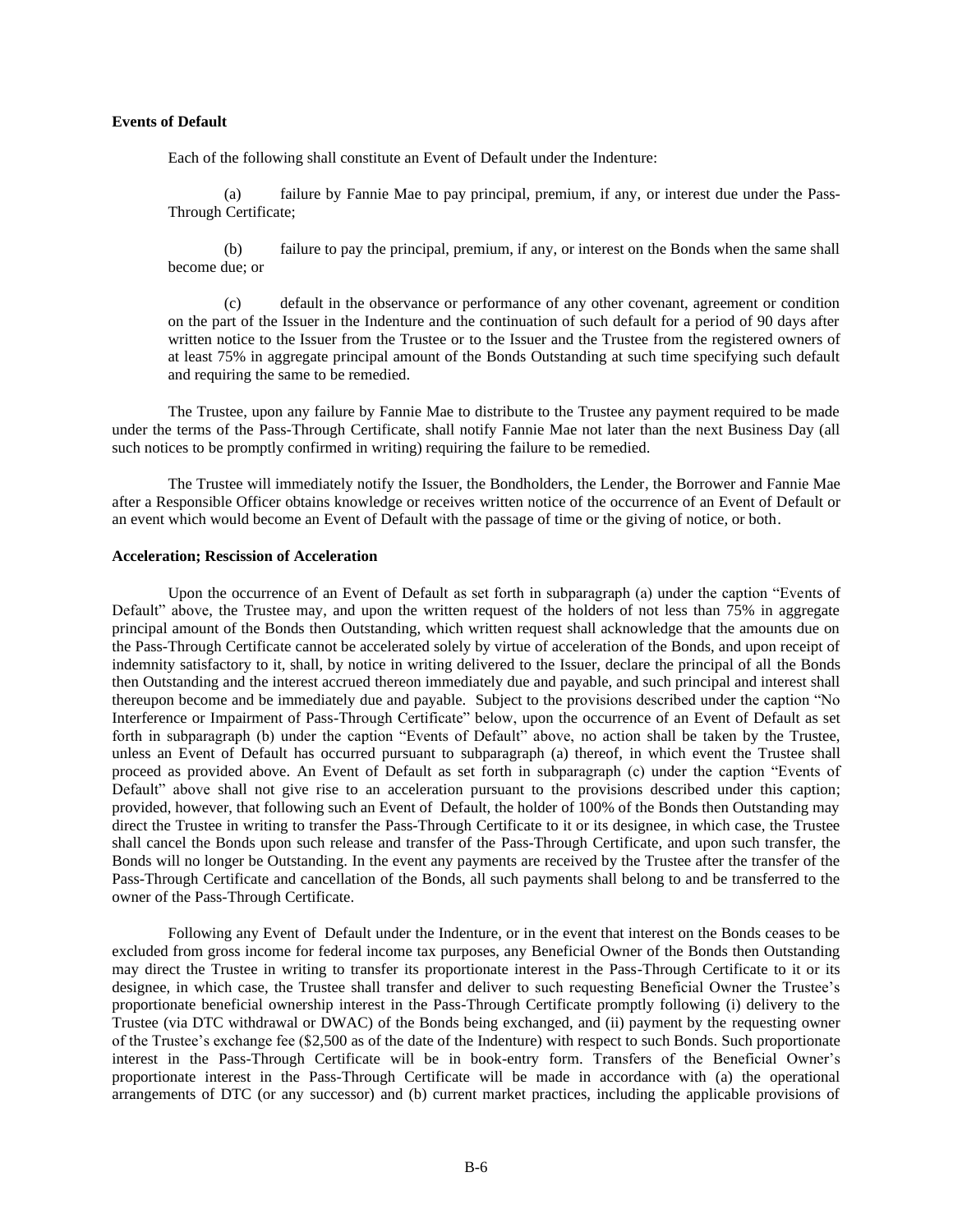**Events of Default**

Each of the following shall constitute an Event of Default under the Indenture:

(a) failure by Fannie Mae to pay principal, premium, if any, or interest due under the Pass-Through Certificate;

(b) failure to pay the principal, premium, if any, or interest on the Bonds when the same shall become due; or

(c) default in the observance or performance of any other covenant, agreement or condition on the part of the Issuer in the Indenture and the continuation of such default for a period of 90 days after written notice to the Issuer from the Trustee or to the Issuer and the Trustee from the registered owners of at least 75% in aggregate principal amount of the Bonds Outstanding at such time specifying such default and requiring the same to be remedied.

The Trustee, upon any failure by Fannie Mae to distribute to the Trustee any payment required to be made under the terms of the Pass-Through Certificate, shall notify Fannie Mae not later than the next Business Day (all such notices to be promptly confirmed in writing) requiring the failure to be remedied.

The Trustee will immediately notify the Issuer, the Bondholders, the Lender, the Borrower and Fannie Mae after a Responsible Officer obtains knowledge or receives written notice of the occurrence of an Event of Default or an event which would become an Event of Default with the passage of time or the giving of notice, or both.

**Acceleration; Rescission of Acceleration**

Upon the occurrence of an Event of Default as set forth in subparagraph (a) under the caption "Events of Default" above, the Trustee may, and upon the written request of the holders of not less than 75% in aggregate principal amount of the Bonds then Outstanding, which written request shall acknowledge that the amounts due on the Pass-Through Certificate cannot be accelerated solely by virtue of acceleration of the Bonds, and upon receipt of indemnity satisfactory to it, shall, by notice in writing delivered to the Issuer, declare the principal of all the Bonds then Outstanding and the interest accrued thereon immediately due and payable, and such principal and interest shall thereupon become and be immediately due and payable. Subject to the provisions described under the caption "No Interference or Impairment of Pass-Through Certificate" below, upon the occurrence of an Event of Default as set forth in subparagraph (b) under the caption "Events of Default" above, no action shall be taken by the Trustee, unless an Event of Default has occurred pursuant to subparagraph (a) thereof, in which event the Trustee shall proceed as provided above. An Event of Default as set forth in subparagraph (c) under the caption "Events of Default" above shall not give rise to an acceleration pursuant to the provisions described under this caption; provided, however, that following such an Event of Default, the holder of 100% of the Bonds then Outstanding may direct the Trustee in writing to transfer the Pass-Through Certificate to it or its designee, in which case, the Trustee shall cancel the Bonds upon such release and transfer of the Pass-Through Certificate, and upon such transfer, the Bonds will no longer be Outstanding. In the event any payments are received by the Trustee after the transfer of the Pass-Through Certificate and cancellation of the Bonds, all such payments shall belong to and be transferred to the owner of the Pass-Through Certificate.

Following any Event of Default under the Indenture, or in the event that interest on the Bonds ceases to be excluded from gross income for federal income tax purposes, any Beneficial Owner of the Bonds then Outstanding may direct the Trustee in writing to transfer its proportionate interest in the Pass-Through Certificate to it or its designee, in which case, the Trustee shall transfer and deliver to such requesting Beneficial Owner the Trustee's proportionate beneficial ownership interest in the Pass-Through Certificate promptly following (i) delivery to the Trustee (via DTC withdrawal or DWAC) of the Bonds being exchanged, and (ii) payment by the requesting owner of the Trustee's exchange fee ($2,500 as of the date of the Indenture) with respect to such Bonds. Such proportionate interest in the Pass-Through Certificate will be in book-entry form. Transfers of the Beneficial Owner's proportionate interest in the Pass-Through Certificate will be made in accordance with (a) the operational arrangements of DTC (or any successor) and (b) current market practices, including the applicable provisions of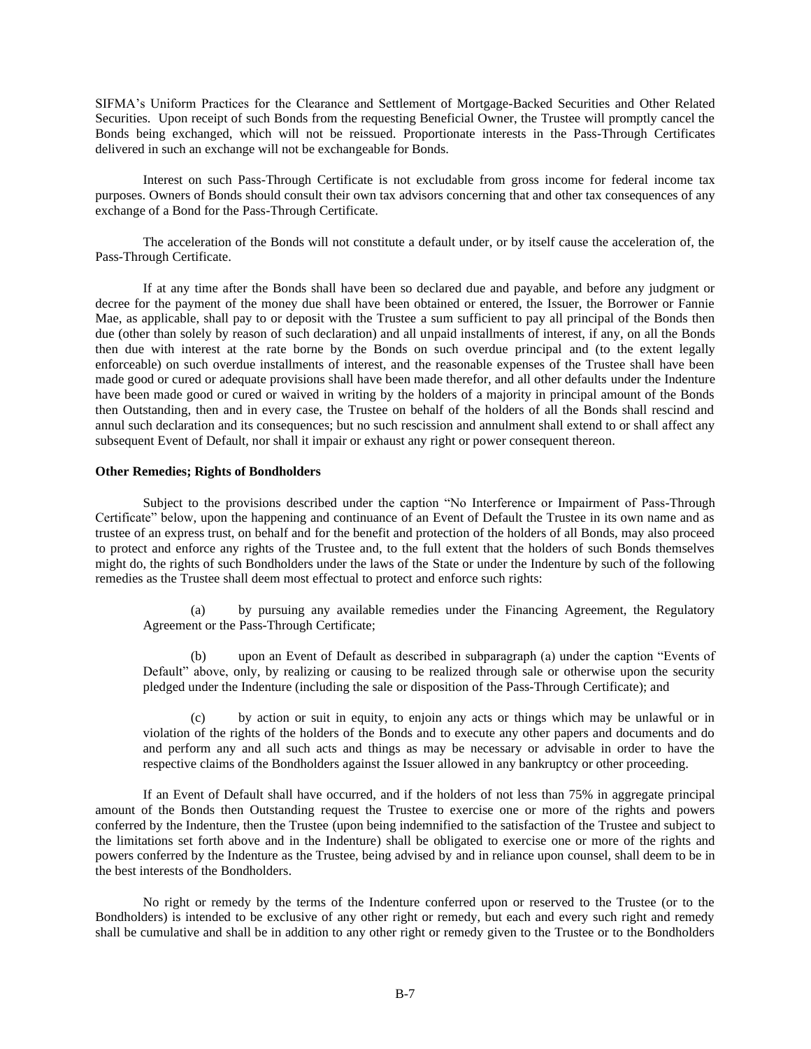SIFMA's Uniform Practices for the Clearance and Settlement of Mortgage-Backed Securities and Other Related Securities. Upon receipt of such Bonds from the requesting Beneficial Owner, the Trustee will promptly cancel the Bonds being exchanged, which will not be reissued. Proportionate interests in the Pass-Through Certificates delivered in such an exchange will not be exchangeable for Bonds.

Interest on such Pass-Through Certificate is not excludable from gross income for federal income tax purposes. Owners of Bonds should consult their own tax advisors concerning that and other tax consequences of any exchange of a Bond for the Pass-Through Certificate.

The acceleration of the Bonds will not constitute a default under, or by itself cause the acceleration of, the Pass-Through Certificate.

If at any time after the Bonds shall have been so declared due and payable, and before any judgment or decree for the payment of the money due shall have been obtained or entered, the Issuer, the Borrower or Fannie Mae, as applicable, shall pay to or deposit with the Trustee a sum sufficient to pay all principal of the Bonds then due (other than solely by reason of such declaration) and all unpaid installments of interest, if any, on all the Bonds then due with interest at the rate borne by the Bonds on such overdue principal and (to the extent legally enforceable) on such overdue installments of interest, and the reasonable expenses of the Trustee shall have been made good or cured or adequate provisions shall have been made therefor, and all other defaults under the Indenture have been made good or cured or waived in writing by the holders of a majority in principal amount of the Bonds then Outstanding, then and in every case, the Trustee on behalf of the holders of all the Bonds shall rescind and annul such declaration and its consequences; but no such rescission and annulment shall extend to or shall affect any subsequent Event of Default, nor shall it impair or exhaust any right or power consequent thereon.

**Other Remedies; Rights of Bondholders**

Subject to the provisions described under the caption "No Interference or Impairment of Pass-Through Certificate" below, upon the happening and continuance of an Event of Default the Trustee in its own name and as trustee of an express trust, on behalf and for the benefit and protection of the holders of all Bonds, may also proceed to protect and enforce any rights of the Trustee and, to the full extent that the holders of such Bonds themselves might do, the rights of such Bondholders under the laws of the State or under the Indenture by such of the following remedies as the Trustee shall deem most effectual to protect and enforce such rights:

(a) by pursuing any available remedies under the Financing Agreement, the Regulatory Agreement or the Pass-Through Certificate;

(b) upon an Event of Default as described in subparagraph (a) under the caption "Events of Default" above, only, by realizing or causing to be realized through sale or otherwise upon the security pledged under the Indenture (including the sale or disposition of the Pass-Through Certificate); and

(c) by action or suit in equity, to enjoin any acts or things which may be unlawful or in violation of the rights of the holders of the Bonds and to execute any other papers and documents and do and perform any and all such acts and things as may be necessary or advisable in order to have the respective claims of the Bondholders against the Issuer allowed in any bankruptcy or other proceeding.

If an Event of Default shall have occurred, and if the holders of not less than 75% in aggregate principal amount of the Bonds then Outstanding request the Trustee to exercise one or more of the rights and powers conferred by the Indenture, then the Trustee (upon being indemnified to the satisfaction of the Trustee and subject to the limitations set forth above and in the Indenture) shall be obligated to exercise one or more of the rights and powers conferred by the Indenture as the Trustee, being advised by and in reliance upon counsel, shall deem to be in the best interests of the Bondholders.

No right or remedy by the terms of the Indenture conferred upon or reserved to the Trustee (or to the Bondholders) is intended to be exclusive of any other right or remedy, but each and every such right and remedy shall be cumulative and shall be in addition to any other right or remedy given to the Trustee or to the Bondholders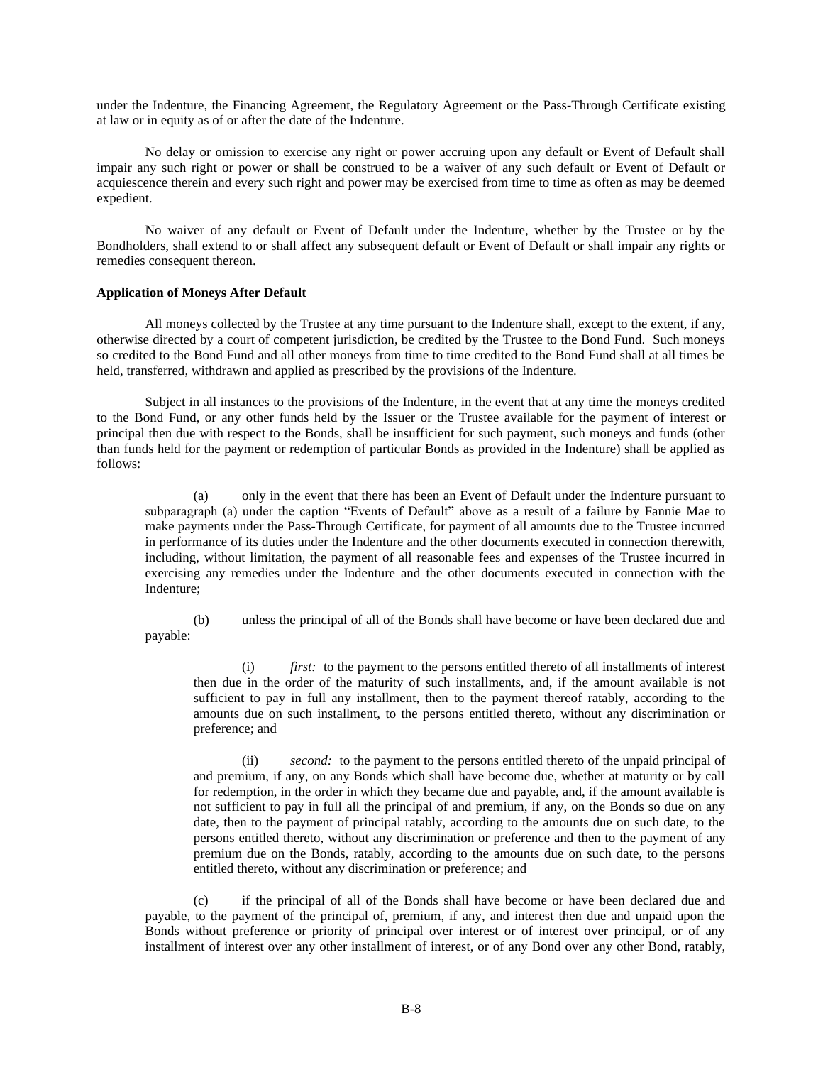under the Indenture, the Financing Agreement, the Regulatory Agreement or the Pass-Through Certificate existing at law or in equity as of or after the date of the Indenture.

No delay or omission to exercise any right or power accruing upon any default or Event of Default shall impair any such right or power or shall be construed to be a waiver of any such default or Event of Default or acquiescence therein and every such right and power may be exercised from time to time as often as may be deemed expedient.

No waiver of any default or Event of Default under the Indenture, whether by the Trustee or by the Bondholders, shall extend to or shall affect any subsequent default or Event of Default or shall impair any rights or remedies consequent thereon.

**Application of Moneys After Default**

All moneys collected by the Trustee at any time pursuant to the Indenture shall, except to the extent, if any, otherwise directed by a court of competent jurisdiction, be credited by the Trustee to the Bond Fund. Such moneys so credited to the Bond Fund and all other moneys from time to time credited to the Bond Fund shall at all times be held, transferred, withdrawn and applied as prescribed by the provisions of the Indenture.

Subject in all instances to the provisions of the Indenture, in the event that at any time the moneys credited to the Bond Fund, or any other funds held by the Issuer or the Trustee available for the payment of interest or principal then due with respect to the Bonds, shall be insufficient for such payment, such moneys and funds (other than funds held for the payment or redemption of particular Bonds as provided in the Indenture) shall be applied as follows:

(a) only in the event that there has been an Event of Default under the Indenture pursuant to subparagraph (a) under the caption "Events of Default" above as a result of a failure by Fannie Mae to make payments under the Pass-Through Certificate, for payment of all amounts due to the Trustee incurred in performance of its duties under the Indenture and the other documents executed in connection therewith, including, without limitation, the payment of all reasonable fees and expenses of the Trustee incurred in exercising any remedies under the Indenture and the other documents executed in connection with the Indenture;

(b) unless the principal of all of the Bonds shall have become or have been declared due and payable:

(i) *first:* to the payment to the persons entitled thereto of all installments of interest then due in the order of the maturity of such installments, and, if the amount available is not sufficient to pay in full any installment, then to the payment thereof ratably, according to the amounts due on such installment, to the persons entitled thereto, without any discrimination or preference; and

(ii) *second:* to the payment to the persons entitled thereto of the unpaid principal of and premium, if any, on any Bonds which shall have become due, whether at maturity or by call for redemption, in the order in which they became due and payable, and, if the amount available is not sufficient to pay in full all the principal of and premium, if any, on the Bonds so due on any date, then to the payment of principal ratably, according to the amounts due on such date, to the persons entitled thereto, without any discrimination or preference and then to the payment of any premium due on the Bonds, ratably, according to the amounts due on such date, to the persons entitled thereto, without any discrimination or preference; and

(c) if the principal of all of the Bonds shall have become or have been declared due and payable, to the payment of the principal of, premium, if any, and interest then due and unpaid upon the Bonds without preference or priority of principal over interest or of interest over principal, or of any installment of interest over any other installment of interest, or of any Bond over any other Bond, ratably,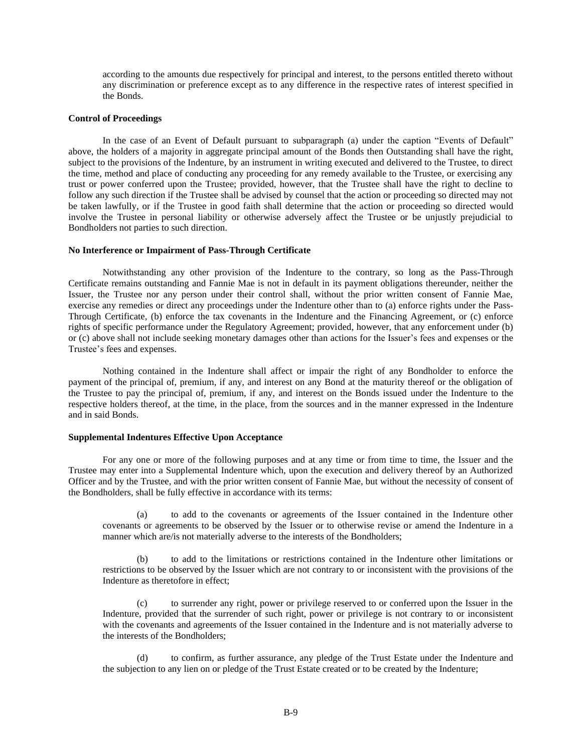according to the amounts due respectively for principal and interest, to the persons entitled thereto without any discrimination or preference except as to any difference in the respective rates of interest specified in the Bonds.

**Control of Proceedings**

In the case of an Event of Default pursuant to subparagraph (a) under the caption "Events of Default" above, the holders of a majority in aggregate principal amount of the Bonds then Outstanding shall have the right, subject to the provisions of the Indenture, by an instrument in writing executed and delivered to the Trustee, to direct the time, method and place of conducting any proceeding for any remedy available to the Trustee, or exercising any trust or power conferred upon the Trustee; provided, however, that the Trustee shall have the right to decline to follow any such direction if the Trustee shall be advised by counsel that the action or proceeding so directed may not be taken lawfully, or if the Trustee in good faith shall determine that the action or proceeding so directed would involve the Trustee in personal liability or otherwise adversely affect the Trustee or be unjustly prejudicial to Bondholders not parties to such direction.

**No Interference or Impairment of Pass-Through Certificate**

Notwithstanding any other provision of the Indenture to the contrary, so long as the Pass-Through Certificate remains outstanding and Fannie Mae is not in default in its payment obligations thereunder, neither the Issuer, the Trustee nor any person under their control shall, without the prior written consent of Fannie Mae, exercise any remedies or direct any proceedings under the Indenture other than to (a) enforce rights under the Pass-Through Certificate, (b) enforce the tax covenants in the Indenture and the Financing Agreement, or (c) enforce rights of specific performance under the Regulatory Agreement; provided, however, that any enforcement under (b) or (c) above shall not include seeking monetary damages other than actions for the Issuer's fees and expenses or the Trustee's fees and expenses.

Nothing contained in the Indenture shall affect or impair the right of any Bondholder to enforce the payment of the principal of, premium, if any, and interest on any Bond at the maturity thereof or the obligation of the Trustee to pay the principal of, premium, if any, and interest on the Bonds issued under the Indenture to the respective holders thereof, at the time, in the place, from the sources and in the manner expressed in the Indenture and in said Bonds.

**Supplemental Indentures Effective Upon Acceptance**

For any one or more of the following purposes and at any time or from time to time, the Issuer and the Trustee may enter into a Supplemental Indenture which, upon the execution and delivery thereof by an Authorized Officer and by the Trustee, and with the prior written consent of Fannie Mae, but without the necessity of consent of the Bondholders, shall be fully effective in accordance with its terms:

(a) to add to the covenants or agreements of the Issuer contained in the Indenture other covenants or agreements to be observed by the Issuer or to otherwise revise or amend the Indenture in a manner which are/is not materially adverse to the interests of the Bondholders;

(b) to add to the limitations or restrictions contained in the Indenture other limitations or restrictions to be observed by the Issuer which are not contrary to or inconsistent with the provisions of the Indenture as theretofore in effect;

(c) to surrender any right, power or privilege reserved to or conferred upon the Issuer in the Indenture, provided that the surrender of such right, power or privilege is not contrary to or inconsistent with the covenants and agreements of the Issuer contained in the Indenture and is not materially adverse to the interests of the Bondholders;

(d) to confirm, as further assurance, any pledge of the Trust Estate under the Indenture and the subjection to any lien on or pledge of the Trust Estate created or to be created by the Indenture;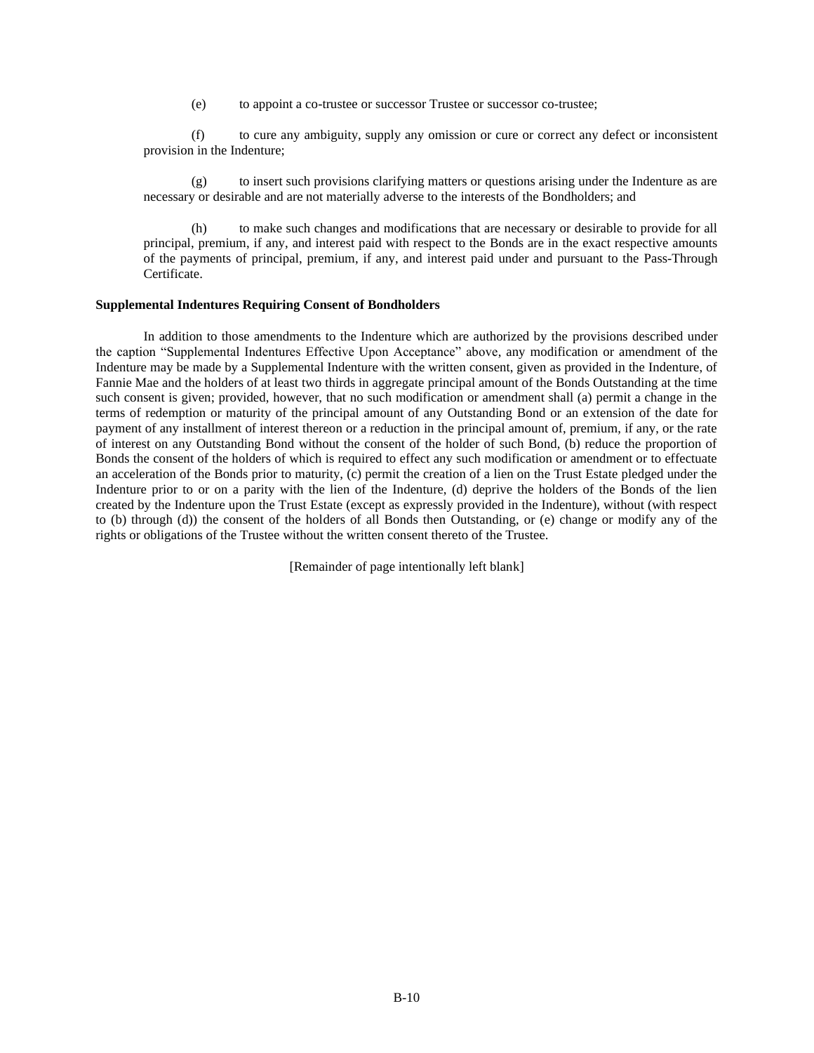(e) to appoint a co-trustee or successor Trustee or successor co-trustee;

(f) to cure any ambiguity, supply any omission or cure or correct any defect or inconsistent provision in the Indenture;

(g) to insert such provisions clarifying matters or questions arising under the Indenture as are necessary or desirable and are not materially adverse to the interests of the Bondholders; and

(h) to make such changes and modifications that are necessary or desirable to provide for all principal, premium, if any, and interest paid with respect to the Bonds are in the exact respective amounts of the payments of principal, premium, if any, and interest paid under and pursuant to the Pass-Through Certificate.

**Supplemental Indentures Requiring Consent of Bondholders**

In addition to those amendments to the Indenture which are authorized by the provisions described under the caption "Supplemental Indentures Effective Upon Acceptance" above, any modification or amendment of the Indenture may be made by a Supplemental Indenture with the written consent, given as provided in the Indenture, of Fannie Mae and the holders of at least two thirds in aggregate principal amount of the Bonds Outstanding at the time such consent is given; provided, however, that no such modification or amendment shall (a) permit a change in the terms of redemption or maturity of the principal amount of any Outstanding Bond or an extension of the date for payment of any installment of interest thereon or a reduction in the principal amount of, premium, if any, or the rate of interest on any Outstanding Bond without the consent of the holder of such Bond, (b) reduce the proportion of Bonds the consent of the holders of which is required to effect any such modification or amendment or to effectuate an acceleration of the Bonds prior to maturity, (c) permit the creation of a lien on the Trust Estate pledged under the Indenture prior to or on a parity with the lien of the Indenture, (d) deprive the holders of the Bonds of the lien created by the Indenture upon the Trust Estate (except as expressly provided in the Indenture), without (with respect to (b) through (d)) the consent of the holders of all Bonds then Outstanding, or (e) change or modify any of the rights or obligations of the Trustee without the written consent thereto of the Trustee.

[Remainder of page intentionally left blank]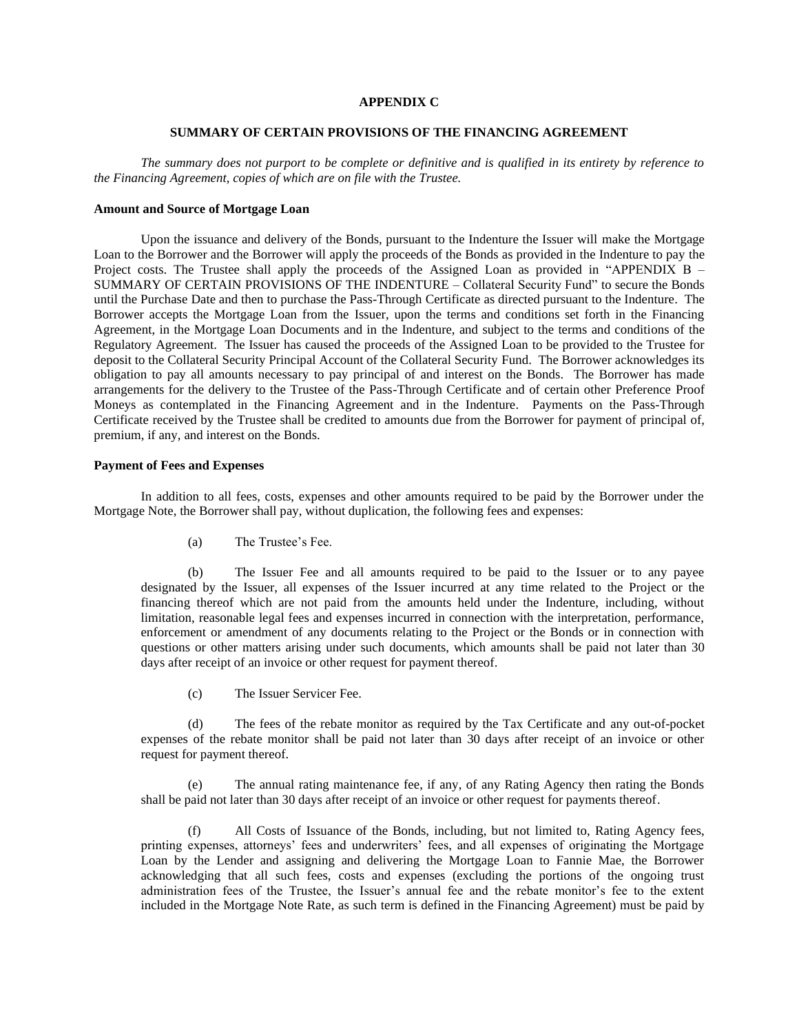# APPENDIX C

## SUMMARY OF CERTAIN PROVISIONS OF THE FINANCING AGREEMENT

*The summary does not purport to be complete or definitive and is qualified in its entirety by reference to the Financing Agreement, copies of which are on file with the Trustee.*

**Amount and Source of Mortgage Loan**

Upon the issuance and delivery of the Bonds, pursuant to the Indenture the Issuer will make the Mortgage Loan to the Borrower and the Borrower will apply the proceeds of the Bonds as provided in the Indenture to pay the Project costs. The Trustee shall apply the proceeds of the Assigned Loan as provided in "APPENDIX B – SUMMARY OF CERTAIN PROVISIONS OF THE INDENTURE – Collateral Security Fund" to secure the Bonds until the Purchase Date and then to purchase the Pass-Through Certificate as directed pursuant to the Indenture. The Borrower accepts the Mortgage Loan from the Issuer, upon the terms and conditions set forth in the Financing Agreement, in the Mortgage Loan Documents and in the Indenture, and subject to the terms and conditions of the Regulatory Agreement. The Issuer has caused the proceeds of the Assigned Loan to be provided to the Trustee for deposit to the Collateral Security Principal Account of the Collateral Security Fund. The Borrower acknowledges its obligation to pay all amounts necessary to pay principal of and interest on the Bonds. The Borrower has made arrangements for the delivery to the Trustee of the Pass-Through Certificate and of certain other Preference Proof Moneys as contemplated in the Financing Agreement and in the Indenture. Payments on the Pass-Through Certificate received by the Trustee shall be credited to amounts due from the Borrower for payment of principal of, premium, if any, and interest on the Bonds.

**Payment of Fees and Expenses**

In addition to all fees, costs, expenses and other amounts required to be paid by the Borrower under the Mortgage Note, the Borrower shall pay, without duplication, the following fees and expenses:

(a) The Trustee's Fee.

(b) The Issuer Fee and all amounts required to be paid to the Issuer or to any payee designated by the Issuer, all expenses of the Issuer incurred at any time related to the Project or the financing thereof which are not paid from the amounts held under the Indenture, including, without limitation, reasonable legal fees and expenses incurred in connection with the interpretation, performance, enforcement or amendment of any documents relating to the Project or the Bonds or in connection with questions or other matters arising under such documents, which amounts shall be paid not later than 30 days after receipt of an invoice or other request for payment thereof.

(c) The Issuer Servicer Fee.

(d) The fees of the rebate monitor as required by the Tax Certificate and any out-of-pocket expenses of the rebate monitor shall be paid not later than 30 days after receipt of an invoice or other request for payment thereof.

(e) The annual rating maintenance fee, if any, of any Rating Agency then rating the Bonds shall be paid not later than 30 days after receipt of an invoice or other request for payments thereof.

(f) All Costs of Issuance of the Bonds, including, but not limited to, Rating Agency fees, printing expenses, attorneys' fees and underwriters' fees, and all expenses of originating the Mortgage Loan by the Lender and assigning and delivering the Mortgage Loan to Fannie Mae, the Borrower acknowledging that all such fees, costs and expenses (excluding the portions of the ongoing trust administration fees of the Trustee, the Issuer's annual fee and the rebate monitor's fee to the extent included in the Mortgage Note Rate, as such term is defined in the Financing Agreement) must be paid by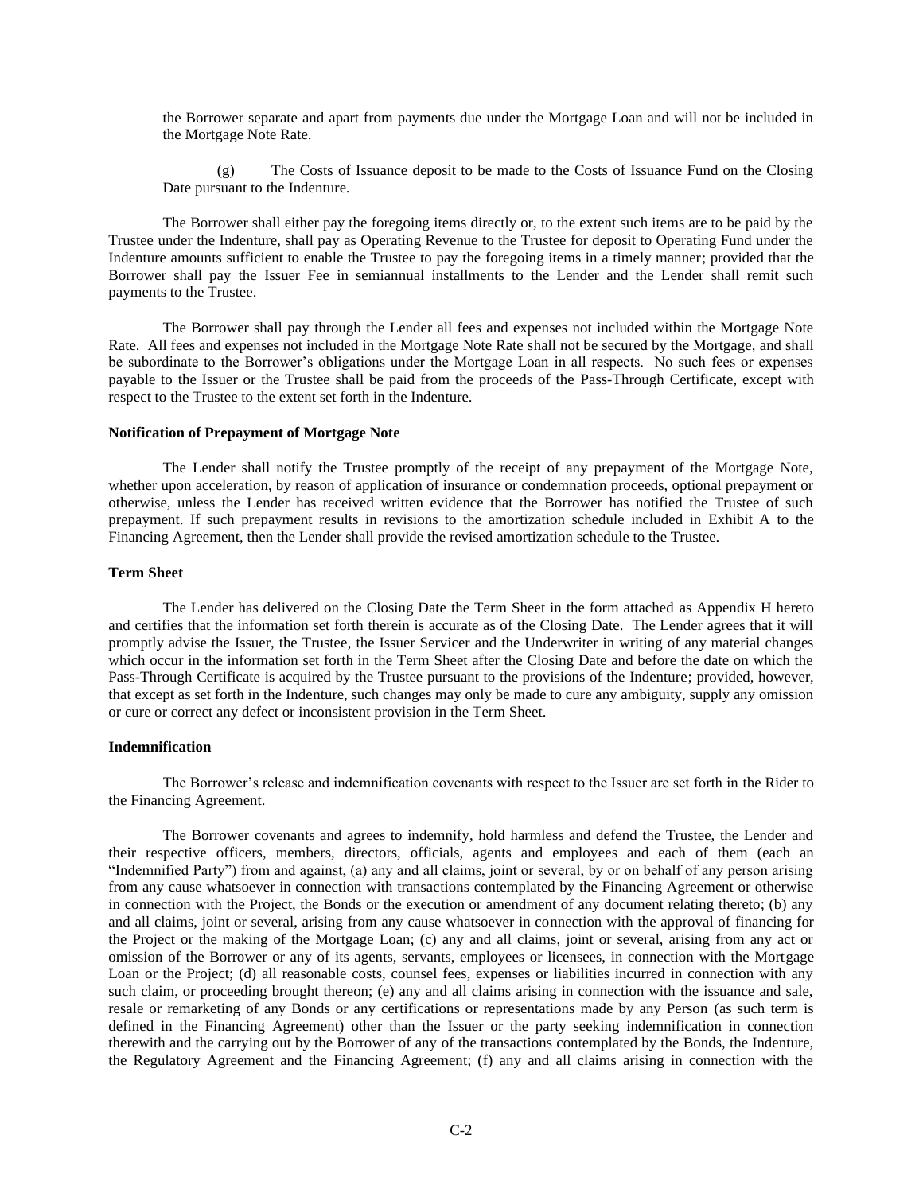the Borrower separate and apart from payments due under the Mortgage Loan and will not be included in the Mortgage Note Rate.

(g) The Costs of Issuance deposit to be made to the Costs of Issuance Fund on the Closing Date pursuant to the Indenture.

The Borrower shall either pay the foregoing items directly or, to the extent such items are to be paid by the Trustee under the Indenture, shall pay as Operating Revenue to the Trustee for deposit to Operating Fund under the Indenture amounts sufficient to enable the Trustee to pay the foregoing items in a timely manner; provided that the Borrower shall pay the Issuer Fee in semiannual installments to the Lender and the Lender shall remit such payments to the Trustee.

The Borrower shall pay through the Lender all fees and expenses not included within the Mortgage Note Rate. All fees and expenses not included in the Mortgage Note Rate shall not be secured by the Mortgage, and shall be subordinate to the Borrower's obligations under the Mortgage Loan in all respects. No such fees or expenses payable to the Issuer or the Trustee shall be paid from the proceeds of the Pass-Through Certificate, except with respect to the Trustee to the extent set forth in the Indenture.

**Notification of Prepayment of Mortgage Note**

The Lender shall notify the Trustee promptly of the receipt of any prepayment of the Mortgage Note, whether upon acceleration, by reason of application of insurance or condemnation proceeds, optional prepayment or otherwise, unless the Lender has received written evidence that the Borrower has notified the Trustee of such prepayment. If such prepayment results in revisions to the amortization schedule included in Exhibit A to the Financing Agreement, then the Lender shall provide the revised amortization schedule to the Trustee.

**Term Sheet**

The Lender has delivered on the Closing Date the Term Sheet in the form attached as Appendix H hereto and certifies that the information set forth therein is accurate as of the Closing Date. The Lender agrees that it will promptly advise the Issuer, the Trustee, the Issuer Servicer and the Underwriter in writing of any material changes which occur in the information set forth in the Term Sheet after the Closing Date and before the date on which the Pass-Through Certificate is acquired by the Trustee pursuant to the provisions of the Indenture; provided, however, that except as set forth in the Indenture, such changes may only be made to cure any ambiguity, supply any omission or cure or correct any defect or inconsistent provision in the Term Sheet.

**Indemnification**

The Borrower's release and indemnification covenants with respect to the Issuer are set forth in the Rider to the Financing Agreement.

The Borrower covenants and agrees to indemnify, hold harmless and defend the Trustee, the Lender and their respective officers, members, directors, officials, agents and employees and each of them (each an "Indemnified Party") from and against, (a) any and all claims, joint or several, by or on behalf of any person arising from any cause whatsoever in connection with transactions contemplated by the Financing Agreement or otherwise in connection with the Project, the Bonds or the execution or amendment of any document relating thereto; (b) any and all claims, joint or several, arising from any cause whatsoever in connection with the approval of financing for the Project or the making of the Mortgage Loan; (c) any and all claims, joint or several, arising from any act or omission of the Borrower or any of its agents, servants, employees or licensees, in connection with the Mortgage Loan or the Project; (d) all reasonable costs, counsel fees, expenses or liabilities incurred in connection with any such claim, or proceeding brought thereon; (e) any and all claims arising in connection with the issuance and sale, resale or remarketing of any Bonds or any certifications or representations made by any Person (as such term is defined in the Financing Agreement) other than the Issuer or the party seeking indemnification in connection therewith and the carrying out by the Borrower of any of the transactions contemplated by the Bonds, the Indenture, the Regulatory Agreement and the Financing Agreement; (f) any and all claims arising in connection with the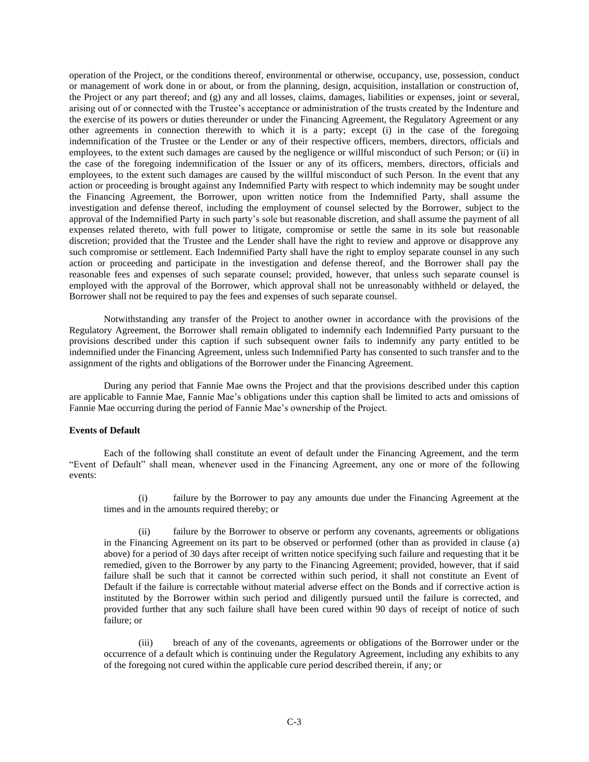operation of the Project, or the conditions thereof, environmental or otherwise, occupancy, use, possession, conduct or management of work done in or about, or from the planning, design, acquisition, installation or construction of, the Project or any part thereof; and (g) any and all losses, claims, damages, liabilities or expenses, joint or several, arising out of or connected with the Trustee's acceptance or administration of the trusts created by the Indenture and the exercise of its powers or duties thereunder or under the Financing Agreement, the Regulatory Agreement or any other agreements in connection therewith to which it is a party; except (i) in the case of the foregoing indemnification of the Trustee or the Lender or any of their respective officers, members, directors, officials and employees, to the extent such damages are caused by the negligence or willful misconduct of such Person; or (ii) in the case of the foregoing indemnification of the Issuer or any of its officers, members, directors, officials and employees, to the extent such damages are caused by the willful misconduct of such Person. In the event that any action or proceeding is brought against any Indemnified Party with respect to which indemnity may be sought under the Financing Agreement, the Borrower, upon written notice from the Indemnified Party, shall assume the investigation and defense thereof, including the employment of counsel selected by the Borrower, subject to the approval of the Indemnified Party in such party's sole but reasonable discretion, and shall assume the payment of all expenses related thereto, with full power to litigate, compromise or settle the same in its sole but reasonable discretion; provided that the Trustee and the Lender shall have the right to review and approve or disapprove any such compromise or settlement. Each Indemnified Party shall have the right to employ separate counsel in any such action or proceeding and participate in the investigation and defense thereof, and the Borrower shall pay the reasonable fees and expenses of such separate counsel; provided, however, that unless such separate counsel is employed with the approval of the Borrower, which approval shall not be unreasonably withheld or delayed, the Borrower shall not be required to pay the fees and expenses of such separate counsel.

Notwithstanding any transfer of the Project to another owner in accordance with the provisions of the Regulatory Agreement, the Borrower shall remain obligated to indemnify each Indemnified Party pursuant to the provisions described under this caption if such subsequent owner fails to indemnify any party entitled to be indemnified under the Financing Agreement, unless such Indemnified Party has consented to such transfer and to the assignment of the rights and obligations of the Borrower under the Financing Agreement.

During any period that Fannie Mae owns the Project and that the provisions described under this caption are applicable to Fannie Mae, Fannie Mae's obligations under this caption shall be limited to acts and omissions of Fannie Mae occurring during the period of Fannie Mae's ownership of the Project.

**Events of Default**

Each of the following shall constitute an event of default under the Financing Agreement, and the term "Event of Default" shall mean, whenever used in the Financing Agreement, any one or more of the following events:

(i) failure by the Borrower to pay any amounts due under the Financing Agreement at the times and in the amounts required thereby; or

(ii) failure by the Borrower to observe or perform any covenants, agreements or obligations in the Financing Agreement on its part to be observed or performed (other than as provided in clause (a) above) for a period of 30 days after receipt of written notice specifying such failure and requesting that it be remedied, given to the Borrower by any party to the Financing Agreement; provided, however, that if said failure shall be such that it cannot be corrected within such period, it shall not constitute an Event of Default if the failure is correctable without material adverse effect on the Bonds and if corrective action is instituted by the Borrower within such period and diligently pursued until the failure is corrected, and provided further that any such failure shall have been cured within 90 days of receipt of notice of such failure; or

(iii) breach of any of the covenants, agreements or obligations of the Borrower under or the occurrence of a default which is continuing under the Regulatory Agreement, including any exhibits to any of the foregoing not cured within the applicable cure period described therein, if any; or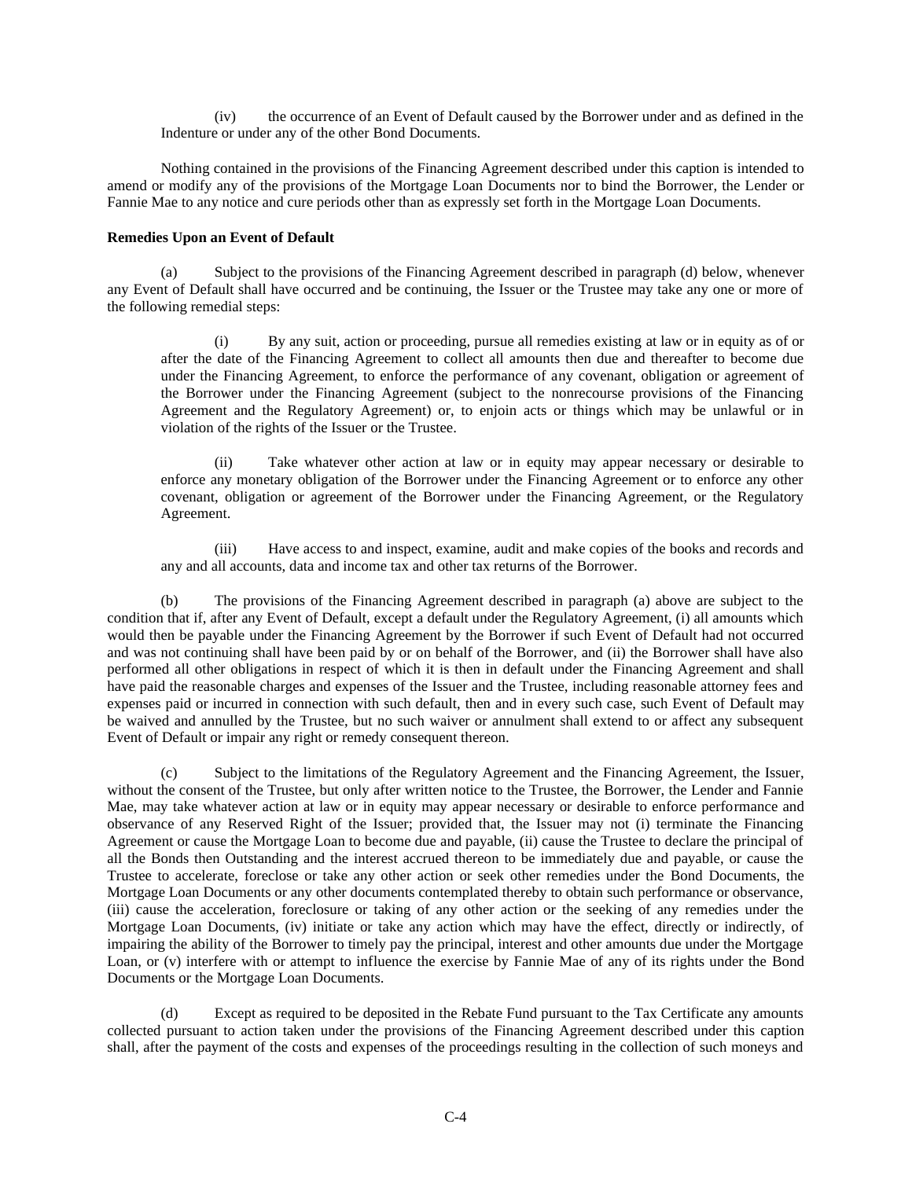(iv) the occurrence of an Event of Default caused by the Borrower under and as defined in the Indenture or under any of the other Bond Documents.

Nothing contained in the provisions of the Financing Agreement described under this caption is intended to amend or modify any of the provisions of the Mortgage Loan Documents nor to bind the Borrower, the Lender or Fannie Mae to any notice and cure periods other than as expressly set forth in the Mortgage Loan Documents.

**Remedies Upon an Event of Default**

(a) Subject to the provisions of the Financing Agreement described in paragraph (d) below, whenever any Event of Default shall have occurred and be continuing, the Issuer or the Trustee may take any one or more of the following remedial steps:

(i) By any suit, action or proceeding, pursue all remedies existing at law or in equity as of or after the date of the Financing Agreement to collect all amounts then due and thereafter to become due under the Financing Agreement, to enforce the performance of any covenant, obligation or agreement of the Borrower under the Financing Agreement (subject to the nonrecourse provisions of the Financing Agreement and the Regulatory Agreement) or, to enjoin acts or things which may be unlawful or in violation of the rights of the Issuer or the Trustee.

(ii) Take whatever other action at law or in equity may appear necessary or desirable to enforce any monetary obligation of the Borrower under the Financing Agreement or to enforce any other covenant, obligation or agreement of the Borrower under the Financing Agreement, or the Regulatory Agreement.

(iii) Have access to and inspect, examine, audit and make copies of the books and records and any and all accounts, data and income tax and other tax returns of the Borrower.

(b) The provisions of the Financing Agreement described in paragraph (a) above are subject to the condition that if, after any Event of Default, except a default under the Regulatory Agreement, (i) all amounts which would then be payable under the Financing Agreement by the Borrower if such Event of Default had not occurred and was not continuing shall have been paid by or on behalf of the Borrower, and (ii) the Borrower shall have also performed all other obligations in respect of which it is then in default under the Financing Agreement and shall have paid the reasonable charges and expenses of the Issuer and the Trustee, including reasonable attorney fees and expenses paid or incurred in connection with such default, then and in every such case, such Event of Default may be waived and annulled by the Trustee, but no such waiver or annulment shall extend to or affect any subsequent Event of Default or impair any right or remedy consequent thereon.

(c) Subject to the limitations of the Regulatory Agreement and the Financing Agreement, the Issuer, without the consent of the Trustee, but only after written notice to the Trustee, the Borrower, the Lender and Fannie Mae, may take whatever action at law or in equity may appear necessary or desirable to enforce performance and observance of any Reserved Right of the Issuer; provided that, the Issuer may not (i) terminate the Financing Agreement or cause the Mortgage Loan to become due and payable, (ii) cause the Trustee to declare the principal of all the Bonds then Outstanding and the interest accrued thereon to be immediately due and payable, or cause the Trustee to accelerate, foreclose or take any other action or seek other remedies under the Bond Documents, the Mortgage Loan Documents or any other documents contemplated thereby to obtain such performance or observance, (iii) cause the acceleration, foreclosure or taking of any other action or the seeking of any remedies under the Mortgage Loan Documents, (iv) initiate or take any action which may have the effect, directly or indirectly, of impairing the ability of the Borrower to timely pay the principal, interest and other amounts due under the Mortgage Loan, or (v) interfere with or attempt to influence the exercise by Fannie Mae of any of its rights under the Bond Documents or the Mortgage Loan Documents.

(d) Except as required to be deposited in the Rebate Fund pursuant to the Tax Certificate any amounts collected pursuant to action taken under the provisions of the Financing Agreement described under this caption shall, after the payment of the costs and expenses of the proceedings resulting in the collection of such moneys and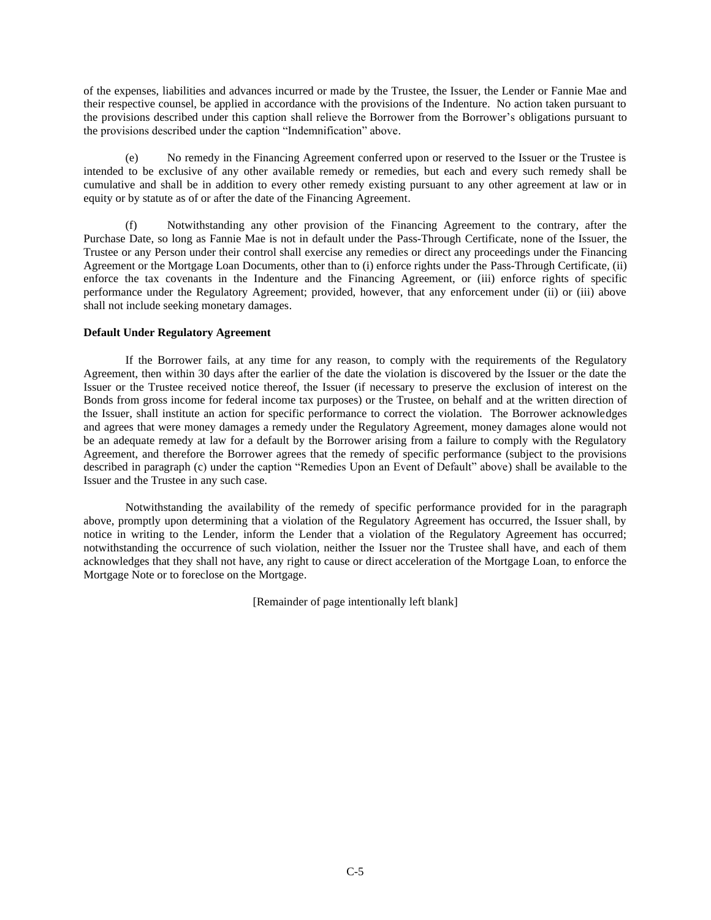of the expenses, liabilities and advances incurred or made by the Trustee, the Issuer, the Lender or Fannie Mae and their respective counsel, be applied in accordance with the provisions of the Indenture. No action taken pursuant to the provisions described under this caption shall relieve the Borrower from the Borrower's obligations pursuant to the provisions described under the caption "Indemnification" above.

(e) No remedy in the Financing Agreement conferred upon or reserved to the Issuer or the Trustee is intended to be exclusive of any other available remedy or remedies, but each and every such remedy shall be cumulative and shall be in addition to every other remedy existing pursuant to any other agreement at law or in equity or by statute as of or after the date of the Financing Agreement.

(f) Notwithstanding any other provision of the Financing Agreement to the contrary, after the Purchase Date, so long as Fannie Mae is not in default under the Pass-Through Certificate, none of the Issuer, the Trustee or any Person under their control shall exercise any remedies or direct any proceedings under the Financing Agreement or the Mortgage Loan Documents, other than to (i) enforce rights under the Pass-Through Certificate, (ii) enforce the tax covenants in the Indenture and the Financing Agreement, or (iii) enforce rights of specific performance under the Regulatory Agreement; provided, however, that any enforcement under (ii) or (iii) above shall not include seeking monetary damages.

**Default Under Regulatory Agreement**

If the Borrower fails, at any time for any reason, to comply with the requirements of the Regulatory Agreement, then within 30 days after the earlier of the date the violation is discovered by the Issuer or the date the Issuer or the Trustee received notice thereof, the Issuer (if necessary to preserve the exclusion of interest on the Bonds from gross income for federal income tax purposes) or the Trustee, on behalf and at the written direction of the Issuer, shall institute an action for specific performance to correct the violation. The Borrower acknowledges and agrees that were money damages a remedy under the Regulatory Agreement, money damages alone would not be an adequate remedy at law for a default by the Borrower arising from a failure to comply with the Regulatory Agreement, and therefore the Borrower agrees that the remedy of specific performance (subject to the provisions described in paragraph (c) under the caption "Remedies Upon an Event of Default" above) shall be available to the Issuer and the Trustee in any such case.

Notwithstanding the availability of the remedy of specific performance provided for in the paragraph above, promptly upon determining that a violation of the Regulatory Agreement has occurred, the Issuer shall, by notice in writing to the Lender, inform the Lender that a violation of the Regulatory Agreement has occurred; notwithstanding the occurrence of such violation, neither the Issuer nor the Trustee shall have, and each of them acknowledges that they shall not have, any right to cause or direct acceleration of the Mortgage Loan, to enforce the Mortgage Note or to foreclose on the Mortgage.

[Remainder of page intentionally left blank]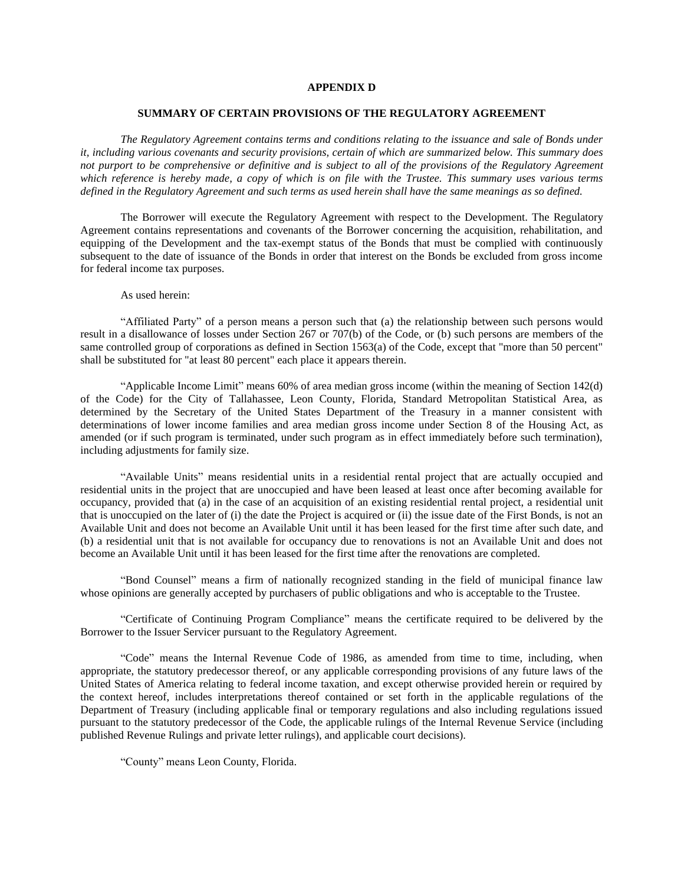# APPENDIX D

## SUMMARY OF CERTAIN PROVISIONS OF THE REGULATORY AGREEMENT

*The Regulatory Agreement contains terms and conditions relating to the issuance and sale of Bonds under it, including various covenants and security provisions, certain of which are summarized below. This summary does not purport to be comprehensive or definitive and is subject to all of the provisions of the Regulatory Agreement which reference is hereby made, a copy of which is on file with the Trustee. This summary uses various terms defined in the Regulatory Agreement and such terms as used herein shall have the same meanings as so defined.*

The Borrower will execute the Regulatory Agreement with respect to the Development. The Regulatory Agreement contains representations and covenants of the Borrower concerning the acquisition, rehabilitation, and equipping of the Development and the tax-exempt status of the Bonds that must be complied with continuously subsequent to the date of issuance of the Bonds in order that interest on the Bonds be excluded from gross income for federal income tax purposes.

As used herein:

"Affiliated Party" of a person means a person such that (a) the relationship between such persons would result in a disallowance of losses under Section 267 or 707(b) of the Code, or (b) such persons are members of the same controlled group of corporations as defined in Section 1563(a) of the Code, except that "more than 50 percent" shall be substituted for "at least 80 percent" each place it appears therein.

"Applicable Income Limit" means 60% of area median gross income (within the meaning of Section 142(d) of the Code) for the City of Tallahassee, Leon County, Florida, Standard Metropolitan Statistical Area, as determined by the Secretary of the United States Department of the Treasury in a manner consistent with determinations of lower income families and area median gross income under Section 8 of the Housing Act, as amended (or if such program is terminated, under such program as in effect immediately before such termination), including adjustments for family size.

"Available Units" means residential units in a residential rental project that are actually occupied and residential units in the project that are unoccupied and have been leased at least once after becoming available for occupancy, provided that (a) in the case of an acquisition of an existing residential rental project, a residential unit that is unoccupied on the later of (i) the date the Project is acquired or (ii) the issue date of the First Bonds, is not an Available Unit and does not become an Available Unit until it has been leased for the first time after such date, and (b) a residential unit that is not available for occupancy due to renovations is not an Available Unit and does not become an Available Unit until it has been leased for the first time after the renovations are completed.

"Bond Counsel" means a firm of nationally recognized standing in the field of municipal finance law whose opinions are generally accepted by purchasers of public obligations and who is acceptable to the Trustee.

"Certificate of Continuing Program Compliance" means the certificate required to be delivered by the Borrower to the Issuer Servicer pursuant to the Regulatory Agreement.

"Code" means the Internal Revenue Code of 1986, as amended from time to time, including, when appropriate, the statutory predecessor thereof, or any applicable corresponding provisions of any future laws of the United States of America relating to federal income taxation, and except otherwise provided herein or required by the context hereof, includes interpretations thereof contained or set forth in the applicable regulations of the Department of Treasury (including applicable final or temporary regulations and also including regulations issued pursuant to the statutory predecessor of the Code, the applicable rulings of the Internal Revenue Service (including published Revenue Rulings and private letter rulings), and applicable court decisions).

"County" means Leon County, Florida.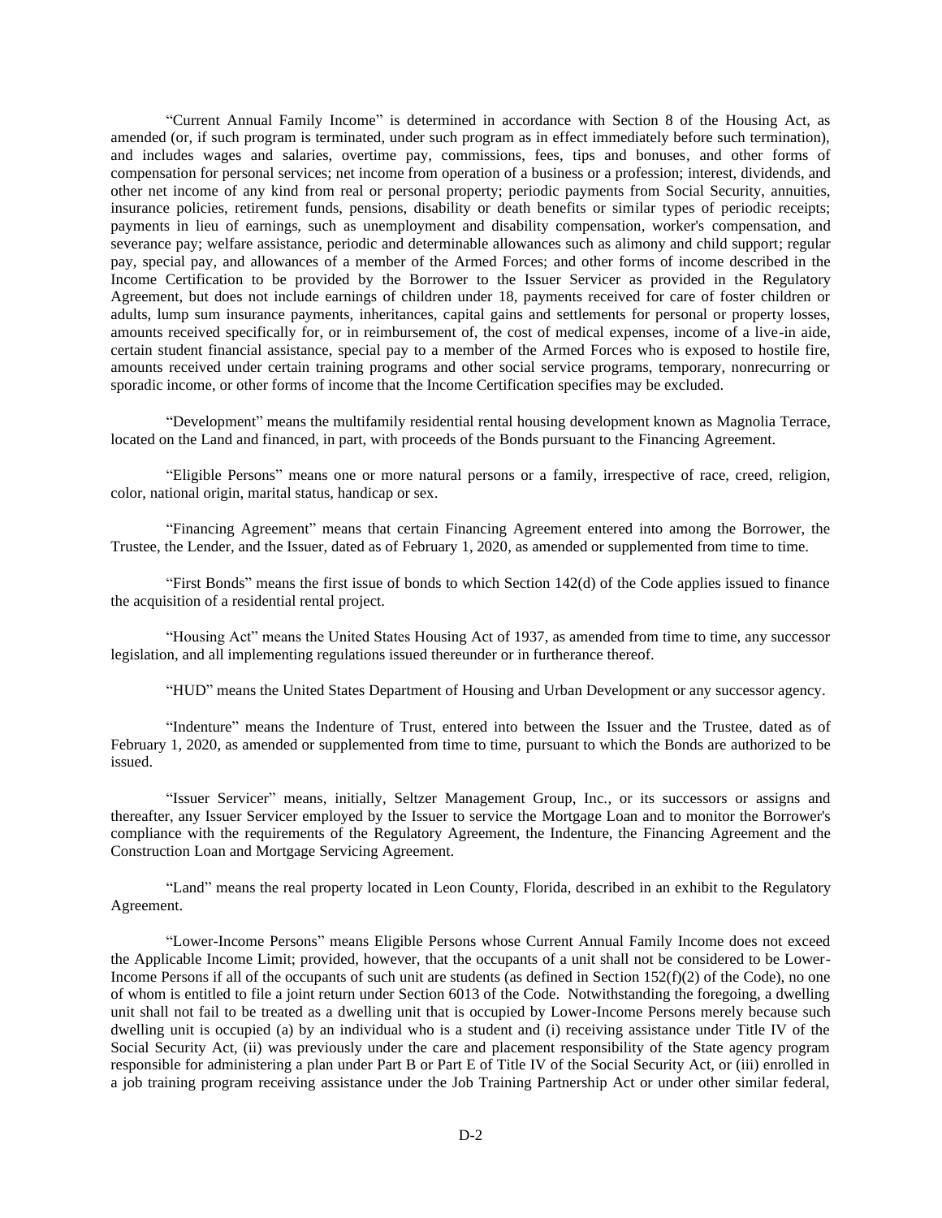"Current Annual Family Income" is determined in accordance with Section 8 of the Housing Act, as amended (or, if such program is terminated, under such program as in effect immediately before such termination), and includes wages and salaries, overtime pay, commissions, fees, tips and bonuses, and other forms of compensation for personal services; net income from operation of a business or a profession; interest, dividends, and other net income of any kind from real or personal property; periodic payments from Social Security, annuities, insurance policies, retirement funds, pensions, disability or death benefits or similar types of periodic receipts; payments in lieu of earnings, such as unemployment and disability compensation, worker's compensation, and severance pay; welfare assistance, periodic and determinable allowances such as alimony and child support; regular pay, special pay, and allowances of a member of the Armed Forces; and other forms of income described in the Income Certification to be provided by the Borrower to the Issuer Servicer as provided in the Regulatory Agreement, but does not include earnings of children under 18, payments received for care of foster children or adults, lump sum insurance payments, inheritances, capital gains and settlements for personal or property losses, amounts received specifically for, or in reimbursement of, the cost of medical expenses, income of a live-in aide, certain student financial assistance, special pay to a member of the Armed Forces who is exposed to hostile fire, amounts received under certain training programs and other social service programs, temporary, nonrecurring or sporadic income, or other forms of income that the Income Certification specifies may be excluded.

"Development" means the multifamily residential rental housing development known as Magnolia Terrace, located on the Land and financed, in part, with proceeds of the Bonds pursuant to the Financing Agreement.

"Eligible Persons" means one or more natural persons or a family, irrespective of race, creed, religion, color, national origin, marital status, handicap or sex.

"Financing Agreement" means that certain Financing Agreement entered into among the Borrower, the Trustee, the Lender, and the Issuer, dated as of February 1, 2020, as amended or supplemented from time to time.

"First Bonds" means the first issue of bonds to which Section 142(d) of the Code applies issued to finance the acquisition of a residential rental project.

"Housing Act" means the United States Housing Act of 1937, as amended from time to time, any successor legislation, and all implementing regulations issued thereunder or in furtherance thereof.

"HUD" means the United States Department of Housing and Urban Development or any successor agency.

"Indenture" means the Indenture of Trust, entered into between the Issuer and the Trustee, dated as of February 1, 2020, as amended or supplemented from time to time, pursuant to which the Bonds are authorized to be issued.

"Issuer Servicer" means, initially, Seltzer Management Group, Inc., or its successors or assigns and thereafter, any Issuer Servicer employed by the Issuer to service the Mortgage Loan and to monitor the Borrower's compliance with the requirements of the Regulatory Agreement, the Indenture, the Financing Agreement and the Construction Loan and Mortgage Servicing Agreement.

"Land" means the real property located in Leon County, Florida, described in an exhibit to the Regulatory Agreement.

"Lower-Income Persons" means Eligible Persons whose Current Annual Family Income does not exceed the Applicable Income Limit; provided, however, that the occupants of a unit shall not be considered to be Lower-Income Persons if all of the occupants of such unit are students (as defined in Section 152(f)(2) of the Code), no one of whom is entitled to file a joint return under Section 6013 of the Code. Notwithstanding the foregoing, a dwelling unit shall not fail to be treated as a dwelling unit that is occupied by Lower-Income Persons merely because such dwelling unit is occupied (a) by an individual who is a student and (i) receiving assistance under Title IV of the Social Security Act, (ii) was previously under the care and placement responsibility of the State agency program responsible for administering a plan under Part B or Part E of Title IV of the Social Security Act, or (iii) enrolled in a job training program receiving assistance under the Job Training Partnership Act or under other similar federal,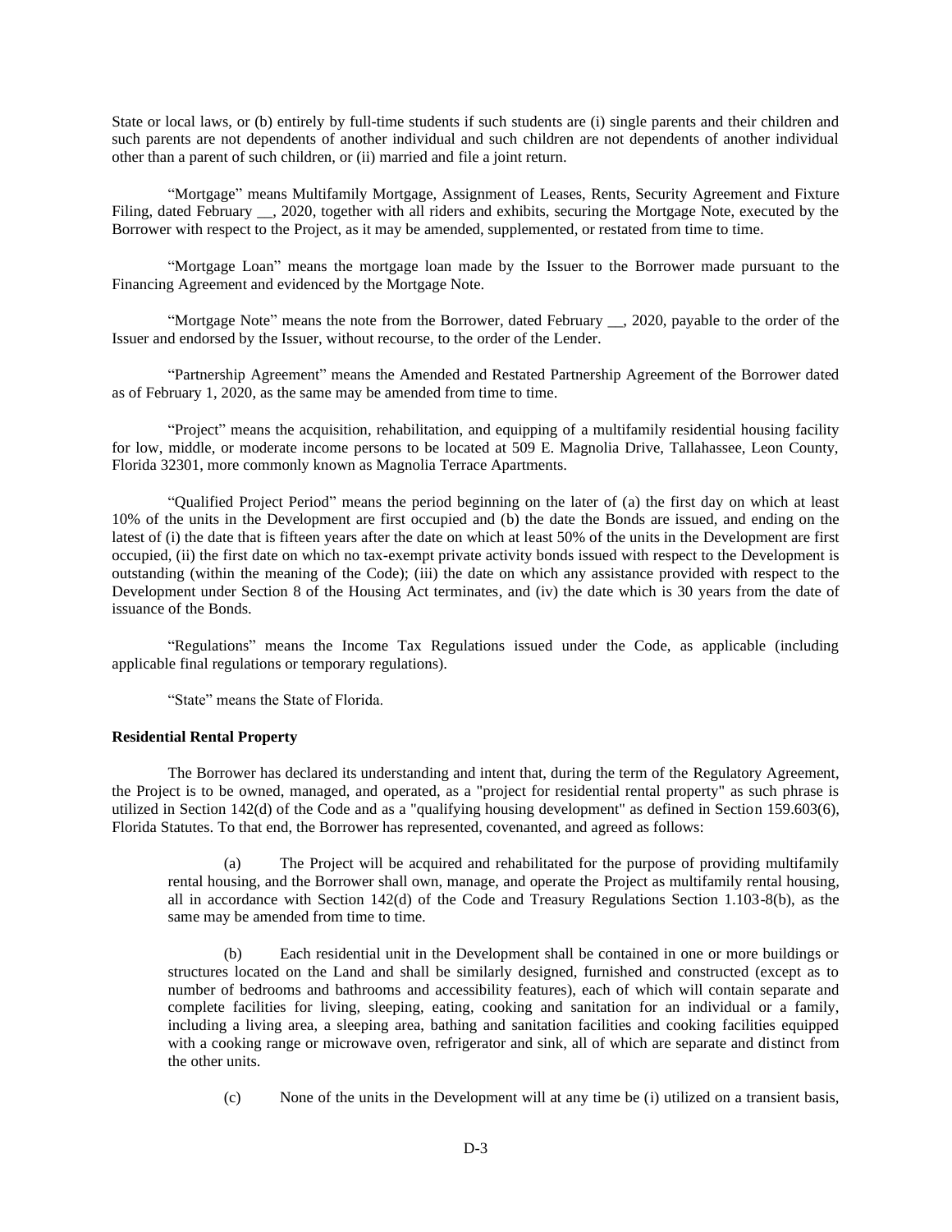State or local laws, or (b) entirely by full-time students if such students are (i) single parents and their children and such parents are not dependents of another individual and such children are not dependents of another individual other than a parent of such children, or (ii) married and file a joint return.

"Mortgage" means Multifamily Mortgage, Assignment of Leases, Rents, Security Agreement and Fixture Filing, dated February __, 2020, together with all riders and exhibits, securing the Mortgage Note, executed by the Borrower with respect to the Project, as it may be amended, supplemented, or restated from time to time.

"Mortgage Loan" means the mortgage loan made by the Issuer to the Borrower made pursuant to the Financing Agreement and evidenced by the Mortgage Note.

"Mortgage Note" means the note from the Borrower, dated February __, 2020, payable to the order of the Issuer and endorsed by the Issuer, without recourse, to the order of the Lender.

"Partnership Agreement" means the Amended and Restated Partnership Agreement of the Borrower dated as of February 1, 2020, as the same may be amended from time to time.

"Project" means the acquisition, rehabilitation, and equipping of a multifamily residential housing facility for low, middle, or moderate income persons to be located at 509 E. Magnolia Drive, Tallahassee, Leon County, Florida 32301, more commonly known as Magnolia Terrace Apartments.

"Qualified Project Period" means the period beginning on the later of (a) the first day on which at least 10% of the units in the Development are first occupied and (b) the date the Bonds are issued, and ending on the latest of (i) the date that is fifteen years after the date on which at least 50% of the units in the Development are first occupied, (ii) the first date on which no tax-exempt private activity bonds issued with respect to the Development is outstanding (within the meaning of the Code); (iii) the date on which any assistance provided with respect to the Development under Section 8 of the Housing Act terminates, and (iv) the date which is 30 years from the date of issuance of the Bonds.

"Regulations" means the Income Tax Regulations issued under the Code, as applicable (including applicable final regulations or temporary regulations).

"State" means the State of Florida.

**Residential Rental Property**

The Borrower has declared its understanding and intent that, during the term of the Regulatory Agreement, the Project is to be owned, managed, and operated, as a "project for residential rental property" as such phrase is utilized in Section 142(d) of the Code and as a "qualifying housing development" as defined in Section 159.603(6), Florida Statutes. To that end, the Borrower has represented, covenanted, and agreed as follows:

(a) The Project will be acquired and rehabilitated for the purpose of providing multifamily rental housing, and the Borrower shall own, manage, and operate the Project as multifamily rental housing, all in accordance with Section 142(d) of the Code and Treasury Regulations Section 1.103-8(b), as the same may be amended from time to time.

(b) Each residential unit in the Development shall be contained in one or more buildings or structures located on the Land and shall be similarly designed, furnished and constructed (except as to number of bedrooms and bathrooms and accessibility features), each of which will contain separate and complete facilities for living, sleeping, eating, cooking and sanitation for an individual or a family, including a living area, a sleeping area, bathing and sanitation facilities and cooking facilities equipped with a cooking range or microwave oven, refrigerator and sink, all of which are separate and distinct from the other units.

(c) None of the units in the Development will at any time be (i) utilized on a transient basis,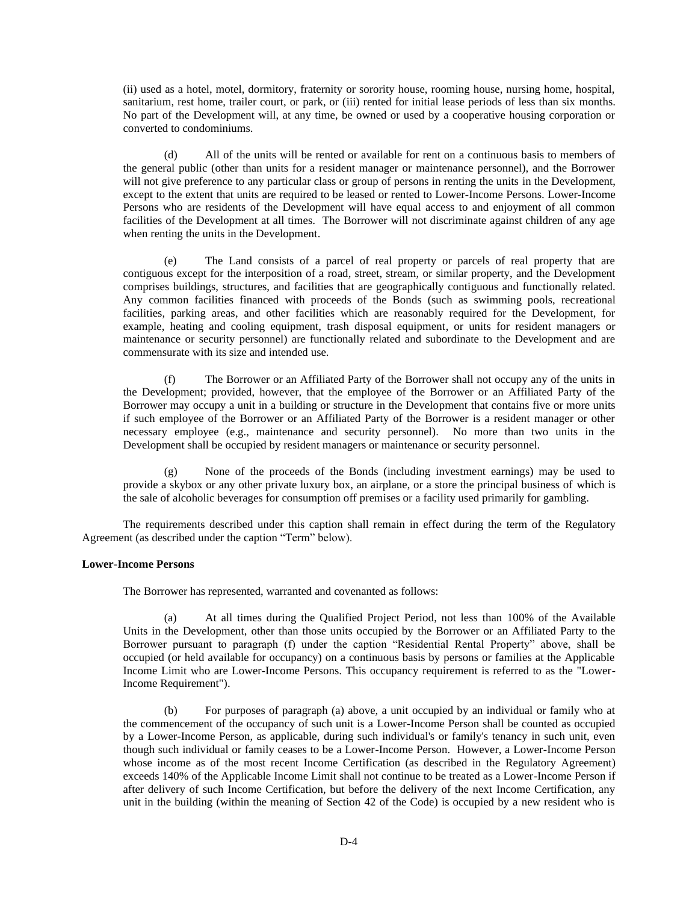(ii) used as a hotel, motel, dormitory, fraternity or sorority house, rooming house, nursing home, hospital, sanitarium, rest home, trailer court, or park, or (iii) rented for initial lease periods of less than six months. No part of the Development will, at any time, be owned or used by a cooperative housing corporation or converted to condominiums.

(d) All of the units will be rented or available for rent on a continuous basis to members of the general public (other than units for a resident manager or maintenance personnel), and the Borrower will not give preference to any particular class or group of persons in renting the units in the Development, except to the extent that units are required to be leased or rented to Lower-Income Persons. Lower-Income Persons who are residents of the Development will have equal access to and enjoyment of all common facilities of the Development at all times. The Borrower will not discriminate against children of any age when renting the units in the Development.

(e) The Land consists of a parcel of real property or parcels of real property that are contiguous except for the interposition of a road, street, stream, or similar property, and the Development comprises buildings, structures, and facilities that are geographically contiguous and functionally related. Any common facilities financed with proceeds of the Bonds (such as swimming pools, recreational facilities, parking areas, and other facilities which are reasonably required for the Development, for example, heating and cooling equipment, trash disposal equipment, or units for resident managers or maintenance or security personnel) are functionally related and subordinate to the Development and are commensurate with its size and intended use.

(f) The Borrower or an Affiliated Party of the Borrower shall not occupy any of the units in the Development; provided, however, that the employee of the Borrower or an Affiliated Party of the Borrower may occupy a unit in a building or structure in the Development that contains five or more units if such employee of the Borrower or an Affiliated Party of the Borrower is a resident manager or other necessary employee (e.g., maintenance and security personnel). No more than two units in the Development shall be occupied by resident managers or maintenance or security personnel.

(g) None of the proceeds of the Bonds (including investment earnings) may be used to provide a skybox or any other private luxury box, an airplane, or a store the principal business of which is the sale of alcoholic beverages for consumption off premises or a facility used primarily for gambling.

The requirements described under this caption shall remain in effect during the term of the Regulatory Agreement (as described under the caption "Term" below).

**Lower-Income Persons**

The Borrower has represented, warranted and covenanted as follows:

(a) At all times during the Qualified Project Period, not less than 100% of the Available Units in the Development, other than those units occupied by the Borrower or an Affiliated Party to the Borrower pursuant to paragraph (f) under the caption "Residential Rental Property" above, shall be occupied (or held available for occupancy) on a continuous basis by persons or families at the Applicable Income Limit who are Lower-Income Persons. This occupancy requirement is referred to as the "Lower-Income Requirement").

(b) For purposes of paragraph (a) above, a unit occupied by an individual or family who at the commencement of the occupancy of such unit is a Lower-Income Person shall be counted as occupied by a Lower-Income Person, as applicable, during such individual's or family's tenancy in such unit, even though such individual or family ceases to be a Lower-Income Person. However, a Lower-Income Person whose income as of the most recent Income Certification (as described in the Regulatory Agreement) exceeds 140% of the Applicable Income Limit shall not continue to be treated as a Lower-Income Person if after delivery of such Income Certification, but before the delivery of the next Income Certification, any unit in the building (within the meaning of Section 42 of the Code) is occupied by a new resident who is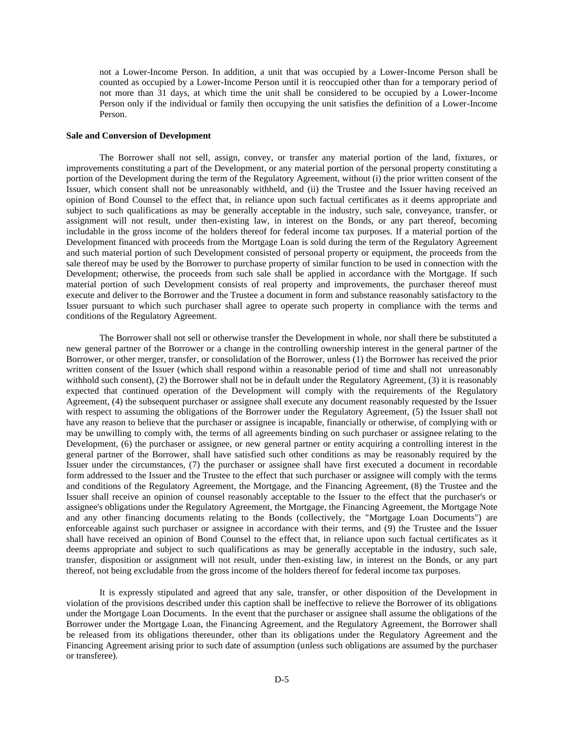not a Lower-Income Person. In addition, a unit that was occupied by a Lower-Income Person shall be counted as occupied by a Lower-Income Person until it is reoccupied other than for a temporary period of not more than 31 days, at which time the unit shall be considered to be occupied by a Lower-Income Person only if the individual or family then occupying the unit satisfies the definition of a Lower-Income Person.

**Sale and Conversion of Development**

The Borrower shall not sell, assign, convey, or transfer any material portion of the land, fixtures, or improvements constituting a part of the Development, or any material portion of the personal property constituting a portion of the Development during the term of the Regulatory Agreement, without (i) the prior written consent of the Issuer, which consent shall not be unreasonably withheld, and (ii) the Trustee and the Issuer having received an opinion of Bond Counsel to the effect that, in reliance upon such factual certificates as it deems appropriate and subject to such qualifications as may be generally acceptable in the industry, such sale, conveyance, transfer, or assignment will not result, under then-existing law, in interest on the Bonds, or any part thereof, becoming includable in the gross income of the holders thereof for federal income tax purposes. If a material portion of the Development financed with proceeds from the Mortgage Loan is sold during the term of the Regulatory Agreement and such material portion of such Development consisted of personal property or equipment, the proceeds from the sale thereof may be used by the Borrower to purchase property of similar function to be used in connection with the Development; otherwise, the proceeds from such sale shall be applied in accordance with the Mortgage. If such material portion of such Development consists of real property and improvements, the purchaser thereof must execute and deliver to the Borrower and the Trustee a document in form and substance reasonably satisfactory to the Issuer pursuant to which such purchaser shall agree to operate such property in compliance with the terms and conditions of the Regulatory Agreement.

The Borrower shall not sell or otherwise transfer the Development in whole, nor shall there be substituted a new general partner of the Borrower or a change in the controlling ownership interest in the general partner of the Borrower, or other merger, transfer, or consolidation of the Borrower, unless (1) the Borrower has received the prior written consent of the Issuer (which shall respond within a reasonable period of time and shall not unreasonably withhold such consent), (2) the Borrower shall not be in default under the Regulatory Agreement, (3) it is reasonably expected that continued operation of the Development will comply with the requirements of the Regulatory Agreement, (4) the subsequent purchaser or assignee shall execute any document reasonably requested by the Issuer with respect to assuming the obligations of the Borrower under the Regulatory Agreement, (5) the Issuer shall not have any reason to believe that the purchaser or assignee is incapable, financially or otherwise, of complying with or may be unwilling to comply with, the terms of all agreements binding on such purchaser or assignee relating to the Development, (6) the purchaser or assignee, or new general partner or entity acquiring a controlling interest in the general partner of the Borrower, shall have satisfied such other conditions as may be reasonably required by the Issuer under the circumstances, (7) the purchaser or assignee shall have first executed a document in recordable form addressed to the Issuer and the Trustee to the effect that such purchaser or assignee will comply with the terms and conditions of the Regulatory Agreement, the Mortgage, and the Financing Agreement, (8) the Trustee and the Issuer shall receive an opinion of counsel reasonably acceptable to the Issuer to the effect that the purchaser's or assignee's obligations under the Regulatory Agreement, the Mortgage, the Financing Agreement, the Mortgage Note and any other financing documents relating to the Bonds (collectively, the "Mortgage Loan Documents") are enforceable against such purchaser or assignee in accordance with their terms, and (9) the Trustee and the Issuer shall have received an opinion of Bond Counsel to the effect that, in reliance upon such factual certificates as it deems appropriate and subject to such qualifications as may be generally acceptable in the industry, such sale, transfer, disposition or assignment will not result, under then-existing law, in interest on the Bonds, or any part thereof, not being excludable from the gross income of the holders thereof for federal income tax purposes.

It is expressly stipulated and agreed that any sale, transfer, or other disposition of the Development in violation of the provisions described under this caption shall be ineffective to relieve the Borrower of its obligations under the Mortgage Loan Documents. In the event that the purchaser or assignee shall assume the obligations of the Borrower under the Mortgage Loan, the Financing Agreement, and the Regulatory Agreement, the Borrower shall be released from its obligations thereunder, other than its obligations under the Regulatory Agreement and the Financing Agreement arising prior to such date of assumption (unless such obligations are assumed by the purchaser or transferee).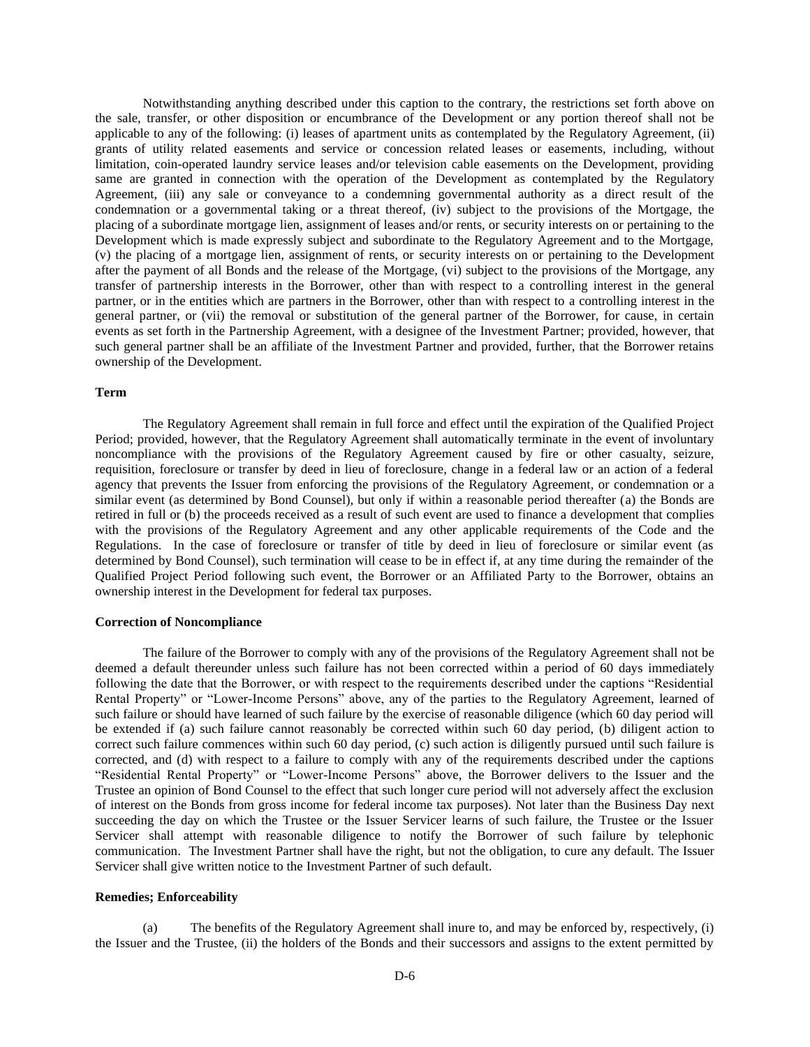Notwithstanding anything described under this caption to the contrary, the restrictions set forth above on the sale, transfer, or other disposition or encumbrance of the Development or any portion thereof shall not be applicable to any of the following: (i) leases of apartment units as contemplated by the Regulatory Agreement, (ii) grants of utility related easements and service or concession related leases or easements, including, without limitation, coin-operated laundry service leases and/or television cable easements on the Development, providing same are granted in connection with the operation of the Development as contemplated by the Regulatory Agreement, (iii) any sale or conveyance to a condemning governmental authority as a direct result of the condemnation or a governmental taking or a threat thereof, (iv) subject to the provisions of the Mortgage, the placing of a subordinate mortgage lien, assignment of leases and/or rents, or security interests on or pertaining to the Development which is made expressly subject and subordinate to the Regulatory Agreement and to the Mortgage, (v) the placing of a mortgage lien, assignment of rents, or security interests on or pertaining to the Development after the payment of all Bonds and the release of the Mortgage, (vi) subject to the provisions of the Mortgage, any transfer of partnership interests in the Borrower, other than with respect to a controlling interest in the general partner, or in the entities which are partners in the Borrower, other than with respect to a controlling interest in the general partner, or (vii) the removal or substitution of the general partner of the Borrower, for cause, in certain events as set forth in the Partnership Agreement, with a designee of the Investment Partner; provided, however, that such general partner shall be an affiliate of the Investment Partner and provided, further, that the Borrower retains ownership of the Development.

**Term**

The Regulatory Agreement shall remain in full force and effect until the expiration of the Qualified Project Period; provided, however, that the Regulatory Agreement shall automatically terminate in the event of involuntary noncompliance with the provisions of the Regulatory Agreement caused by fire or other casualty, seizure, requisition, foreclosure or transfer by deed in lieu of foreclosure, change in a federal law or an action of a federal agency that prevents the Issuer from enforcing the provisions of the Regulatory Agreement, or condemnation or a similar event (as determined by Bond Counsel), but only if within a reasonable period thereafter (a) the Bonds are retired in full or (b) the proceeds received as a result of such event are used to finance a development that complies with the provisions of the Regulatory Agreement and any other applicable requirements of the Code and the Regulations. In the case of foreclosure or transfer of title by deed in lieu of foreclosure or similar event (as determined by Bond Counsel), such termination will cease to be in effect if, at any time during the remainder of the Qualified Project Period following such event, the Borrower or an Affiliated Party to the Borrower, obtains an ownership interest in the Development for federal tax purposes.

**Correction of Noncompliance**

The failure of the Borrower to comply with any of the provisions of the Regulatory Agreement shall not be deemed a default thereunder unless such failure has not been corrected within a period of 60 days immediately following the date that the Borrower, or with respect to the requirements described under the captions "Residential Rental Property" or "Lower-Income Persons" above, any of the parties to the Regulatory Agreement, learned of such failure or should have learned of such failure by the exercise of reasonable diligence (which 60 day period will be extended if (a) such failure cannot reasonably be corrected within such 60 day period, (b) diligent action to correct such failure commences within such 60 day period, (c) such action is diligently pursued until such failure is corrected, and (d) with respect to a failure to comply with any of the requirements described under the captions "Residential Rental Property" or "Lower-Income Persons" above, the Borrower delivers to the Issuer and the Trustee an opinion of Bond Counsel to the effect that such longer cure period will not adversely affect the exclusion of interest on the Bonds from gross income for federal income tax purposes). Not later than the Business Day next succeeding the day on which the Trustee or the Issuer Servicer learns of such failure, the Trustee or the Issuer Servicer shall attempt with reasonable diligence to notify the Borrower of such failure by telephonic communication. The Investment Partner shall have the right, but not the obligation, to cure any default. The Issuer Servicer shall give written notice to the Investment Partner of such default.

**Remedies; Enforceability**

(a) The benefits of the Regulatory Agreement shall inure to, and may be enforced by, respectively, (i) the Issuer and the Trustee, (ii) the holders of the Bonds and their successors and assigns to the extent permitted by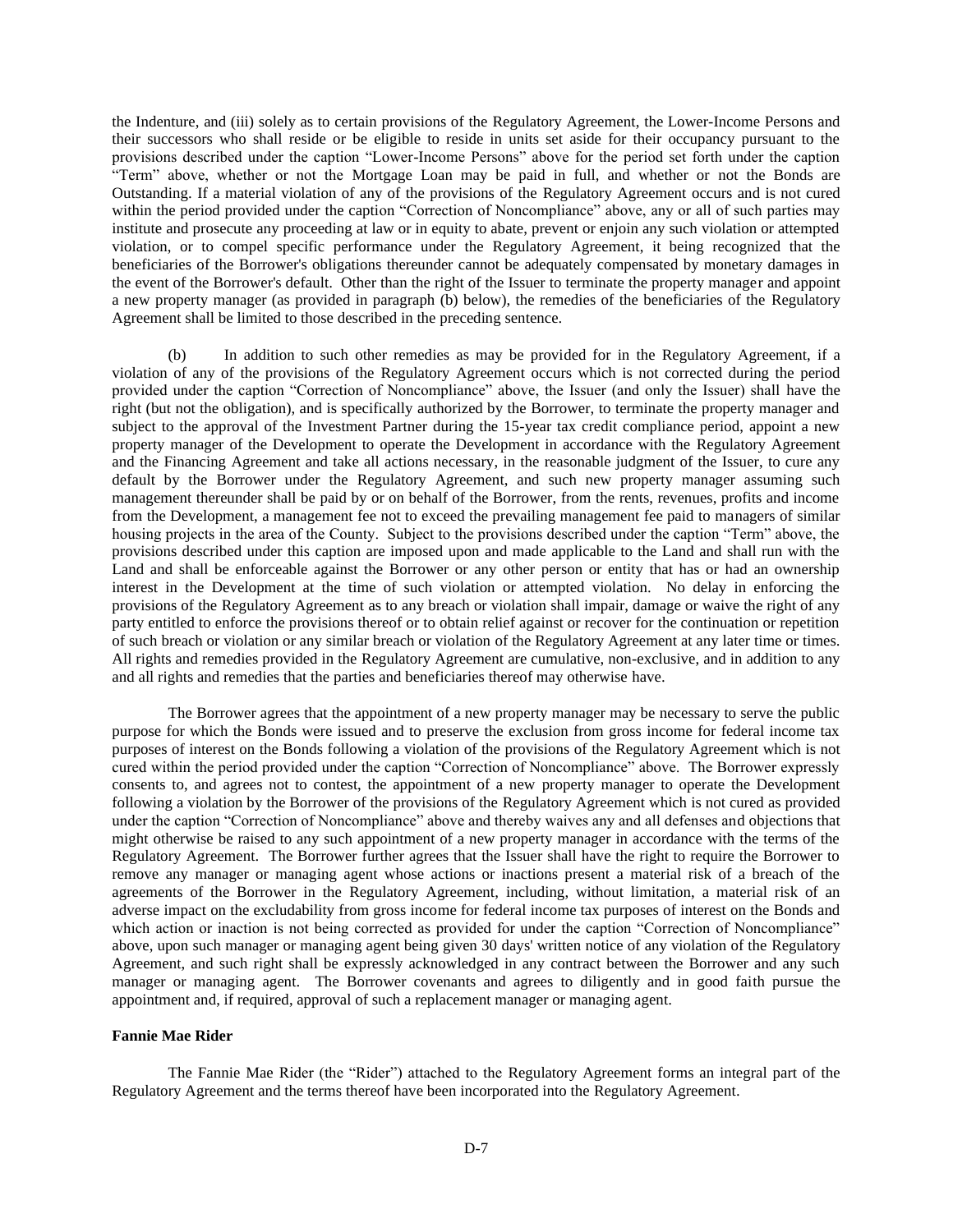the Indenture, and (iii) solely as to certain provisions of the Regulatory Agreement, the Lower-Income Persons and their successors who shall reside or be eligible to reside in units set aside for their occupancy pursuant to the provisions described under the caption "Lower-Income Persons" above for the period set forth under the caption "Term" above, whether or not the Mortgage Loan may be paid in full, and whether or not the Bonds are Outstanding. If a material violation of any of the provisions of the Regulatory Agreement occurs and is not cured within the period provided under the caption "Correction of Noncompliance" above, any or all of such parties may institute and prosecute any proceeding at law or in equity to abate, prevent or enjoin any such violation or attempted violation, or to compel specific performance under the Regulatory Agreement, it being recognized that the beneficiaries of the Borrower's obligations thereunder cannot be adequately compensated by monetary damages in the event of the Borrower's default. Other than the right of the Issuer to terminate the property manager and appoint a new property manager (as provided in paragraph (b) below), the remedies of the beneficiaries of the Regulatory Agreement shall be limited to those described in the preceding sentence.

(b) In addition to such other remedies as may be provided for in the Regulatory Agreement, if a violation of any of the provisions of the Regulatory Agreement occurs which is not corrected during the period provided under the caption "Correction of Noncompliance" above, the Issuer (and only the Issuer) shall have the right (but not the obligation), and is specifically authorized by the Borrower, to terminate the property manager and subject to the approval of the Investment Partner during the 15-year tax credit compliance period, appoint a new property manager of the Development to operate the Development in accordance with the Regulatory Agreement and the Financing Agreement and take all actions necessary, in the reasonable judgment of the Issuer, to cure any default by the Borrower under the Regulatory Agreement, and such new property manager assuming such management thereunder shall be paid by or on behalf of the Borrower, from the rents, revenues, profits and income from the Development, a management fee not to exceed the prevailing management fee paid to managers of similar housing projects in the area of the County. Subject to the provisions described under the caption "Term" above, the provisions described under this caption are imposed upon and made applicable to the Land and shall run with the Land and shall be enforceable against the Borrower or any other person or entity that has or had an ownership interest in the Development at the time of such violation or attempted violation. No delay in enforcing the provisions of the Regulatory Agreement as to any breach or violation shall impair, damage or waive the right of any party entitled to enforce the provisions thereof or to obtain relief against or recover for the continuation or repetition of such breach or violation or any similar breach or violation of the Regulatory Agreement at any later time or times. All rights and remedies provided in the Regulatory Agreement are cumulative, non-exclusive, and in addition to any and all rights and remedies that the parties and beneficiaries thereof may otherwise have.

The Borrower agrees that the appointment of a new property manager may be necessary to serve the public purpose for which the Bonds were issued and to preserve the exclusion from gross income for federal income tax purposes of interest on the Bonds following a violation of the provisions of the Regulatory Agreement which is not cured within the period provided under the caption "Correction of Noncompliance" above. The Borrower expressly consents to, and agrees not to contest, the appointment of a new property manager to operate the Development following a violation by the Borrower of the provisions of the Regulatory Agreement which is not cured as provided under the caption "Correction of Noncompliance" above and thereby waives any and all defenses and objections that might otherwise be raised to any such appointment of a new property manager in accordance with the terms of the Regulatory Agreement. The Borrower further agrees that the Issuer shall have the right to require the Borrower to remove any manager or managing agent whose actions or inactions present a material risk of a breach of the agreements of the Borrower in the Regulatory Agreement, including, without limitation, a material risk of an adverse impact on the excludability from gross income for federal income tax purposes of interest on the Bonds and which action or inaction is not being corrected as provided for under the caption "Correction of Noncompliance" above, upon such manager or managing agent being given 30 days' written notice of any violation of the Regulatory Agreement, and such right shall be expressly acknowledged in any contract between the Borrower and any such manager or managing agent. The Borrower covenants and agrees to diligently and in good faith pursue the appointment and, if required, approval of such a replacement manager or managing agent.

**Fannie Mae Rider**

The Fannie Mae Rider (the "Rider") attached to the Regulatory Agreement forms an integral part of the Regulatory Agreement and the terms thereof have been incorporated into the Regulatory Agreement.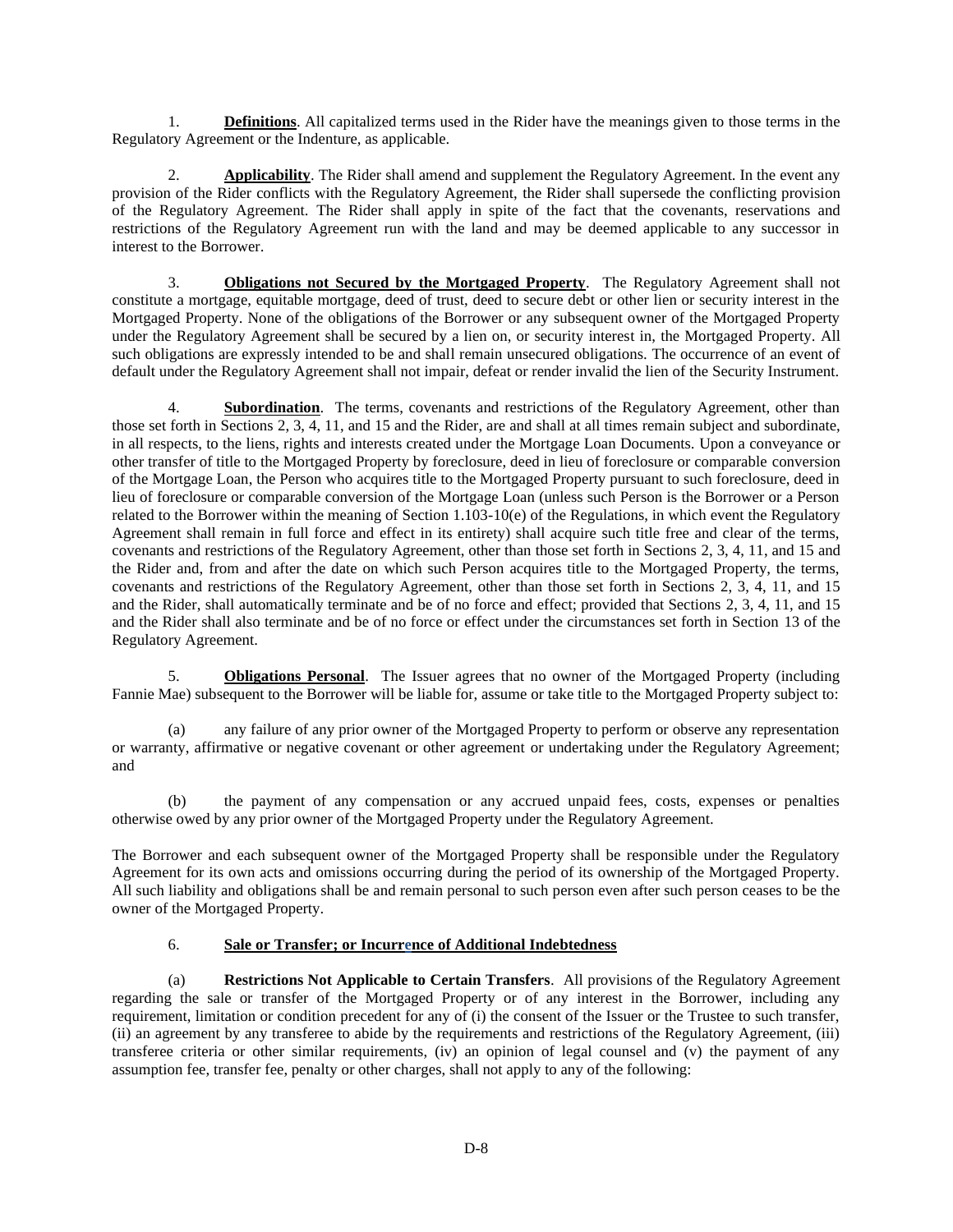1. **Definitions**. All capitalized terms used in the Rider have the meanings given to those terms in the Regulatory Agreement or the Indenture, as applicable.

2. **Applicability**. The Rider shall amend and supplement the Regulatory Agreement. In the event any provision of the Rider conflicts with the Regulatory Agreement, the Rider shall supersede the conflicting provision of the Regulatory Agreement. The Rider shall apply in spite of the fact that the covenants, reservations and restrictions of the Regulatory Agreement run with the land and may be deemed applicable to any successor in interest to the Borrower.

3. **Obligations not Secured by the Mortgaged Property**. The Regulatory Agreement shall not constitute a mortgage, equitable mortgage, deed of trust, deed to secure debt or other lien or security interest in the Mortgaged Property. None of the obligations of the Borrower or any subsequent owner of the Mortgaged Property under the Regulatory Agreement shall be secured by a lien on, or security interest in, the Mortgaged Property. All such obligations are expressly intended to be and shall remain unsecured obligations. The occurrence of an event of default under the Regulatory Agreement shall not impair, defeat or render invalid the lien of the Security Instrument.

4. **Subordination**. The terms, covenants and restrictions of the Regulatory Agreement, other than those set forth in Sections 2, 3, 4, 11, and 15 and the Rider, are and shall at all times remain subject and subordinate, in all respects, to the liens, rights and interests created under the Mortgage Loan Documents. Upon a conveyance or other transfer of title to the Mortgaged Property by foreclosure, deed in lieu of foreclosure or comparable conversion of the Mortgage Loan, the Person who acquires title to the Mortgaged Property pursuant to such foreclosure, deed in lieu of foreclosure or comparable conversion of the Mortgage Loan (unless such Person is the Borrower or a Person related to the Borrower within the meaning of Section 1.103-10(e) of the Regulations, in which event the Regulatory Agreement shall remain in full force and effect in its entirety) shall acquire such title free and clear of the terms, covenants and restrictions of the Regulatory Agreement, other than those set forth in Sections 2, 3, 4, 11, and 15 and the Rider and, from and after the date on which such Person acquires title to the Mortgaged Property, the terms, covenants and restrictions of the Regulatory Agreement, other than those set forth in Sections 2, 3, 4, 11, and 15 and the Rider, shall automatically terminate and be of no force and effect; provided that Sections 2, 3, 4, 11, and 15 and the Rider shall also terminate and be of no force or effect under the circumstances set forth in Section 13 of the Regulatory Agreement.

5. **Obligations Personal**. The Issuer agrees that no owner of the Mortgaged Property (including Fannie Mae) subsequent to the Borrower will be liable for, assume or take title to the Mortgaged Property subject to:

(a) any failure of any prior owner of the Mortgaged Property to perform or observe any representation or warranty, affirmative or negative covenant or other agreement or undertaking under the Regulatory Agreement; and

(b) the payment of any compensation or any accrued unpaid fees, costs, expenses or penalties otherwise owed by any prior owner of the Mortgaged Property under the Regulatory Agreement.

The Borrower and each subsequent owner of the Mortgaged Property shall be responsible under the Regulatory Agreement for its own acts and omissions occurring during the period of its ownership of the Mortgaged Property. All such liability and obligations shall be and remain personal to such person even after such person ceases to be the owner of the Mortgaged Property.

6. **Sale or Transfer; or Incurrence of Additional Indebtedness**

(a) **Restrictions Not Applicable to Certain Transfers**. All provisions of the Regulatory Agreement regarding the sale or transfer of the Mortgaged Property or of any interest in the Borrower, including any requirement, limitation or condition precedent for any of (i) the consent of the Issuer or the Trustee to such transfer, (ii) an agreement by any transferee to abide by the requirements and restrictions of the Regulatory Agreement, (iii) transferee criteria or other similar requirements, (iv) an opinion of legal counsel and (v) the payment of any assumption fee, transfer fee, penalty or other charges, shall not apply to any of the following: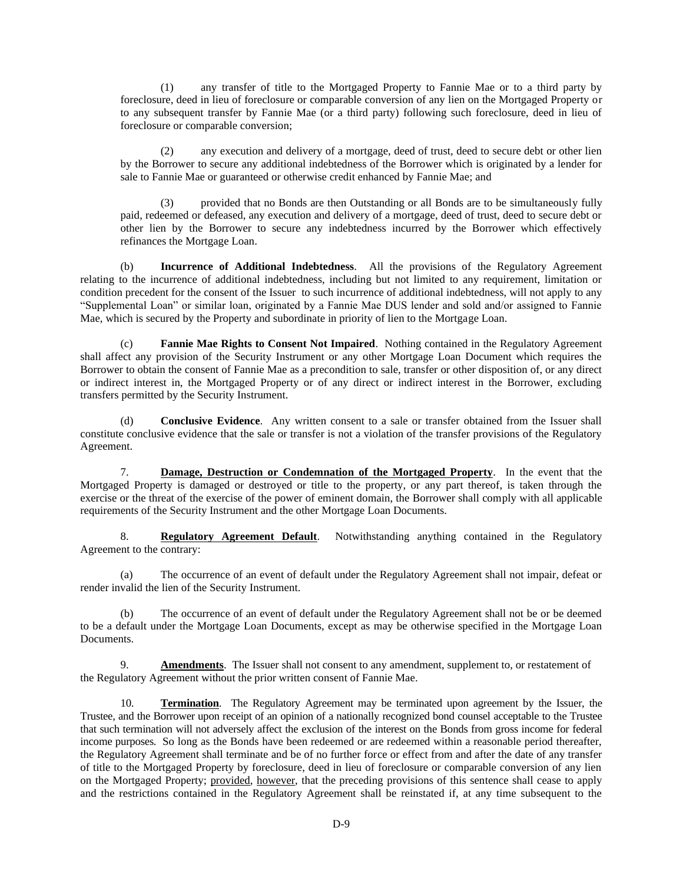(1) any transfer of title to the Mortgaged Property to Fannie Mae or to a third party by foreclosure, deed in lieu of foreclosure or comparable conversion of any lien on the Mortgaged Property or to any subsequent transfer by Fannie Mae (or a third party) following such foreclosure, deed in lieu of foreclosure or comparable conversion;

(2) any execution and delivery of a mortgage, deed of trust, deed to secure debt or other lien by the Borrower to secure any additional indebtedness of the Borrower which is originated by a lender for sale to Fannie Mae or guaranteed or otherwise credit enhanced by Fannie Mae; and

(3) provided that no Bonds are then Outstanding or all Bonds are to be simultaneously fully paid, redeemed or defeased, any execution and delivery of a mortgage, deed of trust, deed to secure debt or other lien by the Borrower to secure any indebtedness incurred by the Borrower which effectively refinances the Mortgage Loan.

(b) **Incurrence of Additional Indebtedness**. All the provisions of the Regulatory Agreement relating to the incurrence of additional indebtedness, including but not limited to any requirement, limitation or condition precedent for the consent of the Issuer to such incurrence of additional indebtedness, will not apply to any "Supplemental Loan" or similar loan, originated by a Fannie Mae DUS lender and sold and/or assigned to Fannie Mae, which is secured by the Property and subordinate in priority of lien to the Mortgage Loan.

(c) **Fannie Mae Rights to Consent Not Impaired**. Nothing contained in the Regulatory Agreement shall affect any provision of the Security Instrument or any other Mortgage Loan Document which requires the Borrower to obtain the consent of Fannie Mae as a precondition to sale, transfer or other disposition of, or any direct or indirect interest in, the Mortgaged Property or of any direct or indirect interest in the Borrower, excluding transfers permitted by the Security Instrument.

(d) **Conclusive Evidence**. Any written consent to a sale or transfer obtained from the Issuer shall constitute conclusive evidence that the sale or transfer is not a violation of the transfer provisions of the Regulatory Agreement.

7. **Damage, Destruction or Condemnation of the Mortgaged Property**. In the event that the Mortgaged Property is damaged or destroyed or title to the property, or any part thereof, is taken through the exercise or the threat of the exercise of the power of eminent domain, the Borrower shall comply with all applicable requirements of the Security Instrument and the other Mortgage Loan Documents.

8. **Regulatory Agreement Default**. Notwithstanding anything contained in the Regulatory Agreement to the contrary:

(a) The occurrence of an event of default under the Regulatory Agreement shall not impair, defeat or render invalid the lien of the Security Instrument.

(b) The occurrence of an event of default under the Regulatory Agreement shall not be or be deemed to be a default under the Mortgage Loan Documents, except as may be otherwise specified in the Mortgage Loan Documents.

9. **Amendments**. The Issuer shall not consent to any amendment, supplement to, or restatement of the Regulatory Agreement without the prior written consent of Fannie Mae.

10. **Termination**. The Regulatory Agreement may be terminated upon agreement by the Issuer, the Trustee, and the Borrower upon receipt of an opinion of a nationally recognized bond counsel acceptable to the Trustee that such termination will not adversely affect the exclusion of the interest on the Bonds from gross income for federal income purposes. So long as the Bonds have been redeemed or are redeemed within a reasonable period thereafter, the Regulatory Agreement shall terminate and be of no further force or effect from and after the date of any transfer of title to the Mortgaged Property by foreclosure, deed in lieu of foreclosure or comparable conversion of any lien on the Mortgaged Property; provided, however, that the preceding provisions of this sentence shall cease to apply and the restrictions contained in the Regulatory Agreement shall be reinstated if, at any time subsequent to the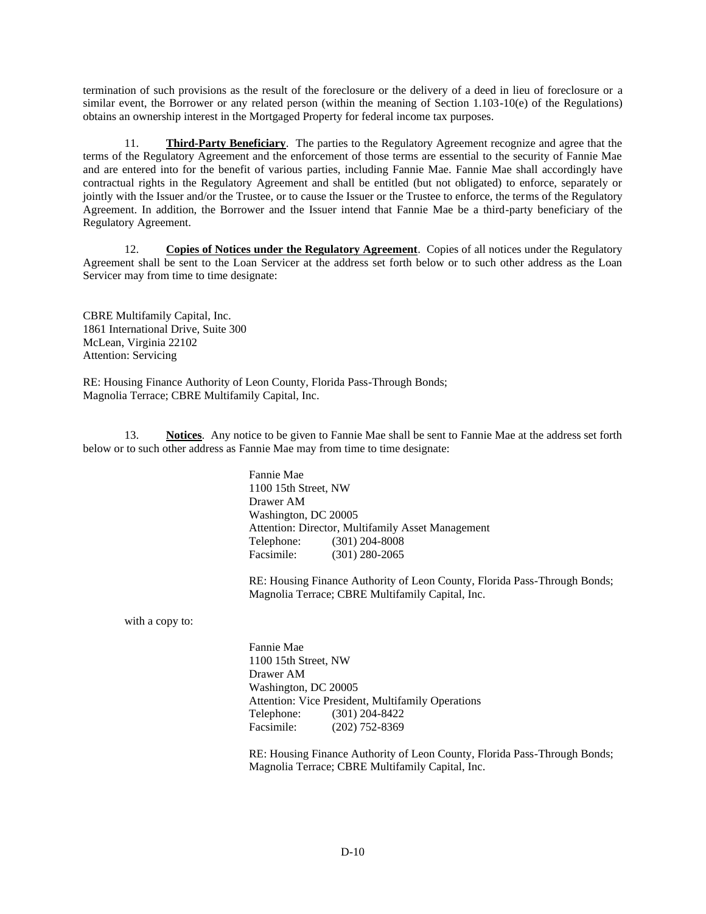termination of such provisions as the result of the foreclosure or the delivery of a deed in lieu of foreclosure or a similar event, the Borrower or any related person (within the meaning of Section 1.103-10(e) of the Regulations) obtains an ownership interest in the Mortgaged Property for federal income tax purposes.

11. **Third-Party Beneficiary**. The parties to the Regulatory Agreement recognize and agree that the terms of the Regulatory Agreement and the enforcement of those terms are essential to the security of Fannie Mae and are entered into for the benefit of various parties, including Fannie Mae. Fannie Mae shall accordingly have contractual rights in the Regulatory Agreement and shall be entitled (but not obligated) to enforce, separately or jointly with the Issuer and/or the Trustee, or to cause the Issuer or the Trustee to enforce, the terms of the Regulatory Agreement. In addition, the Borrower and the Issuer intend that Fannie Mae be a third-party beneficiary of the Regulatory Agreement.

12. **Copies of Notices under the Regulatory Agreement**. Copies of all notices under the Regulatory Agreement shall be sent to the Loan Servicer at the address set forth below or to such other address as the Loan Servicer may from time to time designate:

CBRE Multifamily Capital, Inc.
1861 International Drive, Suite 300
McLean, Virginia 22102
Attention: Servicing

RE: Housing Finance Authority of Leon County, Florida Pass-Through Bonds;
Magnolia Terrace; CBRE Multifamily Capital, Inc.

13. **Notices**. Any notice to be given to Fannie Mae shall be sent to Fannie Mae at the address set forth below or to such other address as Fannie Mae may from time to time designate:

Fannie Mae
1100 15th Street, NW
Drawer AM
Washington, DC 20005
Attention: Director, Multifamily Asset Management
Telephone: (301) 204-8008
Facsimile: (301) 280-2065

RE: Housing Finance Authority of Leon County, Florida Pass-Through Bonds;
Magnolia Terrace; CBRE Multifamily Capital, Inc.

with a copy to:

Fannie Mae
1100 15th Street, NW
Drawer AM
Washington, DC 20005
Attention: Vice President, Multifamily Operations
Telephone: (301) 204-8422
Facsimile: (202) 752-8369

RE: Housing Finance Authority of Leon County, Florida Pass-Through Bonds;
Magnolia Terrace; CBRE Multifamily Capital, Inc.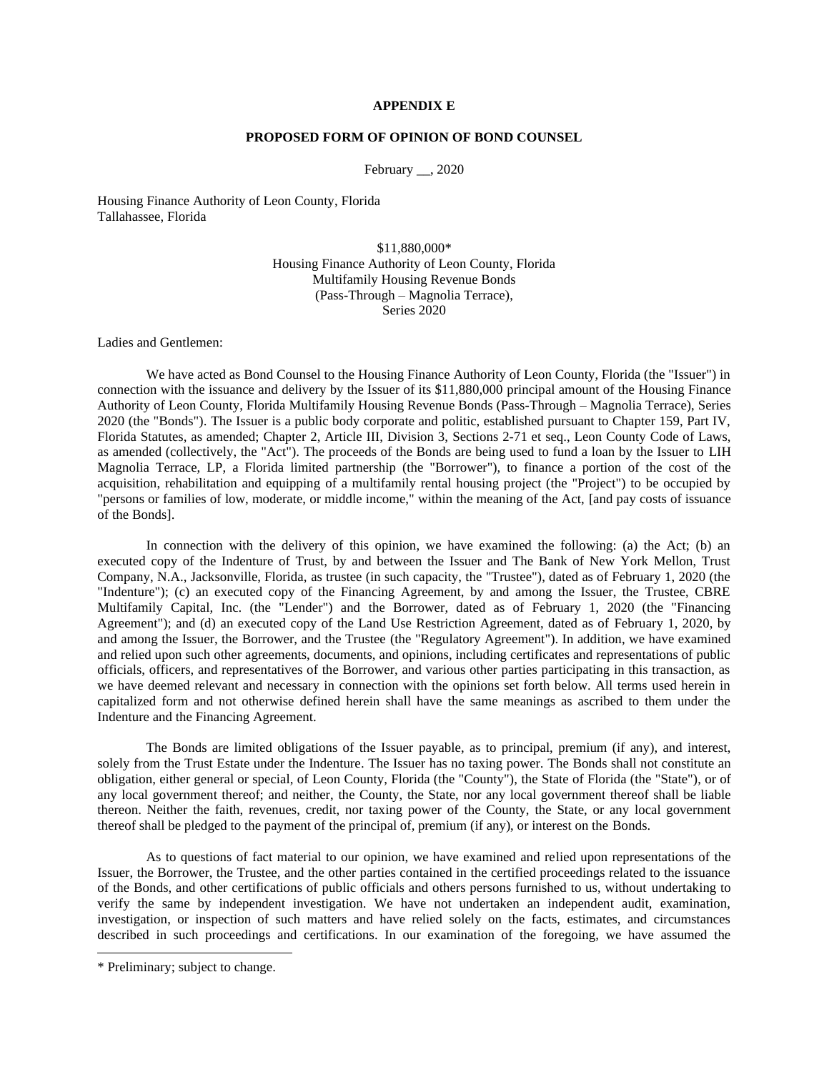**APPENDIX E**

**PROPOSED FORM OF OPINION OF BOND COUNSEL**

February __, 2020

Housing Finance Authority of Leon County, Florida
Tallahassee, Florida

$11,880,000*
Housing Finance Authority of Leon County, Florida
Multifamily Housing Revenue Bonds
(Pass-Through – Magnolia Terrace),
Series 2020

Ladies and Gentlemen:

We have acted as Bond Counsel to the Housing Finance Authority of Leon County, Florida (the "Issuer") in connection with the issuance and delivery by the Issuer of its $11,880,000 principal amount of the Housing Finance Authority of Leon County, Florida Multifamily Housing Revenue Bonds (Pass-Through – Magnolia Terrace), Series 2020 (the "Bonds"). The Issuer is a public body corporate and politic, established pursuant to Chapter 159, Part IV, Florida Statutes, as amended; Chapter 2, Article III, Division 3, Sections 2-71 et seq., Leon County Code of Laws, as amended (collectively, the "Act"). The proceeds of the Bonds are being used to fund a loan by the Issuer to LIH Magnolia Terrace, LP, a Florida limited partnership (the "Borrower"), to finance a portion of the cost of the acquisition, rehabilitation and equipping of a multifamily rental housing project (the "Project") to be occupied by "persons or families of low, moderate, or middle income," within the meaning of the Act, [and pay costs of issuance of the Bonds].

In connection with the delivery of this opinion, we have examined the following: (a) the Act; (b) an executed copy of the Indenture of Trust, by and between the Issuer and The Bank of New York Mellon, Trust Company, N.A., Jacksonville, Florida, as trustee (in such capacity, the "Trustee"), dated as of February 1, 2020 (the "Indenture"); (c) an executed copy of the Financing Agreement, by and among the Issuer, the Trustee, CBRE Multifamily Capital, Inc. (the "Lender") and the Borrower, dated as of February 1, 2020 (the "Financing Agreement"); and (d) an executed copy of the Land Use Restriction Agreement, dated as of February 1, 2020, by and among the Issuer, the Borrower, and the Trustee (the "Regulatory Agreement"). In addition, we have examined and relied upon such other agreements, documents, and opinions, including certificates and representations of public officials, officers, and representatives of the Borrower, and various other parties participating in this transaction, as we have deemed relevant and necessary in connection with the opinions set forth below. All terms used herein in capitalized form and not otherwise defined herein shall have the same meanings as ascribed to them under the Indenture and the Financing Agreement.

The Bonds are limited obligations of the Issuer payable, as to principal, premium (if any), and interest, solely from the Trust Estate under the Indenture. The Issuer has no taxing power. The Bonds shall not constitute an obligation, either general or special, of Leon County, Florida (the "County"), the State of Florida (the "State"), or of any local government thereof; and neither, the County, the State, nor any local government thereof shall be liable thereon. Neither the faith, revenues, credit, nor taxing power of the County, the State, or any local government thereof shall be pledged to the payment of the principal of, premium (if any), or interest on the Bonds.

As to questions of fact material to our opinion, we have examined and relied upon representations of the Issuer, the Borrower, the Trustee, and the other parties contained in the certified proceedings related to the issuance of the Bonds, and other certifications of public officials and others persons furnished to us, without undertaking to verify the same by independent investigation. We have not undertaken an independent audit, examination, investigation, or inspection of such matters and have relied solely on the facts, estimates, and circumstances described in such proceedings and certifications. In our examination of the foregoing, we have assumed the

* Preliminary; subject to change.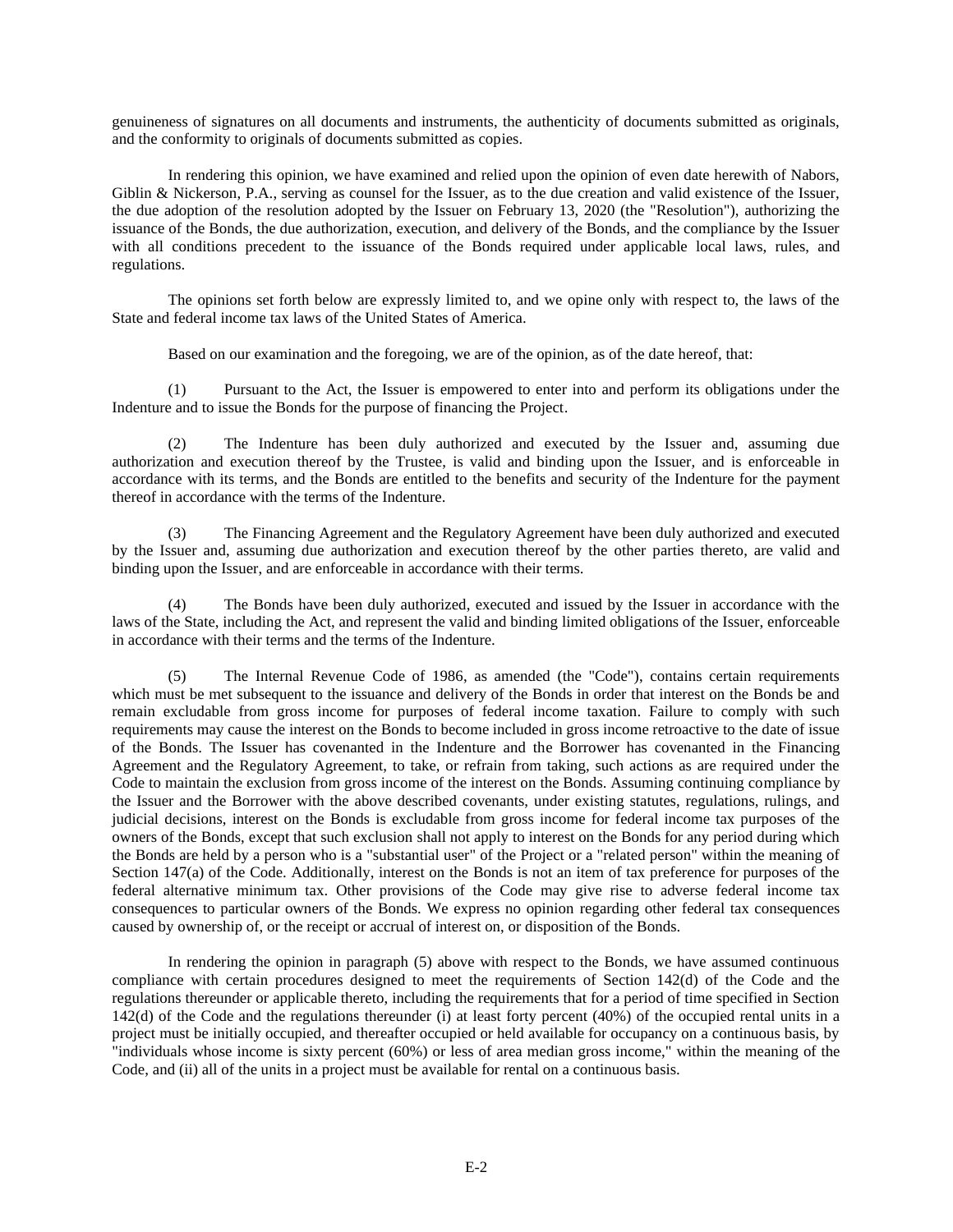genuineness of signatures on all documents and instruments, the authenticity of documents submitted as originals, and the conformity to originals of documents submitted as copies.

In rendering this opinion, we have examined and relied upon the opinion of even date herewith of Nabors, Giblin & Nickerson, P.A., serving as counsel for the Issuer, as to the due creation and valid existence of the Issuer, the due adoption of the resolution adopted by the Issuer on February 13, 2020 (the "Resolution"), authorizing the issuance of the Bonds, the due authorization, execution, and delivery of the Bonds, and the compliance by the Issuer with all conditions precedent to the issuance of the Bonds required under applicable local laws, rules, and regulations.

The opinions set forth below are expressly limited to, and we opine only with respect to, the laws of the State and federal income tax laws of the United States of America.

Based on our examination and the foregoing, we are of the opinion, as of the date hereof, that:

(1) Pursuant to the Act, the Issuer is empowered to enter into and perform its obligations under the Indenture and to issue the Bonds for the purpose of financing the Project.

(2) The Indenture has been duly authorized and executed by the Issuer and, assuming due authorization and execution thereof by the Trustee, is valid and binding upon the Issuer, and is enforceable in accordance with its terms, and the Bonds are entitled to the benefits and security of the Indenture for the payment thereof in accordance with the terms of the Indenture.

(3) The Financing Agreement and the Regulatory Agreement have been duly authorized and executed by the Issuer and, assuming due authorization and execution thereof by the other parties thereto, are valid and binding upon the Issuer, and are enforceable in accordance with their terms.

(4) The Bonds have been duly authorized, executed and issued by the Issuer in accordance with the laws of the State, including the Act, and represent the valid and binding limited obligations of the Issuer, enforceable in accordance with their terms and the terms of the Indenture.

(5) The Internal Revenue Code of 1986, as amended (the "Code"), contains certain requirements which must be met subsequent to the issuance and delivery of the Bonds in order that interest on the Bonds be and remain excludable from gross income for purposes of federal income taxation. Failure to comply with such requirements may cause the interest on the Bonds to become included in gross income retroactive to the date of issue of the Bonds. The Issuer has covenanted in the Indenture and the Borrower has covenanted in the Financing Agreement and the Regulatory Agreement, to take, or refrain from taking, such actions as are required under the Code to maintain the exclusion from gross income of the interest on the Bonds. Assuming continuing compliance by the Issuer and the Borrower with the above described covenants, under existing statutes, regulations, rulings, and judicial decisions, interest on the Bonds is excludable from gross income for federal income tax purposes of the owners of the Bonds, except that such exclusion shall not apply to interest on the Bonds for any period during which the Bonds are held by a person who is a "substantial user" of the Project or a "related person" within the meaning of Section 147(a) of the Code. Additionally, interest on the Bonds is not an item of tax preference for purposes of the federal alternative minimum tax. Other provisions of the Code may give rise to adverse federal income tax consequences to particular owners of the Bonds. We express no opinion regarding other federal tax consequences caused by ownership of, or the receipt or accrual of interest on, or disposition of the Bonds.

In rendering the opinion in paragraph (5) above with respect to the Bonds, we have assumed continuous compliance with certain procedures designed to meet the requirements of Section 142(d) of the Code and the regulations thereunder or applicable thereto, including the requirements that for a period of time specified in Section 142(d) of the Code and the regulations thereunder (i) at least forty percent (40%) of the occupied rental units in a project must be initially occupied, and thereafter occupied or held available for occupancy on a continuous basis, by "individuals whose income is sixty percent (60%) or less of area median gross income," within the meaning of the Code, and (ii) all of the units in a project must be available for rental on a continuous basis.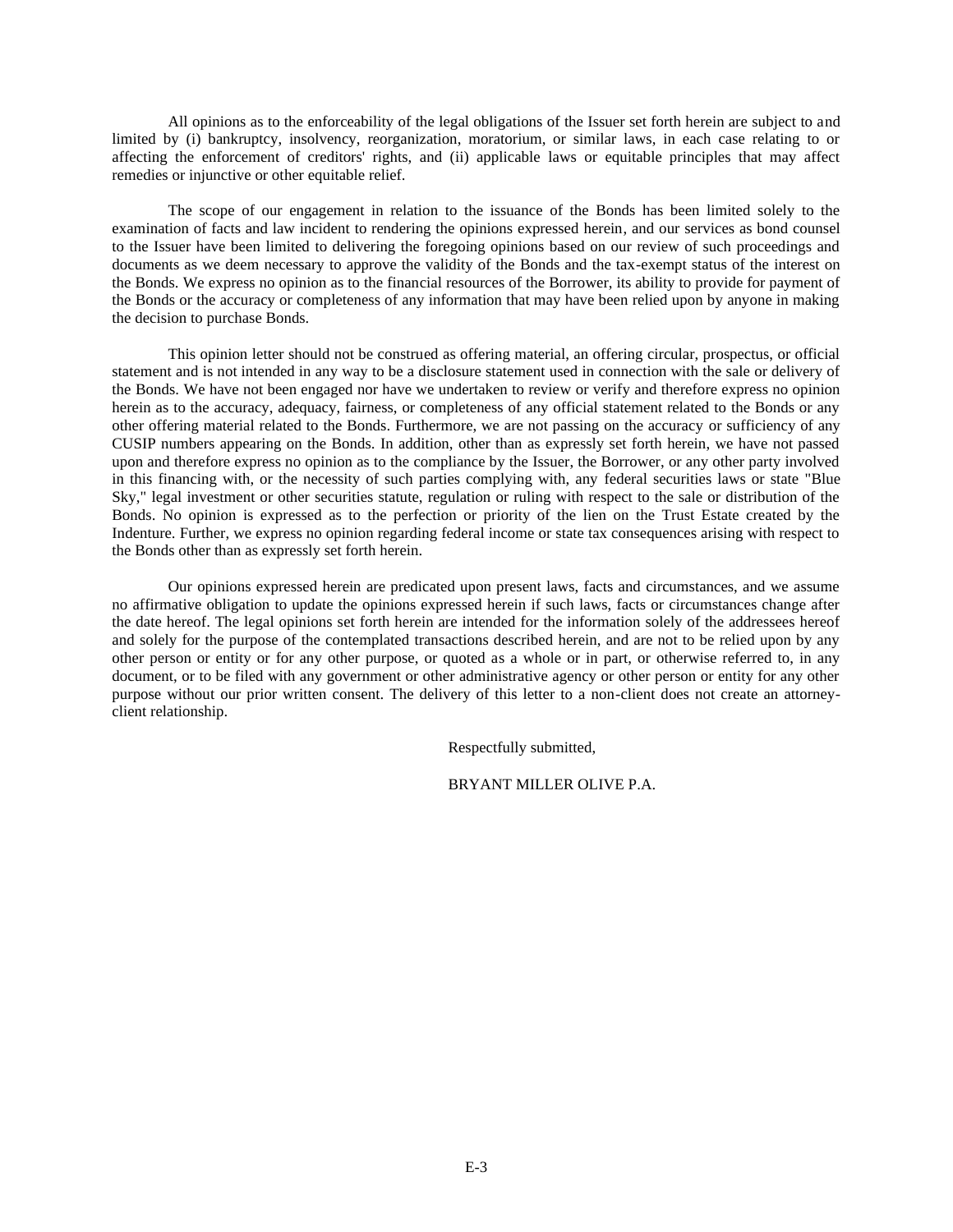All opinions as to the enforceability of the legal obligations of the Issuer set forth herein are subject to and limited by (i) bankruptcy, insolvency, reorganization, moratorium, or similar laws, in each case relating to or affecting the enforcement of creditors' rights, and (ii) applicable laws or equitable principles that may affect remedies or injunctive or other equitable relief.

The scope of our engagement in relation to the issuance of the Bonds has been limited solely to the examination of facts and law incident to rendering the opinions expressed herein, and our services as bond counsel to the Issuer have been limited to delivering the foregoing opinions based on our review of such proceedings and documents as we deem necessary to approve the validity of the Bonds and the tax-exempt status of the interest on the Bonds. We express no opinion as to the financial resources of the Borrower, its ability to provide for payment of the Bonds or the accuracy or completeness of any information that may have been relied upon by anyone in making the decision to purchase Bonds.

This opinion letter should not be construed as offering material, an offering circular, prospectus, or official statement and is not intended in any way to be a disclosure statement used in connection with the sale or delivery of the Bonds. We have not been engaged nor have we undertaken to review or verify and therefore express no opinion herein as to the accuracy, adequacy, fairness, or completeness of any official statement related to the Bonds or any other offering material related to the Bonds. Furthermore, we are not passing on the accuracy or sufficiency of any CUSIP numbers appearing on the Bonds. In addition, other than as expressly set forth herein, we have not passed upon and therefore express no opinion as to the compliance by the Issuer, the Borrower, or any other party involved in this financing with, or the necessity of such parties complying with, any federal securities laws or state "Blue Sky," legal investment or other securities statute, regulation or ruling with respect to the sale or distribution of the Bonds. No opinion is expressed as to the perfection or priority of the lien on the Trust Estate created by the Indenture. Further, we express no opinion regarding federal income or state tax consequences arising with respect to the Bonds other than as expressly set forth herein.

Our opinions expressed herein are predicated upon present laws, facts and circumstances, and we assume no affirmative obligation to update the opinions expressed herein if such laws, facts or circumstances change after the date hereof. The legal opinions set forth herein are intended for the information solely of the addressees hereof and solely for the purpose of the contemplated transactions described herein, and are not to be relied upon by any other person or entity or for any other purpose, or quoted as a whole or in part, or otherwise referred to, in any document, or to be filed with any government or other administrative agency or other person or entity for any other purpose without our prior written consent. The delivery of this letter to a non-client does not create an attorney-client relationship.

Respectfully submitted,

BRYANT MILLER OLIVE P.A.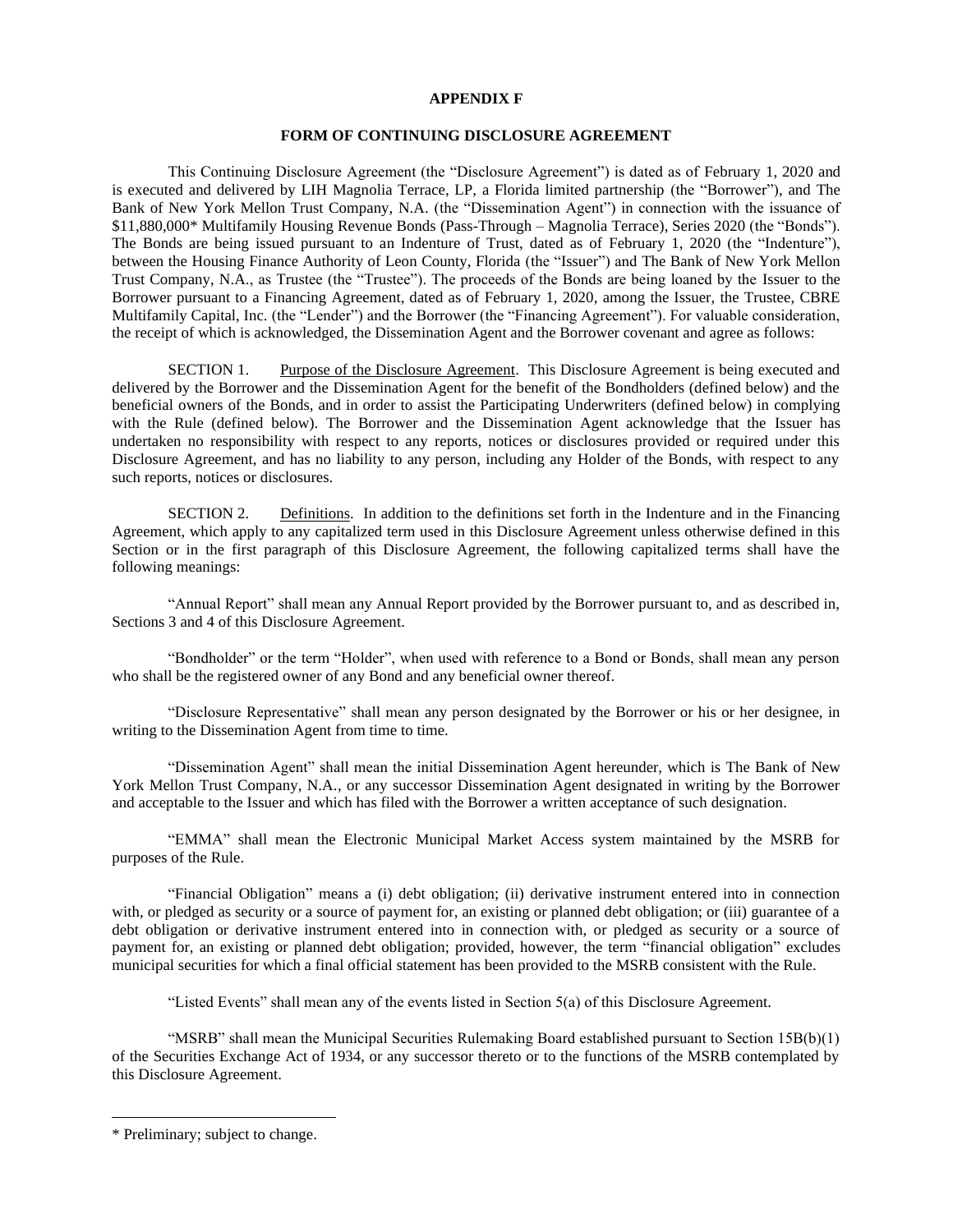**APPENDIX F**

**FORM OF CONTINUING DISCLOSURE AGREEMENT**

This Continuing Disclosure Agreement (the "Disclosure Agreement") is dated as of February 1, 2020 and is executed and delivered by LIH Magnolia Terrace, LP, a Florida limited partnership (the "Borrower"), and The Bank of New York Mellon Trust Company, N.A. (the "Dissemination Agent") in connection with the issuance of $11,880,000* Multifamily Housing Revenue Bonds (Pass-Through – Magnolia Terrace), Series 2020 (the "Bonds"). The Bonds are being issued pursuant to an Indenture of Trust, dated as of February 1, 2020 (the "Indenture"), between the Housing Finance Authority of Leon County, Florida (the "Issuer") and The Bank of New York Mellon Trust Company, N.A., as Trustee (the "Trustee"). The proceeds of the Bonds are being loaned by the Issuer to the Borrower pursuant to a Financing Agreement, dated as of February 1, 2020, among the Issuer, the Trustee, CBRE Multifamily Capital, Inc. (the "Lender") and the Borrower (the "Financing Agreement"). For valuable consideration, the receipt of which is acknowledged, the Dissemination Agent and the Borrower covenant and agree as follows:

SECTION 1. Purpose of the Disclosure Agreement. This Disclosure Agreement is being executed and delivered by the Borrower and the Dissemination Agent for the benefit of the Bondholders (defined below) and the beneficial owners of the Bonds, and in order to assist the Participating Underwriters (defined below) in complying with the Rule (defined below). The Borrower and the Dissemination Agent acknowledge that the Issuer has undertaken no responsibility with respect to any reports, notices or disclosures provided or required under this Disclosure Agreement, and has no liability to any person, including any Holder of the Bonds, with respect to any such reports, notices or disclosures.

SECTION 2. Definitions. In addition to the definitions set forth in the Indenture and in the Financing Agreement, which apply to any capitalized term used in this Disclosure Agreement unless otherwise defined in this Section or in the first paragraph of this Disclosure Agreement, the following capitalized terms shall have the following meanings:

"Annual Report" shall mean any Annual Report provided by the Borrower pursuant to, and as described in, Sections 3 and 4 of this Disclosure Agreement.

"Bondholder" or the term "Holder", when used with reference to a Bond or Bonds, shall mean any person who shall be the registered owner of any Bond and any beneficial owner thereof.

"Disclosure Representative" shall mean any person designated by the Borrower or his or her designee, in writing to the Dissemination Agent from time to time.

"Dissemination Agent" shall mean the initial Dissemination Agent hereunder, which is The Bank of New York Mellon Trust Company, N.A., or any successor Dissemination Agent designated in writing by the Borrower and acceptable to the Issuer and which has filed with the Borrower a written acceptance of such designation.

"EMMA" shall mean the Electronic Municipal Market Access system maintained by the MSRB for purposes of the Rule.

"Financial Obligation" means a (i) debt obligation; (ii) derivative instrument entered into in connection with, or pledged as security or a source of payment for, an existing or planned debt obligation; or (iii) guarantee of a debt obligation or derivative instrument entered into in connection with, or pledged as security or a source of payment for, an existing or planned debt obligation; provided, however, the term "financial obligation" excludes municipal securities for which a final official statement has been provided to the MSRB consistent with the Rule.

"Listed Events" shall mean any of the events listed in Section 5(a) of this Disclosure Agreement.

"MSRB" shall mean the Municipal Securities Rulemaking Board established pursuant to Section 15B(b)(1) of the Securities Exchange Act of 1934, or any successor thereto or to the functions of the MSRB contemplated by this Disclosure Agreement.

---

\* Preliminary; subject to change.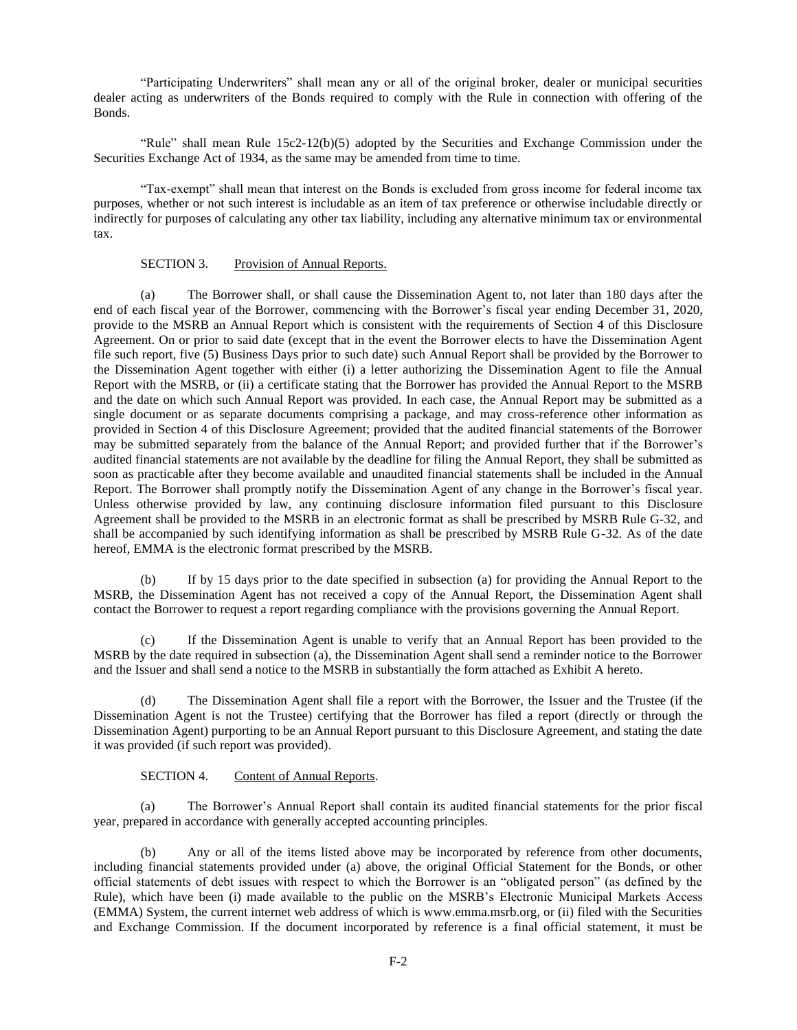"Participating Underwriters" shall mean any or all of the original broker, dealer or municipal securities dealer acting as underwriters of the Bonds required to comply with the Rule in connection with offering of the Bonds.

"Rule" shall mean Rule 15c2-12(b)(5) adopted by the Securities and Exchange Commission under the Securities Exchange Act of 1934, as the same may be amended from time to time.

"Tax-exempt" shall mean that interest on the Bonds is excluded from gross income for federal income tax purposes, whether or not such interest is includable as an item of tax preference or otherwise includable directly or indirectly for purposes of calculating any other tax liability, including any alternative minimum tax or environmental tax.

SECTION 3. Provision of Annual Reports.

(a) The Borrower shall, or shall cause the Dissemination Agent to, not later than 180 days after the end of each fiscal year of the Borrower, commencing with the Borrower's fiscal year ending December 31, 2020, provide to the MSRB an Annual Report which is consistent with the requirements of Section 4 of this Disclosure Agreement. On or prior to said date (except that in the event the Borrower elects to have the Dissemination Agent file such report, five (5) Business Days prior to such date) such Annual Report shall be provided by the Borrower to the Dissemination Agent together with either (i) a letter authorizing the Dissemination Agent to file the Annual Report with the MSRB, or (ii) a certificate stating that the Borrower has provided the Annual Report to the MSRB and the date on which such Annual Report was provided. In each case, the Annual Report may be submitted as a single document or as separate documents comprising a package, and may cross-reference other information as provided in Section 4 of this Disclosure Agreement; provided that the audited financial statements of the Borrower may be submitted separately from the balance of the Annual Report; and provided further that if the Borrower's audited financial statements are not available by the deadline for filing the Annual Report, they shall be submitted as soon as practicable after they become available and unaudited financial statements shall be included in the Annual Report. The Borrower shall promptly notify the Dissemination Agent of any change in the Borrower's fiscal year. Unless otherwise provided by law, any continuing disclosure information filed pursuant to this Disclosure Agreement shall be provided to the MSRB in an electronic format as shall be prescribed by MSRB Rule G-32, and shall be accompanied by such identifying information as shall be prescribed by MSRB Rule G-32. As of the date hereof, EMMA is the electronic format prescribed by the MSRB.

(b) If by 15 days prior to the date specified in subsection (a) for providing the Annual Report to the MSRB, the Dissemination Agent has not received a copy of the Annual Report, the Dissemination Agent shall contact the Borrower to request a report regarding compliance with the provisions governing the Annual Report.

(c) If the Dissemination Agent is unable to verify that an Annual Report has been provided to the MSRB by the date required in subsection (a), the Dissemination Agent shall send a reminder notice to the Borrower and the Issuer and shall send a notice to the MSRB in substantially the form attached as Exhibit A hereto.

(d) The Dissemination Agent shall file a report with the Borrower, the Issuer and the Trustee (if the Dissemination Agent is not the Trustee) certifying that the Borrower has filed a report (directly or through the Dissemination Agent) purporting to be an Annual Report pursuant to this Disclosure Agreement, and stating the date it was provided (if such report was provided).

SECTION 4. Content of Annual Reports.

(a) The Borrower's Annual Report shall contain its audited financial statements for the prior fiscal year, prepared in accordance with generally accepted accounting principles.

(b) Any or all of the items listed above may be incorporated by reference from other documents, including financial statements provided under (a) above, the original Official Statement for the Bonds, or other official statements of debt issues with respect to which the Borrower is an "obligated person" (as defined by the Rule), which have been (i) made available to the public on the MSRB's Electronic Municipal Markets Access (EMMA) System, the current internet web address of which is www.emma.msrb.org, or (ii) filed with the Securities and Exchange Commission. If the document incorporated by reference is a final official statement, it must be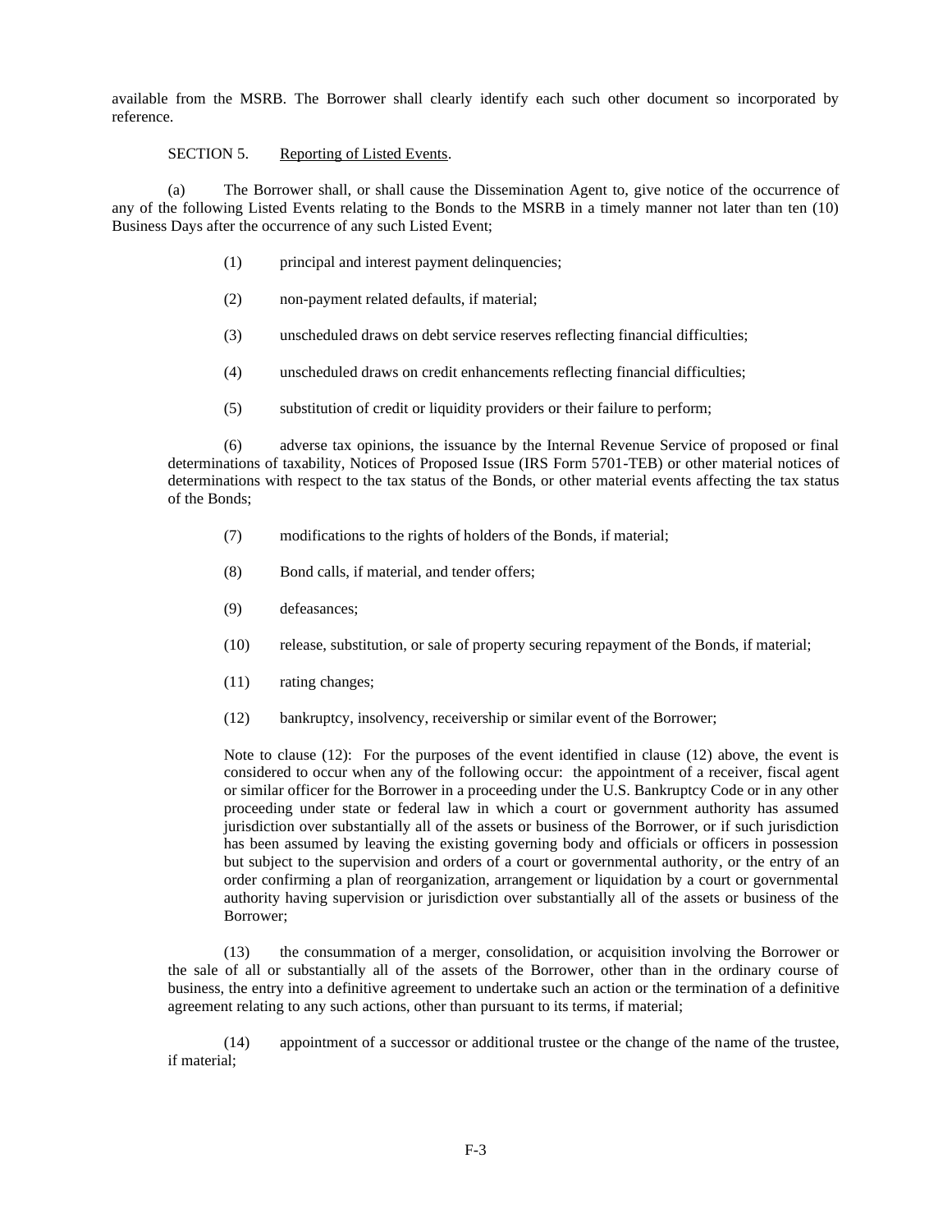available from the MSRB. The Borrower shall clearly identify each such other document so incorporated by reference.

SECTION 5. Reporting of Listed Events.

(a) The Borrower shall, or shall cause the Dissemination Agent to, give notice of the occurrence of any of the following Listed Events relating to the Bonds to the MSRB in a timely manner not later than ten (10) Business Days after the occurrence of any such Listed Event;

(1) principal and interest payment delinquencies;

(2) non-payment related defaults, if material;

(3) unscheduled draws on debt service reserves reflecting financial difficulties;

(4) unscheduled draws on credit enhancements reflecting financial difficulties;

(5) substitution of credit or liquidity providers or their failure to perform;

(6) adverse tax opinions, the issuance by the Internal Revenue Service of proposed or final determinations of taxability, Notices of Proposed Issue (IRS Form 5701-TEB) or other material notices of determinations with respect to the tax status of the Bonds, or other material events affecting the tax status of the Bonds;

(7) modifications to the rights of holders of the Bonds, if material;

(8) Bond calls, if material, and tender offers;

(9) defeasances;

(10) release, substitution, or sale of property securing repayment of the Bonds, if material;

(11) rating changes;

(12) bankruptcy, insolvency, receivership or similar event of the Borrower;

Note to clause (12): For the purposes of the event identified in clause (12) above, the event is considered to occur when any of the following occur: the appointment of a receiver, fiscal agent or similar officer for the Borrower in a proceeding under the U.S. Bankruptcy Code or in any other proceeding under state or federal law in which a court or government authority has assumed jurisdiction over substantially all of the assets or business of the Borrower, or if such jurisdiction has been assumed by leaving the existing governing body and officials or officers in possession but subject to the supervision and orders of a court or governmental authority, or the entry of an order confirming a plan of reorganization, arrangement or liquidation by a court or governmental authority having supervision or jurisdiction over substantially all of the assets or business of the Borrower;

(13) the consummation of a merger, consolidation, or acquisition involving the Borrower or the sale of all or substantially all of the assets of the Borrower, other than in the ordinary course of business, the entry into a definitive agreement to undertake such an action or the termination of a definitive agreement relating to any such actions, other than pursuant to its terms, if material;

(14) appointment of a successor or additional trustee or the change of the name of the trustee, if material;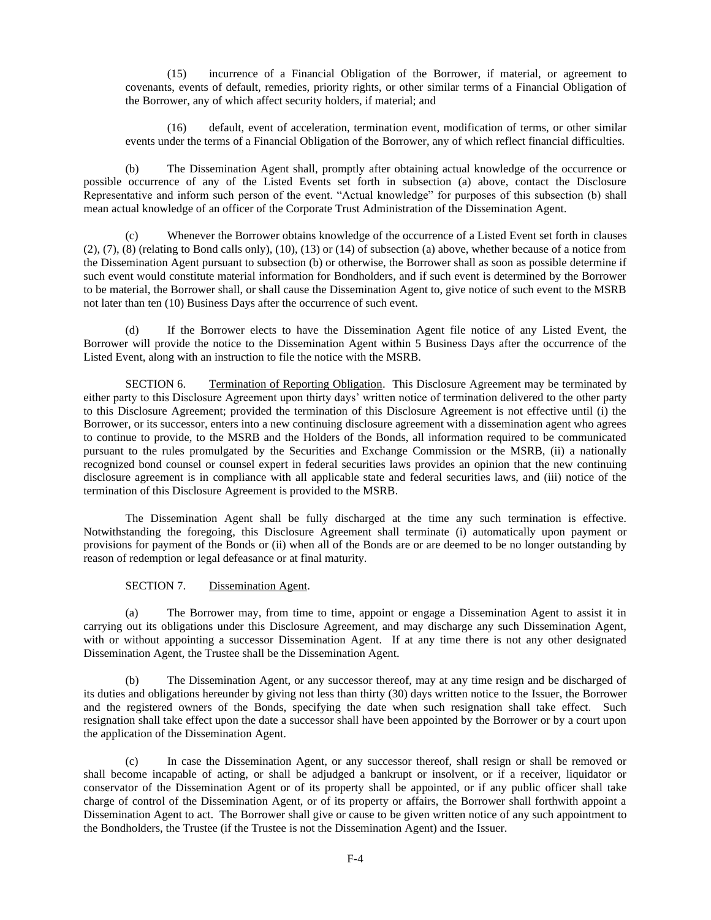(15) incurrence of a Financial Obligation of the Borrower, if material, or agreement to covenants, events of default, remedies, priority rights, or other similar terms of a Financial Obligation of the Borrower, any of which affect security holders, if material; and

(16) default, event of acceleration, termination event, modification of terms, or other similar events under the terms of a Financial Obligation of the Borrower, any of which reflect financial difficulties.

(b) The Dissemination Agent shall, promptly after obtaining actual knowledge of the occurrence or possible occurrence of any of the Listed Events set forth in subsection (a) above, contact the Disclosure Representative and inform such person of the event. "Actual knowledge" for purposes of this subsection (b) shall mean actual knowledge of an officer of the Corporate Trust Administration of the Dissemination Agent.

(c) Whenever the Borrower obtains knowledge of the occurrence of a Listed Event set forth in clauses (2), (7), (8) (relating to Bond calls only), (10), (13) or (14) of subsection (a) above, whether because of a notice from the Dissemination Agent pursuant to subsection (b) or otherwise, the Borrower shall as soon as possible determine if such event would constitute material information for Bondholders, and if such event is determined by the Borrower to be material, the Borrower shall, or shall cause the Dissemination Agent to, give notice of such event to the MSRB not later than ten (10) Business Days after the occurrence of such event.

(d) If the Borrower elects to have the Dissemination Agent file notice of any Listed Event, the Borrower will provide the notice to the Dissemination Agent within 5 Business Days after the occurrence of the Listed Event, along with an instruction to file the notice with the MSRB.

SECTION 6. Termination of Reporting Obligation. This Disclosure Agreement may be terminated by either party to this Disclosure Agreement upon thirty days' written notice of termination delivered to the other party to this Disclosure Agreement; provided the termination of this Disclosure Agreement is not effective until (i) the Borrower, or its successor, enters into a new continuing disclosure agreement with a dissemination agent who agrees to continue to provide, to the MSRB and the Holders of the Bonds, all information required to be communicated pursuant to the rules promulgated by the Securities and Exchange Commission or the MSRB, (ii) a nationally recognized bond counsel or counsel expert in federal securities laws provides an opinion that the new continuing disclosure agreement is in compliance with all applicable state and federal securities laws, and (iii) notice of the termination of this Disclosure Agreement is provided to the MSRB.

The Dissemination Agent shall be fully discharged at the time any such termination is effective. Notwithstanding the foregoing, this Disclosure Agreement shall terminate (i) automatically upon payment or provisions for payment of the Bonds or (ii) when all of the Bonds are or are deemed to be no longer outstanding by reason of redemption or legal defeasance or at final maturity.

SECTION 7. Dissemination Agent.

(a) The Borrower may, from time to time, appoint or engage a Dissemination Agent to assist it in carrying out its obligations under this Disclosure Agreement, and may discharge any such Dissemination Agent, with or without appointing a successor Dissemination Agent. If at any time there is not any other designated Dissemination Agent, the Trustee shall be the Dissemination Agent.

(b) The Dissemination Agent, or any successor thereof, may at any time resign and be discharged of its duties and obligations hereunder by giving not less than thirty (30) days written notice to the Issuer, the Borrower and the registered owners of the Bonds, specifying the date when such resignation shall take effect. Such resignation shall take effect upon the date a successor shall have been appointed by the Borrower or by a court upon the application of the Dissemination Agent.

(c) In case the Dissemination Agent, or any successor thereof, shall resign or shall be removed or shall become incapable of acting, or shall be adjudged a bankrupt or insolvent, or if a receiver, liquidator or conservator of the Dissemination Agent or of its property shall be appointed, or if any public officer shall take charge of control of the Dissemination Agent, or of its property or affairs, the Borrower shall forthwith appoint a Dissemination Agent to act. The Borrower shall give or cause to be given written notice of any such appointment to the Bondholders, the Trustee (if the Trustee is not the Dissemination Agent) and the Issuer.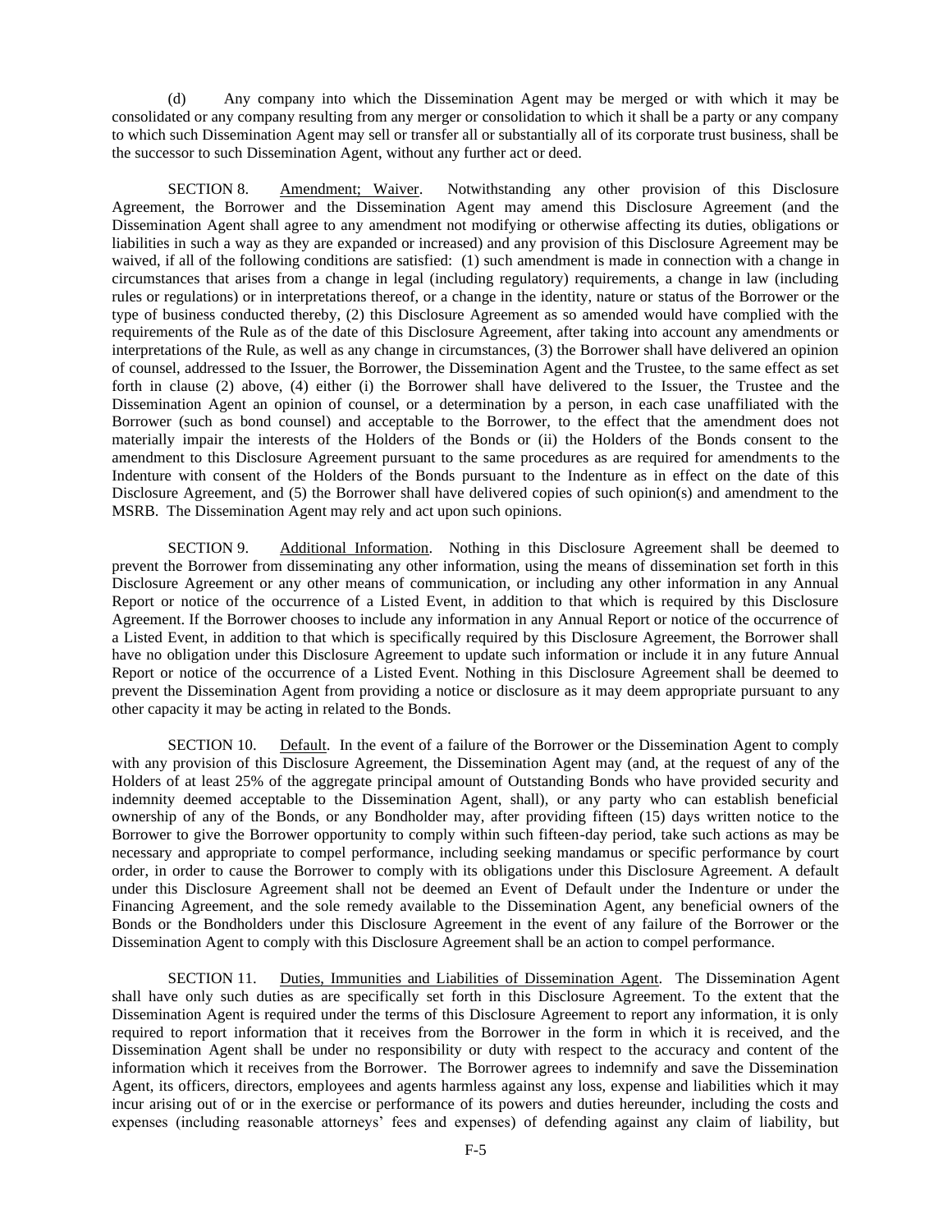(d) Any company into which the Dissemination Agent may be merged or with which it may be consolidated or any company resulting from any merger or consolidation to which it shall be a party or any company to which such Dissemination Agent may sell or transfer all or substantially all of its corporate trust business, shall be the successor to such Dissemination Agent, without any further act or deed.

SECTION 8. Amendment; Waiver. Notwithstanding any other provision of this Disclosure Agreement, the Borrower and the Dissemination Agent may amend this Disclosure Agreement (and the Dissemination Agent shall agree to any amendment not modifying or otherwise affecting its duties, obligations or liabilities in such a way as they are expanded or increased) and any provision of this Disclosure Agreement may be waived, if all of the following conditions are satisfied: (1) such amendment is made in connection with a change in circumstances that arises from a change in legal (including regulatory) requirements, a change in law (including rules or regulations) or in interpretations thereof, or a change in the identity, nature or status of the Borrower or the type of business conducted thereby, (2) this Disclosure Agreement as so amended would have complied with the requirements of the Rule as of the date of this Disclosure Agreement, after taking into account any amendments or interpretations of the Rule, as well as any change in circumstances, (3) the Borrower shall have delivered an opinion of counsel, addressed to the Issuer, the Borrower, the Dissemination Agent and the Trustee, to the same effect as set forth in clause (2) above, (4) either (i) the Borrower shall have delivered to the Issuer, the Trustee and the Dissemination Agent an opinion of counsel, or a determination by a person, in each case unaffiliated with the Borrower (such as bond counsel) and acceptable to the Borrower, to the effect that the amendment does not materially impair the interests of the Holders of the Bonds or (ii) the Holders of the Bonds consent to the amendment to this Disclosure Agreement pursuant to the same procedures as are required for amendments to the Indenture with consent of the Holders of the Bonds pursuant to the Indenture as in effect on the date of this Disclosure Agreement, and (5) the Borrower shall have delivered copies of such opinion(s) and amendment to the MSRB. The Dissemination Agent may rely and act upon such opinions.

SECTION 9. Additional Information. Nothing in this Disclosure Agreement shall be deemed to prevent the Borrower from disseminating any other information, using the means of dissemination set forth in this Disclosure Agreement or any other means of communication, or including any other information in any Annual Report or notice of the occurrence of a Listed Event, in addition to that which is required by this Disclosure Agreement. If the Borrower chooses to include any information in any Annual Report or notice of the occurrence of a Listed Event, in addition to that which is specifically required by this Disclosure Agreement, the Borrower shall have no obligation under this Disclosure Agreement to update such information or include it in any future Annual Report or notice of the occurrence of a Listed Event. Nothing in this Disclosure Agreement shall be deemed to prevent the Dissemination Agent from providing a notice or disclosure as it may deem appropriate pursuant to any other capacity it may be acting in related to the Bonds.

SECTION 10. Default. In the event of a failure of the Borrower or the Dissemination Agent to comply with any provision of this Disclosure Agreement, the Dissemination Agent may (and, at the request of any of the Holders of at least 25% of the aggregate principal amount of Outstanding Bonds who have provided security and indemnity deemed acceptable to the Dissemination Agent, shall), or any party who can establish beneficial ownership of any of the Bonds, or any Bondholder may, after providing fifteen (15) days written notice to the Borrower to give the Borrower opportunity to comply within such fifteen-day period, take such actions as may be necessary and appropriate to compel performance, including seeking mandamus or specific performance by court order, in order to cause the Borrower to comply with its obligations under this Disclosure Agreement. A default under this Disclosure Agreement shall not be deemed an Event of Default under the Indenture or under the Financing Agreement, and the sole remedy available to the Dissemination Agent, any beneficial owners of the Bonds or the Bondholders under this Disclosure Agreement in the event of any failure of the Borrower or the Dissemination Agent to comply with this Disclosure Agreement shall be an action to compel performance.

SECTION 11. Duties, Immunities and Liabilities of Dissemination Agent. The Dissemination Agent shall have only such duties as are specifically set forth in this Disclosure Agreement. To the extent that the Dissemination Agent is required under the terms of this Disclosure Agreement to report any information, it is only required to report information that it receives from the Borrower in the form in which it is received, and the Dissemination Agent shall be under no responsibility or duty with respect to the accuracy and content of the information which it receives from the Borrower. The Borrower agrees to indemnify and save the Dissemination Agent, its officers, directors, employees and agents harmless against any loss, expense and liabilities which it may incur arising out of or in the exercise or performance of its powers and duties hereunder, including the costs and expenses (including reasonable attorneys' fees and expenses) of defending against any claim of liability, but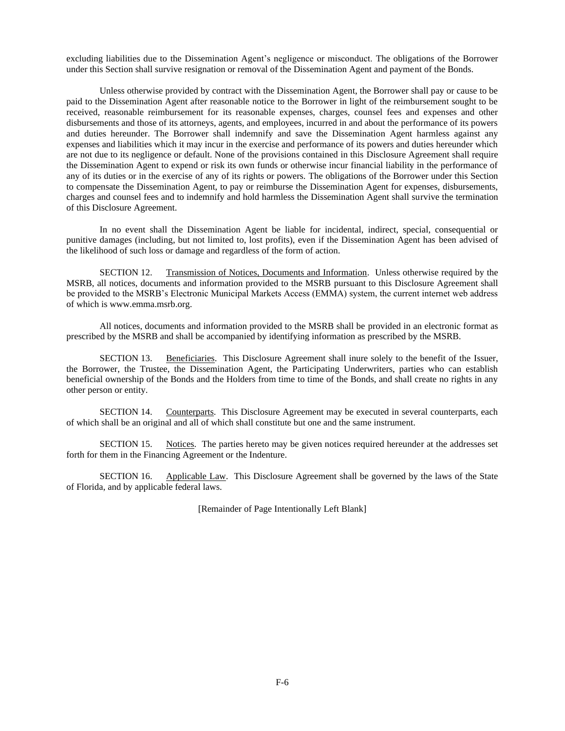excluding liabilities due to the Dissemination Agent's negligence or misconduct. The obligations of the Borrower under this Section shall survive resignation or removal of the Dissemination Agent and payment of the Bonds.

Unless otherwise provided by contract with the Dissemination Agent, the Borrower shall pay or cause to be paid to the Dissemination Agent after reasonable notice to the Borrower in light of the reimbursement sought to be received, reasonable reimbursement for its reasonable expenses, charges, counsel fees and expenses and other disbursements and those of its attorneys, agents, and employees, incurred in and about the performance of its powers and duties hereunder. The Borrower shall indemnify and save the Dissemination Agent harmless against any expenses and liabilities which it may incur in the exercise and performance of its powers and duties hereunder which are not due to its negligence or default. None of the provisions contained in this Disclosure Agreement shall require the Dissemination Agent to expend or risk its own funds or otherwise incur financial liability in the performance of any of its duties or in the exercise of any of its rights or powers. The obligations of the Borrower under this Section to compensate the Dissemination Agent, to pay or reimburse the Dissemination Agent for expenses, disbursements, charges and counsel fees and to indemnify and hold harmless the Dissemination Agent shall survive the termination of this Disclosure Agreement.

In no event shall the Dissemination Agent be liable for incidental, indirect, special, consequential or punitive damages (including, but not limited to, lost profits), even if the Dissemination Agent has been advised of the likelihood of such loss or damage and regardless of the form of action.

SECTION 12. Transmission of Notices, Documents and Information. Unless otherwise required by the MSRB, all notices, documents and information provided to the MSRB pursuant to this Disclosure Agreement shall be provided to the MSRB's Electronic Municipal Markets Access (EMMA) system, the current internet web address of which is www.emma.msrb.org.

All notices, documents and information provided to the MSRB shall be provided in an electronic format as prescribed by the MSRB and shall be accompanied by identifying information as prescribed by the MSRB.

SECTION 13. Beneficiaries. This Disclosure Agreement shall inure solely to the benefit of the Issuer, the Borrower, the Trustee, the Dissemination Agent, the Participating Underwriters, parties who can establish beneficial ownership of the Bonds and the Holders from time to time of the Bonds, and shall create no rights in any other person or entity.

SECTION 14. Counterparts. This Disclosure Agreement may be executed in several counterparts, each of which shall be an original and all of which shall constitute but one and the same instrument.

SECTION 15. Notices. The parties hereto may be given notices required hereunder at the addresses set forth for them in the Financing Agreement or the Indenture.

SECTION 16. Applicable Law. This Disclosure Agreement shall be governed by the laws of the State of Florida, and by applicable federal laws.

[Remainder of Page Intentionally Left Blank]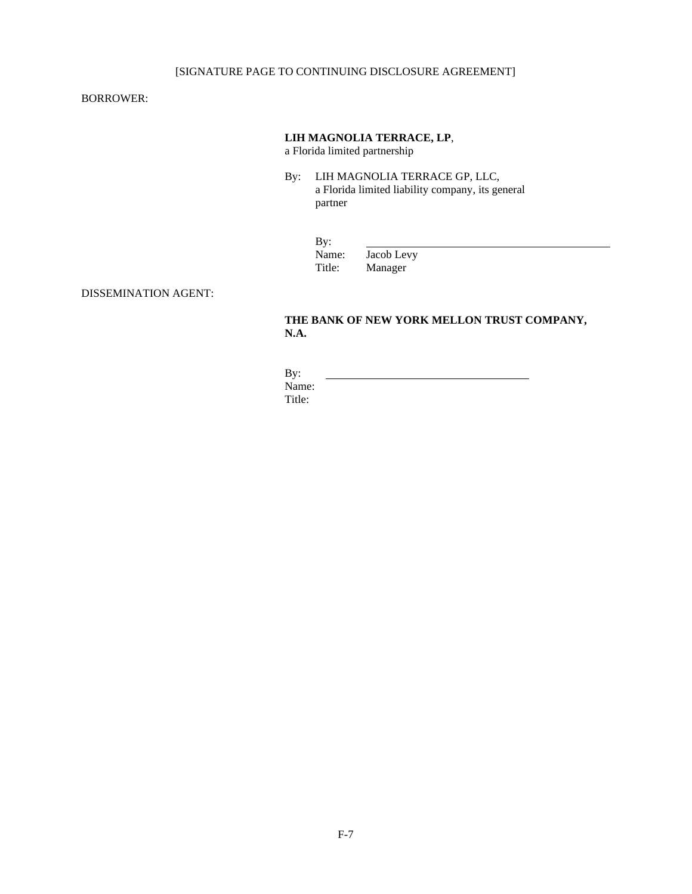[SIGNATURE PAGE TO CONTINUING DISCLOSURE AGREEMENT]

BORROWER:

**LIH MAGNOLIA TERRACE, LP**,
a Florida limited partnership

By: LIH MAGNOLIA TERRACE GP, LLC,
a Florida limited liability company, its general partner

By: \_\_\_\_\_\_\_\_\_\_\_\_\_\_\_\_\_\_\_\_\_\_\_\_\_\_\_\_\_\_\_\_
Name: Jacob Levy
Title: Manager

DISSEMINATION AGENT:

**THE BANK OF NEW YORK MELLON TRUST COMPANY, N.A.**

By: \_\_\_\_\_\_\_\_\_\_\_\_\_\_\_\_\_\_\_\_\_\_\_\_\_\_\_\_\_\_\_\_
Name:
Title: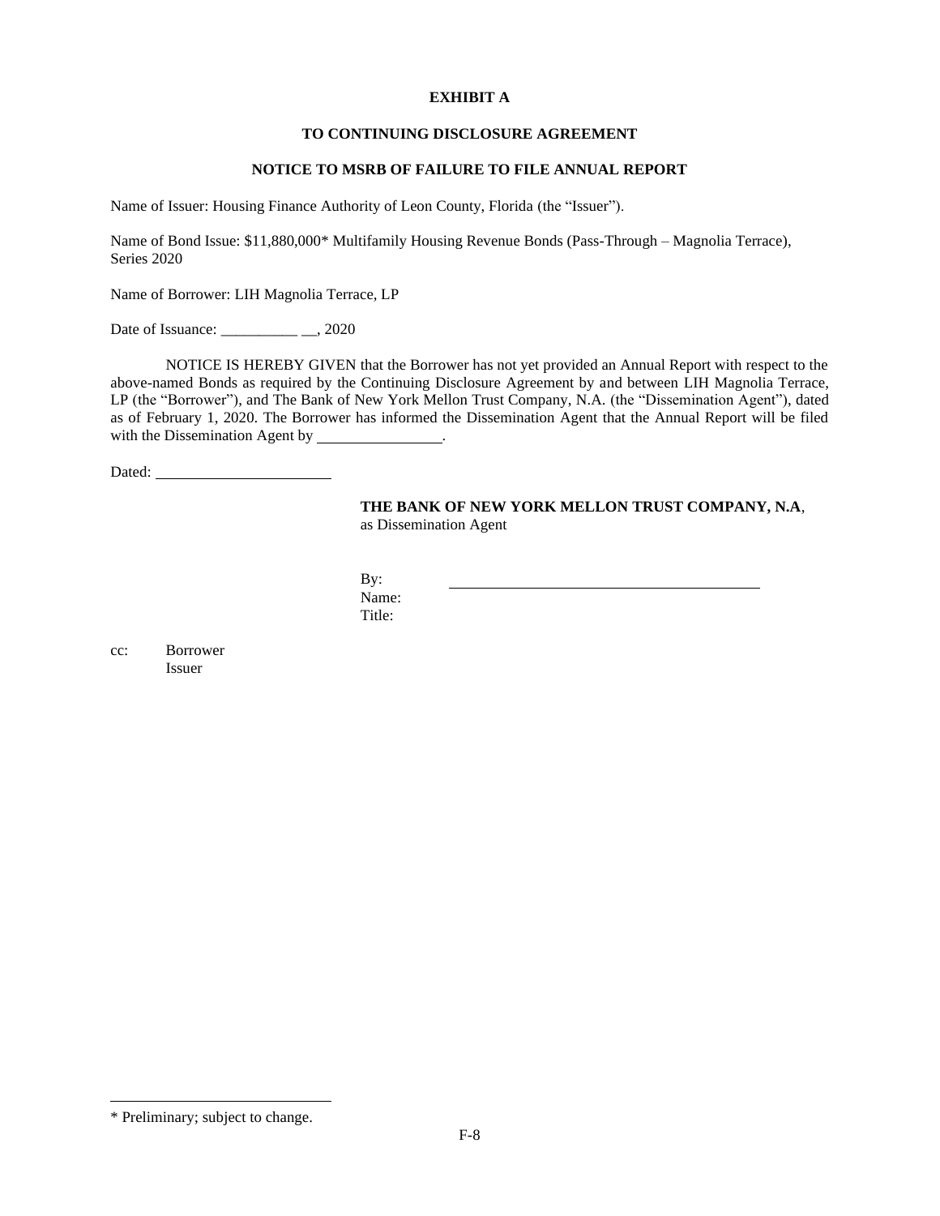**EXHIBIT A**

**TO CONTINUING DISCLOSURE AGREEMENT**

**NOTICE TO MSRB OF FAILURE TO FILE ANNUAL REPORT**

Name of Issuer: Housing Finance Authority of Leon County, Florida (the "Issuer").

Name of Bond Issue: $11,880,000* Multifamily Housing Revenue Bonds (Pass-Through – Magnolia Terrace), Series 2020

Name of Borrower: LIH Magnolia Terrace, LP

Date of Issuance: __________ __, 2020

NOTICE IS HEREBY GIVEN that the Borrower has not yet provided an Annual Report with respect to the above-named Bonds as required by the Continuing Disclosure Agreement by and between LIH Magnolia Terrace, LP (the "Borrower"), and The Bank of New York Mellon Trust Company, N.A. (the "Dissemination Agent"), dated as of February 1, 2020. The Borrower has informed the Dissemination Agent that the Annual Report will be filed with the Dissemination Agent by ________________.

Dated: ______________________

**THE BANK OF NEW YORK MELLON TRUST COMPANY, N.A**, as Dissemination Agent

By: ________________________________________
Name:
Title:

cc: Borrower
Issuer

* Preliminary; subject to change.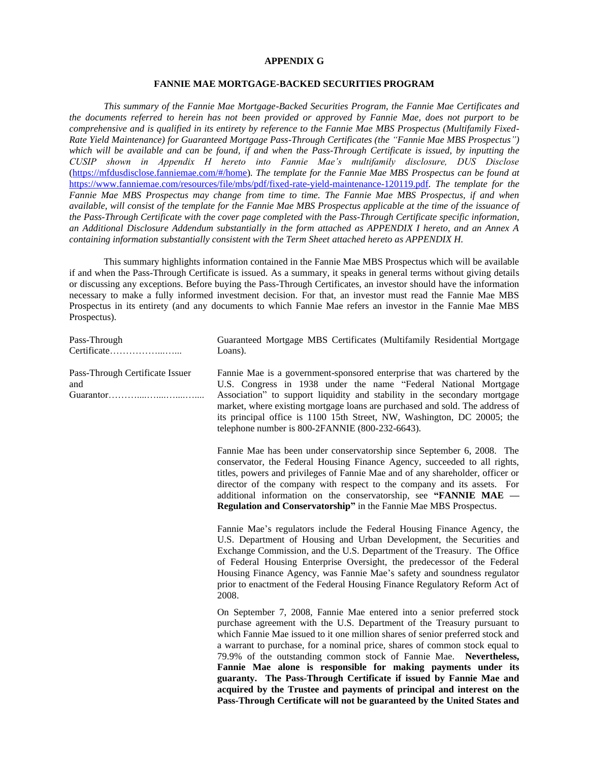**APPENDIX G**

**FANNIE MAE MORTGAGE-BACKED SECURITIES PROGRAM**

*This summary of the Fannie Mae Mortgage-Backed Securities Program, the Fannie Mae Certificates and the documents referred to herein has not been provided or approved by Fannie Mae, does not purport to be comprehensive and is qualified in its entirety by reference to the Fannie Mae MBS Prospectus (Multifamily Fixed-Rate Yield Maintenance) for Guaranteed Mortgage Pass-Through Certificates (the "Fannie Mae MBS Prospectus") which will be available and can be found, if and when the Pass-Through Certificate is issued, by inputting the CUSIP shown in Appendix H hereto into Fannie Mae's multifamily disclosure, DUS Disclose* (https://mfdusdisclose.fanniemae.com/#/home)*. The template for the Fannie Mae MBS Prospectus can be found at* https://www.fanniemae.com/resources/file/mbs/pdf/fixed-rate-yield-maintenance-120119.pdf*. The template for the Fannie Mae MBS Prospectus may change from time to time. The Fannie Mae MBS Prospectus, if and when available, will consist of the template for the Fannie Mae MBS Prospectus applicable at the time of the issuance of the Pass-Through Certificate with the cover page completed with the Pass-Through Certificate specific information, an Additional Disclosure Addendum substantially in the form attached as APPENDIX I hereto, and an Annex A containing information substantially consistent with the Term Sheet attached hereto as APPENDIX H.*

This summary highlights information contained in the Fannie Mae MBS Prospectus which will be available if and when the Pass-Through Certificate is issued. As a summary, it speaks in general terms without giving details or discussing any exceptions. Before buying the Pass-Through Certificates, an investor should have the information necessary to make a fully informed investment decision. For that, an investor must read the Fannie Mae MBS Prospectus in its entirety (and any documents to which Fannie Mae refers an investor in the Fannie Mae MBS Prospectus).

Pass-Through Certificate……………...…... Guaranteed Mortgage MBS Certificates (Multifamily Residential Mortgage Loans).

Pass-Through Certificate Issuer and Guarantor………...…...…...…... Fannie Mae is a government-sponsored enterprise that was chartered by the U.S. Congress in 1938 under the name "Federal National Mortgage Association" to support liquidity and stability in the secondary mortgage market, where existing mortgage loans are purchased and sold. The address of its principal office is 1100 15th Street, NW, Washington, DC 20005; the telephone number is 800-2FANNIE (800-232-6643).

Fannie Mae has been under conservatorship since September 6, 2008. The conservator, the Federal Housing Finance Agency, succeeded to all rights, titles, powers and privileges of Fannie Mae and of any shareholder, officer or director of the company with respect to the company and its assets. For additional information on the conservatorship, see **"FANNIE MAE — Regulation and Conservatorship"** in the Fannie Mae MBS Prospectus.

Fannie Mae's regulators include the Federal Housing Finance Agency, the U.S. Department of Housing and Urban Development, the Securities and Exchange Commission, and the U.S. Department of the Treasury. The Office of Federal Housing Enterprise Oversight, the predecessor of the Federal Housing Finance Agency, was Fannie Mae's safety and soundness regulator prior to enactment of the Federal Housing Finance Regulatory Reform Act of 2008.

On September 7, 2008, Fannie Mae entered into a senior preferred stock purchase agreement with the U.S. Department of the Treasury pursuant to which Fannie Mae issued to it one million shares of senior preferred stock and a warrant to purchase, for a nominal price, shares of common stock equal to 79.9% of the outstanding common stock of Fannie Mae. **Nevertheless, Fannie Mae alone is responsible for making payments under its guaranty. The Pass-Through Certificate if issued by Fannie Mae and acquired by the Trustee and payments of principal and interest on the Pass-Through Certificate will not be guaranteed by the United States and**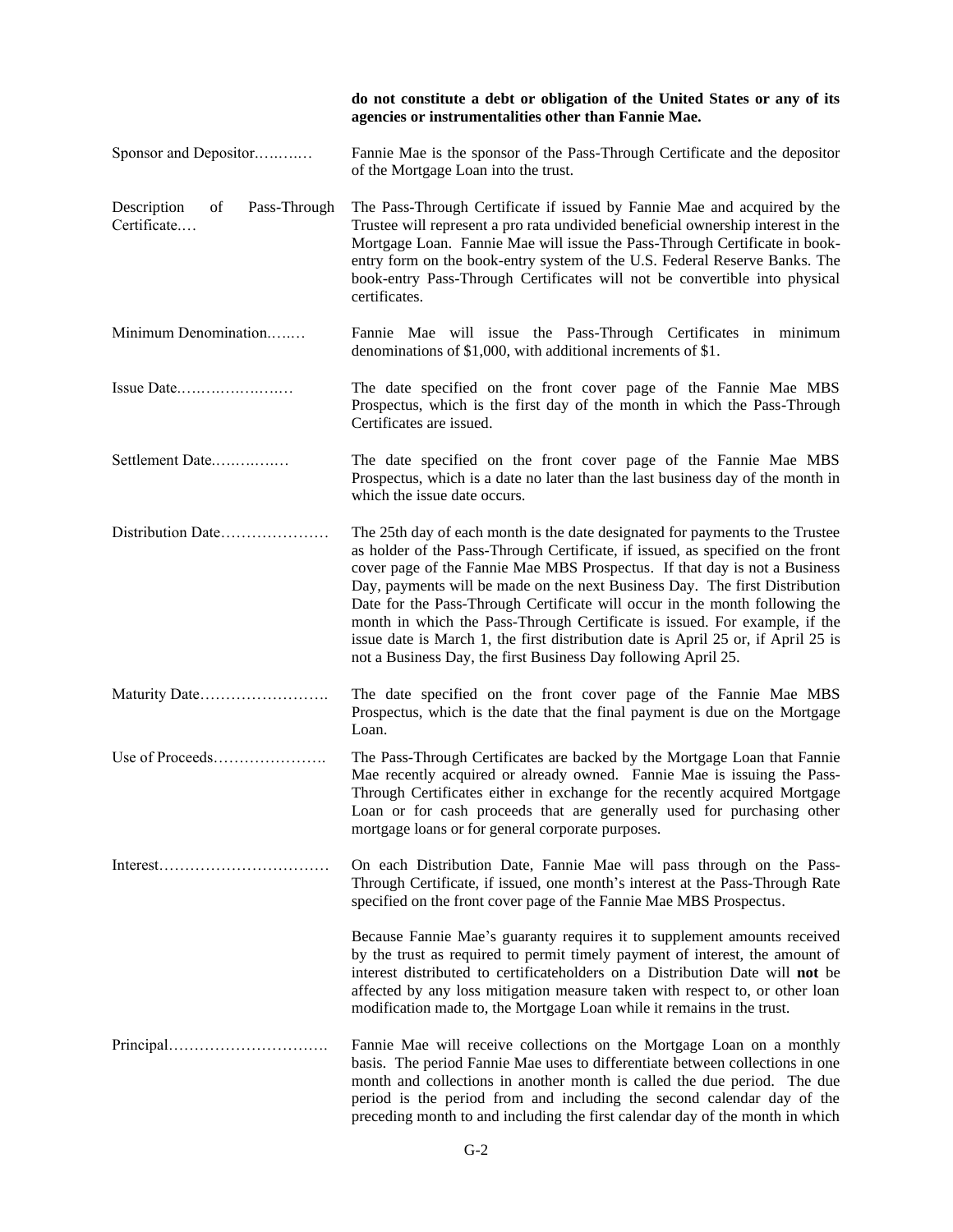**do not constitute a debt or obligation of the United States or any of its agencies or instrumentalities other than Fannie Mae.**

Sponsor and Depositor………… Fannie Mae is the sponsor of the Pass-Through Certificate and the depositor of the Mortgage Loan into the trust.

Description of Pass-Through Certificate.… The Pass-Through Certificate if issued by Fannie Mae and acquired by the Trustee will represent a pro rata undivided beneficial ownership interest in the Mortgage Loan. Fannie Mae will issue the Pass-Through Certificate in book-entry form on the book-entry system of the U.S. Federal Reserve Banks. The book-entry Pass-Through Certificates will not be convertible into physical certificates.

Minimum Denomination.….… Fannie Mae will issue the Pass-Through Certificates in minimum denominations of $1,000, with additional increments of $1.

Issue Date.………………..… The date specified on the front cover page of the Fannie Mae MBS Prospectus, which is the first day of the month in which the Pass-Through Certificates are issued.

Settlement Date.………..… The date specified on the front cover page of the Fannie Mae MBS Prospectus, which is a date no later than the last business day of the month in which the issue date occurs.

Distribution Date………………… The 25th day of each month is the date designated for payments to the Trustee as holder of the Pass-Through Certificate, if issued, as specified on the front cover page of the Fannie Mae MBS Prospectus. If that day is not a Business Day, payments will be made on the next Business Day. The first Distribution Date for the Pass-Through Certificate will occur in the month following the month in which the Pass-Through Certificate is issued. For example, if the issue date is March 1, the first distribution date is April 25 or, if April 25 is not a Business Day, the first Business Day following April 25.

Maturity Date……………………. The date specified on the front cover page of the Fannie Mae MBS Prospectus, which is the date that the final payment is due on the Mortgage Loan.

Use of Proceeds…………………. The Pass-Through Certificates are backed by the Mortgage Loan that Fannie Mae recently acquired or already owned. Fannie Mae is issuing the Pass-Through Certificates either in exchange for the recently acquired Mortgage Loan or for cash proceeds that are generally used for purchasing other mortgage loans or for general corporate purposes.

Interest…………………………… On each Distribution Date, Fannie Mae will pass through on the Pass-Through Certificate, if issued, one month's interest at the Pass-Through Rate specified on the front cover page of the Fannie Mae MBS Prospectus.

Because Fannie Mae's guaranty requires it to supplement amounts received by the trust as required to permit timely payment of interest, the amount of interest distributed to certificateholders on a Distribution Date will **not** be affected by any loss mitigation measure taken with respect to, or other loan modification made to, the Mortgage Loan while it remains in the trust.

Principal…………………………. Fannie Mae will receive collections on the Mortgage Loan on a monthly basis. The period Fannie Mae uses to differentiate between collections in one month and collections in another month is called the due period. The due period is the period from and including the second calendar day of the preceding month to and including the first calendar day of the month in which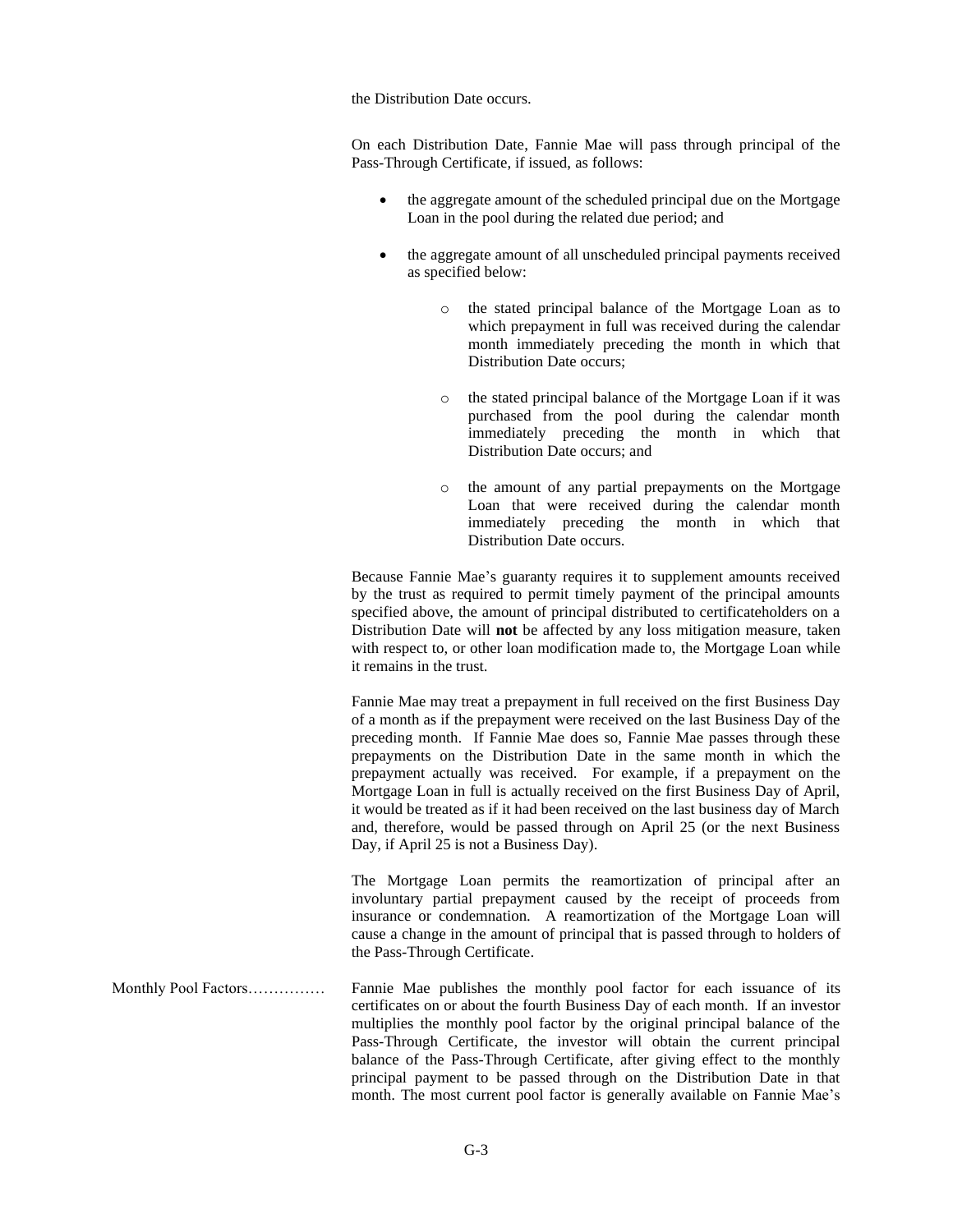the Distribution Date occurs.

On each Distribution Date, Fannie Mae will pass through principal of the Pass-Through Certificate, if issued, as follows:

- the aggregate amount of the scheduled principal due on the Mortgage Loan in the pool during the related due period; and
- the aggregate amount of all unscheduled principal payments received as specified below:
  - the stated principal balance of the Mortgage Loan as to which prepayment in full was received during the calendar month immediately preceding the month in which that Distribution Date occurs;
  - the stated principal balance of the Mortgage Loan if it was purchased from the pool during the calendar month immediately preceding the month in which that Distribution Date occurs; and
  - the amount of any partial prepayments on the Mortgage Loan that were received during the calendar month immediately preceding the month in which that Distribution Date occurs.

Because Fannie Mae's guaranty requires it to supplement amounts received by the trust as required to permit timely payment of the principal amounts specified above, the amount of principal distributed to certificateholders on a Distribution Date will **not** be affected by any loss mitigation measure, taken with respect to, or other loan modification made to, the Mortgage Loan while it remains in the trust.

Fannie Mae may treat a prepayment in full received on the first Business Day of a month as if the prepayment were received on the last Business Day of the preceding month. If Fannie Mae does so, Fannie Mae passes through these prepayments on the Distribution Date in the same month in which the prepayment actually was received. For example, if a prepayment on the Mortgage Loan in full is actually received on the first Business Day of April, it would be treated as if it had been received on the last business day of March and, therefore, would be passed through on April 25 (or the next Business Day, if April 25 is not a Business Day).

The Mortgage Loan permits the reamortization of principal after an involuntary partial prepayment caused by the receipt of proceeds from insurance or condemnation. A reamortization of the Mortgage Loan will cause a change in the amount of principal that is passed through to holders of the Pass-Through Certificate.

Monthly Pool Factors…………… Fannie Mae publishes the monthly pool factor for each issuance of its certificates on or about the fourth Business Day of each month. If an investor multiplies the monthly pool factor by the original principal balance of the Pass-Through Certificate, the investor will obtain the current principal balance of the Pass-Through Certificate, after giving effect to the monthly principal payment to be passed through on the Distribution Date in that month. The most current pool factor is generally available on Fannie Mae's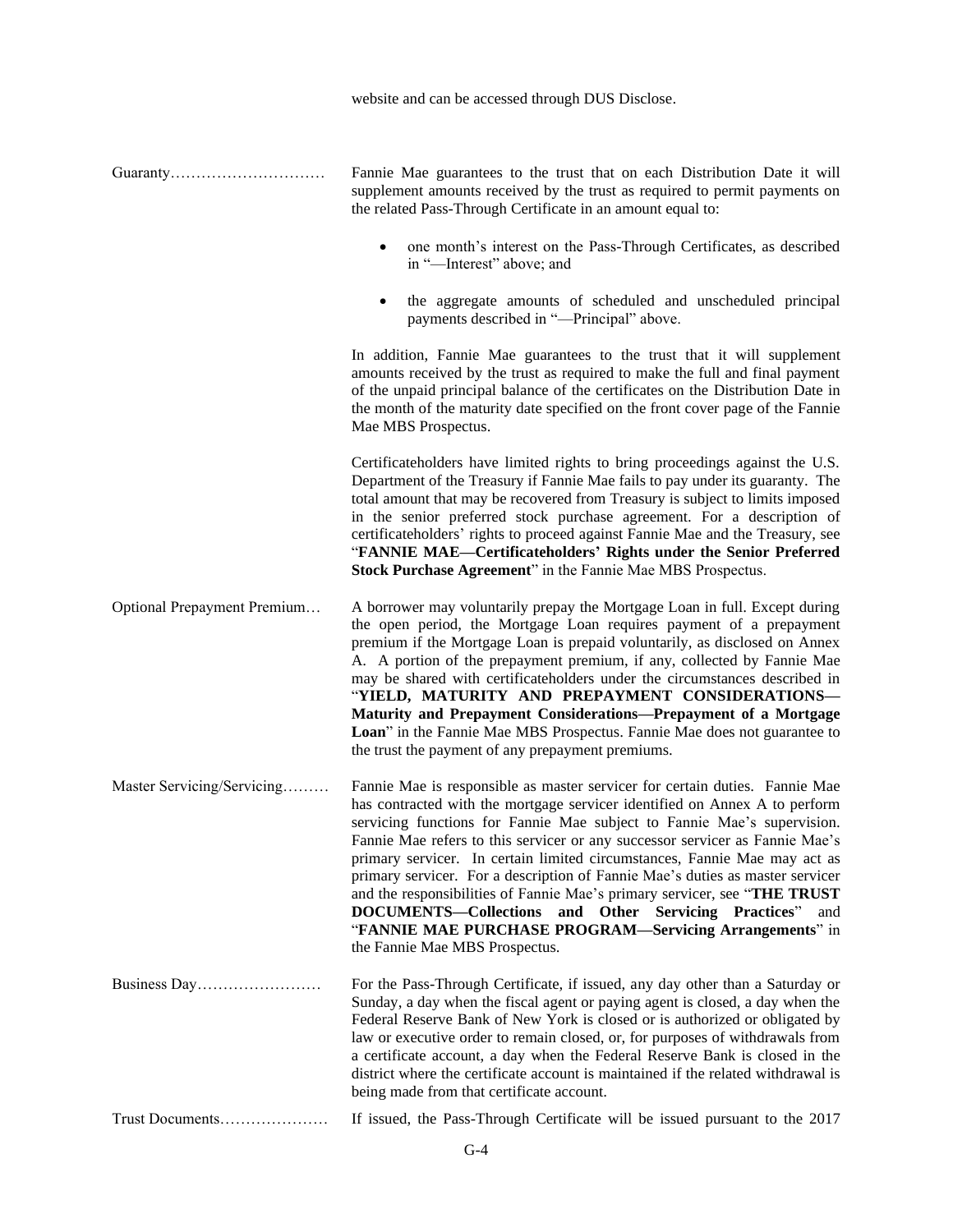website and can be accessed through DUS Disclose.

**Guaranty**…………………………

Fannie Mae guarantees to the trust that on each Distribution Date it will supplement amounts received by the trust as required to permit payments on the related Pass-Through Certificate in an amount equal to:

- one month's interest on the Pass-Through Certificates, as described in "—Interest" above; and
- the aggregate amounts of scheduled and unscheduled principal payments described in "—Principal" above.

In addition, Fannie Mae guarantees to the trust that it will supplement amounts received by the trust as required to make the full and final payment of the unpaid principal balance of the certificates on the Distribution Date in the month of the maturity date specified on the front cover page of the Fannie Mae MBS Prospectus.

Certificateholders have limited rights to bring proceedings against the U.S. Department of the Treasury if Fannie Mae fails to pay under its guaranty. The total amount that may be recovered from Treasury is subject to limits imposed in the senior preferred stock purchase agreement. For a description of certificateholders' rights to proceed against Fannie Mae and the Treasury, see "**FANNIE MAE—Certificateholders' Rights under the Senior Preferred Stock Purchase Agreement**" in the Fannie Mae MBS Prospectus.

**Optional Prepayment Premium**…

A borrower may voluntarily prepay the Mortgage Loan in full. Except during the open period, the Mortgage Loan requires payment of a prepayment premium if the Mortgage Loan is prepaid voluntarily, as disclosed on Annex A. A portion of the prepayment premium, if any, collected by Fannie Mae may be shared with certificateholders under the circumstances described in "**YIELD, MATURITY AND PREPAYMENT CONSIDERATIONS—Maturity and Prepayment Considerations—Prepayment of a Mortgage Loan**" in the Fannie Mae MBS Prospectus. Fannie Mae does not guarantee to the trust the payment of any prepayment premiums.

**Master Servicing/Servicing**………

Fannie Mae is responsible as master servicer for certain duties. Fannie Mae has contracted with the mortgage servicer identified on Annex A to perform servicing functions for Fannie Mae subject to Fannie Mae's supervision. Fannie Mae refers to this servicer or any successor servicer as Fannie Mae's primary servicer. In certain limited circumstances, Fannie Mae may act as primary servicer. For a description of Fannie Mae's duties as master servicer and the responsibilities of Fannie Mae's primary servicer, see "**THE TRUST DOCUMENTS—Collections and Other Servicing Practices**" and "**FANNIE MAE PURCHASE PROGRAM—Servicing Arrangements**" in the Fannie Mae MBS Prospectus.

**Business Day**……………………

For the Pass-Through Certificate, if issued, any day other than a Saturday or Sunday, a day when the fiscal agent or paying agent is closed, a day when the Federal Reserve Bank of New York is closed or is authorized or obligated by law or executive order to remain closed, or, for purposes of withdrawals from a certificate account, a day when the Federal Reserve Bank is closed in the district where the certificate account is maintained if the related withdrawal is being made from that certificate account.

**Trust Documents**…………………

If issued, the Pass-Through Certificate will be issued pursuant to the 2017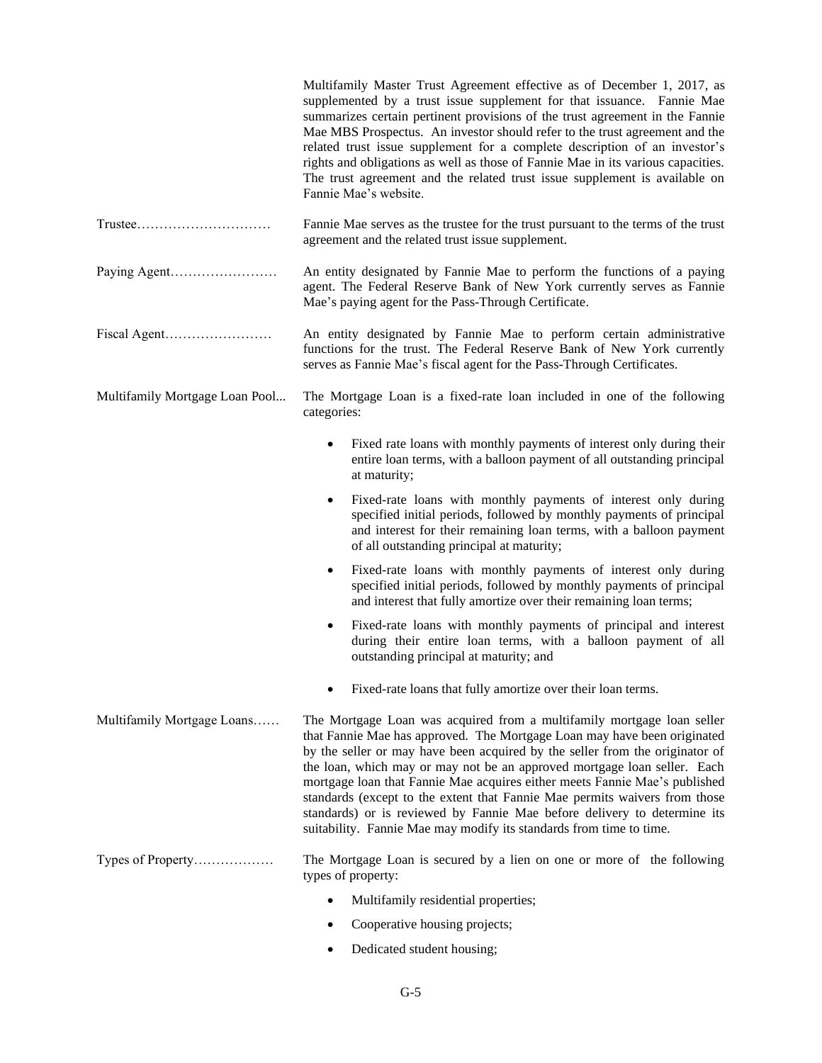Multifamily Master Trust Agreement effective as of December 1, 2017, as supplemented by a trust issue supplement for that issuance. Fannie Mae summarizes certain pertinent provisions of the trust agreement in the Fannie Mae MBS Prospectus. An investor should refer to the trust agreement and the related trust issue supplement for a complete description of an investor's rights and obligations as well as those of Fannie Mae in its various capacities. The trust agreement and the related trust issue supplement is available on Fannie Mae's website.

Trustee………………………… Fannie Mae serves as the trustee for the trust pursuant to the terms of the trust agreement and the related trust issue supplement.

Paying Agent…………………… An entity designated by Fannie Mae to perform the functions of a paying agent. The Federal Reserve Bank of New York currently serves as Fannie Mae's paying agent for the Pass-Through Certificate.

Fiscal Agent…………………… An entity designated by Fannie Mae to perform certain administrative functions for the trust. The Federal Reserve Bank of New York currently serves as Fannie Mae's fiscal agent for the Pass-Through Certificates.

Multifamily Mortgage Loan Pool... The Mortgage Loan is a fixed-rate loan included in one of the following categories:

- Fixed rate loans with monthly payments of interest only during their entire loan terms, with a balloon payment of all outstanding principal at maturity;
- Fixed-rate loans with monthly payments of interest only during specified initial periods, followed by monthly payments of principal and interest for their remaining loan terms, with a balloon payment of all outstanding principal at maturity;
- Fixed-rate loans with monthly payments of interest only during specified initial periods, followed by monthly payments of principal and interest that fully amortize over their remaining loan terms;
- Fixed-rate loans with monthly payments of principal and interest during their entire loan terms, with a balloon payment of all outstanding principal at maturity; and
- Fixed-rate loans that fully amortize over their loan terms.

Multifamily Mortgage Loans…… The Mortgage Loan was acquired from a multifamily mortgage loan seller that Fannie Mae has approved. The Mortgage Loan may have been originated by the seller or may have been acquired by the seller from the originator of the loan, which may or may not be an approved mortgage loan seller. Each mortgage loan that Fannie Mae acquires either meets Fannie Mae's published standards (except to the extent that Fannie Mae permits waivers from those standards) or is reviewed by Fannie Mae before delivery to determine its suitability. Fannie Mae may modify its standards from time to time.

Types of Property……………… The Mortgage Loan is secured by a lien on one or more of the following types of property:

- Multifamily residential properties;
- Cooperative housing projects;
- Dedicated student housing;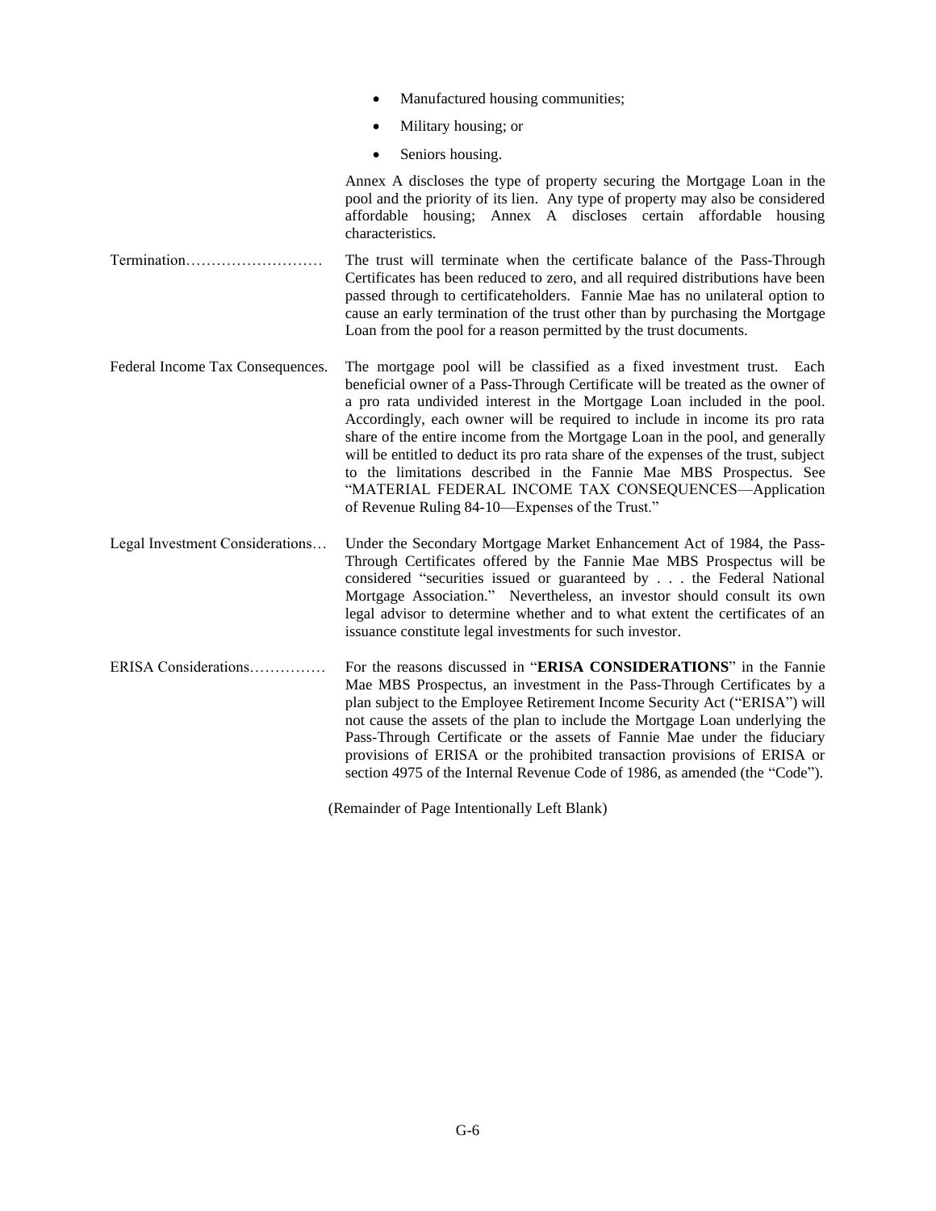- Manufactured housing communities;
- Military housing; or
- Seniors housing.

Annex A discloses the type of property securing the Mortgage Loan in the pool and the priority of its lien. Any type of property may also be considered affordable housing; Annex A discloses certain affordable housing characteristics.

**Termination**……………………… The trust will terminate when the certificate balance of the Pass-Through Certificates has been reduced to zero, and all required distributions have been passed through to certificateholders. Fannie Mae has no unilateral option to cause an early termination of the trust other than by purchasing the Mortgage Loan from the pool for a reason permitted by the trust documents.

**Federal Income Tax Consequences.** The mortgage pool will be classified as a fixed investment trust. Each beneficial owner of a Pass-Through Certificate will be treated as the owner of a pro rata undivided interest in the Mortgage Loan included in the pool. Accordingly, each owner will be required to include in income its pro rata share of the entire income from the Mortgage Loan in the pool, and generally will be entitled to deduct its pro rata share of the expenses of the trust, subject to the limitations described in the Fannie Mae MBS Prospectus. See "MATERIAL FEDERAL INCOME TAX CONSEQUENCES—Application of Revenue Ruling 84-10—Expenses of the Trust."

**Legal Investment Considerations**… Under the Secondary Mortgage Market Enhancement Act of 1984, the Pass-Through Certificates offered by the Fannie Mae MBS Prospectus will be considered "securities issued or guaranteed by . . . the Federal National Mortgage Association." Nevertheless, an investor should consult its own legal advisor to determine whether and to what extent the certificates of an issuance constitute legal investments for such investor.

**ERISA Considerations**…………… For the reasons discussed in "**ERISA CONSIDERATIONS**" in the Fannie Mae MBS Prospectus, an investment in the Pass-Through Certificates by a plan subject to the Employee Retirement Income Security Act ("ERISA") will not cause the assets of the plan to include the Mortgage Loan underlying the Pass-Through Certificate or the assets of Fannie Mae under the fiduciary provisions of ERISA or the prohibited transaction provisions of ERISA or section 4975 of the Internal Revenue Code of 1986, as amended (the "Code").

(Remainder of Page Intentionally Left Blank)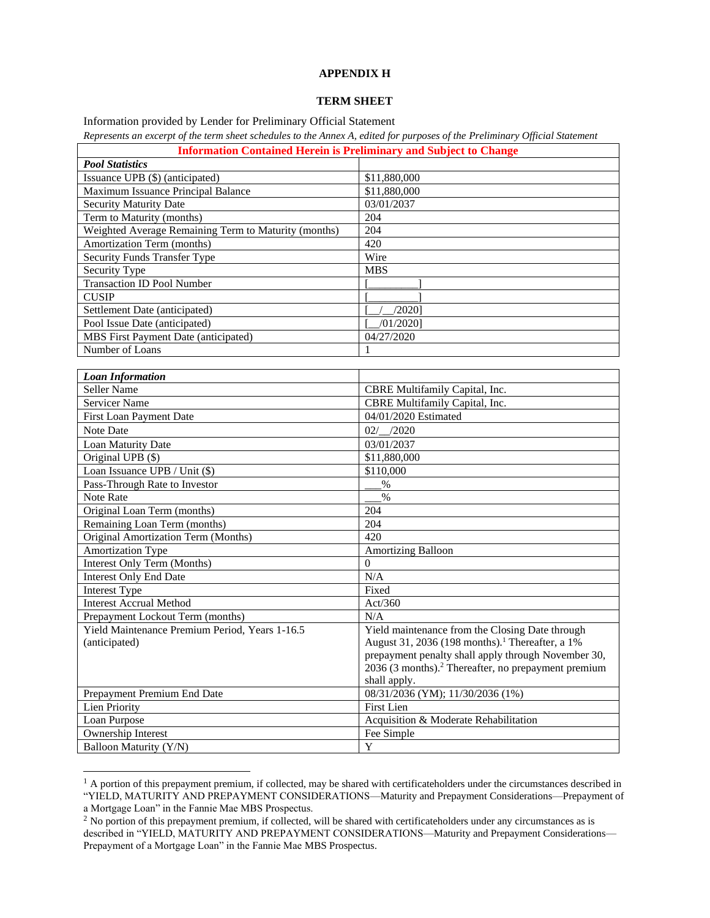**APPENDIX H**

**TERM SHEET**

Information provided by Lender for Preliminary Official Statement

*Represents an excerpt of the term sheet schedules to the Annex A, edited for purposes of the Preliminary Official Statement*

| Information Contained Herein is Preliminary and Subject to Change | |
|---|---|
| ***Pool Statistics*** | |
| Issuance UPB ($) (anticipated) | $11,880,000 |
| Maximum Issuance Principal Balance | $11,880,000 |
| Security Maturity Date | 03/01/2037 |
| Term to Maturity (months) | 204 |
| Weighted Average Remaining Term to Maturity (months) | 204 |
| Amortization Term (months) | 420 |
| Security Funds Transfer Type | Wire |
| Security Type | MBS |
| Transaction ID Pool Number | [_________] |
| CUSIP | [_________] |
| Settlement Date (anticipated) | [__/__/2020] |
| Pool Issue Date (anticipated) | [__/01/2020] |
| MBS First Payment Date (anticipated) | 04/27/2020 |
| Number of Loans | 1 |

| ***Loan Information*** | |
|---|---|
| Seller Name | CBRE Multifamily Capital, Inc. |
| Servicer Name | CBRE Multifamily Capital, Inc. |
| First Loan Payment Date | 04/01/2020 Estimated |
| Note Date | 02/__/2020 |
| Loan Maturity Date | 03/01/2037 |
| Original UPB ($) | $11,880,000 |
| Loan Issuance UPB / Unit ($) | $110,000 |
| Pass-Through Rate to Investor | ___% |
| Note Rate | ___% |
| Original Loan Term (months) | 204 |
| Remaining Loan Term (months) | 204 |
| Original Amortization Term (Months) | 420 |
| Amortization Type | Amortizing Balloon |
| Interest Only Term (Months) | 0 |
| Interest Only End Date | N/A |
| Interest Type | Fixed |
| Interest Accrual Method | Act/360 |
| Prepayment Lockout Term (months) | N/A |
| Yield Maintenance Premium Period, Years 1-16.5 (anticipated) | Yield maintenance from the Closing Date through August 31, 2036 (198 months).[1] Thereafter, a 1% prepayment penalty shall apply through November 30, 2036 (3 months).[2] Thereafter, no prepayment premium shall apply. |
| Prepayment Premium End Date | 08/31/2036 (YM); 11/30/2036 (1%) |
| Lien Priority | First Lien |
| Loan Purpose | Acquisition & Moderate Rehabilitation |
| Ownership Interest | Fee Simple |
| Balloon Maturity (Y/N) | Y |

[1] A portion of this prepayment premium, if collected, may be shared with certificateholders under the circumstances described in "YIELD, MATURITY AND PREPAYMENT CONSIDERATIONS—Maturity and Prepayment Considerations—Prepayment of a Mortgage Loan" in the Fannie Mae MBS Prospectus.

[2] No portion of this prepayment premium, if collected, will be shared with certificateholders under any circumstances as is described in "YIELD, MATURITY AND PREPAYMENT CONSIDERATIONS—Maturity and Prepayment Considerations—Prepayment of a Mortgage Loan" in the Fannie Mae MBS Prospectus.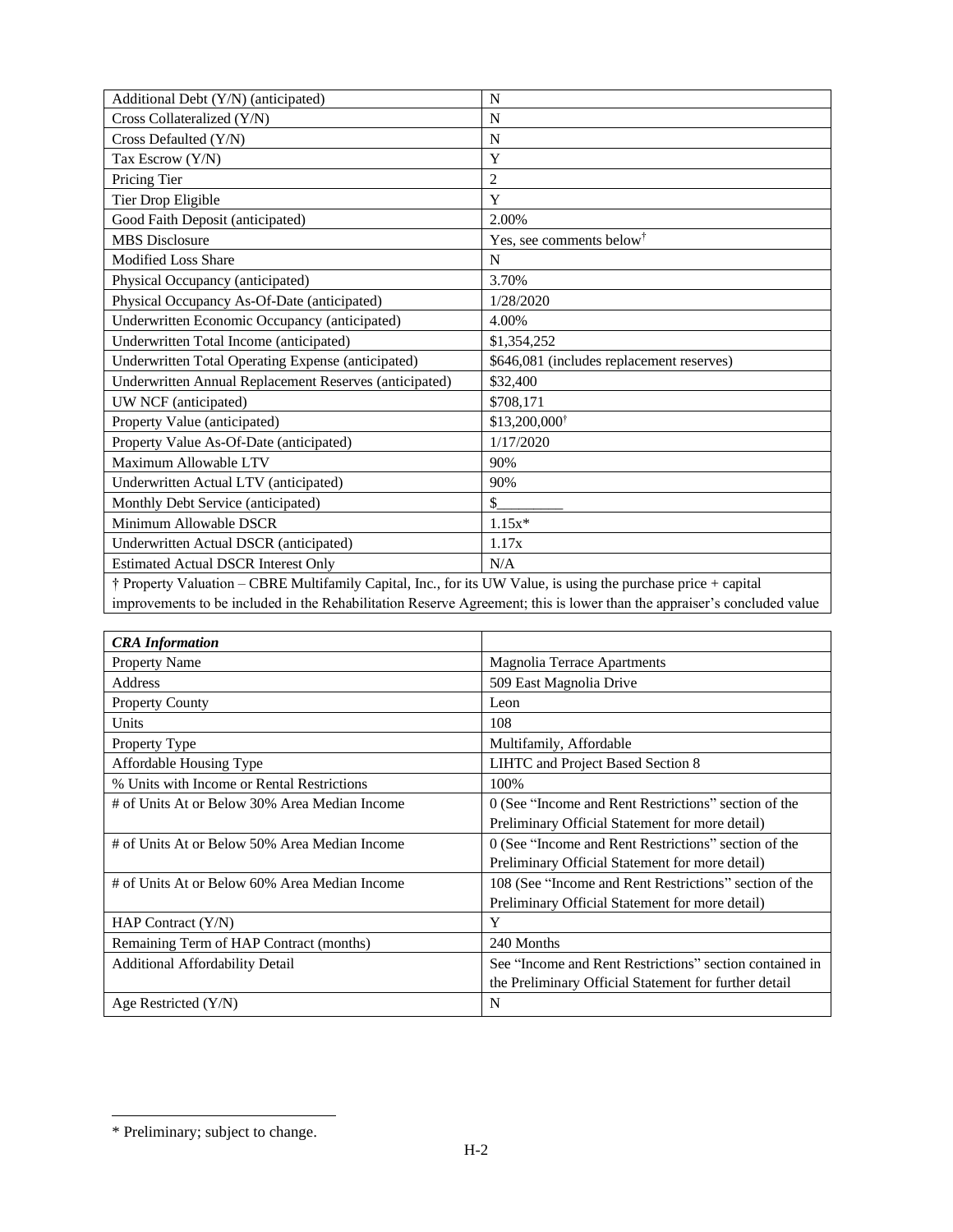| | |
|---|---|
| Additional Debt (Y/N) (anticipated) | N |
| Cross Collateralized (Y/N) | N |
| Cross Defaulted (Y/N) | N |
| Tax Escrow (Y/N) | Y |
| Pricing Tier | 2 |
| Tier Drop Eligible | Y |
| Good Faith Deposit (anticipated) | 2.00% |
| MBS Disclosure | Yes, see comments below† |
| Modified Loss Share | N |
| Physical Occupancy (anticipated) | 3.70% |
| Physical Occupancy As-Of-Date (anticipated) | 1/28/2020 |
| Underwritten Economic Occupancy (anticipated) | 4.00% |
| Underwritten Total Income (anticipated) | $1,354,252 |
| Underwritten Total Operating Expense (anticipated) | $646,081 (includes replacement reserves) |
| Underwritten Annual Replacement Reserves (anticipated) | $32,400 |
| UW NCF (anticipated) | $708,171 |
| Property Value (anticipated) | $13,200,000† |
| Property Value As-Of-Date (anticipated) | 1/17/2020 |
| Maximum Allowable LTV | 90% |
| Underwritten Actual LTV (anticipated) | 90% |
| Monthly Debt Service (anticipated) | $_________ |
| Minimum Allowable DSCR | 1.15x* |
| Underwritten Actual DSCR (anticipated) | 1.17x |
| Estimated Actual DSCR Interest Only | N/A |

† Property Valuation – CBRE Multifamily Capital, Inc., for its UW Value, is using the purchase price + capital improvements to be included in the Rehabilitation Reserve Agreement; this is lower than the appraiser's concluded value

| ***CRA Information*** | |
|---|---|
| Property Name | Magnolia Terrace Apartments |
| Address | 509 East Magnolia Drive |
| Property County | Leon |
| Units | 108 |
| Property Type | Multifamily, Affordable |
| Affordable Housing Type | LIHTC and Project Based Section 8 |
| % Units with Income or Rental Restrictions | 100% |
| # of Units At or Below 30% Area Median Income | 0 (See "Income and Rent Restrictions" section of the Preliminary Official Statement for more detail) |
| # of Units At or Below 50% Area Median Income | 0 (See "Income and Rent Restrictions" section of the Preliminary Official Statement for more detail) |
| # of Units At or Below 60% Area Median Income | 108 (See "Income and Rent Restrictions" section of the Preliminary Official Statement for more detail) |
| HAP Contract (Y/N) | Y |
| Remaining Term of HAP Contract (months) | 240 Months |
| Additional Affordability Detail | See "Income and Rent Restrictions" section contained in the Preliminary Official Statement for further detail |
| Age Restricted (Y/N) | N |

* Preliminary; subject to change.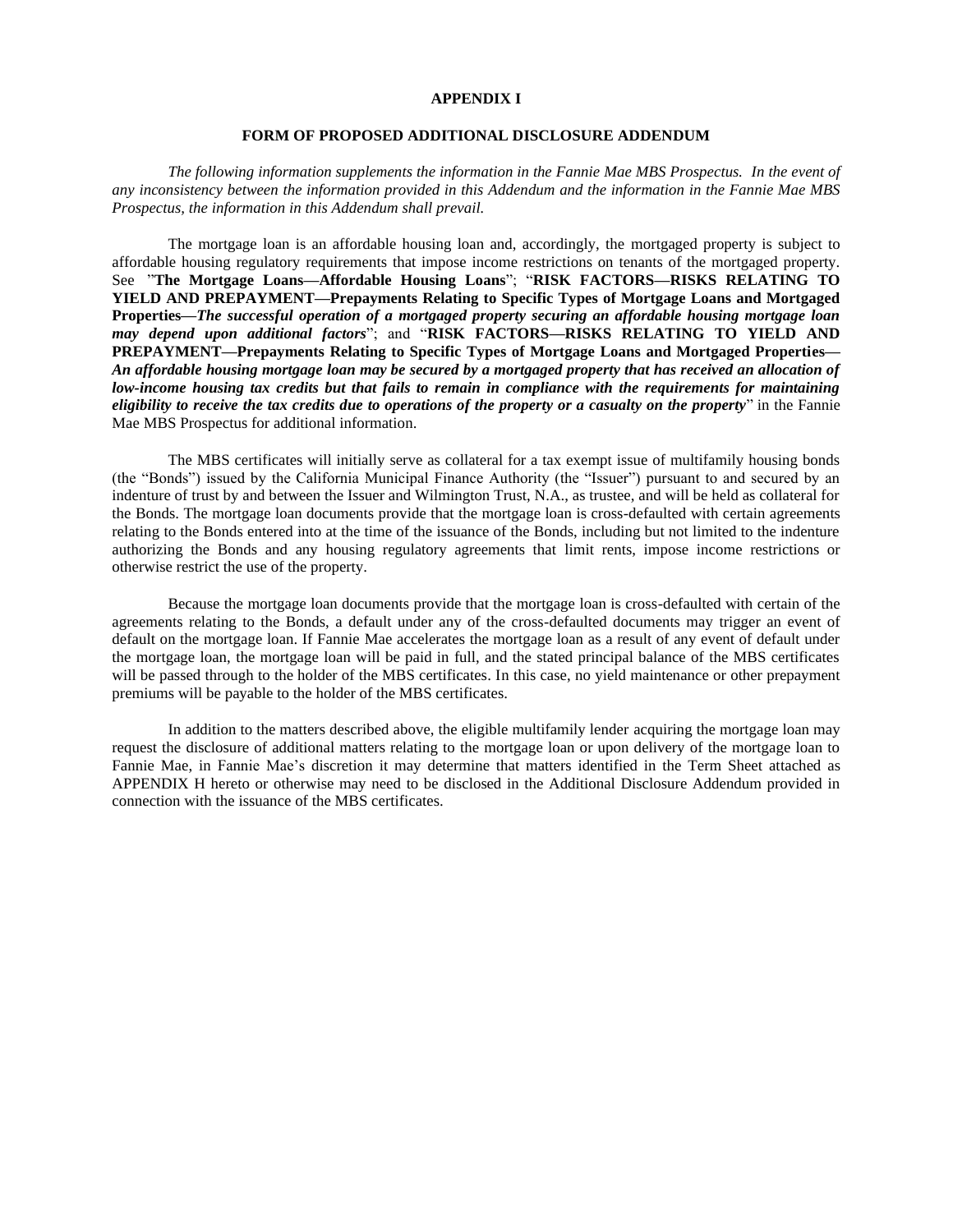**APPENDIX I**

**FORM OF PROPOSED ADDITIONAL DISCLOSURE ADDENDUM**

*The following information supplements the information in the Fannie Mae MBS Prospectus. In the event of any inconsistency between the information provided in this Addendum and the information in the Fannie Mae MBS Prospectus, the information in this Addendum shall prevail.*

The mortgage loan is an affordable housing loan and, accordingly, the mortgaged property is subject to affordable housing regulatory requirements that impose income restrictions on tenants of the mortgaged property. See "**The Mortgage Loans—Affordable Housing Loans**"; "**RISK FACTORS—RISKS RELATING TO YIELD AND PREPAYMENT—Prepayments Relating to Specific Types of Mortgage Loans and Mortgaged Properties—*The successful operation of a mortgaged property securing an affordable housing mortgage loan may depend upon additional factors***"; and "**RISK FACTORS—RISKS RELATING TO YIELD AND PREPAYMENT—Prepayments Relating to Specific Types of Mortgage Loans and Mortgaged Properties—*An affordable housing mortgage loan may be secured by a mortgaged property that has received an allocation of low-income housing tax credits but that fails to remain in compliance with the requirements for maintaining eligibility to receive the tax credits due to operations of the property or a casualty on the property***" in the Fannie Mae MBS Prospectus for additional information.

The MBS certificates will initially serve as collateral for a tax exempt issue of multifamily housing bonds (the "Bonds") issued by the California Municipal Finance Authority (the "Issuer") pursuant to and secured by an indenture of trust by and between the Issuer and Wilmington Trust, N.A., as trustee, and will be held as collateral for the Bonds. The mortgage loan documents provide that the mortgage loan is cross-defaulted with certain agreements relating to the Bonds entered into at the time of the issuance of the Bonds, including but not limited to the indenture authorizing the Bonds and any housing regulatory agreements that limit rents, impose income restrictions or otherwise restrict the use of the property.

Because the mortgage loan documents provide that the mortgage loan is cross-defaulted with certain of the agreements relating to the Bonds, a default under any of the cross-defaulted documents may trigger an event of default on the mortgage loan. If Fannie Mae accelerates the mortgage loan as a result of any event of default under the mortgage loan, the mortgage loan will be paid in full, and the stated principal balance of the MBS certificates will be passed through to the holder of the MBS certificates. In this case, no yield maintenance or other prepayment premiums will be payable to the holder of the MBS certificates.

In addition to the matters described above, the eligible multifamily lender acquiring the mortgage loan may request the disclosure of additional matters relating to the mortgage loan or upon delivery of the mortgage loan to Fannie Mae, in Fannie Mae's discretion it may determine that matters identified in the Term Sheet attached as APPENDIX H hereto or otherwise may need to be disclosed in the Additional Disclosure Addendum provided in connection with the issuance of the MBS certificates.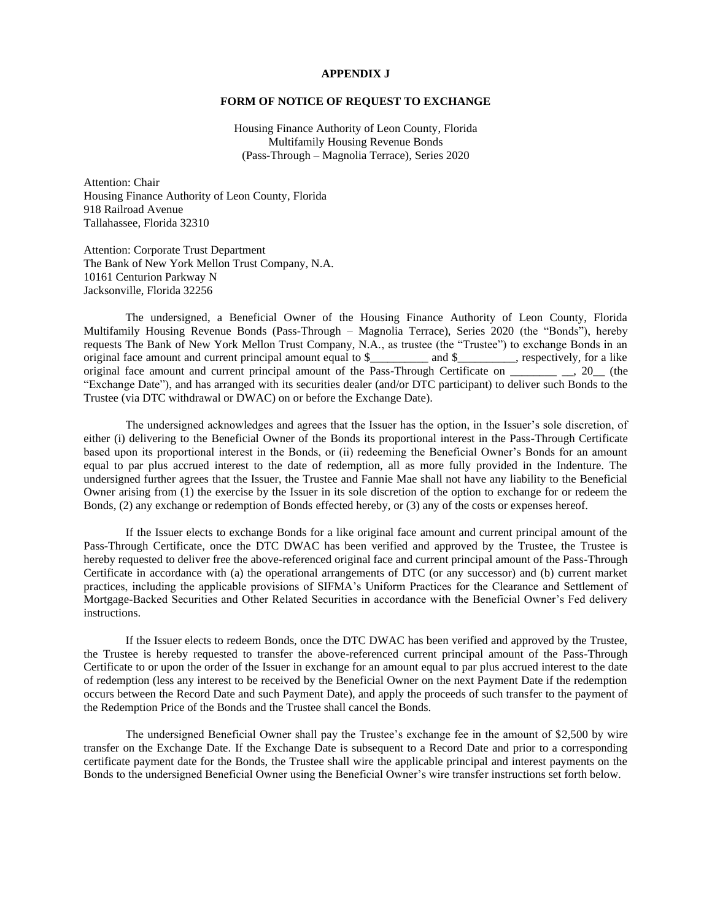**APPENDIX J**

**FORM OF NOTICE OF REQUEST TO EXCHANGE**

Housing Finance Authority of Leon County, Florida
Multifamily Housing Revenue Bonds
(Pass-Through – Magnolia Terrace), Series 2020

Attention: Chair
Housing Finance Authority of Leon County, Florida
918 Railroad Avenue
Tallahassee, Florida 32310

Attention: Corporate Trust Department
The Bank of New York Mellon Trust Company, N.A.
10161 Centurion Parkway N
Jacksonville, Florida 32256

The undersigned, a Beneficial Owner of the Housing Finance Authority of Leon County, Florida Multifamily Housing Revenue Bonds (Pass-Through – Magnolia Terrace), Series 2020 (the "Bonds"), hereby requests The Bank of New York Mellon Trust Company, N.A., as trustee (the "Trustee") to exchange Bonds in an original face amount and current principal amount equal to $__________ and $__________, respectively, for a like original face amount and current principal amount of the Pass-Through Certificate on ________ __, 20__ (the "Exchange Date"), and has arranged with its securities dealer (and/or DTC participant) to deliver such Bonds to the Trustee (via DTC withdrawal or DWAC) on or before the Exchange Date).

The undersigned acknowledges and agrees that the Issuer has the option, in the Issuer's sole discretion, of either (i) delivering to the Beneficial Owner of the Bonds its proportional interest in the Pass-Through Certificate based upon its proportional interest in the Bonds, or (ii) redeeming the Beneficial Owner's Bonds for an amount equal to par plus accrued interest to the date of redemption, all as more fully provided in the Indenture. The undersigned further agrees that the Issuer, the Trustee and Fannie Mae shall not have any liability to the Beneficial Owner arising from (1) the exercise by the Issuer in its sole discretion of the option to exchange for or redeem the Bonds, (2) any exchange or redemption of Bonds effected hereby, or (3) any of the costs or expenses hereof.

If the Issuer elects to exchange Bonds for a like original face amount and current principal amount of the Pass-Through Certificate, once the DTC DWAC has been verified and approved by the Trustee, the Trustee is hereby requested to deliver free the above-referenced original face and current principal amount of the Pass-Through Certificate in accordance with (a) the operational arrangements of DTC (or any successor) and (b) current market practices, including the applicable provisions of SIFMA's Uniform Practices for the Clearance and Settlement of Mortgage-Backed Securities and Other Related Securities in accordance with the Beneficial Owner's Fed delivery instructions.

If the Issuer elects to redeem Bonds, once the DTC DWAC has been verified and approved by the Trustee, the Trustee is hereby requested to transfer the above-referenced current principal amount of the Pass-Through Certificate to or upon the order of the Issuer in exchange for an amount equal to par plus accrued interest to the date of redemption (less any interest to be received by the Beneficial Owner on the next Payment Date if the redemption occurs between the Record Date and such Payment Date), and apply the proceeds of such transfer to the payment of the Redemption Price of the Bonds and the Trustee shall cancel the Bonds.

The undersigned Beneficial Owner shall pay the Trustee's exchange fee in the amount of $2,500 by wire transfer on the Exchange Date. If the Exchange Date is subsequent to a Record Date and prior to a corresponding certificate payment date for the Bonds, the Trustee shall wire the applicable principal and interest payments on the Bonds to the undersigned Beneficial Owner using the Beneficial Owner's wire transfer instructions set forth below.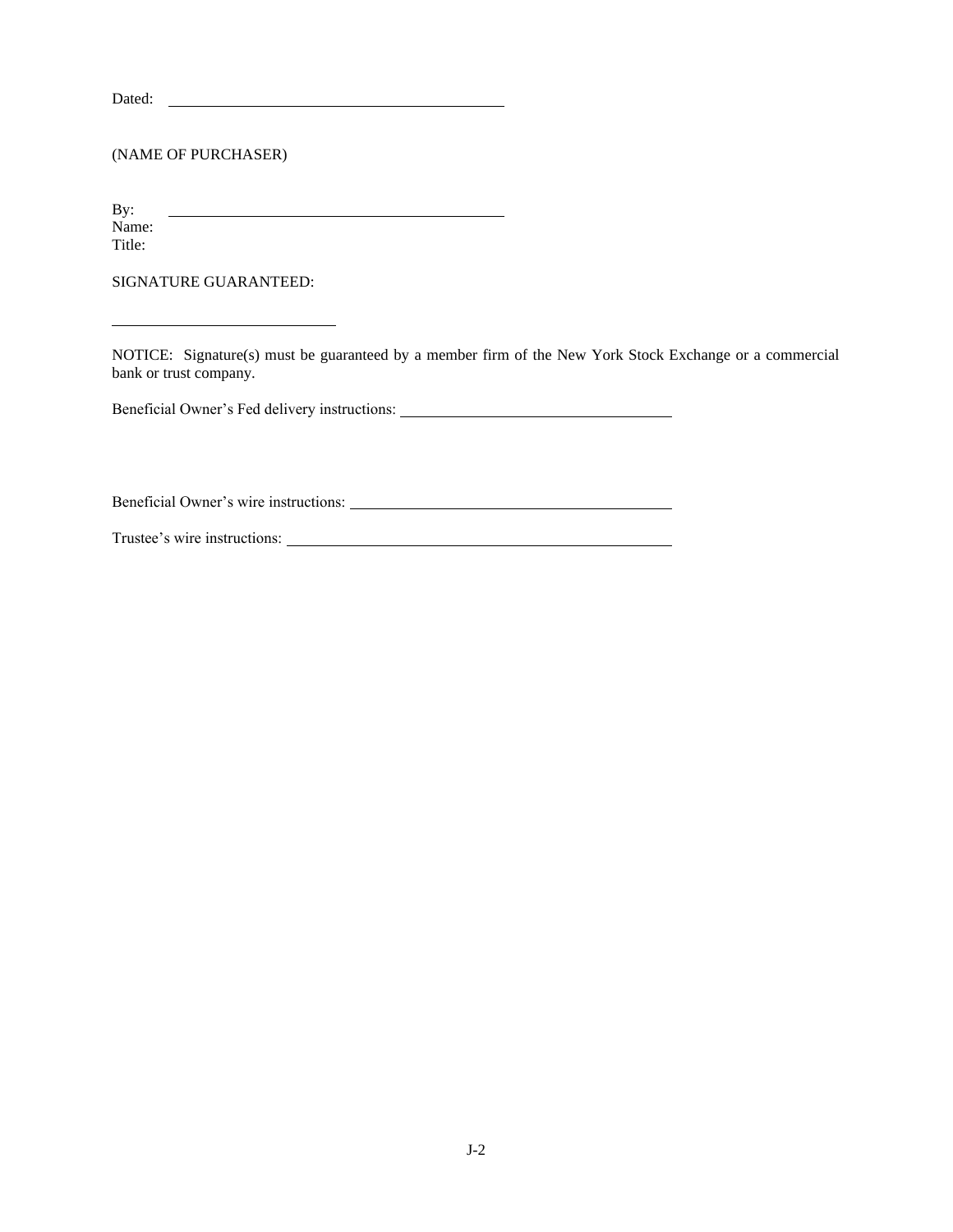Dated: \_\_\_\_\_\_\_\_\_\_\_\_\_\_\_\_\_\_\_\_\_\_\_\_\_\_\_\_\_\_\_\_\_\_\_\_\_\_\_\_\_\_

(NAME OF PURCHASER)

By: \_\_\_\_\_\_\_\_\_\_\_\_\_\_\_\_\_\_\_\_\_\_\_\_\_\_\_\_\_\_\_\_\_\_\_\_\_\_\_\_\_\_
Name:
Title:

SIGNATURE GUARANTEED:

\_\_\_\_\_\_\_\_\_\_\_\_\_\_\_\_\_\_\_\_\_\_\_\_\_\_\_\_

NOTICE: Signature(s) must be guaranteed by a member firm of the New York Stock Exchange or a commercial bank or trust company.

Beneficial Owner's Fed delivery instructions: \_\_\_\_\_\_\_\_\_\_\_\_\_\_\_\_\_\_\_\_\_\_\_\_\_\_\_\_\_\_\_\_\_\_\_\_

Beneficial Owner's wire instructions: \_\_\_\_\_\_\_\_\_\_\_\_\_\_\_\_\_\_\_\_\_\_\_\_\_\_\_\_\_\_\_\_\_\_\_\_\_\_\_\_\_\_

Trustee's wire instructions: \_\_\_\_\_\_\_\_\_\_\_\_\_\_\_\_\_\_\_\_\_\_\_\_\_\_\_\_\_\_\_\_\_\_\_\_\_\_\_\_\_\_\_\_\_\_\_\_\_\_